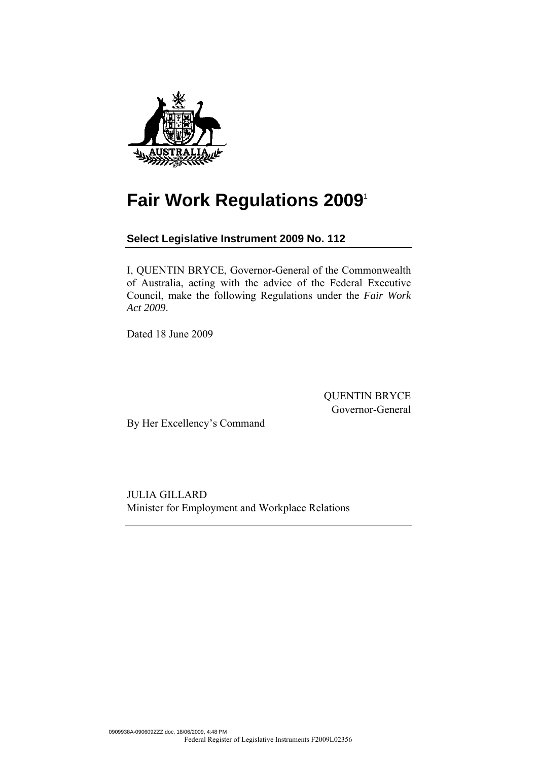# Fair Work Regulations 2009[1]

**Select Legislative Instrument 2009 No. 112**

I, QUENTIN BRYCE, Governor-General of the Commonwealth of Australia, acting with the advice of the Federal Executive Council, make the following Regulations under the *Fair Work Act 2009*.

Dated 18 June 2009

QUENTIN BRYCE
Governor-General

By Her Excellency's Command

JULIA GILLARD
Minister for Employment and Workplace Relations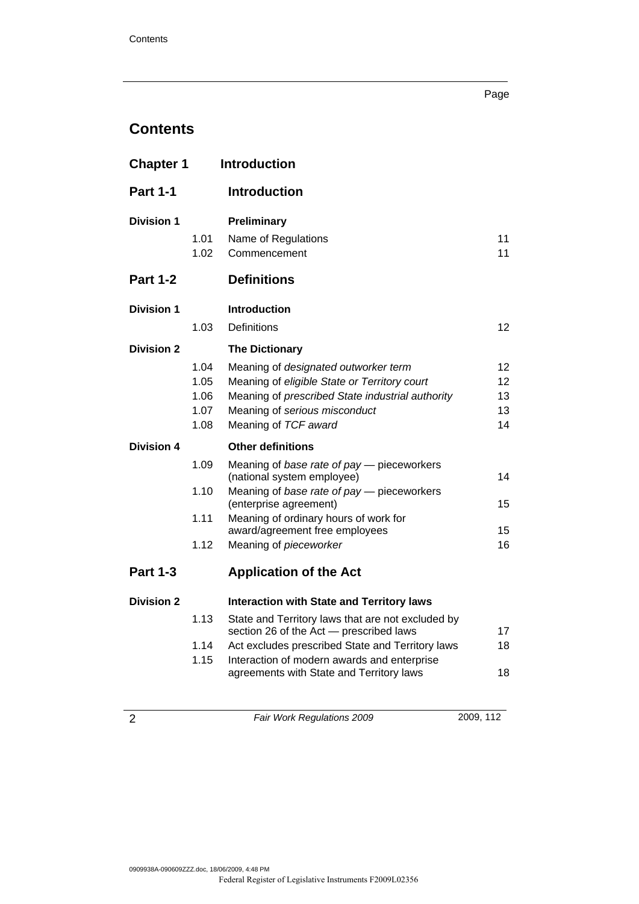# Contents

| | | | Page |
|---|---|---|---|
| **Chapter 1** | | **Introduction** | |
| **Part 1-1** | | **Introduction** | |
| **Division 1** | | **Preliminary** | |
| | 1.01 | Name of Regulations | 11 |
| | 1.02 | Commencement | 11 |
| **Part 1-2** | | **Definitions** | |
| **Division 1** | | **Introduction** | |
| | 1.03 | Definitions | 12 |
| **Division 2** | | **The Dictionary** | |
| | 1.04 | Meaning of *designated outworker term* | 12 |
| | 1.05 | Meaning of *eligible State or Territory court* | 12 |
| | 1.06 | Meaning of *prescribed State industrial authority* | 13 |
| | 1.07 | Meaning of *serious misconduct* | 13 |
| | 1.08 | Meaning of *TCF award* | 14 |
| **Division 4** | | **Other definitions** | |
| | 1.09 | Meaning of *base rate of pay* — pieceworkers (national system employee) | 14 |
| | 1.10 | Meaning of *base rate of pay* — pieceworkers (enterprise agreement) | 15 |
| | 1.11 | Meaning of ordinary hours of work for award/agreement free employees | 15 |
| | 1.12 | Meaning of *pieceworker* | 16 |
| **Part 1-3** | | **Application of the Act** | |
| **Division 2** | | **Interaction with State and Territory laws** | |
| | 1.13 | State and Territory laws that are not excluded by section 26 of the Act — prescribed laws | 17 |
| | 1.14 | Act excludes prescribed State and Territory laws | 18 |
| | 1.15 | Interaction of modern awards and enterprise agreements with State and Territory laws | 18 |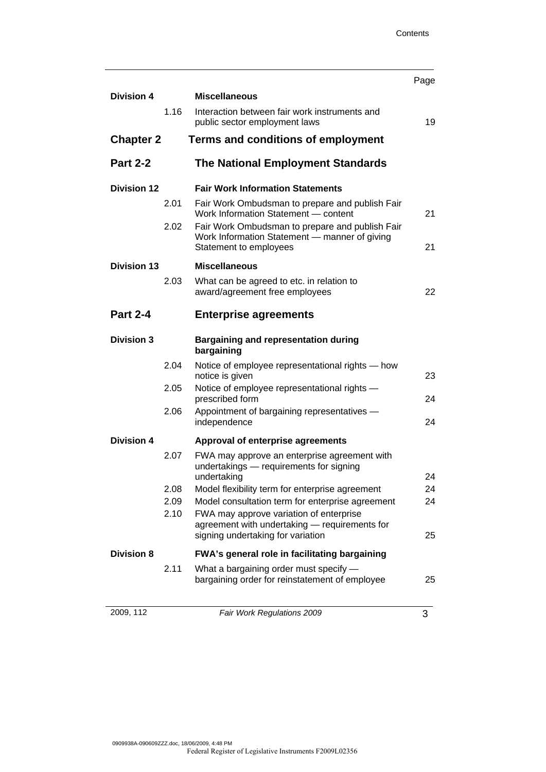| | | | Page |
|---|---|---|---|
| **Division 4** | | **Miscellaneous** | |
| | 1.16 | Interaction between fair work instruments and public sector employment laws | 19 |
| **Chapter 2** | | **Terms and conditions of employment** | |
| **Part 2-2** | | **The National Employment Standards** | |
| **Division 12** | | **Fair Work Information Statements** | |
| | 2.01 | Fair Work Ombudsman to prepare and publish Fair Work Information Statement — content | 21 |
| | 2.02 | Fair Work Ombudsman to prepare and publish Fair Work Information Statement — manner of giving Statement to employees | 21 |
| **Division 13** | | **Miscellaneous** | |
| | 2.03 | What can be agreed to etc. in relation to award/agreement free employees | 22 |
| **Part 2-4** | | **Enterprise agreements** | |
| **Division 3** | | **Bargaining and representation during bargaining** | |
| | 2.04 | Notice of employee representational rights — how notice is given | 23 |
| | 2.05 | Notice of employee representational rights — prescribed form | 24 |
| | 2.06 | Appointment of bargaining representatives — independence | 24 |
| **Division 4** | | **Approval of enterprise agreements** | |
| | 2.07 | FWA may approve an enterprise agreement with undertakings — requirements for signing undertaking | 24 |
| | 2.08 | Model flexibility term for enterprise agreement | 24 |
| | 2.09 | Model consultation term for enterprise agreement | 24 |
| | 2.10 | FWA may approve variation of enterprise agreement with undertaking — requirements for signing undertaking for variation | 25 |
| **Division 8** | | **FWA's general role in facilitating bargaining** | |
| | 2.11 | What a bargaining order must specify — bargaining order for reinstatement of employee | 25 |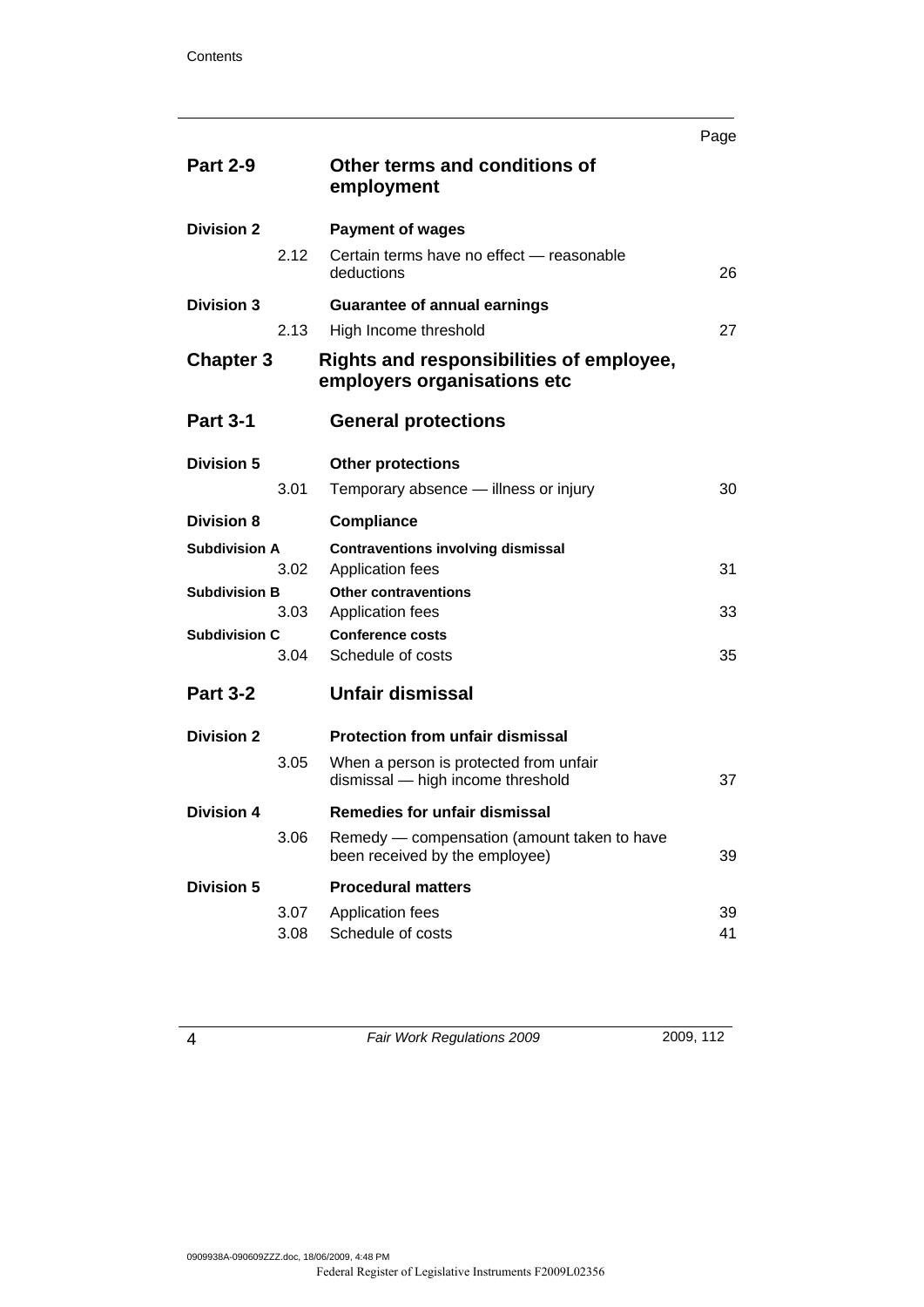| | | | Page |
|---|---|---|---|
| **Part 2-9** | | **Other terms and conditions of employment** | |
| **Division 2** | | **Payment of wages** | |
| | 2.12 | Certain terms have no effect — reasonable deductions | 26 |
| **Division 3** | | **Guarantee of annual earnings** | |
| | 2.13 | High Income threshold | 27 |
| **Chapter 3** | | **Rights and responsibilities of employee, employers organisations etc** | |
| **Part 3-1** | | **General protections** | |
| **Division 5** | | **Other protections** | |
| | 3.01 | Temporary absence — illness or injury | 30 |
| **Division 8** | | **Compliance** | |
| **Subdivision A** | | **Contraventions involving dismissal** | |
| | 3.02 | Application fees | 31 |
| **Subdivision B** | | **Other contraventions** | |
| | 3.03 | Application fees | 33 |
| **Subdivision C** | | **Conference costs** | |
| | 3.04 | Schedule of costs | 35 |
| **Part 3-2** | | **Unfair dismissal** | |
| **Division 2** | | **Protection from unfair dismissal** | |
| | 3.05 | When a person is protected from unfair dismissal — high income threshold | 37 |
| **Division 4** | | **Remedies for unfair dismissal** | |
| | 3.06 | Remedy — compensation (amount taken to have been received by the employee) | 39 |
| **Division 5** | | **Procedural matters** | |
| | 3.07 | Application fees | 39 |
| | 3.08 | Schedule of costs | 41 |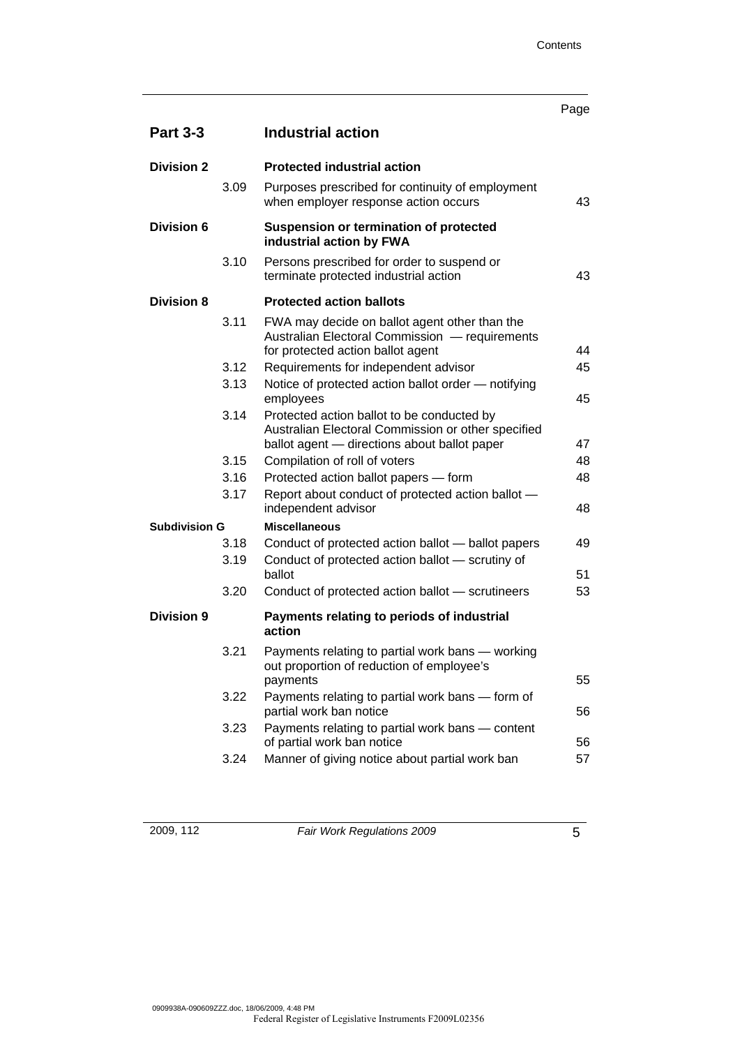| | | | Page |
|---|---|---|---|
| **Part 3-3** | | **Industrial action** | |
| **Division 2** | | **Protected industrial action** | |
| | 3.09 | Purposes prescribed for continuity of employment when employer response action occurs | 43 |
| **Division 6** | | **Suspension or termination of protected industrial action by FWA** | |
| | 3.10 | Persons prescribed for order to suspend or terminate protected industrial action | 43 |
| **Division 8** | | **Protected action ballots** | |
| | 3.11 | FWA may decide on ballot agent other than the Australian Electoral Commission — requirements for protected action ballot agent | 44 |
| | 3.12 | Requirements for independent advisor | 45 |
| | 3.13 | Notice of protected action ballot order — notifying employees | 45 |
| | 3.14 | Protected action ballot to be conducted by Australian Electoral Commission or other specified ballot agent — directions about ballot paper | 47 |
| | 3.15 | Compilation of roll of voters | 48 |
| | 3.16 | Protected action ballot papers — form | 48 |
| | 3.17 | Report about conduct of protected action ballot — independent advisor | 48 |
| **Subdivision G** | | **Miscellaneous** | |
| | 3.18 | Conduct of protected action ballot — ballot papers | 49 |
| | 3.19 | Conduct of protected action ballot — scrutiny of ballot | 51 |
| | 3.20 | Conduct of protected action ballot — scrutineers | 53 |
| **Division 9** | | **Payments relating to periods of industrial action** | |
| | 3.21 | Payments relating to partial work bans — working out proportion of reduction of employee's payments | 55 |
| | 3.22 | Payments relating to partial work bans — form of partial work ban notice | 56 |
| | 3.23 | Payments relating to partial work bans — content of partial work ban notice | 56 |
| | 3.24 | Manner of giving notice about partial work ban | 57 |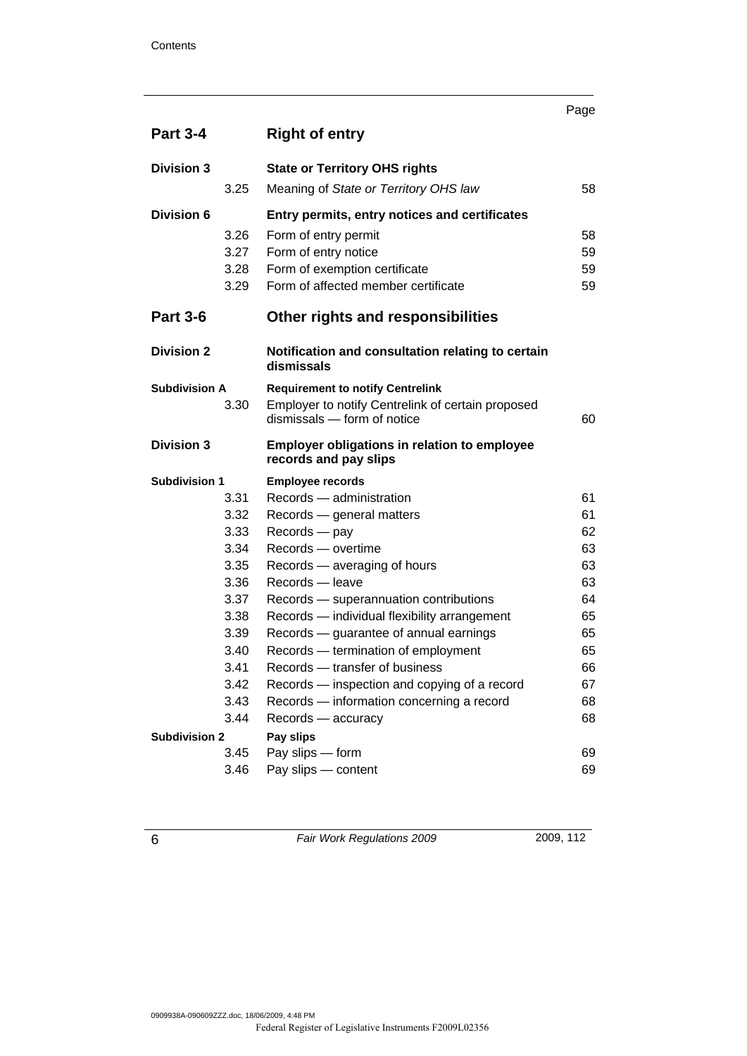| | | Page |
|---|---|---|
| **Part 3-4** | **Right of entry** | |
| **Division 3** | **State or Territory OHS rights** | |
| 3.25 | Meaning of *State or Territory OHS law* | 58 |
| **Division 6** | **Entry permits, entry notices and certificates** | |
| 3.26 | Form of entry permit | 58 |
| 3.27 | Form of entry notice | 59 |
| 3.28 | Form of exemption certificate | 59 |
| 3.29 | Form of affected member certificate | 59 |
| **Part 3-6** | **Other rights and responsibilities** | |
| **Division 2** | **Notification and consultation relating to certain dismissals** | |
| **Subdivision A** | **Requirement to notify Centrelink** | |
| 3.30 | Employer to notify Centrelink of certain proposed dismissals — form of notice | 60 |
| **Division 3** | **Employer obligations in relation to employee records and pay slips** | |
| **Subdivision 1** | **Employee records** | |
| 3.31 | Records — administration | 61 |
| 3.32 | Records — general matters | 61 |
| 3.33 | Records — pay | 62 |
| 3.34 | Records — overtime | 63 |
| 3.35 | Records — averaging of hours | 63 |
| 3.36 | Records — leave | 63 |
| 3.37 | Records — superannuation contributions | 64 |
| 3.38 | Records — individual flexibility arrangement | 65 |
| 3.39 | Records — guarantee of annual earnings | 65 |
| 3.40 | Records — termination of employment | 65 |
| 3.41 | Records — transfer of business | 66 |
| 3.42 | Records — inspection and copying of a record | 67 |
| 3.43 | Records — information concerning a record | 68 |
| 3.44 | Records — accuracy | 68 |
| **Subdivision 2** | **Pay slips** | |
| 3.45 | Pay slips — form | 69 |
| 3.46 | Pay slips — content | 69 |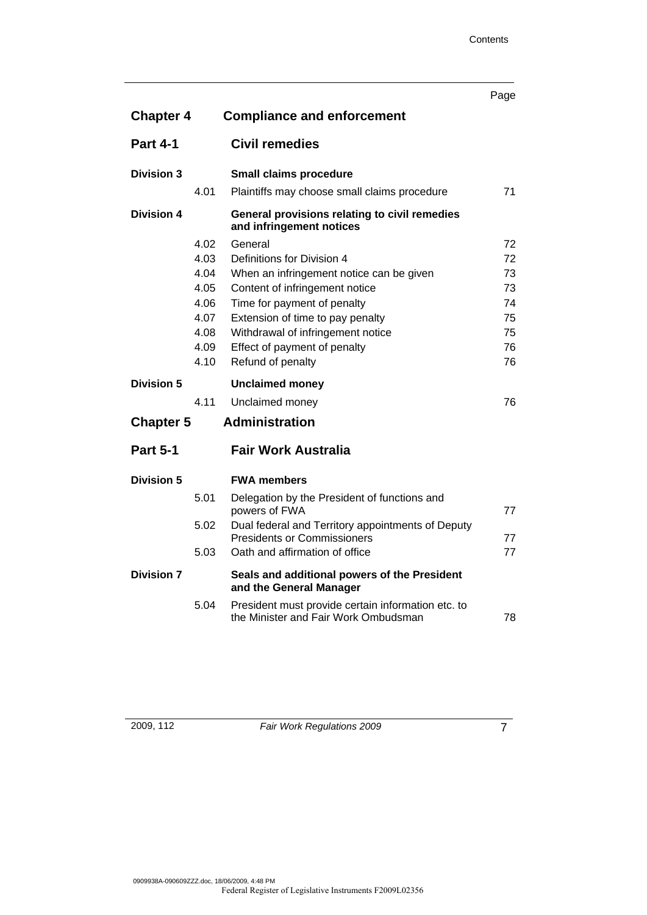| | | Page |
|---|---|---|
| **Chapter 4** | **Compliance and enforcement** | |
| **Part 4-1** | **Civil remedies** | |
| **Division 3** | **Small claims procedure** | |
| 4.01 | Plaintiffs may choose small claims procedure | 71 |
| **Division 4** | **General provisions relating to civil remedies and infringement notices** | |
| 4.02 | General | 72 |
| 4.03 | Definitions for Division 4 | 72 |
| 4.04 | When an infringement notice can be given | 73 |
| 4.05 | Content of infringement notice | 73 |
| 4.06 | Time for payment of penalty | 74 |
| 4.07 | Extension of time to pay penalty | 75 |
| 4.08 | Withdrawal of infringement notice | 75 |
| 4.09 | Effect of payment of penalty | 76 |
| 4.10 | Refund of penalty | 76 |
| **Division 5** | **Unclaimed money** | |
| 4.11 | Unclaimed money | 76 |
| **Chapter 5** | **Administration** | |
| **Part 5-1** | **Fair Work Australia** | |
| **Division 5** | **FWA members** | |
| 5.01 | Delegation by the President of functions and powers of FWA | 77 |
| 5.02 | Dual federal and Territory appointments of Deputy Presidents or Commissioners | 77 |
| 5.03 | Oath and affirmation of office | 77 |
| **Division 7** | **Seals and additional powers of the President and the General Manager** | |
| 5.04 | President must provide certain information etc. to the Minister and Fair Work Ombudsman | 78 |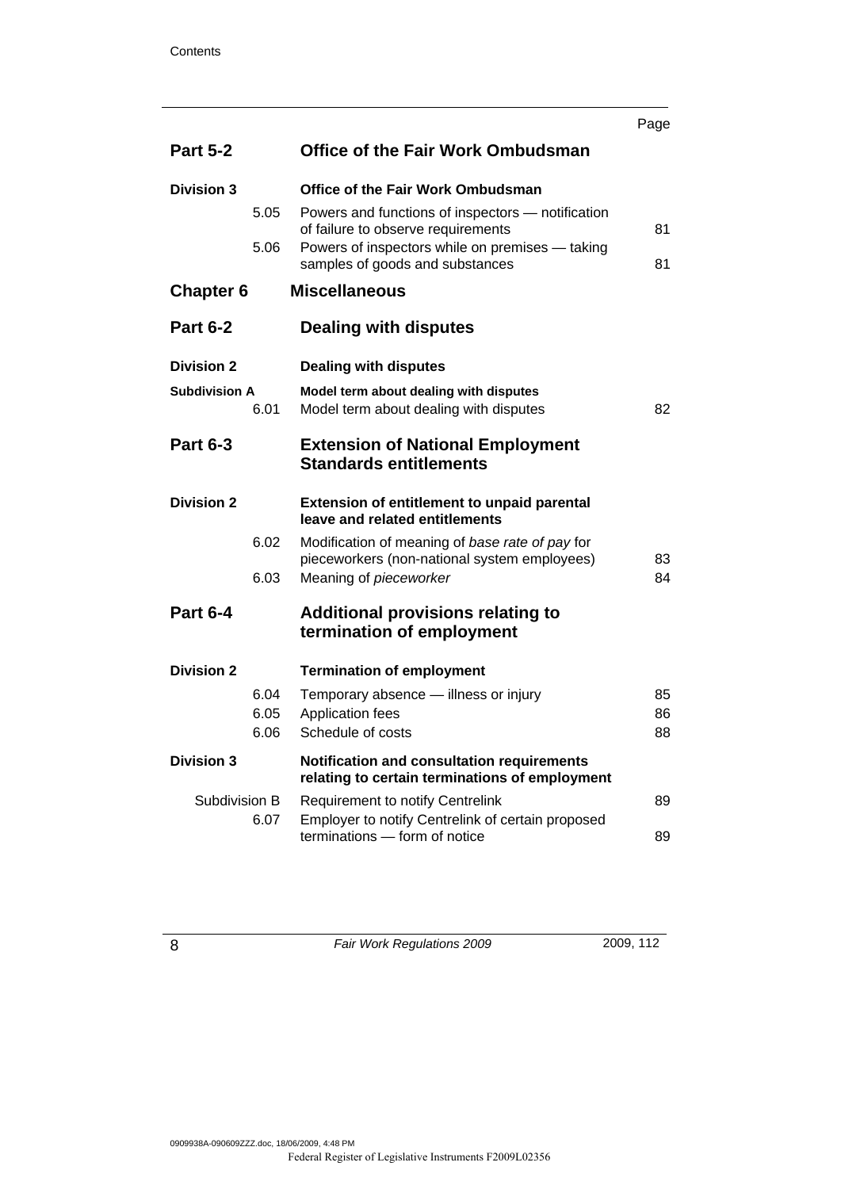| | | Page |
|---|---|---|
| **Part 5-2** | **Office of the Fair Work Ombudsman** | |
| **Division 3** | **Office of the Fair Work Ombudsman** | |
| 5.05 | Powers and functions of inspectors — notification of failure to observe requirements | 81 |
| 5.06 | Powers of inspectors while on premises — taking samples of goods and substances | 81 |
| **Chapter 6** | **Miscellaneous** | |
| **Part 6-2** | **Dealing with disputes** | |
| **Division 2** | **Dealing with disputes** | |
| **Subdivision A** | **Model term about dealing with disputes** | |
| 6.01 | Model term about dealing with disputes | 82 |
| **Part 6-3** | **Extension of National Employment Standards entitlements** | |
| **Division 2** | **Extension of entitlement to unpaid parental leave and related entitlements** | |
| 6.02 | Modification of meaning of *base rate of pay* for pieceworkers (non-national system employees) | 83 |
| 6.03 | Meaning of *pieceworker* | 84 |
| **Part 6-4** | **Additional provisions relating to termination of employment** | |
| **Division 2** | **Termination of employment** | |
| 6.04 | Temporary absence — illness or injury | 85 |
| 6.05 | Application fees | 86 |
| 6.06 | Schedule of costs | 88 |
| **Division 3** | **Notification and consultation requirements relating to certain terminations of employment** | |
| Subdivision B | Requirement to notify Centrelink | 89 |
| 6.07 | Employer to notify Centrelink of certain proposed terminations — form of notice | 89 |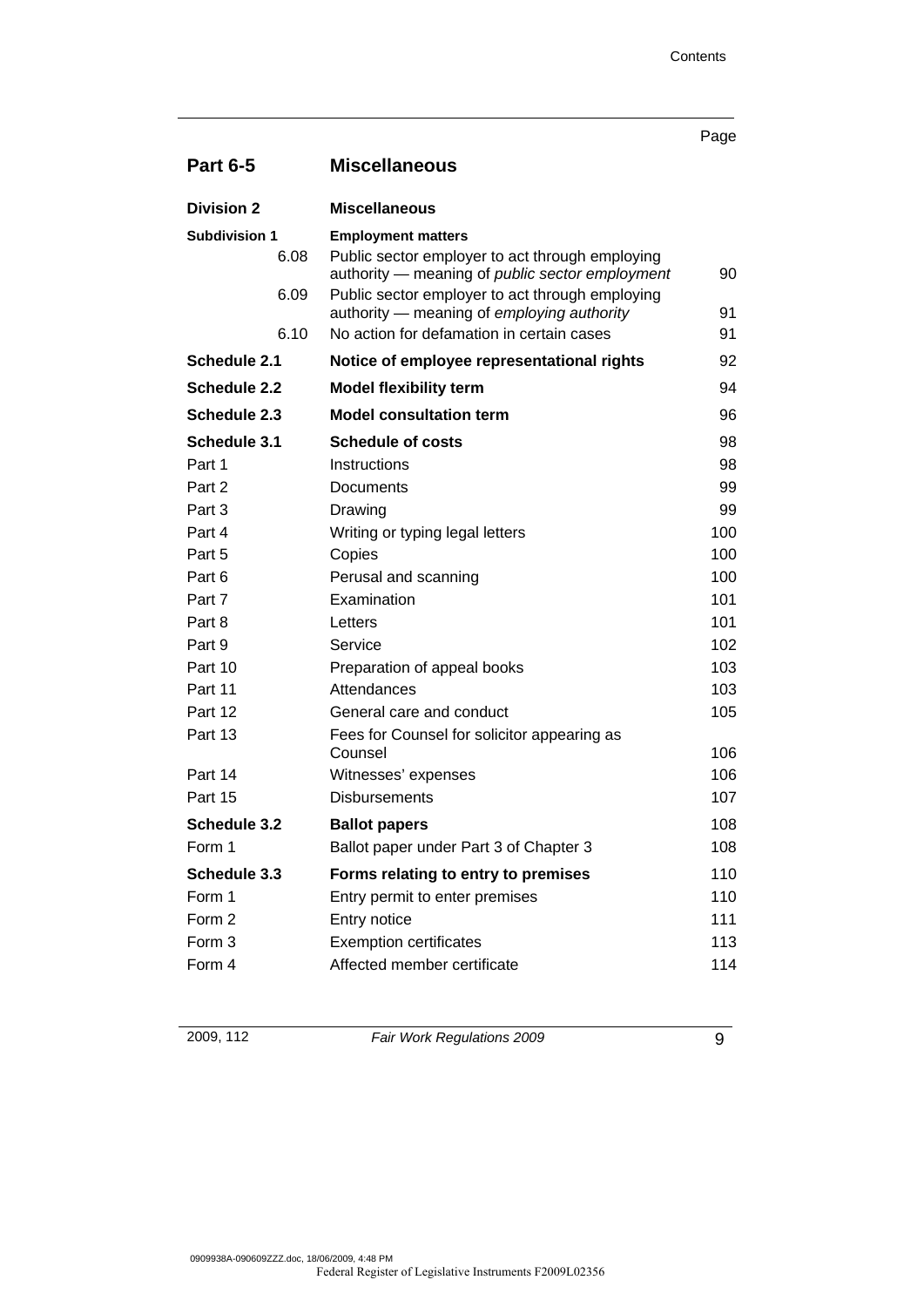| | | Page |
|---|---|---|
| **Part 6-5** | **Miscellaneous** | |
| **Division 2** | **Miscellaneous** | |
| **Subdivision 1** | **Employment matters** | |
| 6.08 | Public sector employer to act through employing authority — meaning of *public sector employment* | 90 |
| 6.09 | Public sector employer to act through employing authority — meaning of *employing authority* | 91 |
| 6.10 | No action for defamation in certain cases | 91 |
| **Schedule 2.1** | **Notice of employee representational rights** | 92 |
| **Schedule 2.2** | **Model flexibility term** | 94 |
| **Schedule 2.3** | **Model consultation term** | 96 |
| **Schedule 3.1** | **Schedule of costs** | 98 |
| Part 1 | Instructions | 98 |
| Part 2 | Documents | 99 |
| Part 3 | Drawing | 99 |
| Part 4 | Writing or typing legal letters | 100 |
| Part 5 | Copies | 100 |
| Part 6 | Perusal and scanning | 100 |
| Part 7 | Examination | 101 |
| Part 8 | Letters | 101 |
| Part 9 | Service | 102 |
| Part 10 | Preparation of appeal books | 103 |
| Part 11 | Attendances | 103 |
| Part 12 | General care and conduct | 105 |
| Part 13 | Fees for Counsel for solicitor appearing as Counsel | 106 |
| Part 14 | Witnesses' expenses | 106 |
| Part 15 | Disbursements | 107 |
| **Schedule 3.2** | **Ballot papers** | 108 |
| Form 1 | Ballot paper under Part 3 of Chapter 3 | 108 |
| **Schedule 3.3** | **Forms relating to entry to premises** | 110 |
| Form 1 | Entry permit to enter premises | 110 |
| Form 2 | Entry notice | 111 |
| Form 3 | Exemption certificates | 113 |
| Form 4 | Affected member certificate | 114 |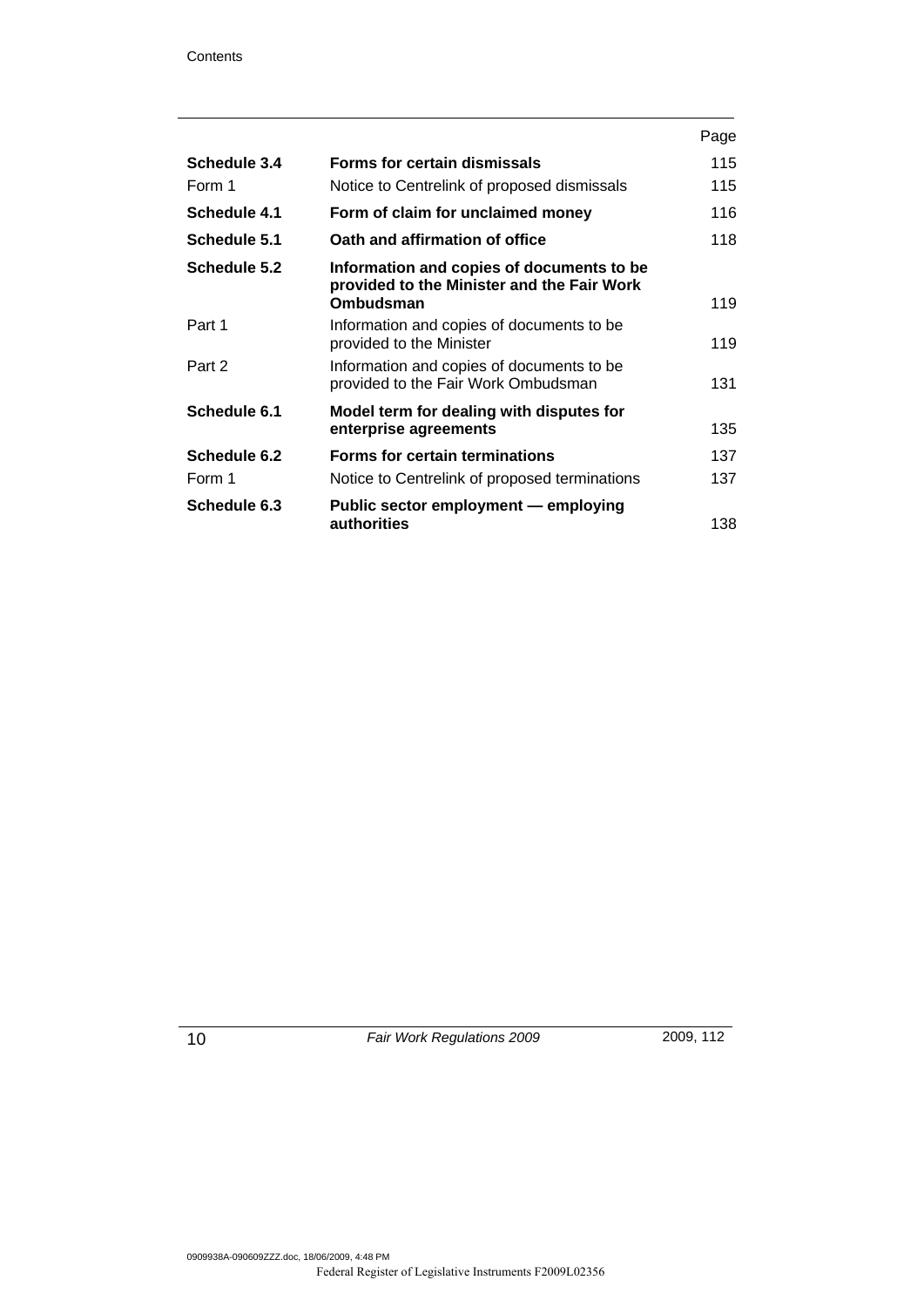| | | Page |
|---|---|---|
| **Schedule 3.4** | **Forms for certain dismissals** | 115 |
| Form 1 | Notice to Centrelink of proposed dismissals | 115 |
| **Schedule 4.1** | **Form of claim for unclaimed money** | 116 |
| **Schedule 5.1** | **Oath and affirmation of office** | 118 |
| **Schedule 5.2** | **Information and copies of documents to be provided to the Minister and the Fair Work Ombudsman** | 119 |
| Part 1 | Information and copies of documents to be provided to the Minister | 119 |
| Part 2 | Information and copies of documents to be provided to the Fair Work Ombudsman | 131 |
| **Schedule 6.1** | **Model term for dealing with disputes for enterprise agreements** | 135 |
| **Schedule 6.2** | **Forms for certain terminations** | 137 |
| Form 1 | Notice to Centrelink of proposed terminations | 137 |
| **Schedule 6.3** | **Public sector employment — employing authorities** | 138 |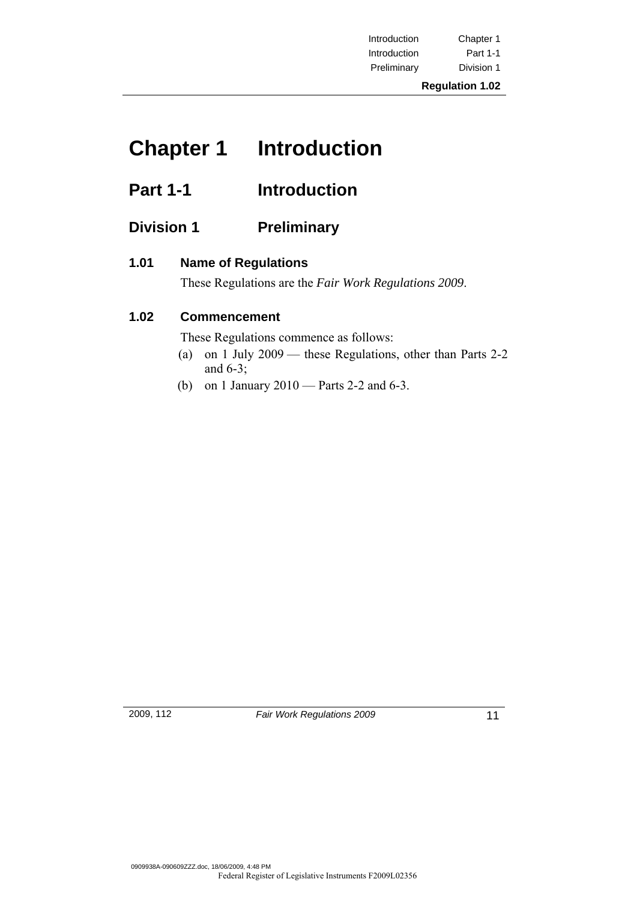# Chapter 1 Introduction

## Part 1-1 Introduction

### Division 1 Preliminary

#### 1.01 Name of Regulations

These Regulations are the *Fair Work Regulations 2009*.

#### 1.02 Commencement

These Regulations commence as follows:

(a) on 1 July 2009 — these Regulations, other than Parts 2-2 and 6-3;

(b) on 1 January 2010 — Parts 2-2 and 6-3.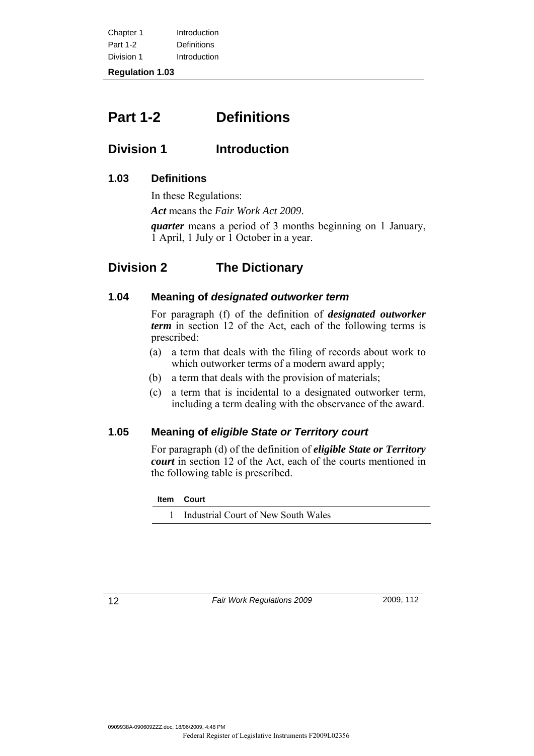# Part 1-2 Definitions

## Division 1 Introduction

### 1.03 Definitions

In these Regulations:

***Act*** means the *Fair Work Act 2009*.

***quarter*** means a period of 3 months beginning on 1 January, 1 April, 1 July or 1 October in a year.

## Division 2 The Dictionary

### 1.04 Meaning of *designated outworker term*

For paragraph (f) of the definition of ***designated outworker term*** in section 12 of the Act, each of the following terms is prescribed:

(a) a term that deals with the filing of records about work to which outworker terms of a modern award apply;

(b) a term that deals with the provision of materials;

(c) a term that is incidental to a designated outworker term, including a term dealing with the observance of the award.

### 1.05 Meaning of *eligible State or Territory court*

For paragraph (d) of the definition of ***eligible State or Territory court*** in section 12 of the Act, each of the courts mentioned in the following table is prescribed.

| Item | Court |
|---|---|
| 1 | Industrial Court of New South Wales |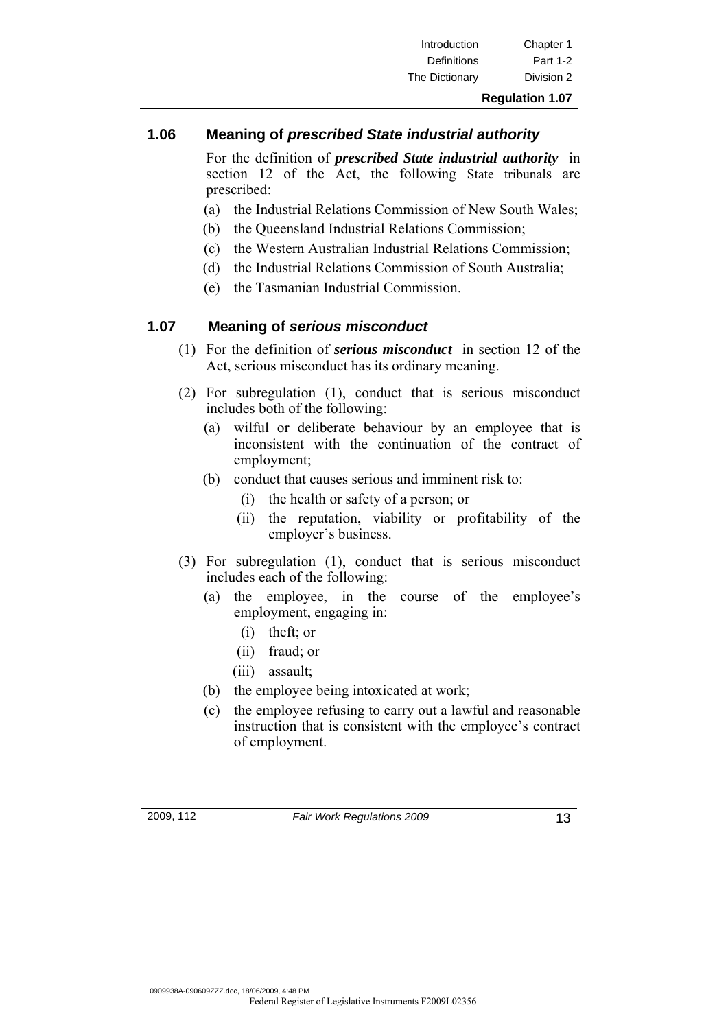### 1.06 Meaning of *prescribed State industrial authority*

For the definition of ***prescribed State industrial authority*** in section 12 of the Act, the following State tribunals are prescribed:

(a) the Industrial Relations Commission of New South Wales;

(b) the Queensland Industrial Relations Commission;

(c) the Western Australian Industrial Relations Commission;

(d) the Industrial Relations Commission of South Australia;

(e) the Tasmanian Industrial Commission.

### 1.07 Meaning of *serious misconduct*

(1) For the definition of ***serious misconduct*** in section 12 of the Act, serious misconduct has its ordinary meaning.

(2) For subregulation (1), conduct that is serious misconduct includes both of the following:

(a) wilful or deliberate behaviour by an employee that is inconsistent with the continuation of the contract of employment;

(b) conduct that causes serious and imminent risk to:

(i) the health or safety of a person; or

(ii) the reputation, viability or profitability of the employer's business.

(3) For subregulation (1), conduct that is serious misconduct includes each of the following:

(a) the employee, in the course of the employee's employment, engaging in:

(i) theft; or

(ii) fraud; or

(iii) assault;

(b) the employee being intoxicated at work;

(c) the employee refusing to carry out a lawful and reasonable instruction that is consistent with the employee's contract of employment.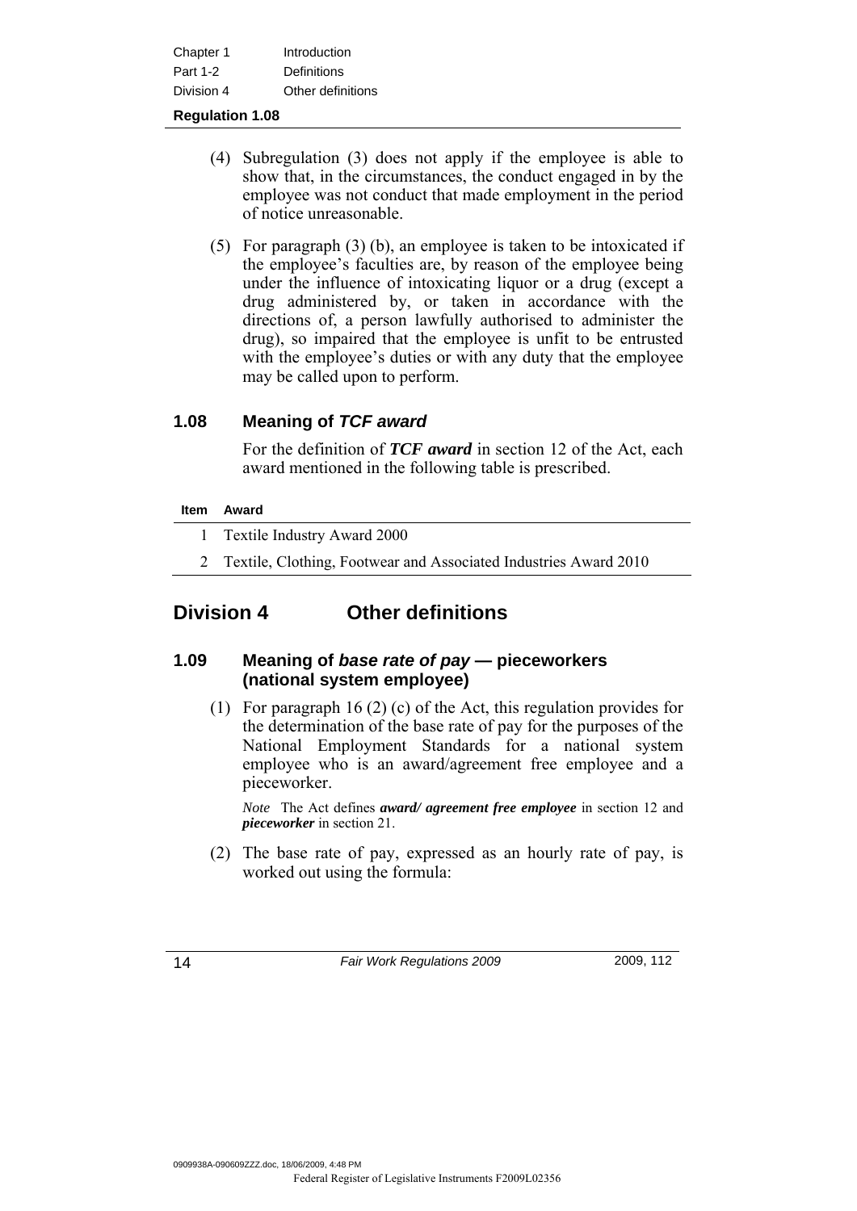(4) Subregulation (3) does not apply if the employee is able to show that, in the circumstances, the conduct engaged in by the employee was not conduct that made employment in the period of notice unreasonable.

(5) For paragraph (3) (b), an employee is taken to be intoxicated if the employee's faculties are, by reason of the employee being under the influence of intoxicating liquor or a drug (except a drug administered by, or taken in accordance with the directions of, a person lawfully authorised to administer the drug), so impaired that the employee is unfit to be entrusted with the employee's duties or with any duty that the employee may be called upon to perform.

### 1.08 Meaning of *TCF award*

For the definition of ***TCF award*** in section 12 of the Act, each award mentioned in the following table is prescribed.

| Item | Award |
|---|---|
| 1 | Textile Industry Award 2000 |
| 2 | Textile, Clothing, Footwear and Associated Industries Award 2010 |

## Division 4 Other definitions

### 1.09 Meaning of *base rate of pay* — pieceworkers (national system employee)

(1) For paragraph 16 (2) (c) of the Act, this regulation provides for the determination of the base rate of pay for the purposes of the National Employment Standards for a national system employee who is an award/agreement free employee and a pieceworker.

*Note* The Act defines ***award/ agreement free employee*** in section 12 and ***pieceworker*** in section 21.

(2) The base rate of pay, expressed as an hourly rate of pay, is worked out using the formula: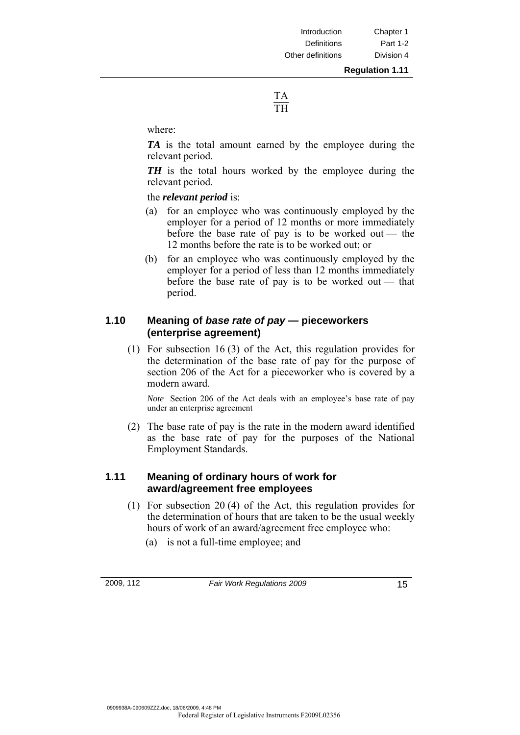$$\frac{TA}{TH}$$

where:

***TA*** is the total amount earned by the employee during the relevant period.

***TH*** is the total hours worked by the employee during the relevant period.

the ***relevant period*** is:

(a) for an employee who was continuously employed by the employer for a period of 12 months or more immediately before the base rate of pay is to be worked out — the 12 months before the rate is to be worked out; or

(b) for an employee who was continuously employed by the employer for a period of less than 12 months immediately before the base rate of pay is to be worked out — that period.

## 1.10 Meaning of *base rate of pay* — pieceworkers (enterprise agreement)

(1) For subsection 16 (3) of the Act, this regulation provides for the determination of the base rate of pay for the purpose of section 206 of the Act for a pieceworker who is covered by a modern award.

*Note* Section 206 of the Act deals with an employee's base rate of pay under an enterprise agreement

(2) The base rate of pay is the rate in the modern award identified as the base rate of pay for the purposes of the National Employment Standards.

## 1.11 Meaning of ordinary hours of work for award/agreement free employees

(1) For subsection 20 (4) of the Act, this regulation provides for the determination of hours that are taken to be the usual weekly hours of work of an award/agreement free employee who:

(a) is not a full-time employee; and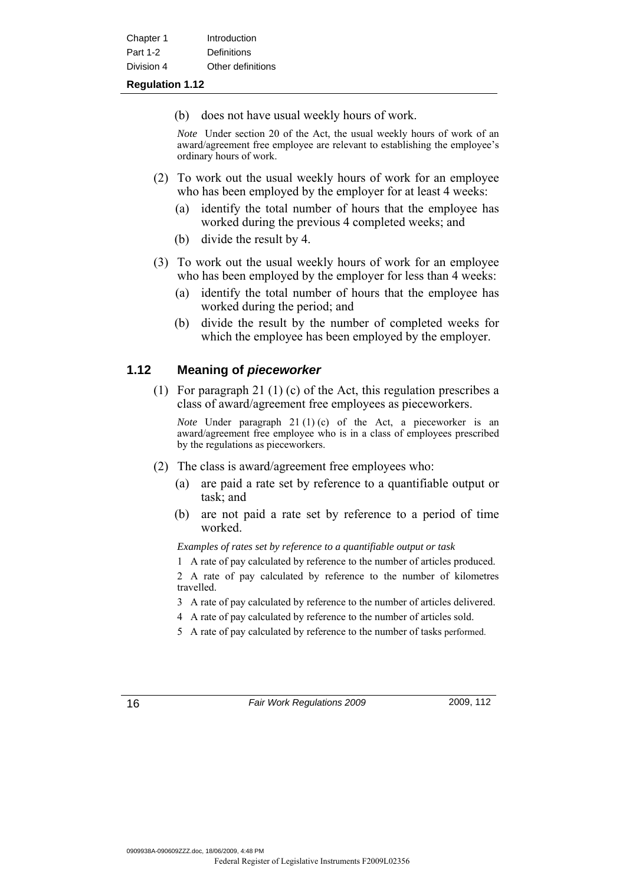(b) does not have usual weekly hours of work.

*Note* Under section 20 of the Act, the usual weekly hours of work of an award/agreement free employee are relevant to establishing the employee's ordinary hours of work.

(2) To work out the usual weekly hours of work for an employee who has been employed by the employer for at least 4 weeks:

(a) identify the total number of hours that the employee has worked during the previous 4 completed weeks; and

(b) divide the result by 4.

(3) To work out the usual weekly hours of work for an employee who has been employed by the employer for less than 4 weeks:

(a) identify the total number of hours that the employee has worked during the period; and

(b) divide the result by the number of completed weeks for which the employee has been employed by the employer.

## 1.12 Meaning of ***pieceworker***

(1) For paragraph 21 (1) (c) of the Act, this regulation prescribes a class of award/agreement free employees as pieceworkers.

*Note* Under paragraph 21 (1) (c) of the Act, a pieceworker is an award/agreement free employee who is in a class of employees prescribed by the regulations as pieceworkers.

(2) The class is award/agreement free employees who:

(a) are paid a rate set by reference to a quantifiable output or task; and

(b) are not paid a rate set by reference to a period of time worked.

*Examples of rates set by reference to a quantifiable output or task*

1 A rate of pay calculated by reference to the number of articles produced.

2 A rate of pay calculated by reference to the number of kilometres travelled.

3 A rate of pay calculated by reference to the number of articles delivered.

4 A rate of pay calculated by reference to the number of articles sold.

5 A rate of pay calculated by reference to the number of tasks performed.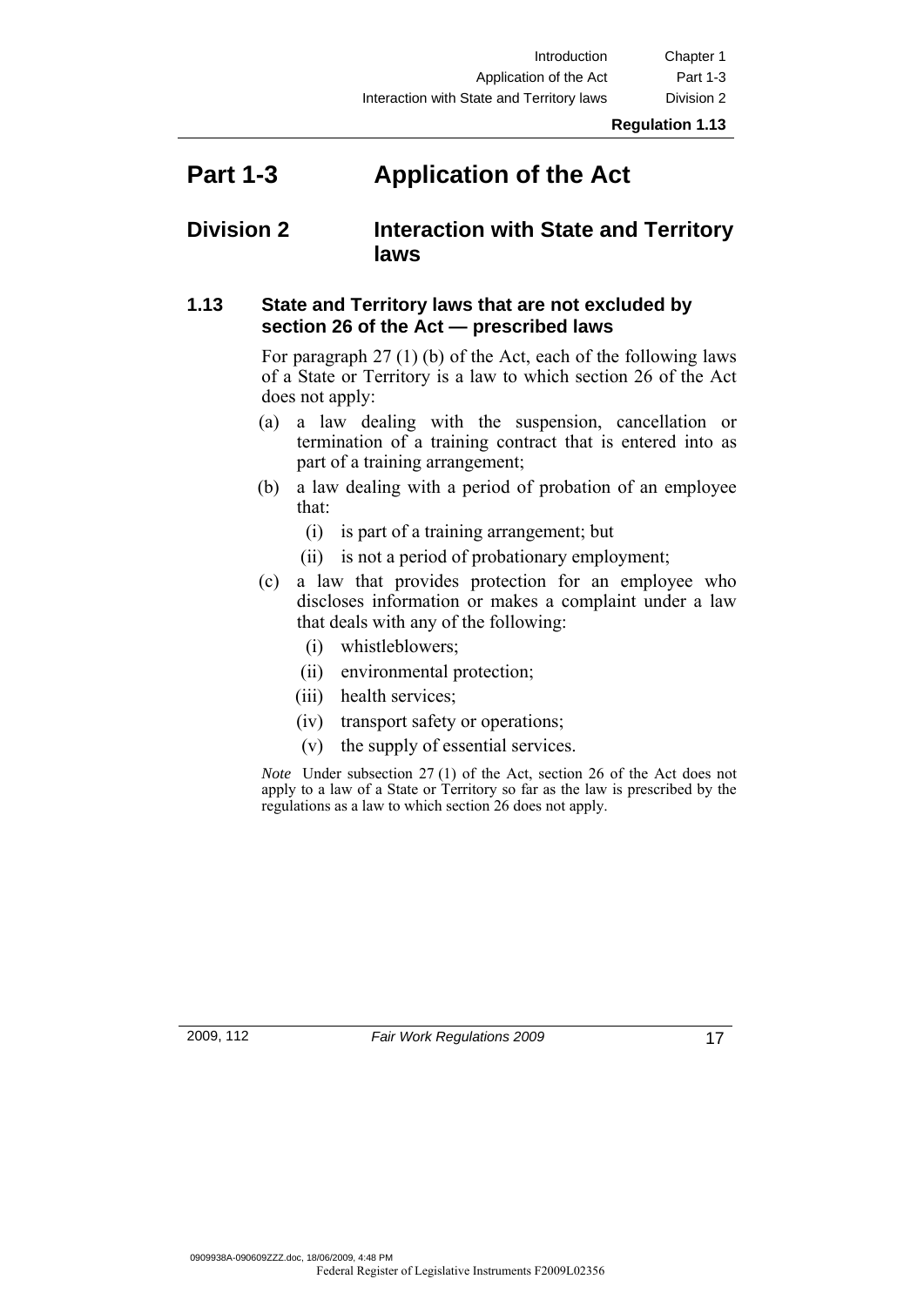# Part 1-3 Application of the Act

## Division 2 Interaction with State and Territory laws

### 1.13 State and Territory laws that are not excluded by section 26 of the Act — prescribed laws

For paragraph 27 (1) (b) of the Act, each of the following laws of a State or Territory is a law to which section 26 of the Act does not apply:

(a) a law dealing with the suspension, cancellation or termination of a training contract that is entered into as part of a training arrangement;

(b) a law dealing with a period of probation of an employee that:

  (i) is part of a training arrangement; but

  (ii) is not a period of probationary employment;

(c) a law that provides protection for an employee who discloses information or makes a complaint under a law that deals with any of the following:

  (i) whistleblowers;

  (ii) environmental protection;

  (iii) health services;

  (iv) transport safety or operations;

  (v) the supply of essential services.

*Note* Under subsection 27 (1) of the Act, section 26 of the Act does not apply to a law of a State or Territory so far as the law is prescribed by the regulations as a law to which section 26 does not apply.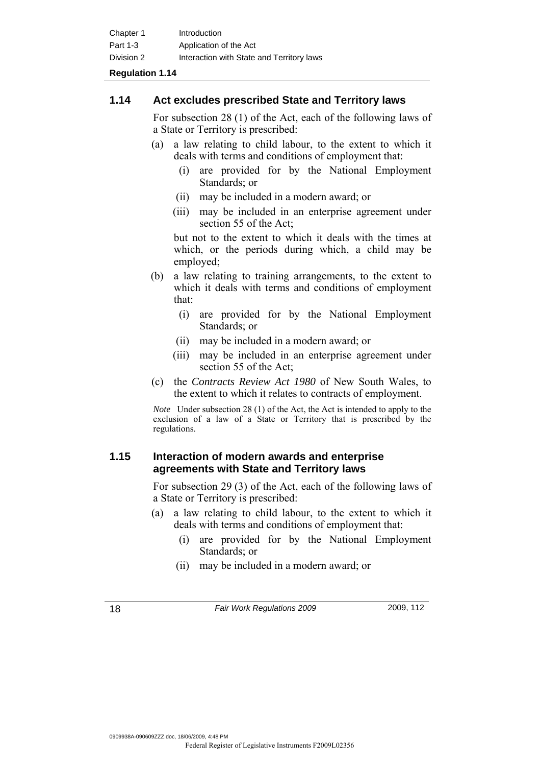## 1.14 Act excludes prescribed State and Territory laws

For subsection 28 (1) of the Act, each of the following laws of a State or Territory is prescribed:

(a) a law relating to child labour, to the extent to which it deals with terms and conditions of employment that:

  (i) are provided for by the National Employment Standards; or

  (ii) may be included in a modern award; or

  (iii) may be included in an enterprise agreement under section 55 of the Act;

 but not to the extent to which it deals with the times at which, or the periods during which, a child may be employed;

(b) a law relating to training arrangements, to the extent to which it deals with terms and conditions of employment that:

  (i) are provided for by the National Employment Standards; or

  (ii) may be included in a modern award; or

  (iii) may be included in an enterprise agreement under section 55 of the Act;

(c) the *Contracts Review Act 1980* of New South Wales, to the extent to which it relates to contracts of employment.

*Note* Under subsection 28 (1) of the Act, the Act is intended to apply to the exclusion of a law of a State or Territory that is prescribed by the regulations.

## 1.15 Interaction of modern awards and enterprise agreements with State and Territory laws

For subsection 29 (3) of the Act, each of the following laws of a State or Territory is prescribed:

(a) a law relating to child labour, to the extent to which it deals with terms and conditions of employment that:

  (i) are provided for by the National Employment Standards; or

  (ii) may be included in a modern award; or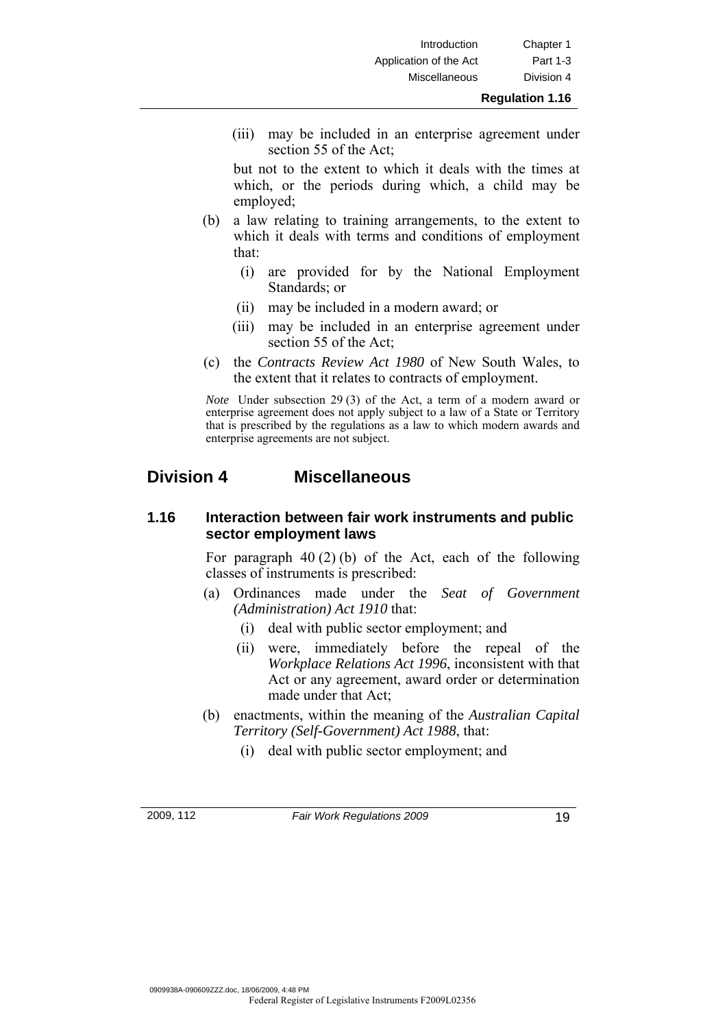(iii) may be included in an enterprise agreement under section 55 of the Act;

but not to the extent to which it deals with the times at which, or the periods during which, a child may be employed;

(b) a law relating to training arrangements, to the extent to which it deals with terms and conditions of employment that:

(i) are provided for by the National Employment Standards; or

(ii) may be included in a modern award; or

(iii) may be included in an enterprise agreement under section 55 of the Act;

(c) the *Contracts Review Act 1980* of New South Wales, to the extent that it relates to contracts of employment.

*Note* Under subsection 29 (3) of the Act, a term of a modern award or enterprise agreement does not apply subject to a law of a State or Territory that is prescribed by the regulations as a law to which modern awards and enterprise agreements are not subject.

## Division 4 Miscellaneous

### 1.16 Interaction between fair work instruments and public sector employment laws

For paragraph 40 (2) (b) of the Act, each of the following classes of instruments is prescribed:

(a) Ordinances made under the *Seat of Government (Administration) Act 1910* that:

(i) deal with public sector employment; and

(ii) were, immediately before the repeal of the *Workplace Relations Act 1996*, inconsistent with that Act or any agreement, award order or determination made under that Act;

(b) enactments, within the meaning of the *Australian Capital Territory (Self-Government) Act 1988*, that:

(i) deal with public sector employment; and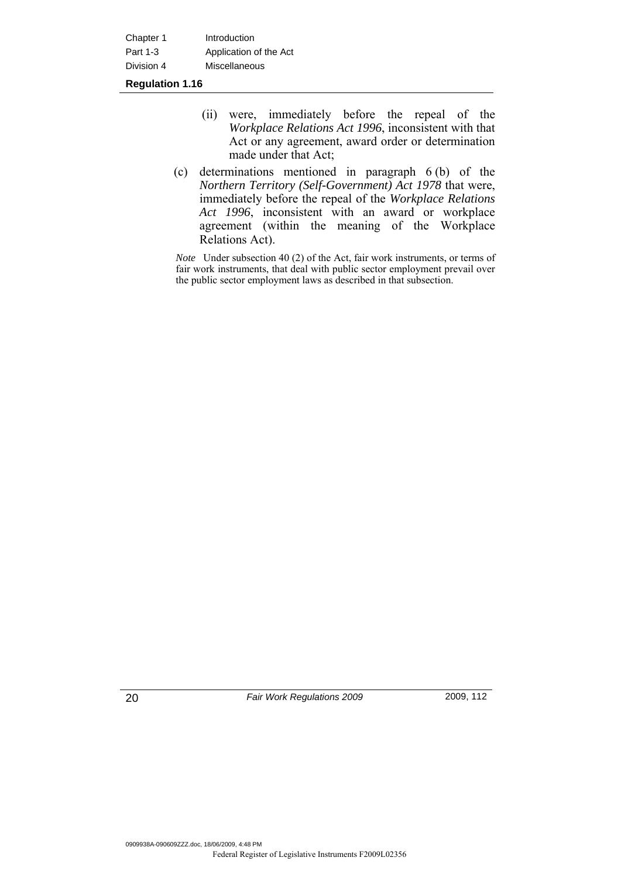(ii) were, immediately before the repeal of the *Workplace Relations Act 1996*, inconsistent with that Act or any agreement, award order or determination made under that Act;

(c) determinations mentioned in paragraph 6 (b) of the *Northern Territory (Self-Government) Act 1978* that were, immediately before the repeal of the *Workplace Relations Act 1996*, inconsistent with an award or workplace agreement (within the meaning of the Workplace Relations Act).

*Note* Under subsection 40 (2) of the Act, fair work instruments, or terms of fair work instruments, that deal with public sector employment prevail over the public sector employment laws as described in that subsection.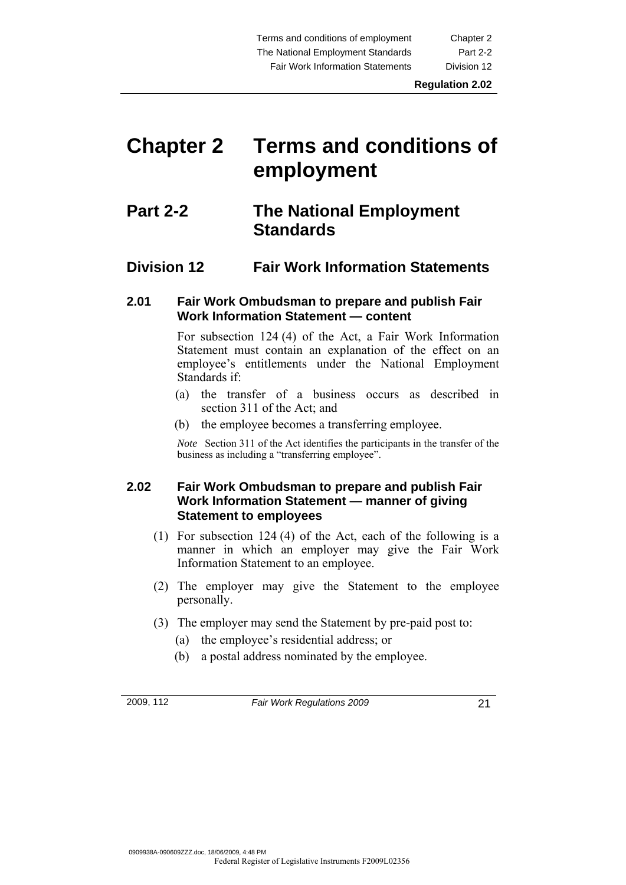# Chapter 2 Terms and conditions of employment

## Part 2-2 The National Employment Standards

### Division 12 Fair Work Information Statements

#### 2.01 Fair Work Ombudsman to prepare and publish Fair Work Information Statement — content

For subsection 124 (4) of the Act, a Fair Work Information Statement must contain an explanation of the effect on an employee's entitlements under the National Employment Standards if:

(a) the transfer of a business occurs as described in section 311 of the Act; and

(b) the employee becomes a transferring employee.

*Note* Section 311 of the Act identifies the participants in the transfer of the business as including a "transferring employee".

#### 2.02 Fair Work Ombudsman to prepare and publish Fair Work Information Statement — manner of giving Statement to employees

(1) For subsection 124 (4) of the Act, each of the following is a manner in which an employer may give the Fair Work Information Statement to an employee.

(2) The employer may give the Statement to the employee personally.

(3) The employer may send the Statement by pre-paid post to:

(a) the employee's residential address; or

(b) a postal address nominated by the employee.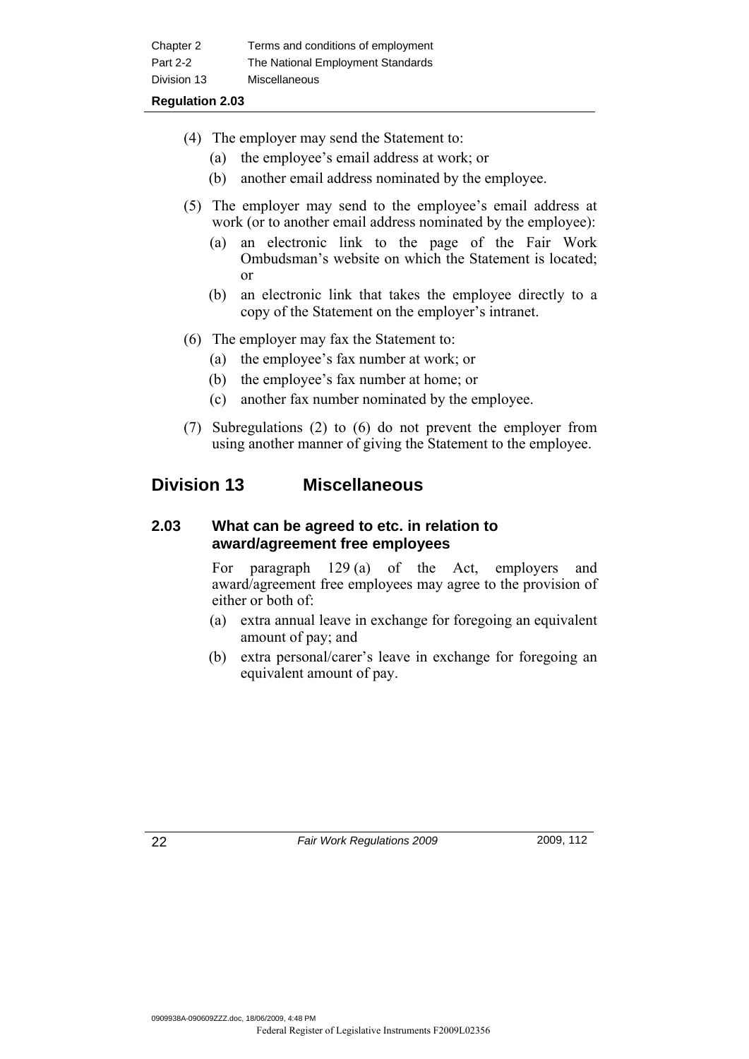(4) The employer may send the Statement to:

(a) the employee's email address at work; or

(b) another email address nominated by the employee.

(5) The employer may send to the employee's email address at work (or to another email address nominated by the employee):

(a) an electronic link to the page of the Fair Work Ombudsman's website on which the Statement is located; or

(b) an electronic link that takes the employee directly to a copy of the Statement on the employer's intranet.

(6) The employer may fax the Statement to:

(a) the employee's fax number at work; or

(b) the employee's fax number at home; or

(c) another fax number nominated by the employee.

(7) Subregulations (2) to (6) do not prevent the employer from using another manner of giving the Statement to the employee.

## Division 13 Miscellaneous

### 2.03 What can be agreed to etc. in relation to award/agreement free employees

For paragraph 129 (a) of the Act, employers and award/agreement free employees may agree to the provision of either or both of:

(a) extra annual leave in exchange for foregoing an equivalent amount of pay; and

(b) extra personal/carer's leave in exchange for foregoing an equivalent amount of pay.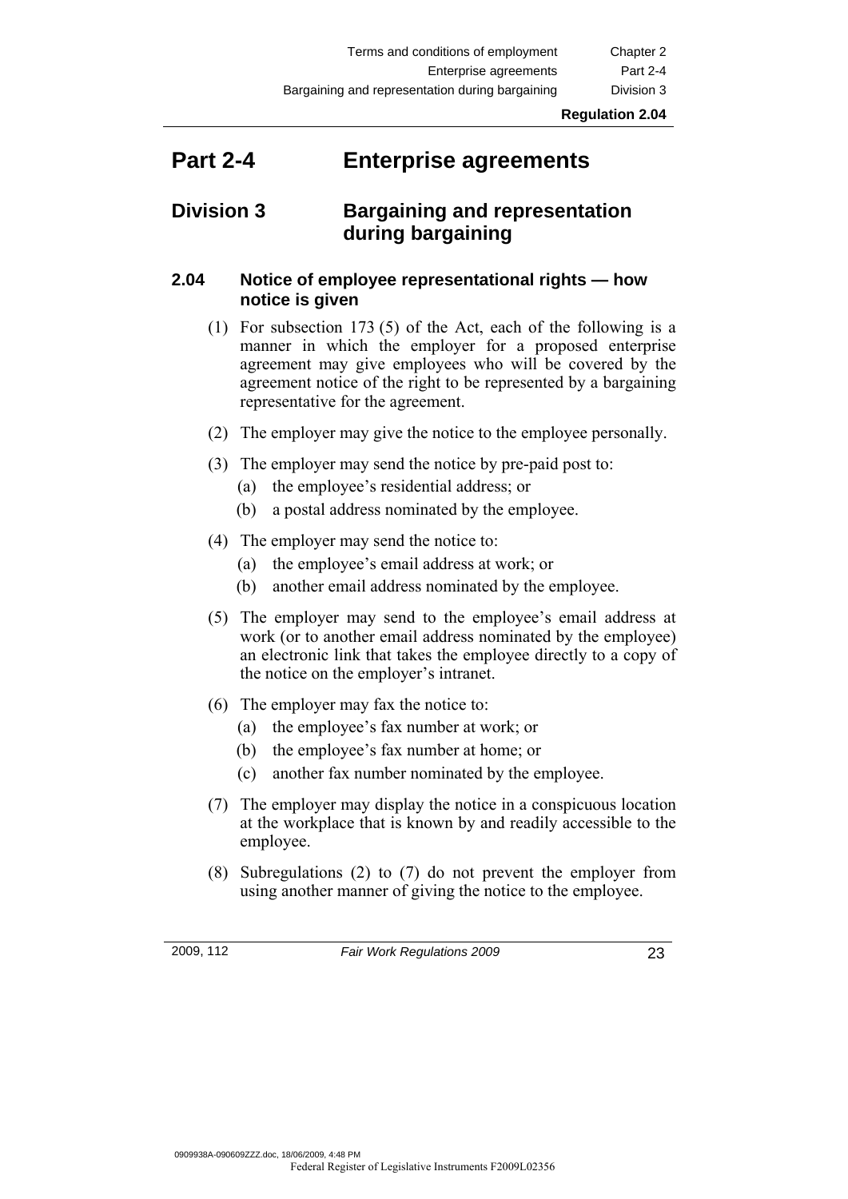# Part 2-4 Enterprise agreements

## Division 3 Bargaining and representation during bargaining

### 2.04 Notice of employee representational rights — how notice is given

(1) For subsection 173 (5) of the Act, each of the following is a manner in which the employer for a proposed enterprise agreement may give employees who will be covered by the agreement notice of the right to be represented by a bargaining representative for the agreement.

(2) The employer may give the notice to the employee personally.

(3) The employer may send the notice by pre-paid post to:

- (a) the employee's residential address; or
- (b) a postal address nominated by the employee.

(4) The employer may send the notice to:

- (a) the employee's email address at work; or
- (b) another email address nominated by the employee.

(5) The employer may send to the employee's email address at work (or to another email address nominated by the employee) an electronic link that takes the employee directly to a copy of the notice on the employer's intranet.

(6) The employer may fax the notice to:

- (a) the employee's fax number at work; or
- (b) the employee's fax number at home; or
- (c) another fax number nominated by the employee.

(7) The employer may display the notice in a conspicuous location at the workplace that is known by and readily accessible to the employee.

(8) Subregulations (2) to (7) do not prevent the employer from using another manner of giving the notice to the employee.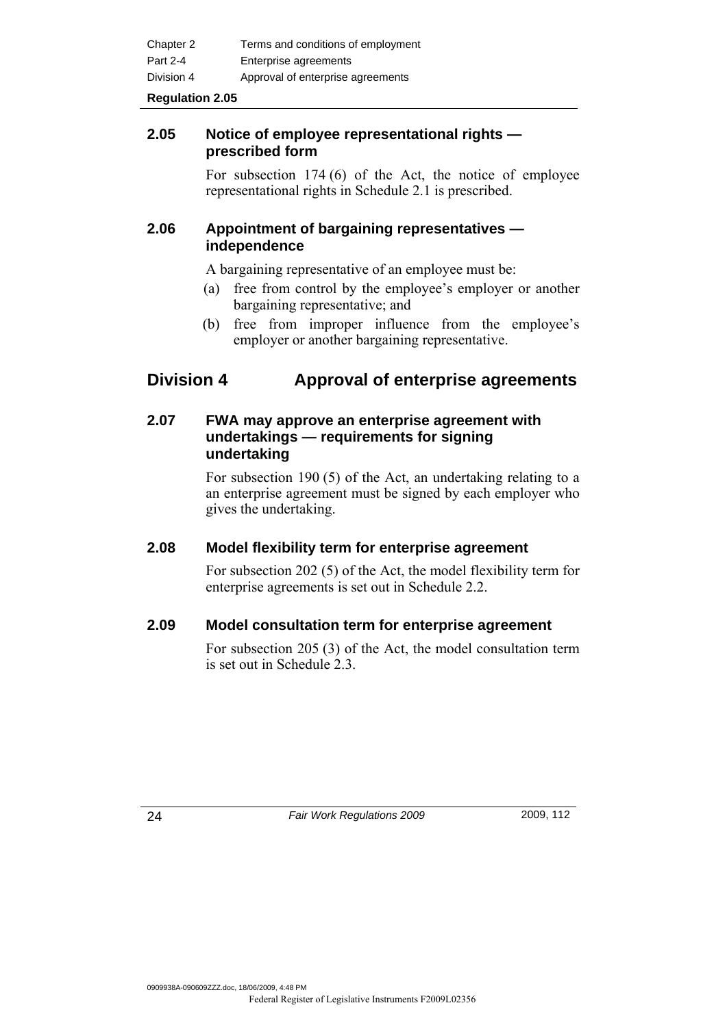### 2.05 Notice of employee representational rights — prescribed form

For subsection 174 (6) of the Act, the notice of employee representational rights in Schedule 2.1 is prescribed.

### 2.06 Appointment of bargaining representatives — independence

A bargaining representative of an employee must be:

(a) free from control by the employee's employer or another bargaining representative; and

(b) free from improper influence from the employee's employer or another bargaining representative.

## Division 4 Approval of enterprise agreements

### 2.07 FWA may approve an enterprise agreement with undertakings — requirements for signing undertaking

For subsection 190 (5) of the Act, an undertaking relating to a an enterprise agreement must be signed by each employer who gives the undertaking.

### 2.08 Model flexibility term for enterprise agreement

For subsection 202 (5) of the Act, the model flexibility term for enterprise agreements is set out in Schedule 2.2.

### 2.09 Model consultation term for enterprise agreement

For subsection 205 (3) of the Act, the model consultation term is set out in Schedule 2.3.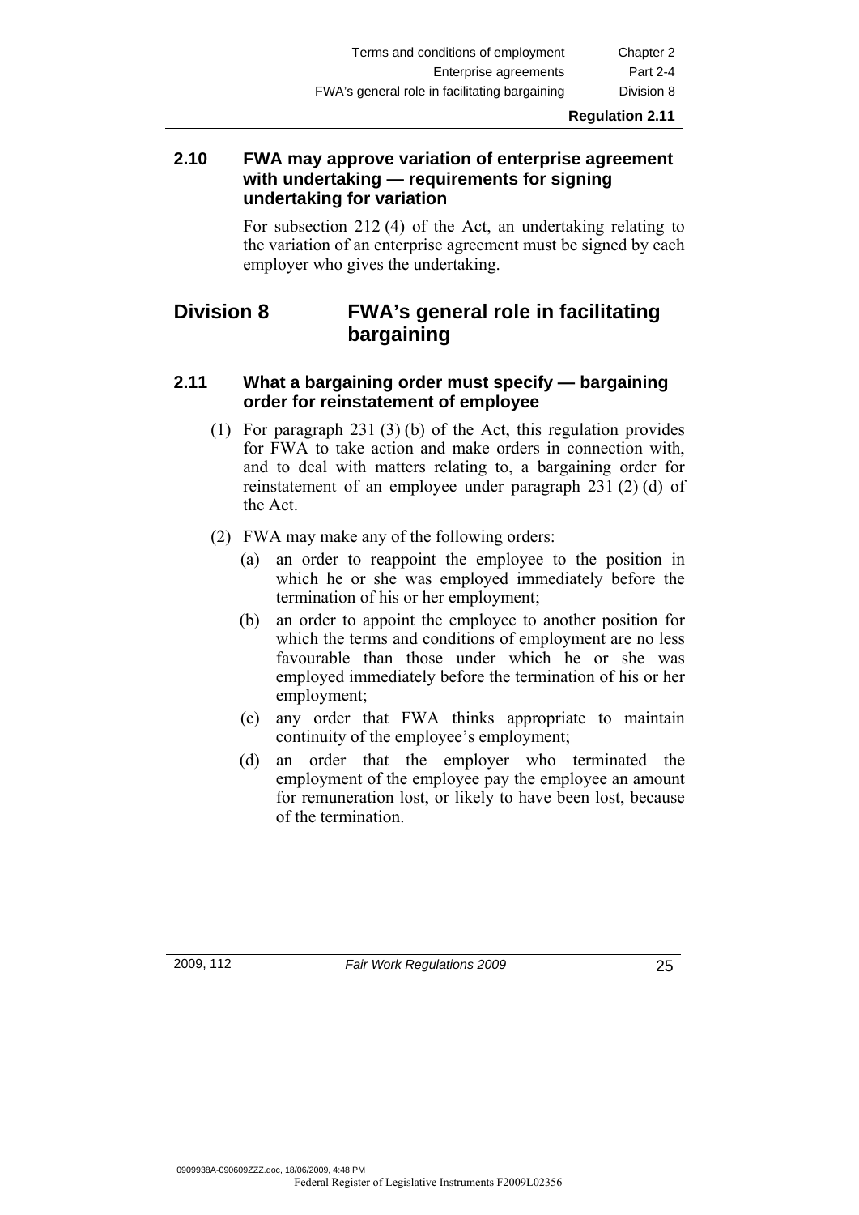### 2.10 FWA may approve variation of enterprise agreement with undertaking — requirements for signing undertaking for variation

For subsection 212 (4) of the Act, an undertaking relating to the variation of an enterprise agreement must be signed by each employer who gives the undertaking.

## Division 8 FWA's general role in facilitating bargaining

### 2.11 What a bargaining order must specify — bargaining order for reinstatement of employee

(1) For paragraph 231 (3) (b) of the Act, this regulation provides for FWA to take action and make orders in connection with, and to deal with matters relating to, a bargaining order for reinstatement of an employee under paragraph 231 (2) (d) of the Act.

(2) FWA may make any of the following orders:

- (a) an order to reappoint the employee to the position in which he or she was employed immediately before the termination of his or her employment;
- (b) an order to appoint the employee to another position for which the terms and conditions of employment are no less favourable than those under which he or she was employed immediately before the termination of his or her employment;
- (c) any order that FWA thinks appropriate to maintain continuity of the employee's employment;
- (d) an order that the employer who terminated the employment of the employee pay the employee an amount for remuneration lost, or likely to have been lost, because of the termination.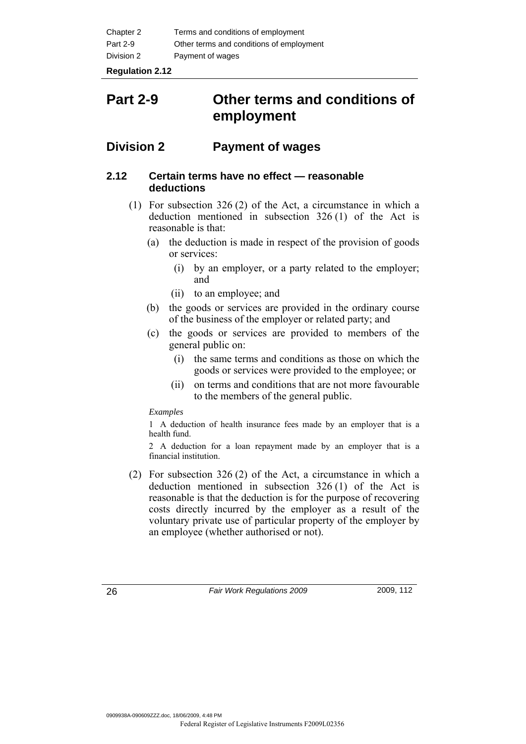# Part 2-9 Other terms and conditions of employment

## Division 2 Payment of wages

### 2.12 Certain terms have no effect — reasonable deductions

(1) For subsection 326 (2) of the Act, a circumstance in which a deduction mentioned in subsection 326 (1) of the Act is reasonable is that:

- (a) the deduction is made in respect of the provision of goods or services:
  - (i) by an employer, or a party related to the employer; and
  - (ii) to an employee; and
- (b) the goods or services are provided in the ordinary course of the business of the employer or related party; and
- (c) the goods or services are provided to members of the general public on:
  - (i) the same terms and conditions as those on which the goods or services were provided to the employee; or
  - (ii) on terms and conditions that are not more favourable to the members of the general public.

*Examples*

1 A deduction of health insurance fees made by an employer that is a health fund.

2 A deduction for a loan repayment made by an employer that is a financial institution.

(2) For subsection 326 (2) of the Act, a circumstance in which a deduction mentioned in subsection 326 (1) of the Act is reasonable is that the deduction is for the purpose of recovering costs directly incurred by the employer as a result of the voluntary private use of particular property of the employer by an employee (whether authorised or not).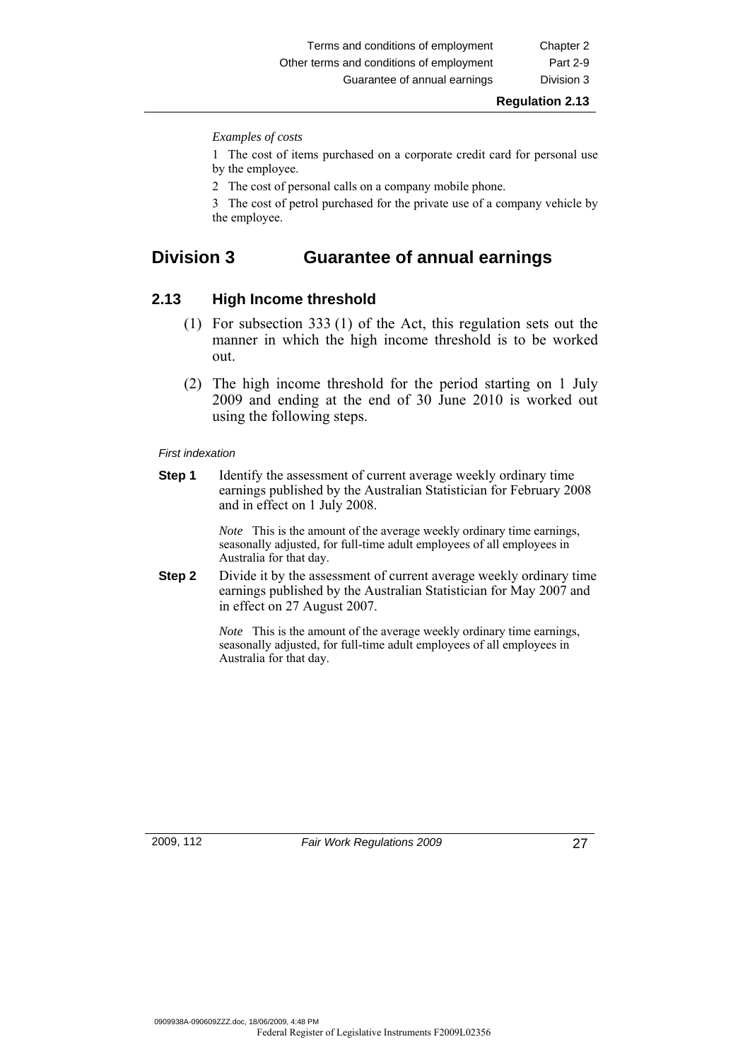*Examples of costs*

1 The cost of items purchased on a corporate credit card for personal use by the employee.

2 The cost of personal calls on a company mobile phone.

3 The cost of petrol purchased for the private use of a company vehicle by the employee.

## Division 3 Guarantee of annual earnings

### 2.13 High Income threshold

(1) For subsection 333 (1) of the Act, this regulation sets out the manner in which the high income threshold is to be worked out.

(2) The high income threshold for the period starting on 1 July 2009 and ending at the end of 30 June 2010 is worked out using the following steps.

*First indexation*

**Step 1** Identify the assessment of current average weekly ordinary time earnings published by the Australian Statistician for February 2008 and in effect on 1 July 2008.

*Note* This is the amount of the average weekly ordinary time earnings, seasonally adjusted, for full-time adult employees of all employees in Australia for that day.

**Step 2** Divide it by the assessment of current average weekly ordinary time earnings published by the Australian Statistician for May 2007 and in effect on 27 August 2007.

*Note* This is the amount of the average weekly ordinary time earnings, seasonally adjusted, for full-time adult employees of all employees in Australia for that day.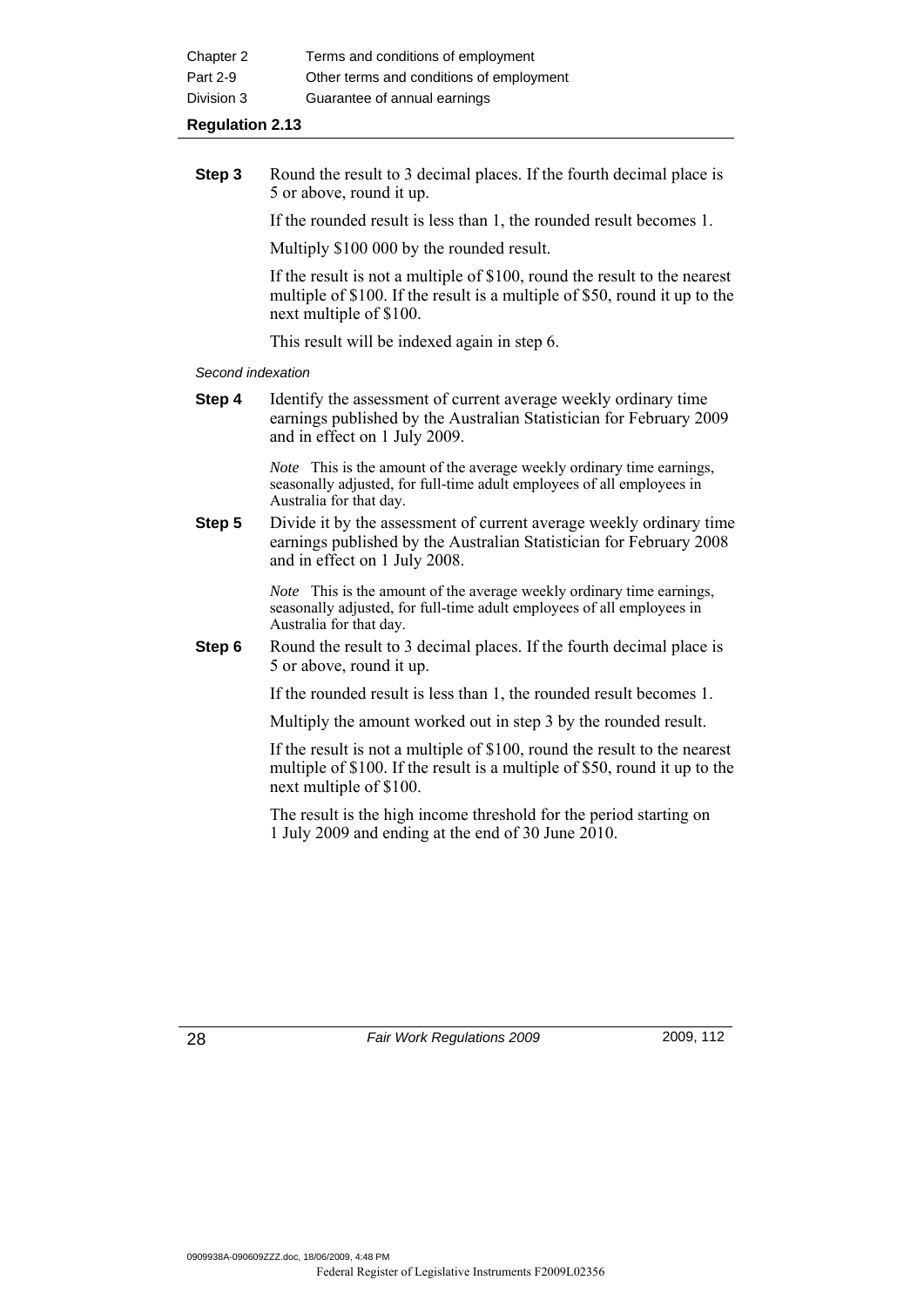**Step 3** Round the result to 3 decimal places. If the fourth decimal place is 5 or above, round it up.

If the rounded result is less than 1, the rounded result becomes 1.

Multiply $100 000 by the rounded result.

If the result is not a multiple of $100, round the result to the nearest multiple of $100. If the result is a multiple of $50, round it up to the next multiple of $100.

This result will be indexed again in step 6.

*Second indexation*

**Step 4** Identify the assessment of current average weekly ordinary time earnings published by the Australian Statistician for February 2009 and in effect on 1 July 2009.

*Note* This is the amount of the average weekly ordinary time earnings, seasonally adjusted, for full-time adult employees of all employees in Australia for that day.

**Step 5** Divide it by the assessment of current average weekly ordinary time earnings published by the Australian Statistician for February 2008 and in effect on 1 July 2008.

*Note* This is the amount of the average weekly ordinary time earnings, seasonally adjusted, for full-time adult employees of all employees in Australia for that day.

**Step 6** Round the result to 3 decimal places. If the fourth decimal place is 5 or above, round it up.

If the rounded result is less than 1, the rounded result becomes 1.

Multiply the amount worked out in step 3 by the rounded result.

If the result is not a multiple of $100, round the result to the nearest multiple of $100. If the result is a multiple of $50, round it up to the next multiple of $100.

The result is the high income threshold for the period starting on 1 July 2009 and ending at the end of 30 June 2010.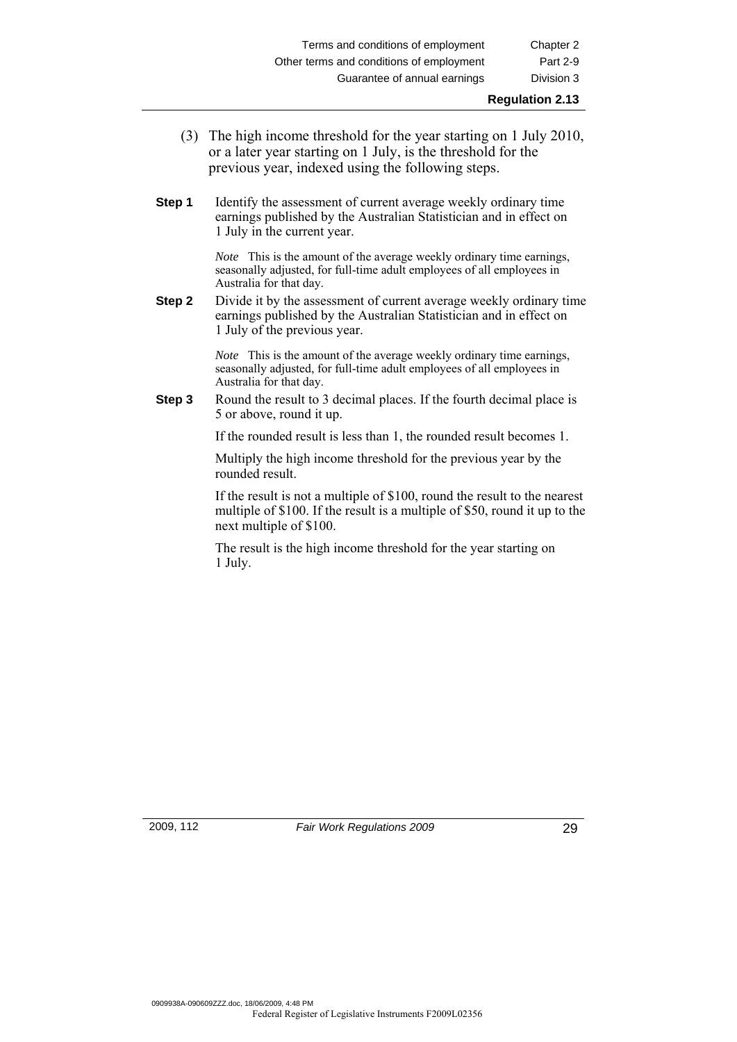(3) The high income threshold for the year starting on 1 July 2010, or a later year starting on 1 July, is the threshold for the previous year, indexed using the following steps.

**Step 1** Identify the assessment of current average weekly ordinary time earnings published by the Australian Statistician and in effect on 1 July in the current year.

*Note* This is the amount of the average weekly ordinary time earnings, seasonally adjusted, for full-time adult employees of all employees in Australia for that day.

**Step 2** Divide it by the assessment of current average weekly ordinary time earnings published by the Australian Statistician and in effect on 1 July of the previous year.

*Note* This is the amount of the average weekly ordinary time earnings, seasonally adjusted, for full-time adult employees of all employees in Australia for that day.

**Step 3** Round the result to 3 decimal places. If the fourth decimal place is 5 or above, round it up.

If the rounded result is less than 1, the rounded result becomes 1.

Multiply the high income threshold for the previous year by the rounded result.

If the result is not a multiple of $100, round the result to the nearest multiple of $100. If the result is a multiple of $50, round it up to the next multiple of $100.

The result is the high income threshold for the year starting on 1 July.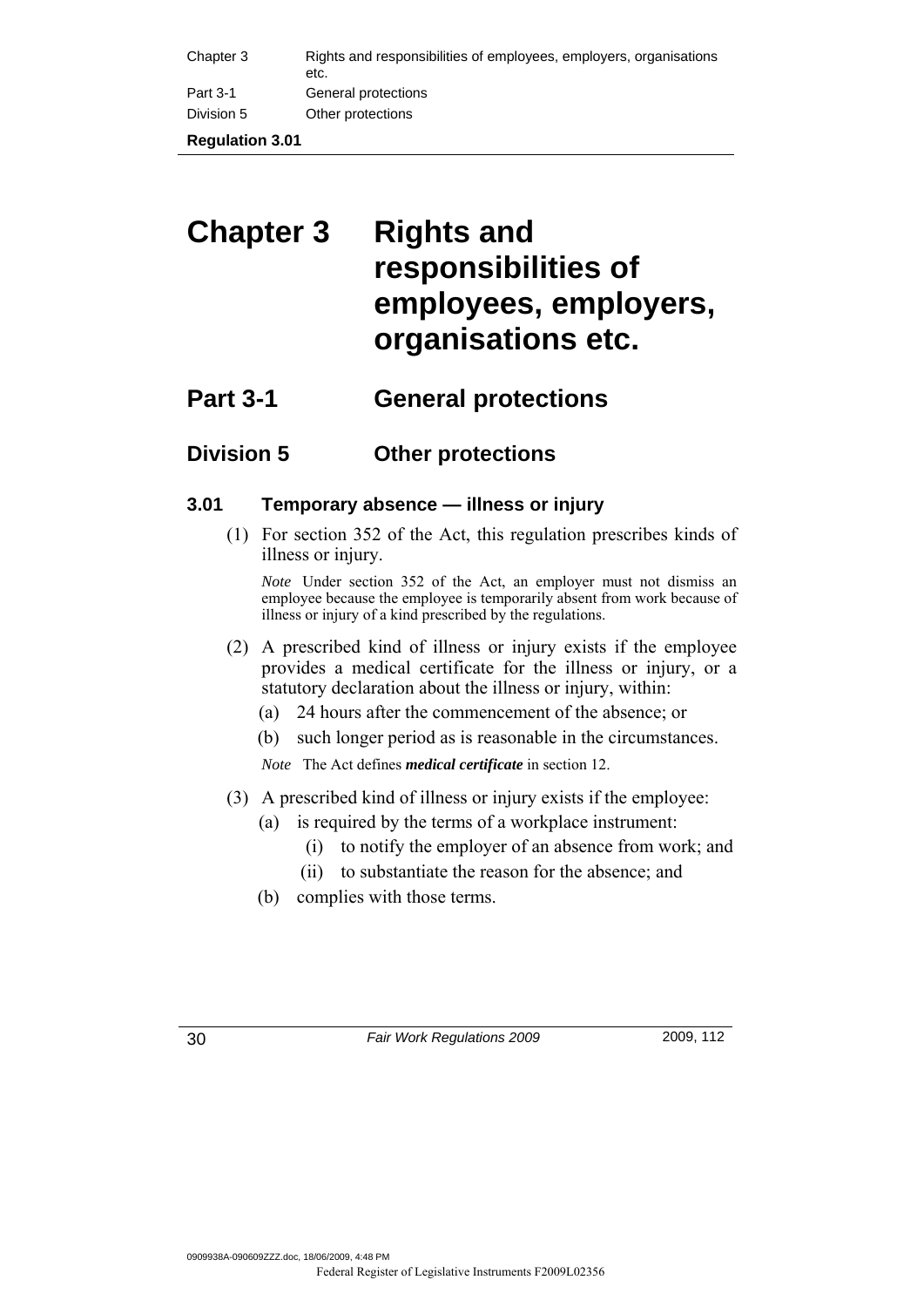# Chapter 3 Rights and responsibilities of employees, employers, organisations etc.

## Part 3-1 General protections

### Division 5 Other protections

#### 3.01 Temporary absence — illness or injury

(1) For section 352 of the Act, this regulation prescribes kinds of illness or injury.

*Note* Under section 352 of the Act, an employer must not dismiss an employee because the employee is temporarily absent from work because of illness or injury of a kind prescribed by the regulations.

(2) A prescribed kind of illness or injury exists if the employee provides a medical certificate for the illness or injury, or a statutory declaration about the illness or injury, within:

- (a) 24 hours after the commencement of the absence; or
- (b) such longer period as is reasonable in the circumstances.

*Note* The Act defines ***medical certificate*** in section 12.

(3) A prescribed kind of illness or injury exists if the employee:

- (a) is required by the terms of a workplace instrument:
  - (i) to notify the employer of an absence from work; and
  - (ii) to substantiate the reason for the absence; and
- (b) complies with those terms.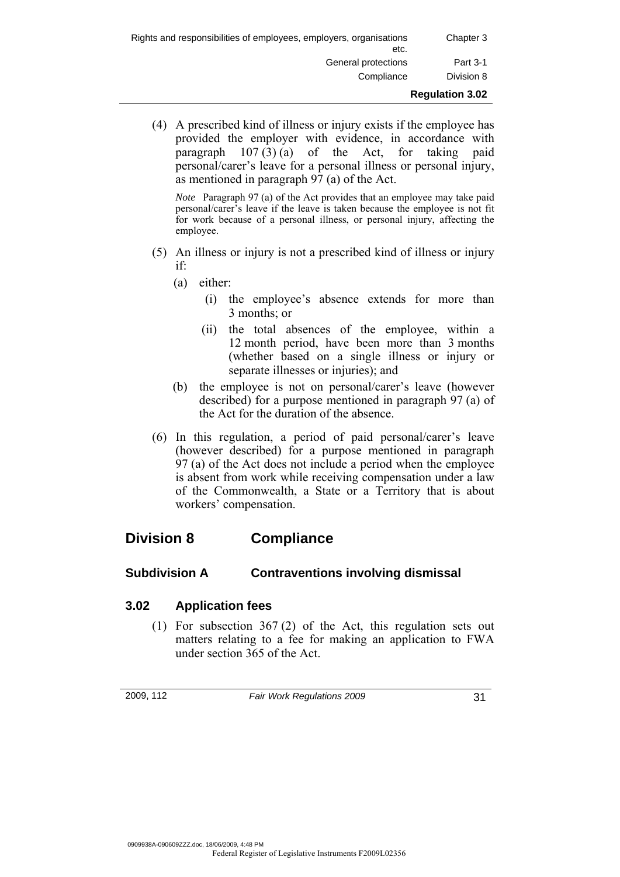(4) A prescribed kind of illness or injury exists if the employee has provided the employer with evidence, in accordance with paragraph 107 (3) (a) of the Act, for taking paid personal/carer's leave for a personal illness or personal injury, as mentioned in paragraph 97 (a) of the Act.

*Note* Paragraph 97 (a) of the Act provides that an employee may take paid personal/carer's leave if the leave is taken because the employee is not fit for work because of a personal illness, or personal injury, affecting the employee.

(5) An illness or injury is not a prescribed kind of illness or injury if:

(a) either:

(i) the employee's absence extends for more than 3 months; or

(ii) the total absences of the employee, within a 12 month period, have been more than 3 months (whether based on a single illness or injury or separate illnesses or injuries); and

(b) the employee is not on personal/carer's leave (however described) for a purpose mentioned in paragraph 97 (a) of the Act for the duration of the absence.

(6) In this regulation, a period of paid personal/carer's leave (however described) for a purpose mentioned in paragraph 97 (a) of the Act does not include a period when the employee is absent from work while receiving compensation under a law of the Commonwealth, a State or a Territory that is about workers' compensation.

## Division 8 Compliance

### Subdivision A Contraventions involving dismissal

### 3.02 Application fees

(1) For subsection 367 (2) of the Act, this regulation sets out matters relating to a fee for making an application to FWA under section 365 of the Act.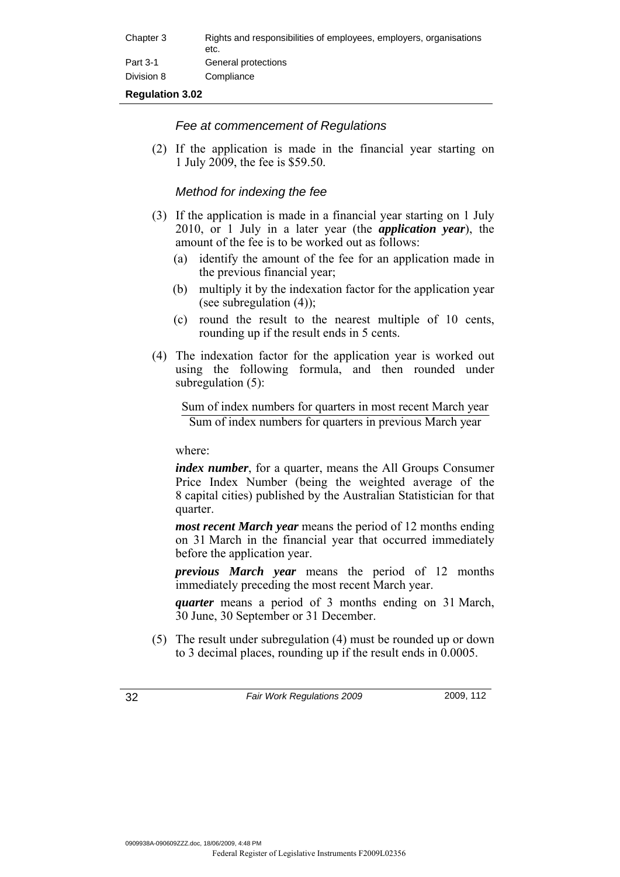*Fee at commencement of Regulations*

(2) If the application is made in the financial year starting on 1 July 2009, the fee is $59.50.

*Method for indexing the fee*

(3) If the application is made in a financial year starting on 1 July 2010, or 1 July in a later year (the ***application year***), the amount of the fee is to be worked out as follows:

(a) identify the amount of the fee for an application made in the previous financial year;

(b) multiply it by the indexation factor for the application year (see subregulation (4));

(c) round the result to the nearest multiple of 10 cents, rounding up if the result ends in 5 cents.

(4) The indexation factor for the application year is worked out using the following formula, and then rounded under subregulation (5):

$$\frac{\text{Sum of index numbers for quarters in most recent March year}}{\text{Sum of index numbers for quarters in previous March year}}$$

where:

***index number***, for a quarter, means the All Groups Consumer Price Index Number (being the weighted average of the 8 capital cities) published by the Australian Statistician for that quarter.

***most recent March year*** means the period of 12 months ending on 31 March in the financial year that occurred immediately before the application year.

***previous March year*** means the period of 12 months immediately preceding the most recent March year.

***quarter*** means a period of 3 months ending on 31 March, 30 June, 30 September or 31 December.

(5) The result under subregulation (4) must be rounded up or down to 3 decimal places, rounding up if the result ends in 0.0005.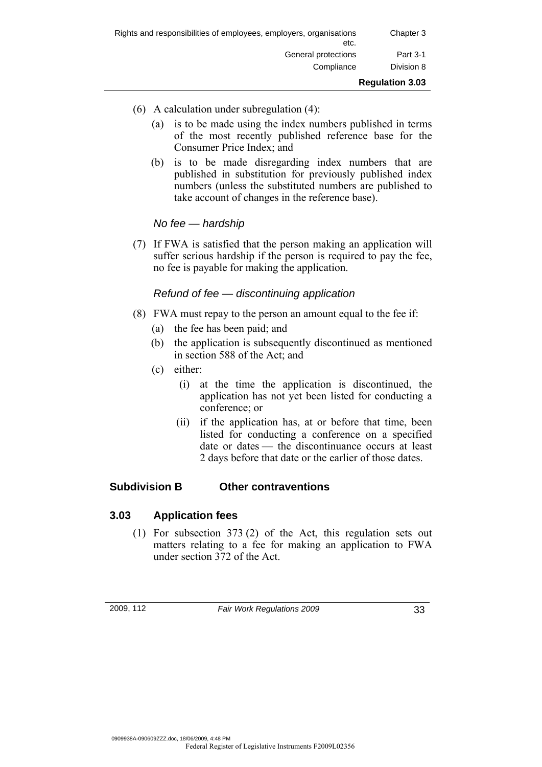(6) A calculation under subregulation (4):

   (a) is to be made using the index numbers published in terms of the most recently published reference base for the Consumer Price Index; and

   (b) is to be made disregarding index numbers that are published in substitution for previously published index numbers (unless the substituted numbers are published to take account of changes in the reference base).

*No fee — hardship*

(7) If FWA is satisfied that the person making an application will suffer serious hardship if the person is required to pay the fee, no fee is payable for making the application.

*Refund of fee — discontinuing application*

(8) FWA must repay to the person an amount equal to the fee if:

   (a) the fee has been paid; and

   (b) the application is subsequently discontinued as mentioned in section 588 of the Act; and

   (c) either:

      (i) at the time the application is discontinued, the application has not yet been listed for conducting a conference; or

      (ii) if the application has, at or before that time, been listed for conducting a conference on a specified date or dates — the discontinuance occurs at least 2 days before that date or the earlier of those dates.

## Subdivision B Other contraventions

### 3.03 Application fees

(1) For subsection 373 (2) of the Act, this regulation sets out matters relating to a fee for making an application to FWA under section 372 of the Act.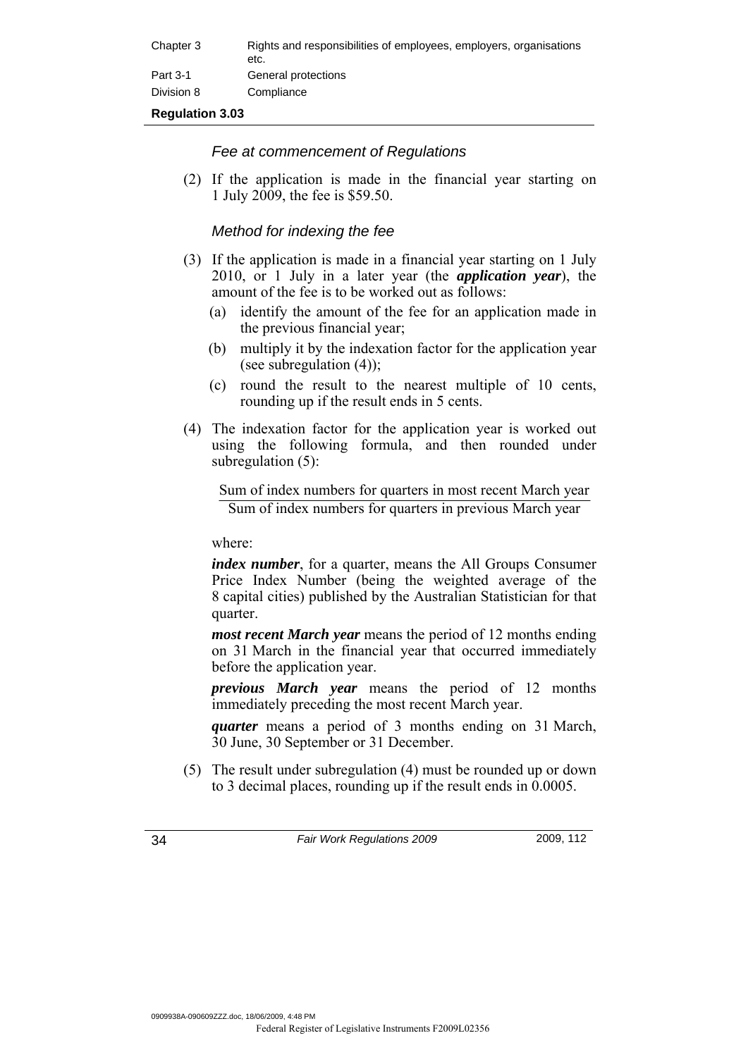*Fee at commencement of Regulations*

(2) If the application is made in the financial year starting on 1 July 2009, the fee is $59.50.

*Method for indexing the fee*

(3) If the application is made in a financial year starting on 1 July 2010, or 1 July in a later year (the ***application year***), the amount of the fee is to be worked out as follows:

(a) identify the amount of the fee for an application made in the previous financial year;

(b) multiply it by the indexation factor for the application year (see subregulation (4));

(c) round the result to the nearest multiple of 10 cents, rounding up if the result ends in 5 cents.

(4) The indexation factor for the application year is worked out using the following formula, and then rounded under subregulation (5):

$$\frac{\text{Sum of index numbers for quarters in most recent March year}}{\text{Sum of index numbers for quarters in previous March year}}$$

where:

***index number***, for a quarter, means the All Groups Consumer Price Index Number (being the weighted average of the 8 capital cities) published by the Australian Statistician for that quarter.

***most recent March year*** means the period of 12 months ending on 31 March in the financial year that occurred immediately before the application year.

***previous March year*** means the period of 12 months immediately preceding the most recent March year.

***quarter*** means a period of 3 months ending on 31 March, 30 June, 30 September or 31 December.

(5) The result under subregulation (4) must be rounded up or down to 3 decimal places, rounding up if the result ends in 0.0005.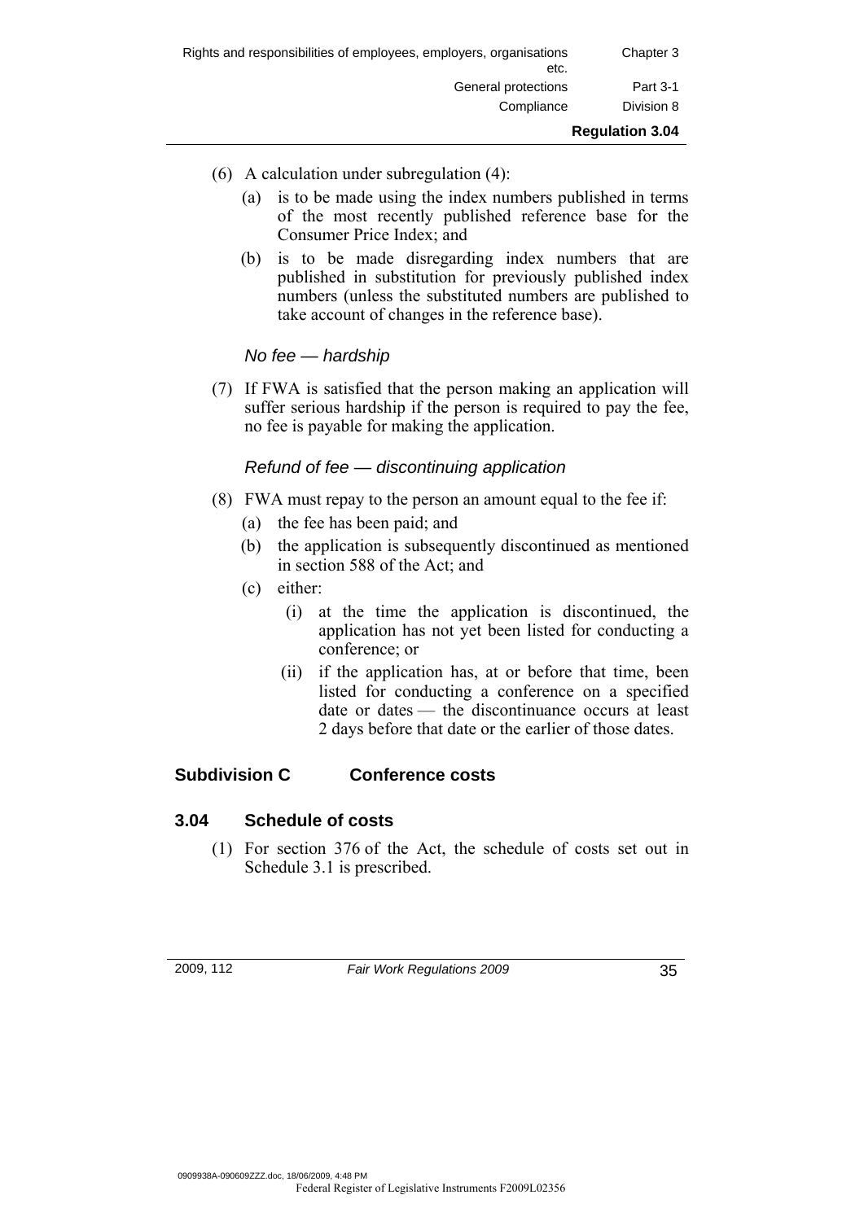(6) A calculation under subregulation (4):

   (a) is to be made using the index numbers published in terms of the most recently published reference base for the Consumer Price Index; and

   (b) is to be made disregarding index numbers that are published in substitution for previously published index numbers (unless the substituted numbers are published to take account of changes in the reference base).

*No fee — hardship*

(7) If FWA is satisfied that the person making an application will suffer serious hardship if the person is required to pay the fee, no fee is payable for making the application.

*Refund of fee — discontinuing application*

(8) FWA must repay to the person an amount equal to the fee if:

   (a) the fee has been paid; and

   (b) the application is subsequently discontinued as mentioned in section 588 of the Act; and

   (c) either:

      (i) at the time the application is discontinued, the application has not yet been listed for conducting a conference; or

      (ii) if the application has, at or before that time, been listed for conducting a conference on a specified date or dates — the discontinuance occurs at least 2 days before that date or the earlier of those dates.

## Subdivision C Conference costs

### 3.04 Schedule of costs

(1) For section 376 of the Act, the schedule of costs set out in Schedule 3.1 is prescribed.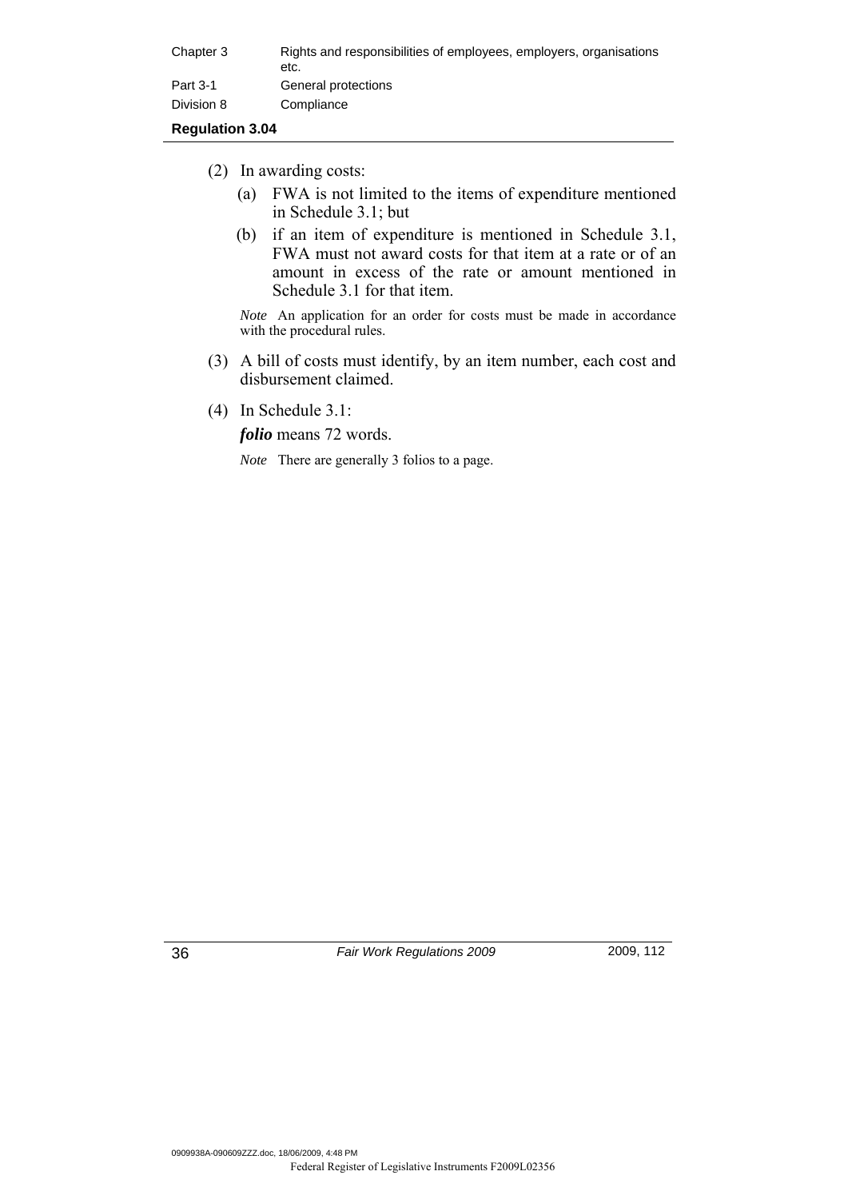(2) In awarding costs:

(a) FWA is not limited to the items of expenditure mentioned in Schedule 3.1; but

(b) if an item of expenditure is mentioned in Schedule 3.1, FWA must not award costs for that item at a rate or of an amount in excess of the rate or amount mentioned in Schedule 3.1 for that item.

*Note* An application for an order for costs must be made in accordance with the procedural rules.

(3) A bill of costs must identify, by an item number, each cost and disbursement claimed.

(4) In Schedule 3.1:

***folio*** means 72 words.

*Note* There are generally 3 folios to a page.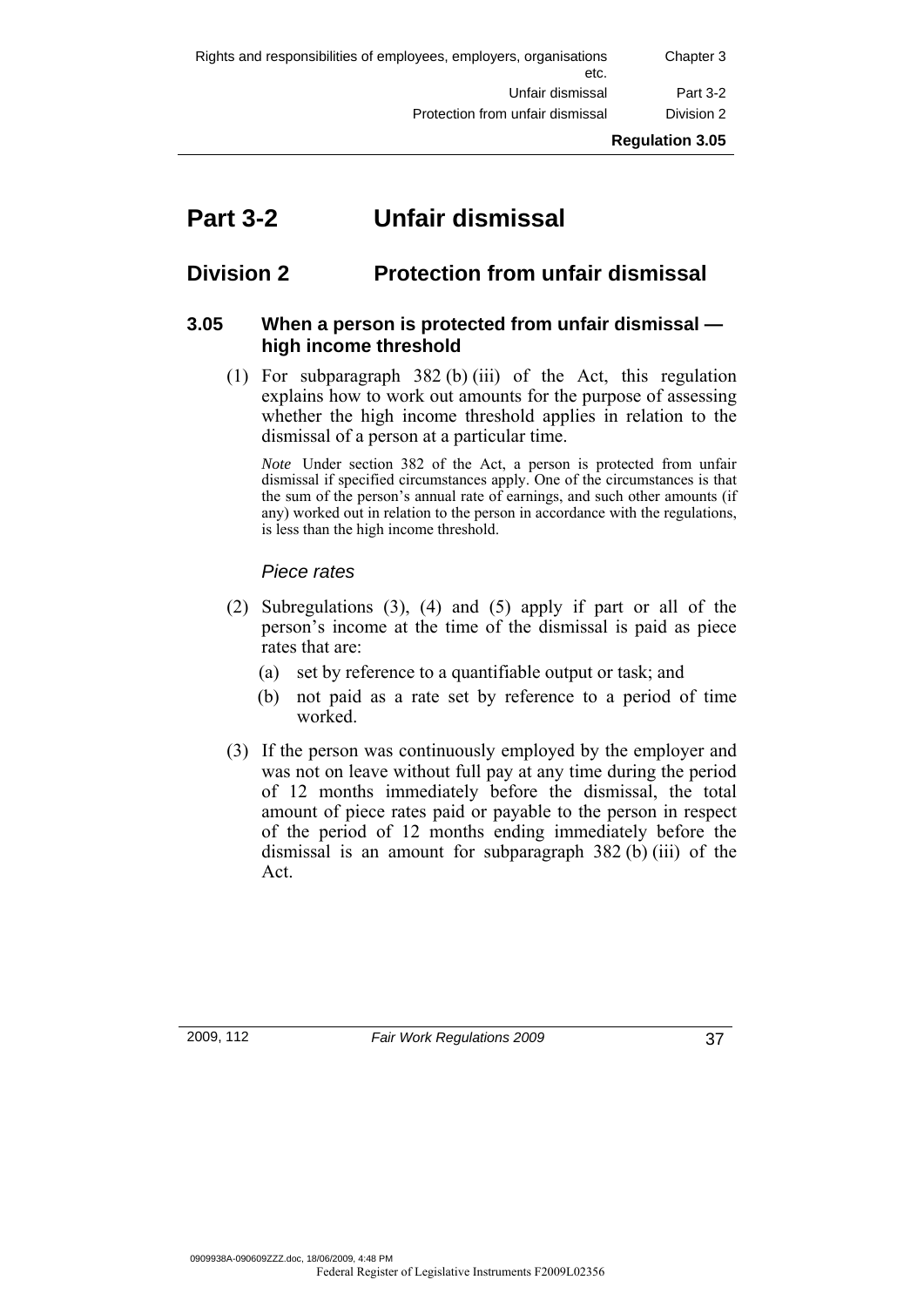# Part 3-2 Unfair dismissal

## Division 2 Protection from unfair dismissal

### 3.05 When a person is protected from unfair dismissal — high income threshold

(1) For subparagraph 382 (b) (iii) of the Act, this regulation explains how to work out amounts for the purpose of assessing whether the high income threshold applies in relation to the dismissal of a person at a particular time.

*Note* Under section 382 of the Act, a person is protected from unfair dismissal if specified circumstances apply. One of the circumstances is that the sum of the person's annual rate of earnings, and such other amounts (if any) worked out in relation to the person in accordance with the regulations, is less than the high income threshold.

*Piece rates*

(2) Subregulations (3), (4) and (5) apply if part or all of the person's income at the time of the dismissal is paid as piece rates that are:

(a) set by reference to a quantifiable output or task; and

(b) not paid as a rate set by reference to a period of time worked.

(3) If the person was continuously employed by the employer and was not on leave without full pay at any time during the period of 12 months immediately before the dismissal, the total amount of piece rates paid or payable to the person in respect of the period of 12 months ending immediately before the dismissal is an amount for subparagraph 382 (b) (iii) of the Act.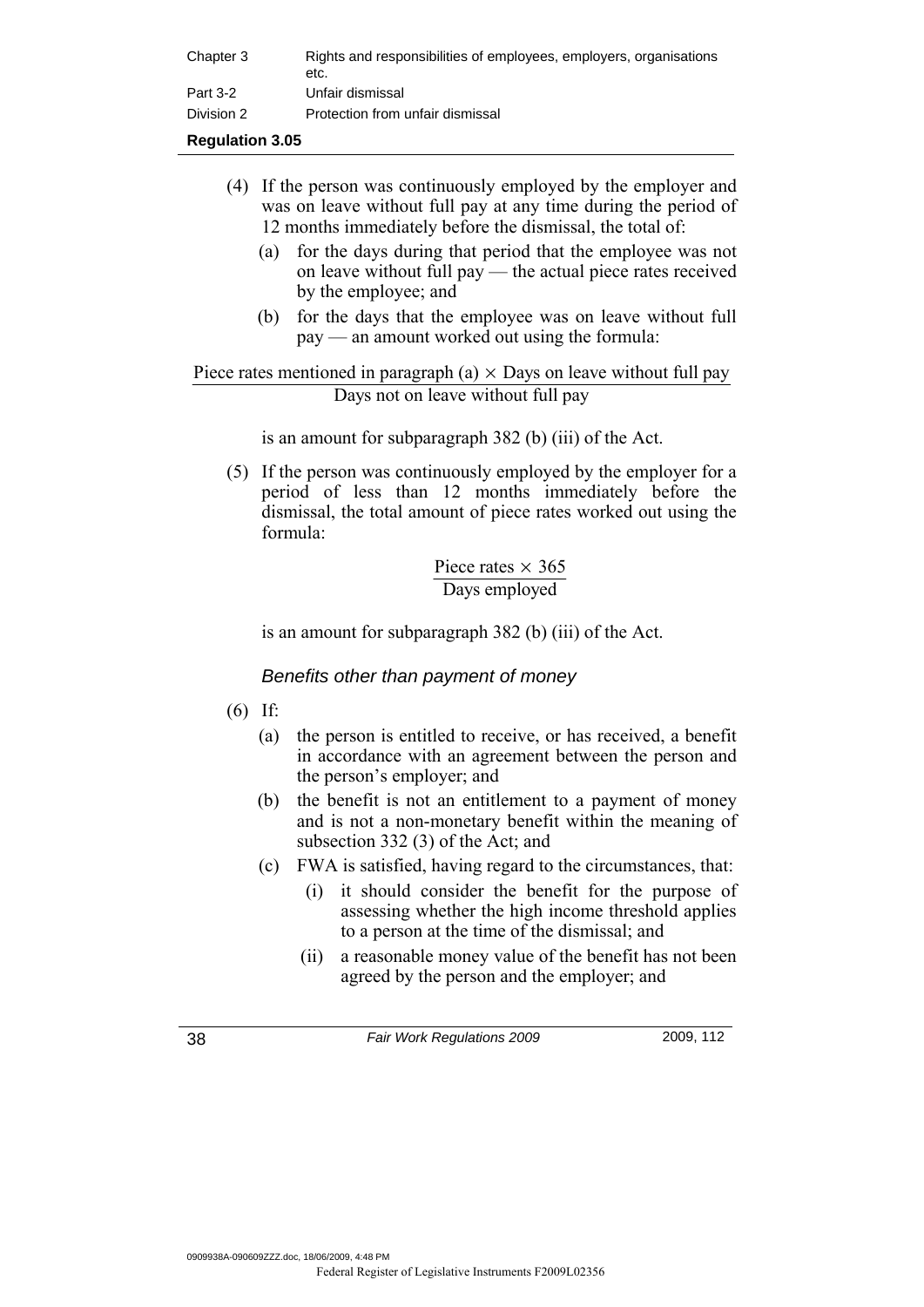(4) If the person was continuously employed by the employer and was on leave without full pay at any time during the period of 12 months immediately before the dismissal, the total of:

(a) for the days during that period that the employee was not on leave without full pay — the actual piece rates received by the employee; and

(b) for the days that the employee was on leave without full pay — an amount worked out using the formula:

$$\frac{\text{Piece rates mentioned in paragraph (a)} \times \text{Days on leave without full pay}}{\text{Days not on leave without full pay}}$$

is an amount for subparagraph 382 (b) (iii) of the Act.

(5) If the person was continuously employed by the employer for a period of less than 12 months immediately before the dismissal, the total amount of piece rates worked out using the formula:

$$\frac{\text{Piece rates} \times 365}{\text{Days employed}}$$

is an amount for subparagraph 382 (b) (iii) of the Act.

*Benefits other than payment of money*

(6) If:

(a) the person is entitled to receive, or has received, a benefit in accordance with an agreement between the person and the person's employer; and

(b) the benefit is not an entitlement to a payment of money and is not a non-monetary benefit within the meaning of subsection 332 (3) of the Act; and

(c) FWA is satisfied, having regard to the circumstances, that:

(i) it should consider the benefit for the purpose of assessing whether the high income threshold applies to a person at the time of the dismissal; and

(ii) a reasonable money value of the benefit has not been agreed by the person and the employer; and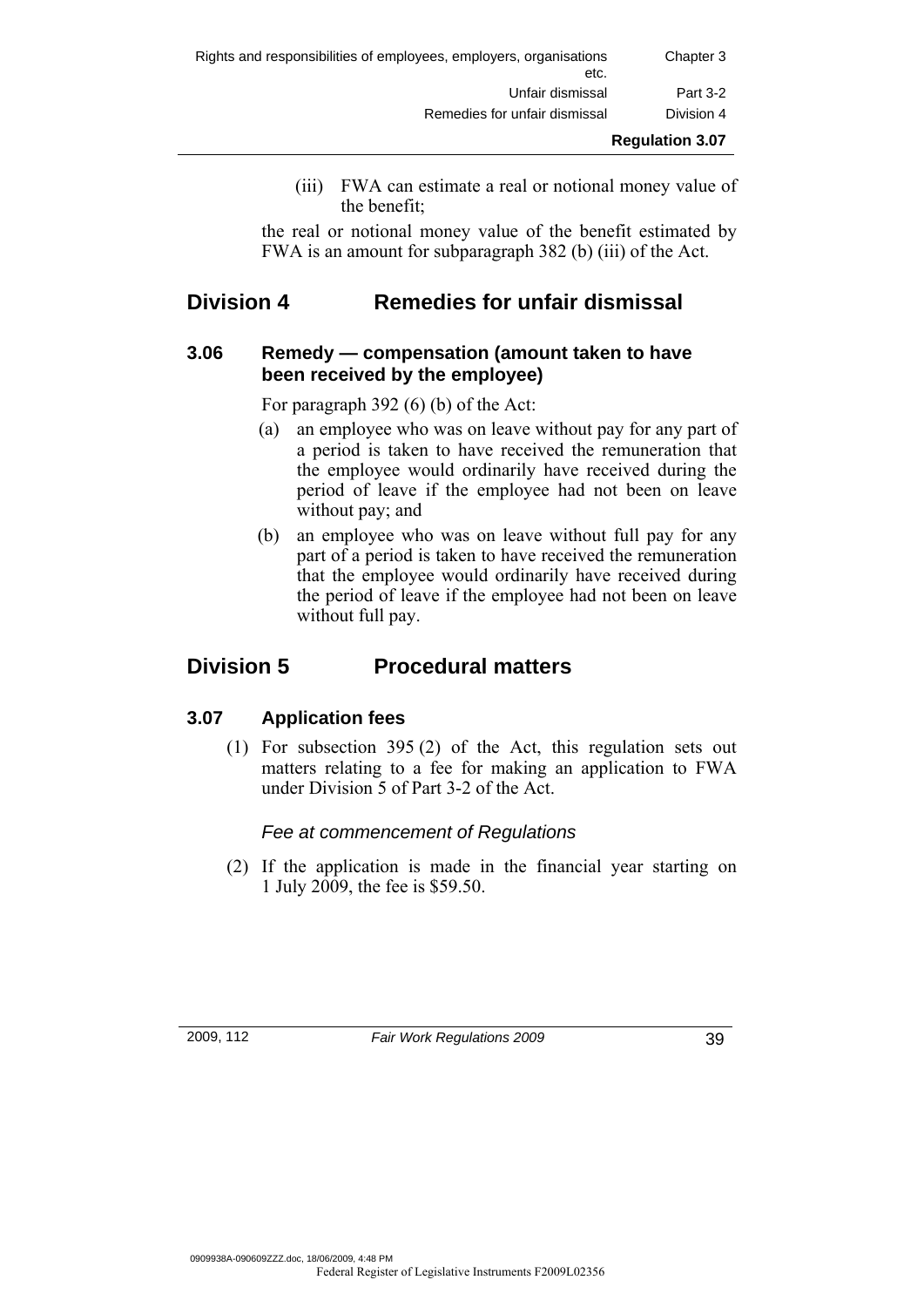(iii) FWA can estimate a real or notional money value of the benefit;

the real or notional money value of the benefit estimated by FWA is an amount for subparagraph 382 (b) (iii) of the Act.

## Division 4 Remedies for unfair dismissal

### 3.06 Remedy — compensation (amount taken to have been received by the employee)

For paragraph 392 (6) (b) of the Act:

(a) an employee who was on leave without pay for any part of a period is taken to have received the remuneration that the employee would ordinarily have received during the period of leave if the employee had not been on leave without pay; and

(b) an employee who was on leave without full pay for any part of a period is taken to have received the remuneration that the employee would ordinarily have received during the period of leave if the employee had not been on leave without full pay.

## Division 5 Procedural matters

### 3.07 Application fees

(1) For subsection 395 (2) of the Act, this regulation sets out matters relating to a fee for making an application to FWA under Division 5 of Part 3-2 of the Act.

*Fee at commencement of Regulations*

(2) If the application is made in the financial year starting on 1 July 2009, the fee is $59.50.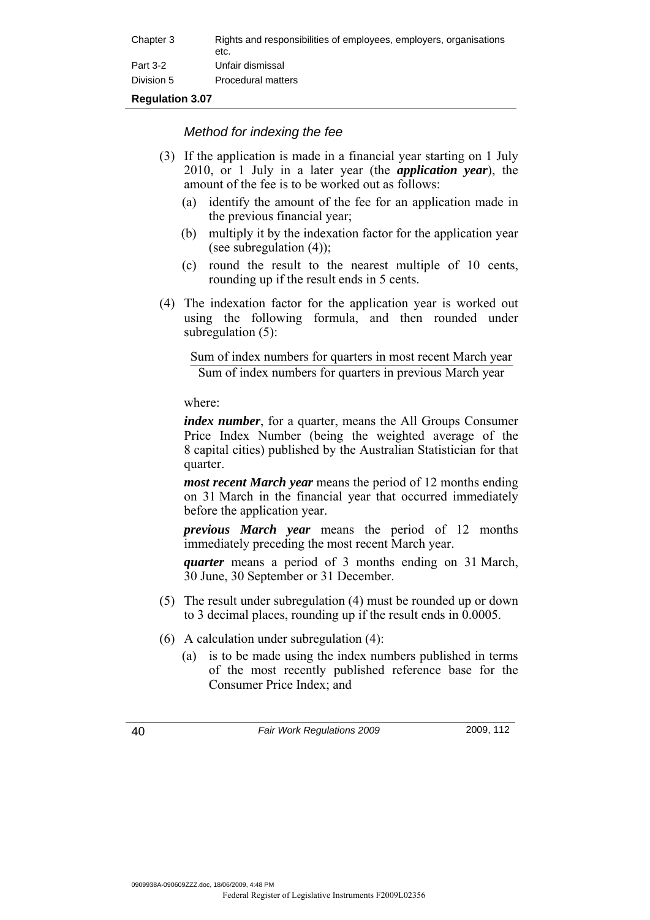*Method for indexing the fee*

(3) If the application is made in a financial year starting on 1 July 2010, or 1 July in a later year (the ***application year***), the amount of the fee is to be worked out as follows:

- (a) identify the amount of the fee for an application made in the previous financial year;
- (b) multiply it by the indexation factor for the application year (see subregulation (4));
- (c) round the result to the nearest multiple of 10 cents, rounding up if the result ends in 5 cents.

(4) The indexation factor for the application year is worked out using the following formula, and then rounded under subregulation (5):

$$\frac{\text{Sum of index numbers for quarters in most recent March year}}{\text{Sum of index numbers for quarters in previous March year}}$$

where:

***index number***, for a quarter, means the All Groups Consumer Price Index Number (being the weighted average of the 8 capital cities) published by the Australian Statistician for that quarter.

***most recent March year*** means the period of 12 months ending on 31 March in the financial year that occurred immediately before the application year.

***previous March year*** means the period of 12 months immediately preceding the most recent March year.

***quarter*** means a period of 3 months ending on 31 March, 30 June, 30 September or 31 December.

(5) The result under subregulation (4) must be rounded up or down to 3 decimal places, rounding up if the result ends in 0.0005.

(6) A calculation under subregulation (4):

- (a) is to be made using the index numbers published in terms of the most recently published reference base for the Consumer Price Index; and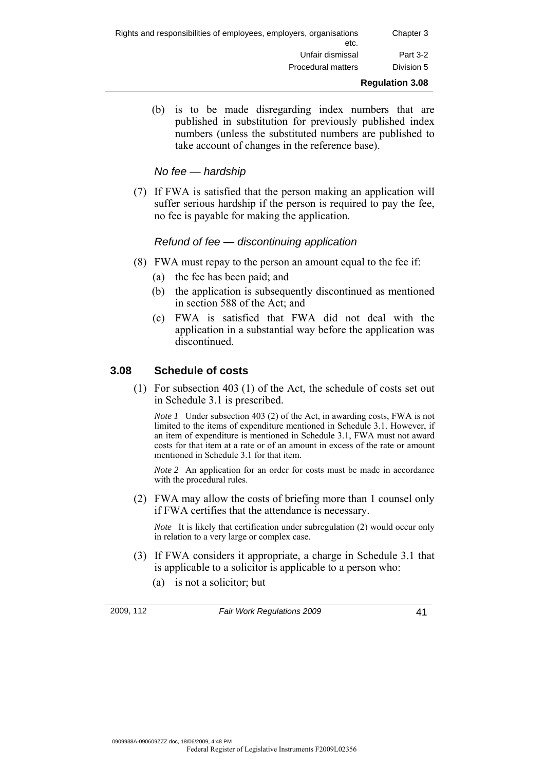(b) is to be made disregarding index numbers that are published in substitution for previously published index numbers (unless the substituted numbers are published to take account of changes in the reference base).

*No fee — hardship*

(7) If FWA is satisfied that the person making an application will suffer serious hardship if the person is required to pay the fee, no fee is payable for making the application.

*Refund of fee — discontinuing application*

(8) FWA must repay to the person an amount equal to the fee if:

(a) the fee has been paid; and

(b) the application is subsequently discontinued as mentioned in section 588 of the Act; and

(c) FWA is satisfied that FWA did not deal with the application in a substantial way before the application was discontinued.

## 3.08 Schedule of costs

(1) For subsection 403 (1) of the Act, the schedule of costs set out in Schedule 3.1 is prescribed.

*Note 1* Under subsection 403 (2) of the Act, in awarding costs, FWA is not limited to the items of expenditure mentioned in Schedule 3.1. However, if an item of expenditure is mentioned in Schedule 3.1, FWA must not award costs for that item at a rate or of an amount in excess of the rate or amount mentioned in Schedule 3.1 for that item.

*Note 2* An application for an order for costs must be made in accordance with the procedural rules.

(2) FWA may allow the costs of briefing more than 1 counsel only if FWA certifies that the attendance is necessary.

*Note* It is likely that certification under subregulation (2) would occur only in relation to a very large or complex case.

(3) If FWA considers it appropriate, a charge in Schedule 3.1 that is applicable to a solicitor is applicable to a person who:

(a) is not a solicitor; but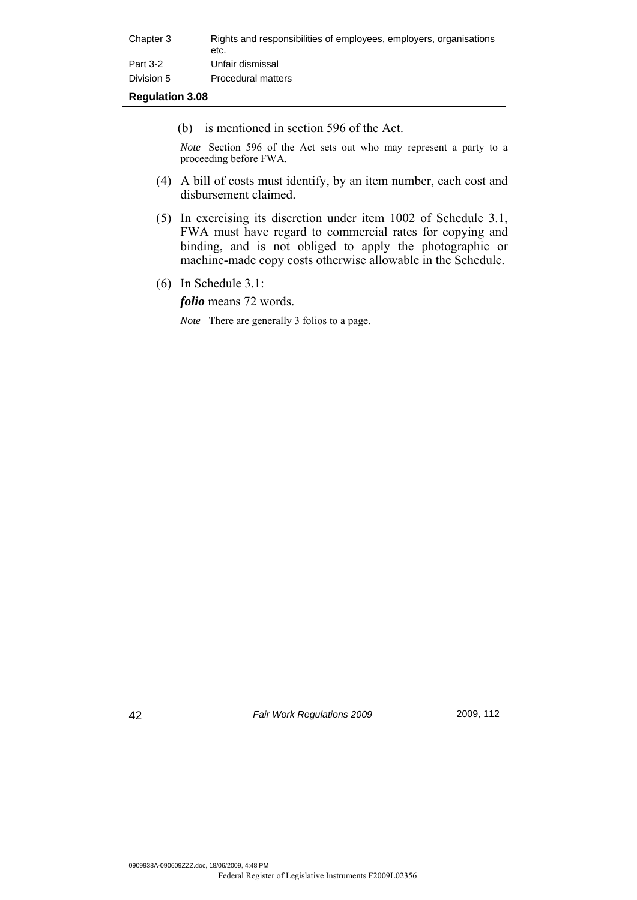(b) is mentioned in section 596 of the Act.

*Note* Section 596 of the Act sets out who may represent a party to a proceeding before FWA.

(4) A bill of costs must identify, by an item number, each cost and disbursement claimed.

(5) In exercising its discretion under item 1002 of Schedule 3.1, FWA must have regard to commercial rates for copying and binding, and is not obliged to apply the photographic or machine-made copy costs otherwise allowable in the Schedule.

(6) In Schedule 3.1:

***folio*** means 72 words.

*Note* There are generally 3 folios to a page.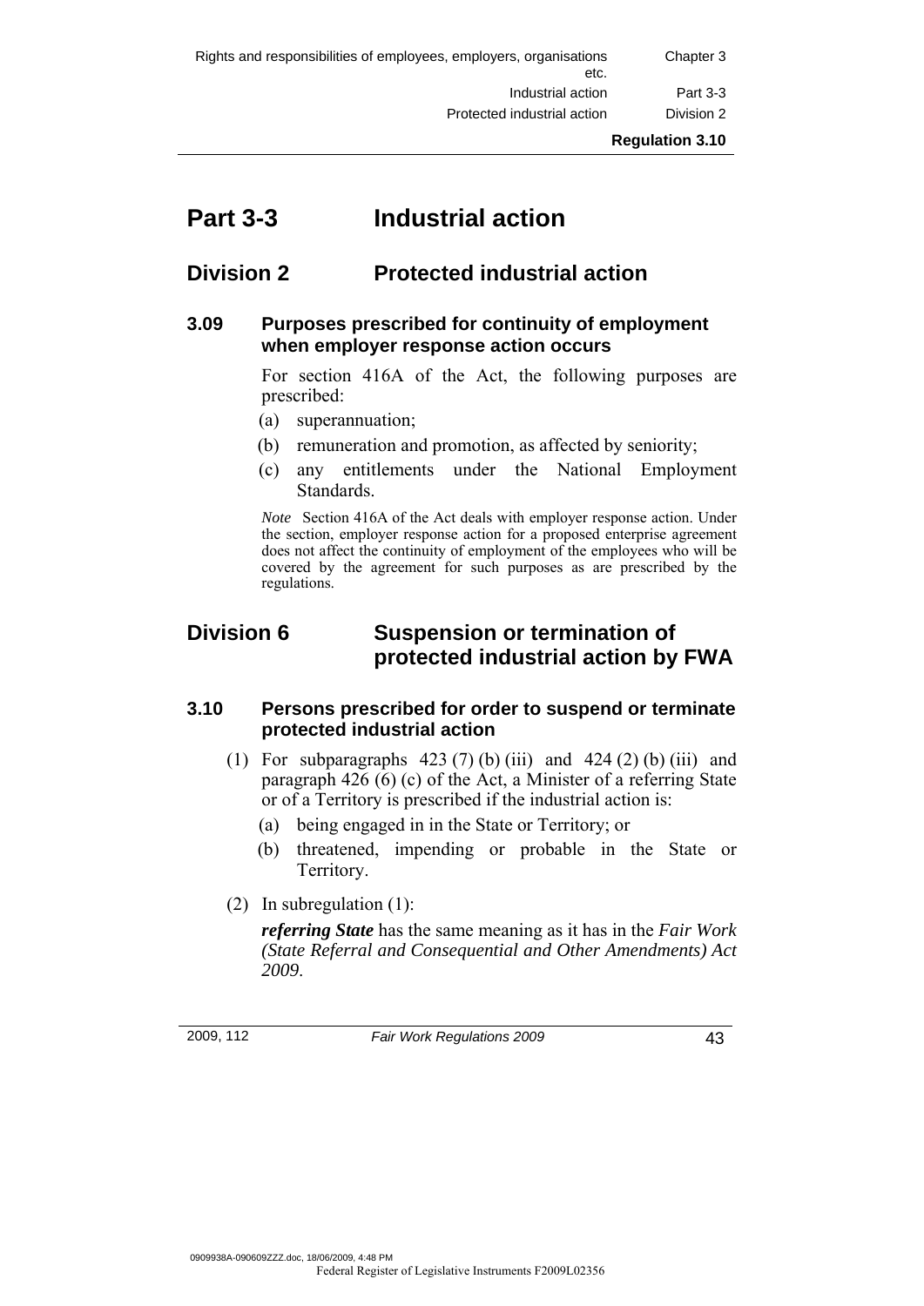# Part 3-3 Industrial action

## Division 2 Protected industrial action

### 3.09 Purposes prescribed for continuity of employment when employer response action occurs

For section 416A of the Act, the following purposes are prescribed:

(a) superannuation;

(b) remuneration and promotion, as affected by seniority;

(c) any entitlements under the National Employment Standards.

*Note* Section 416A of the Act deals with employer response action. Under the section, employer response action for a proposed enterprise agreement does not affect the continuity of employment of the employees who will be covered by the agreement for such purposes as are prescribed by the regulations.

## Division 6 Suspension or termination of protected industrial action by FWA

### 3.10 Persons prescribed for order to suspend or terminate protected industrial action

(1) For subparagraphs 423 (7) (b) (iii) and 424 (2) (b) (iii) and paragraph 426 (6) (c) of the Act, a Minister of a referring State or of a Territory is prescribed if the industrial action is:

(a) being engaged in in the State or Territory; or

(b) threatened, impending or probable in the State or Territory.

(2) In subregulation (1):

***referring State*** has the same meaning as it has in the *Fair Work (State Referral and Consequential and Other Amendments) Act 2009*.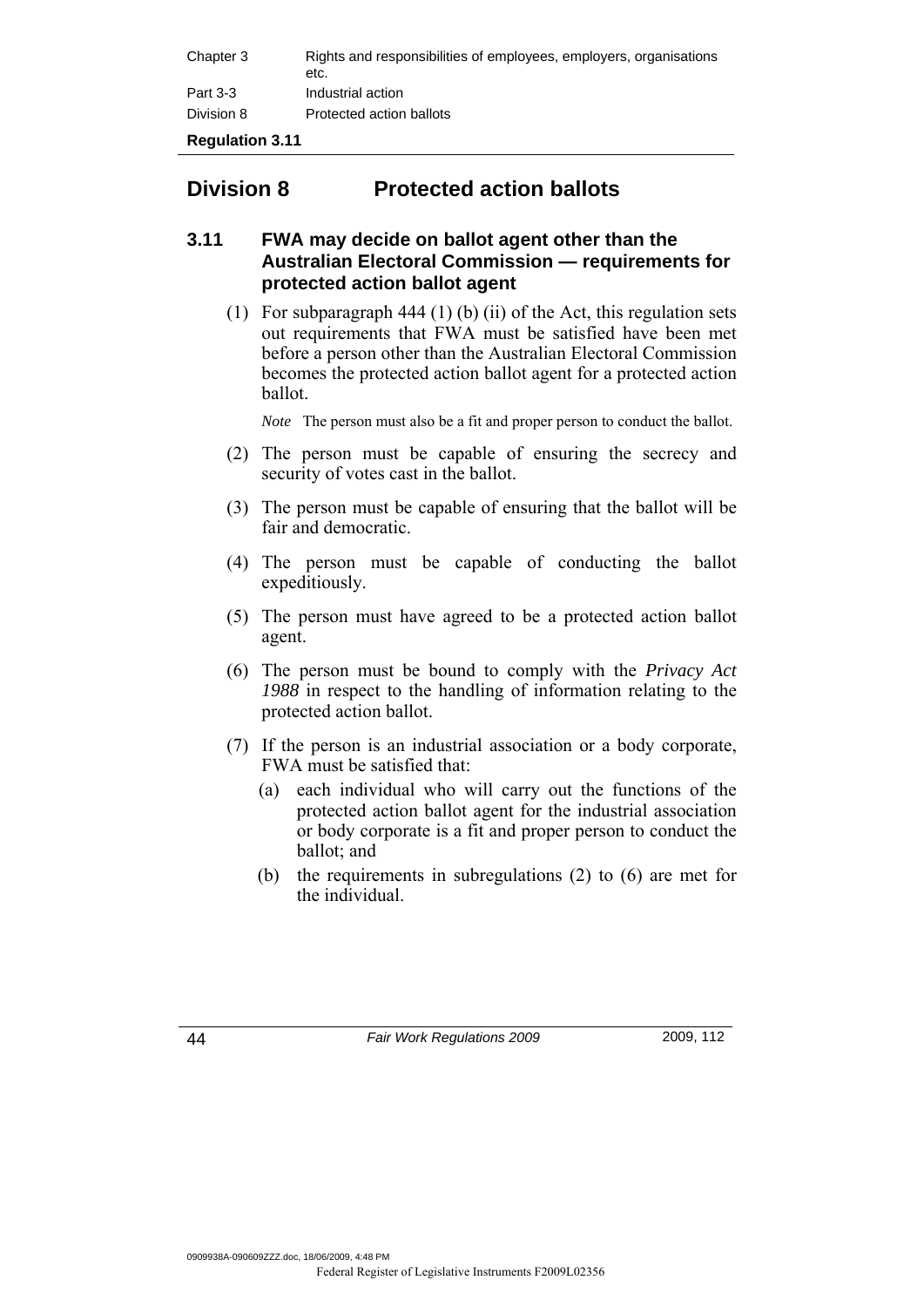## Division 8 Protected action ballots

### 3.11 FWA may decide on ballot agent other than the Australian Electoral Commission — requirements for protected action ballot agent

(1) For subparagraph 444 (1) (b) (ii) of the Act, this regulation sets out requirements that FWA must be satisfied have been met before a person other than the Australian Electoral Commission becomes the protected action ballot agent for a protected action ballot.

*Note* The person must also be a fit and proper person to conduct the ballot.

(2) The person must be capable of ensuring the secrecy and security of votes cast in the ballot.

(3) The person must be capable of ensuring that the ballot will be fair and democratic.

(4) The person must be capable of conducting the ballot expeditiously.

(5) The person must have agreed to be a protected action ballot agent.

(6) The person must be bound to comply with the *Privacy Act 1988* in respect to the handling of information relating to the protected action ballot.

(7) If the person is an industrial association or a body corporate, FWA must be satisfied that:

(a) each individual who will carry out the functions of the protected action ballot agent for the industrial association or body corporate is a fit and proper person to conduct the ballot; and

(b) the requirements in subregulations (2) to (6) are met for the individual.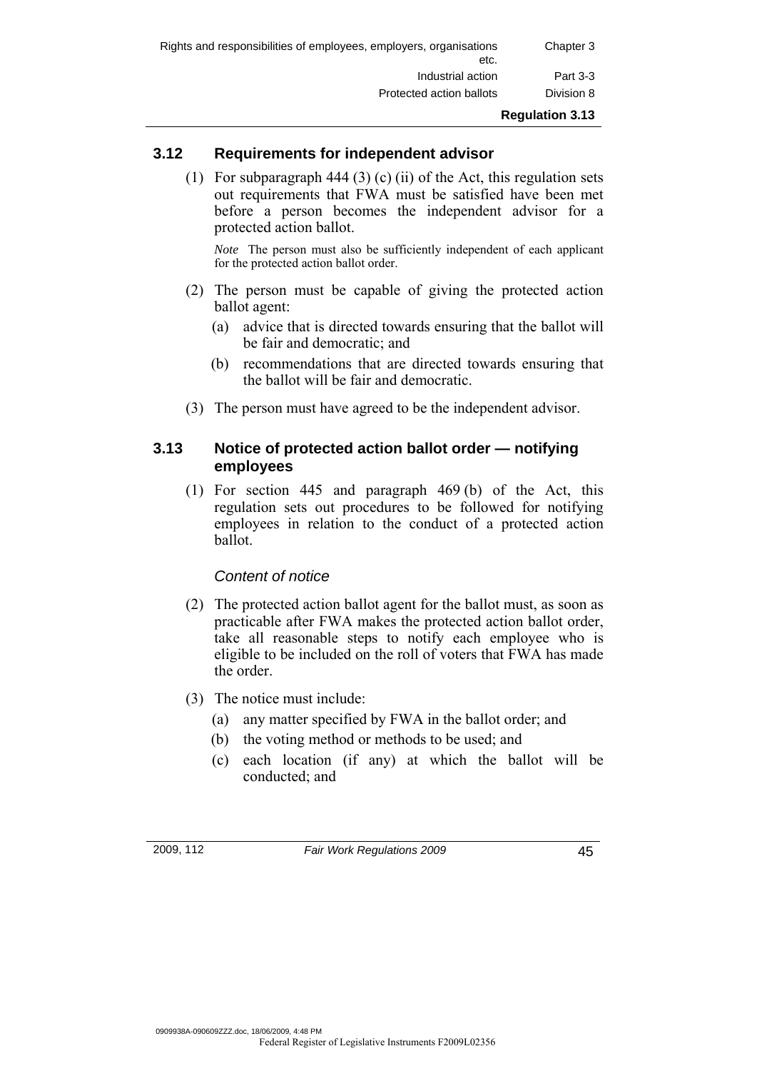### 3.12 Requirements for independent advisor

(1) For subparagraph 444 (3) (c) (ii) of the Act, this regulation sets out requirements that FWA must be satisfied have been met before a person becomes the independent advisor for a protected action ballot.

*Note* The person must also be sufficiently independent of each applicant for the protected action ballot order.

(2) The person must be capable of giving the protected action ballot agent:

(a) advice that is directed towards ensuring that the ballot will be fair and democratic; and

(b) recommendations that are directed towards ensuring that the ballot will be fair and democratic.

(3) The person must have agreed to be the independent advisor.

### 3.13 Notice of protected action ballot order — notifying employees

(1) For section 445 and paragraph 469 (b) of the Act, this regulation sets out procedures to be followed for notifying employees in relation to the conduct of a protected action ballot.

*Content of notice*

(2) The protected action ballot agent for the ballot must, as soon as practicable after FWA makes the protected action ballot order, take all reasonable steps to notify each employee who is eligible to be included on the roll of voters that FWA has made the order.

(3) The notice must include:

(a) any matter specified by FWA in the ballot order; and

(b) the voting method or methods to be used; and

(c) each location (if any) at which the ballot will be conducted; and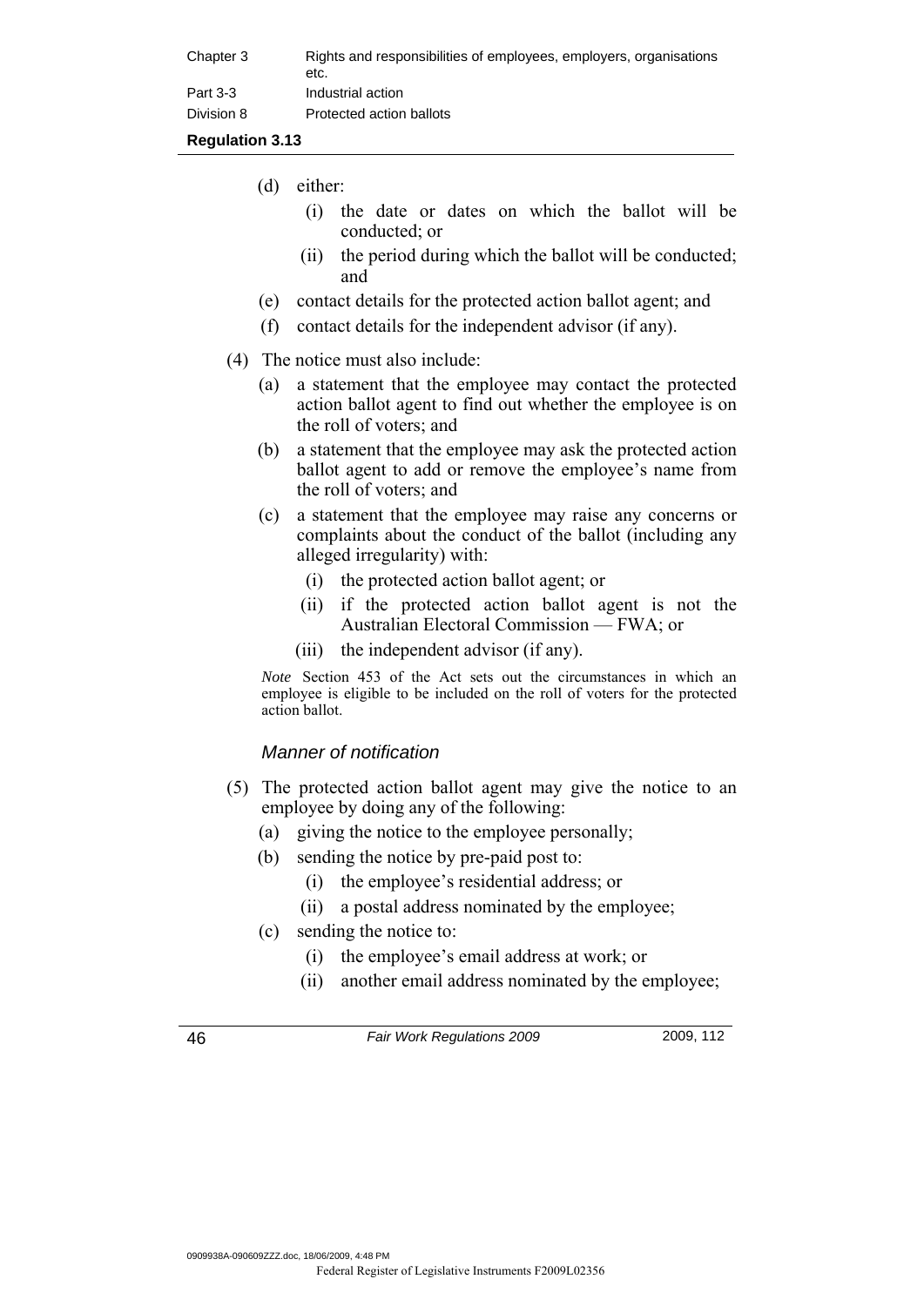(d) either:

  (i) the date or dates on which the ballot will be conducted; or

  (ii) the period during which the ballot will be conducted; and

(e) contact details for the protected action ballot agent; and

(f) contact details for the independent advisor (if any).

(4) The notice must also include:

  (a) a statement that the employee may contact the protected action ballot agent to find out whether the employee is on the roll of voters; and

  (b) a statement that the employee may ask the protected action ballot agent to add or remove the employee's name from the roll of voters; and

  (c) a statement that the employee may raise any concerns or complaints about the conduct of the ballot (including any alleged irregularity) with:

    (i) the protected action ballot agent; or

    (ii) if the protected action ballot agent is not the Australian Electoral Commission — FWA; or

    (iii) the independent advisor (if any).

*Note* Section 453 of the Act sets out the circumstances in which an employee is eligible to be included on the roll of voters for the protected action ballot.

### *Manner of notification*

(5) The protected action ballot agent may give the notice to an employee by doing any of the following:

  (a) giving the notice to the employee personally;

  (b) sending the notice by pre-paid post to:

    (i) the employee's residential address; or

    (ii) a postal address nominated by the employee;

  (c) sending the notice to:

    (i) the employee's email address at work; or

    (ii) another email address nominated by the employee;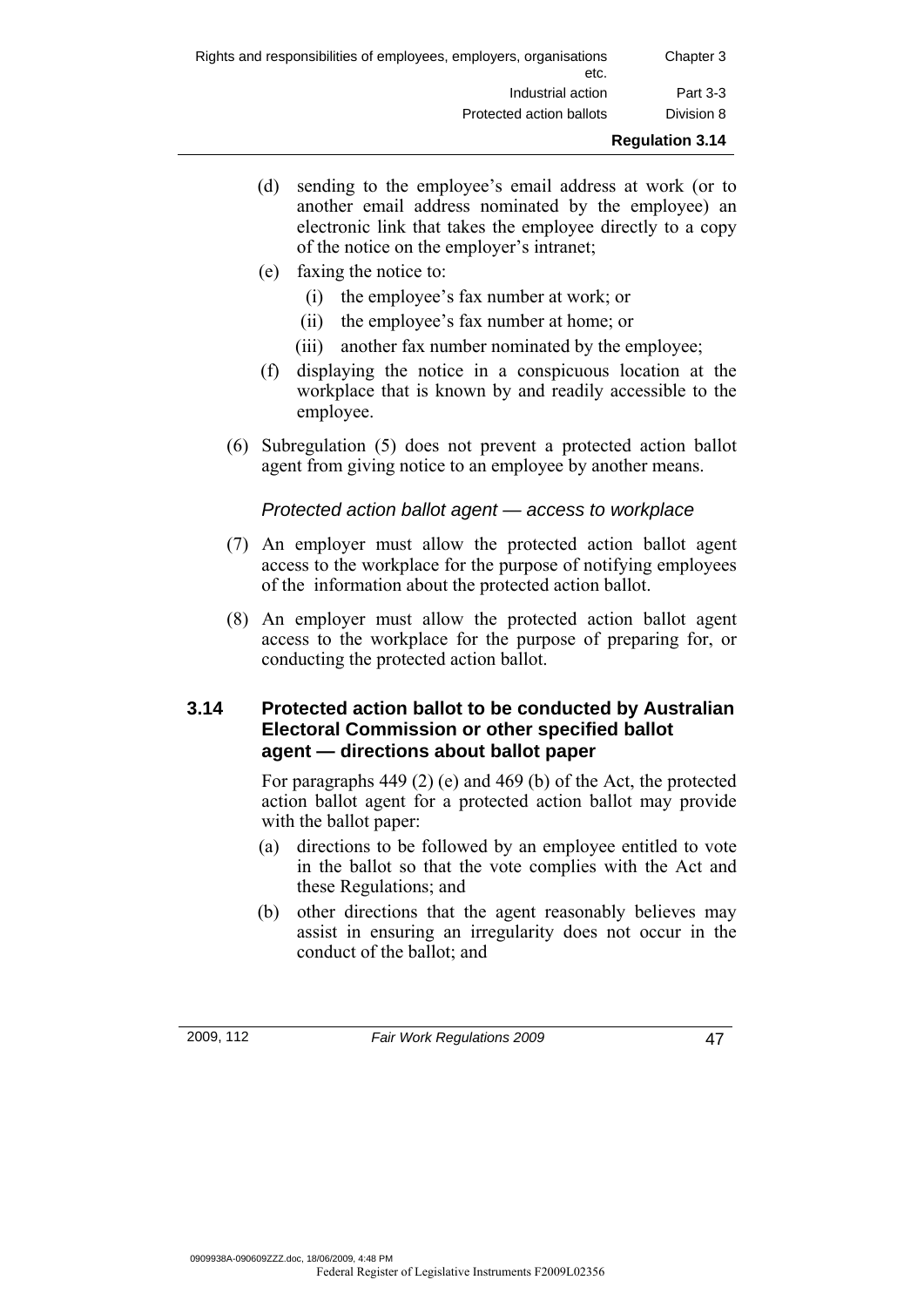(d) sending to the employee's email address at work (or to another email address nominated by the employee) an electronic link that takes the employee directly to a copy of the notice on the employer's intranet;

(e) faxing the notice to:

  (i) the employee's fax number at work; or

  (ii) the employee's fax number at home; or

  (iii) another fax number nominated by the employee;

(f) displaying the notice in a conspicuous location at the workplace that is known by and readily accessible to the employee.

(6) Subregulation (5) does not prevent a protected action ballot agent from giving notice to an employee by another means.

*Protected action ballot agent — access to workplace*

(7) An employer must allow the protected action ballot agent access to the workplace for the purpose of notifying employees of the information about the protected action ballot.

(8) An employer must allow the protected action ballot agent access to the workplace for the purpose of preparing for, or conducting the protected action ballot.

### 3.14 Protected action ballot to be conducted by Australian Electoral Commission or other specified ballot agent — directions about ballot paper

For paragraphs 449 (2) (e) and 469 (b) of the Act, the protected action ballot agent for a protected action ballot may provide with the ballot paper:

(a) directions to be followed by an employee entitled to vote in the ballot so that the vote complies with the Act and these Regulations; and

(b) other directions that the agent reasonably believes may assist in ensuring an irregularity does not occur in the conduct of the ballot; and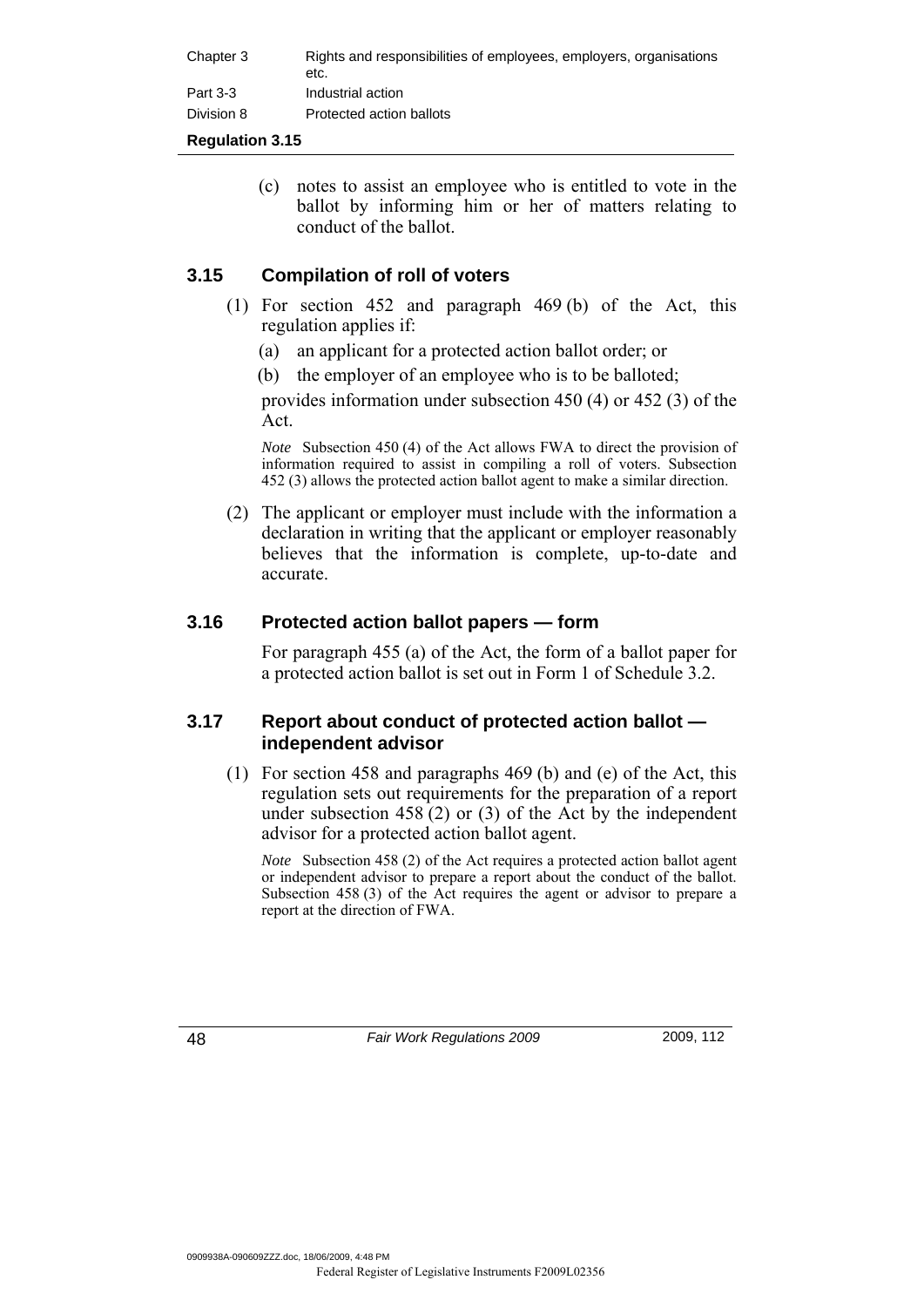(c) notes to assist an employee who is entitled to vote in the ballot by informing him or her of matters relating to conduct of the ballot.

### 3.15 Compilation of roll of voters

(1) For section 452 and paragraph 469 (b) of the Act, this regulation applies if:

(a) an applicant for a protected action ballot order; or

(b) the employer of an employee who is to be balloted;

provides information under subsection 450 (4) or 452 (3) of the Act.

*Note* Subsection 450 (4) of the Act allows FWA to direct the provision of information required to assist in compiling a roll of voters. Subsection 452 (3) allows the protected action ballot agent to make a similar direction.

(2) The applicant or employer must include with the information a declaration in writing that the applicant or employer reasonably believes that the information is complete, up-to-date and accurate.

### 3.16 Protected action ballot papers — form

For paragraph 455 (a) of the Act, the form of a ballot paper for a protected action ballot is set out in Form 1 of Schedule 3.2.

### 3.17 Report about conduct of protected action ballot — independent advisor

(1) For section 458 and paragraphs 469 (b) and (e) of the Act, this regulation sets out requirements for the preparation of a report under subsection 458 (2) or (3) of the Act by the independent advisor for a protected action ballot agent.

*Note* Subsection 458 (2) of the Act requires a protected action ballot agent or independent advisor to prepare a report about the conduct of the ballot. Subsection 458 (3) of the Act requires the agent or advisor to prepare a report at the direction of FWA.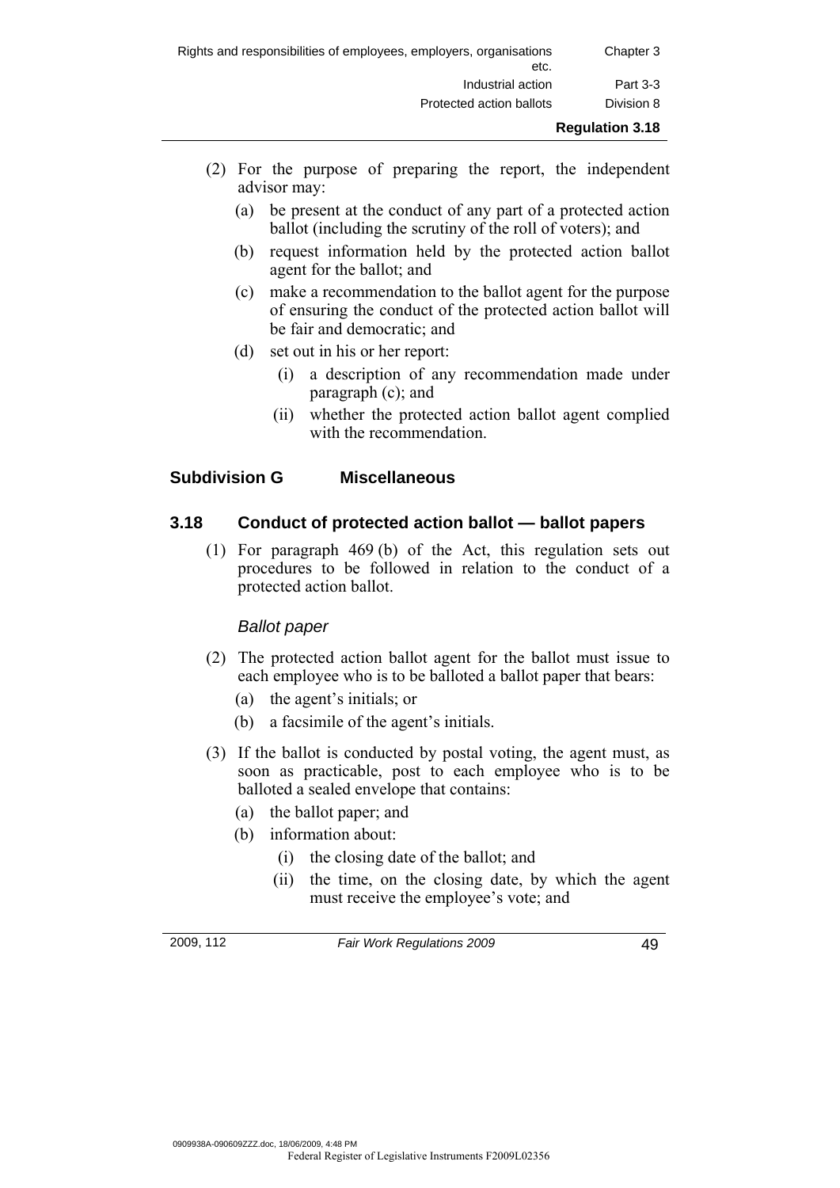(2) For the purpose of preparing the report, the independent advisor may:

  (a) be present at the conduct of any part of a protected action ballot (including the scrutiny of the roll of voters); and

  (b) request information held by the protected action ballot agent for the ballot; and

  (c) make a recommendation to the ballot agent for the purpose of ensuring the conduct of the protected action ballot will be fair and democratic; and

  (d) set out in his or her report:

    (i) a description of any recommendation made under paragraph (c); and

    (ii) whether the protected action ballot agent complied with the recommendation.

## Subdivision G Miscellaneous

### 3.18 Conduct of protected action ballot — ballot papers

(1) For paragraph 469 (b) of the Act, this regulation sets out procedures to be followed in relation to the conduct of a protected action ballot.

*Ballot paper*

(2) The protected action ballot agent for the ballot must issue to each employee who is to be balloted a ballot paper that bears:

  (a) the agent's initials; or

  (b) a facsimile of the agent's initials.

(3) If the ballot is conducted by postal voting, the agent must, as soon as practicable, post to each employee who is to be balloted a sealed envelope that contains:

  (a) the ballot paper; and

  (b) information about:

    (i) the closing date of the ballot; and

    (ii) the time, on the closing date, by which the agent must receive the employee's vote; and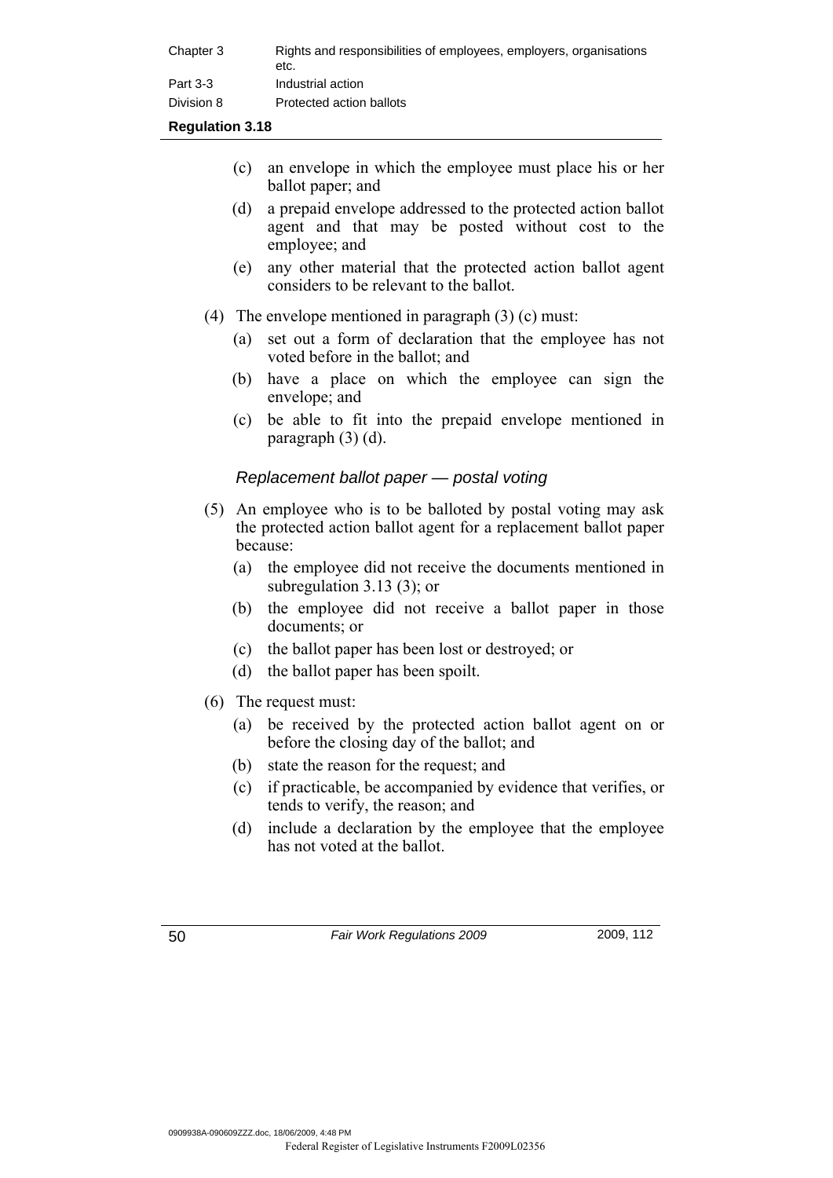(c) an envelope in which the employee must place his or her ballot paper; and

(d) a prepaid envelope addressed to the protected action ballot agent and that may be posted without cost to the employee; and

(e) any other material that the protected action ballot agent considers to be relevant to the ballot.

(4) The envelope mentioned in paragraph (3) (c) must:

(a) set out a form of declaration that the employee has not voted before in the ballot; and

(b) have a place on which the employee can sign the envelope; and

(c) be able to fit into the prepaid envelope mentioned in paragraph (3) (d).

*Replacement ballot paper — postal voting*

(5) An employee who is to be balloted by postal voting may ask the protected action ballot agent for a replacement ballot paper because:

(a) the employee did not receive the documents mentioned in subregulation 3.13 (3); or

(b) the employee did not receive a ballot paper in those documents; or

(c) the ballot paper has been lost or destroyed; or

(d) the ballot paper has been spoilt.

(6) The request must:

(a) be received by the protected action ballot agent on or before the closing day of the ballot; and

(b) state the reason for the request; and

(c) if practicable, be accompanied by evidence that verifies, or tends to verify, the reason; and

(d) include a declaration by the employee that the employee has not voted at the ballot.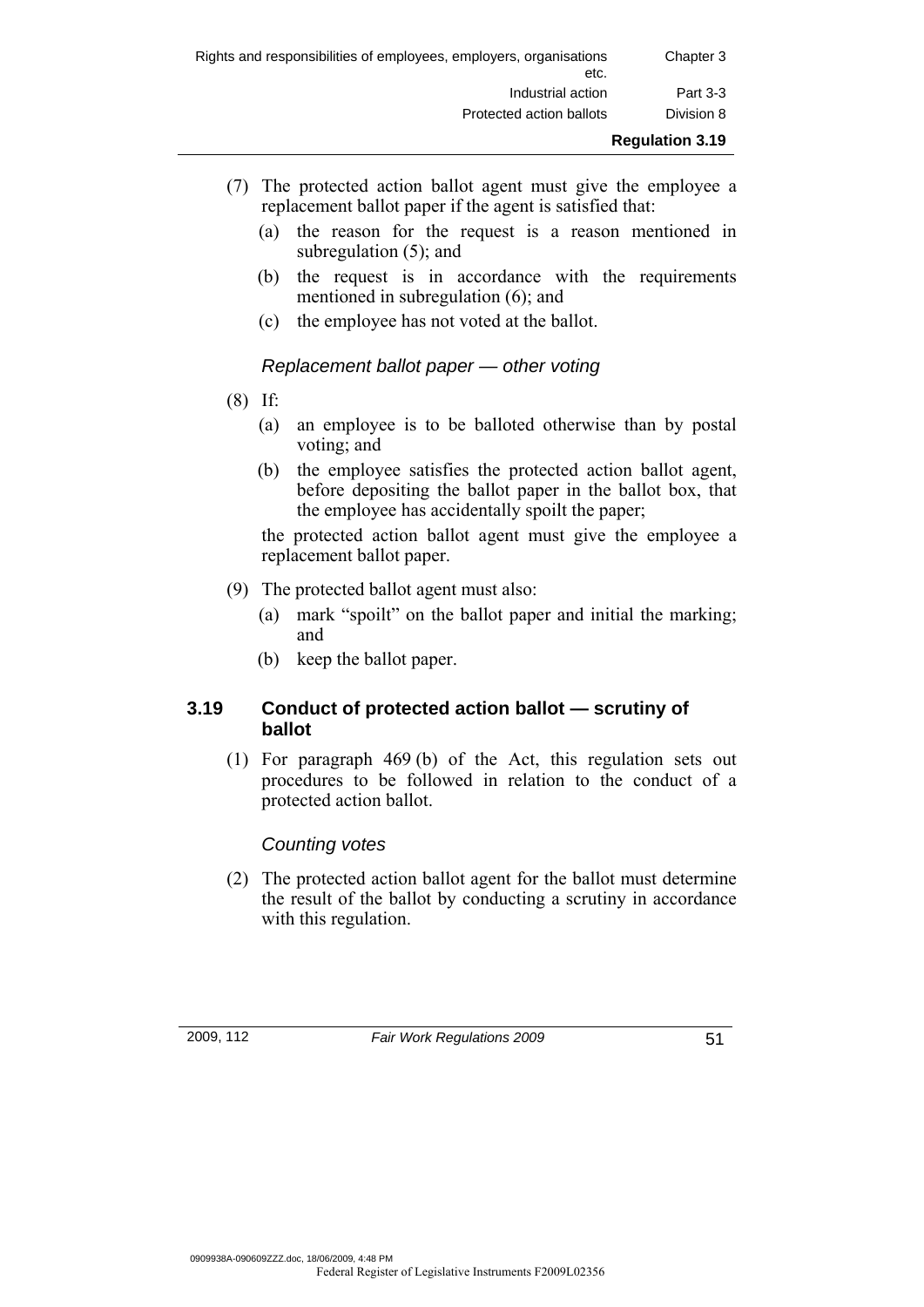(7) The protected action ballot agent must give the employee a replacement ballot paper if the agent is satisfied that:

(a) the reason for the request is a reason mentioned in subregulation (5); and

(b) the request is in accordance with the requirements mentioned in subregulation (6); and

(c) the employee has not voted at the ballot.

*Replacement ballot paper — other voting*

(8) If:

(a) an employee is to be balloted otherwise than by postal voting; and

(b) the employee satisfies the protected action ballot agent, before depositing the ballot paper in the ballot box, that the employee has accidentally spoilt the paper;

the protected action ballot agent must give the employee a replacement ballot paper.

(9) The protected ballot agent must also:

(a) mark "spoilt" on the ballot paper and initial the marking; and

(b) keep the ballot paper.

## 3.19 Conduct of protected action ballot — scrutiny of ballot

(1) For paragraph 469 (b) of the Act, this regulation sets out procedures to be followed in relation to the conduct of a protected action ballot.

*Counting votes*

(2) The protected action ballot agent for the ballot must determine the result of the ballot by conducting a scrutiny in accordance with this regulation.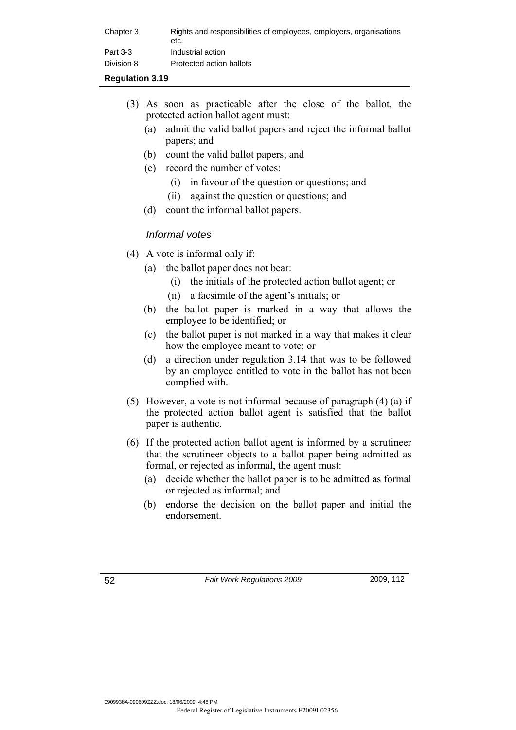(3) As soon as practicable after the close of the ballot, the protected action ballot agent must:

- (a) admit the valid ballot papers and reject the informal ballot papers; and
- (b) count the valid ballot papers; and
- (c) record the number of votes:
  - (i) in favour of the question or questions; and
  - (ii) against the question or questions; and
- (d) count the informal ballot papers.

*Informal votes*

(4) A vote is informal only if:

- (a) the ballot paper does not bear:
  - (i) the initials of the protected action ballot agent; or
  - (ii) a facsimile of the agent's initials; or
- (b) the ballot paper is marked in a way that allows the employee to be identified; or
- (c) the ballot paper is not marked in a way that makes it clear how the employee meant to vote; or
- (d) a direction under regulation 3.14 that was to be followed by an employee entitled to vote in the ballot has not been complied with.

(5) However, a vote is not informal because of paragraph (4) (a) if the protected action ballot agent is satisfied that the ballot paper is authentic.

(6) If the protected action ballot agent is informed by a scrutineer that the scrutineer objects to a ballot paper being admitted as formal, or rejected as informal, the agent must:

- (a) decide whether the ballot paper is to be admitted as formal or rejected as informal; and
- (b) endorse the decision on the ballot paper and initial the endorsement.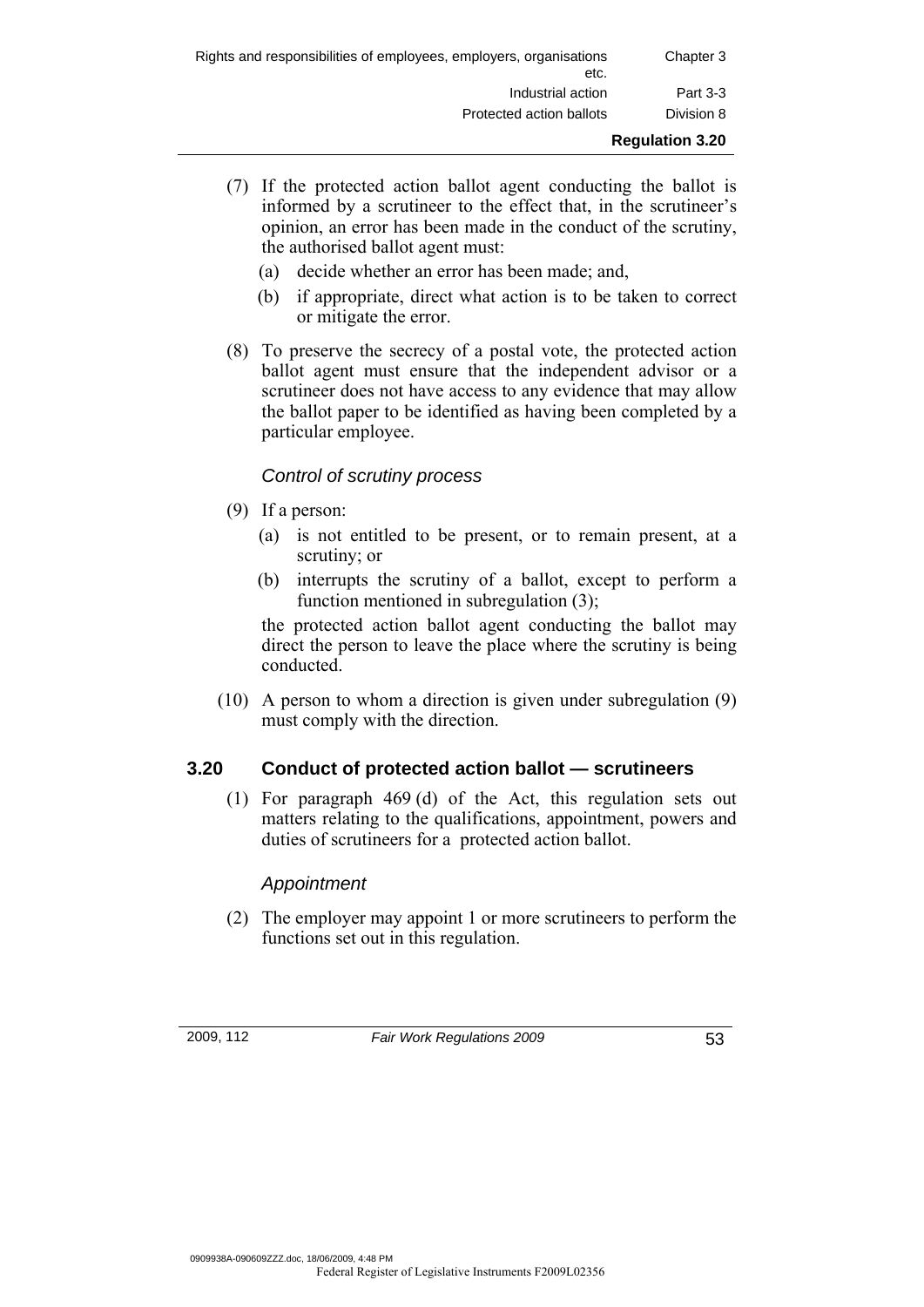(7) If the protected action ballot agent conducting the ballot is informed by a scrutineer to the effect that, in the scrutineer's opinion, an error has been made in the conduct of the scrutiny, the authorised ballot agent must:

- (a) decide whether an error has been made; and,
- (b) if appropriate, direct what action is to be taken to correct or mitigate the error.

(8) To preserve the secrecy of a postal vote, the protected action ballot agent must ensure that the independent advisor or a scrutineer does not have access to any evidence that may allow the ballot paper to be identified as having been completed by a particular employee.

*Control of scrutiny process*

(9) If a person:

- (a) is not entitled to be present, or to remain present, at a scrutiny; or
- (b) interrupts the scrutiny of a ballot, except to perform a function mentioned in subregulation (3);

the protected action ballot agent conducting the ballot may direct the person to leave the place where the scrutiny is being conducted.

(10) A person to whom a direction is given under subregulation (9) must comply with the direction.

## 3.20 Conduct of protected action ballot — scrutineers

(1) For paragraph 469 (d) of the Act, this regulation sets out matters relating to the qualifications, appointment, powers and duties of scrutineers for a protected action ballot.

*Appointment*

(2) The employer may appoint 1 or more scrutineers to perform the functions set out in this regulation.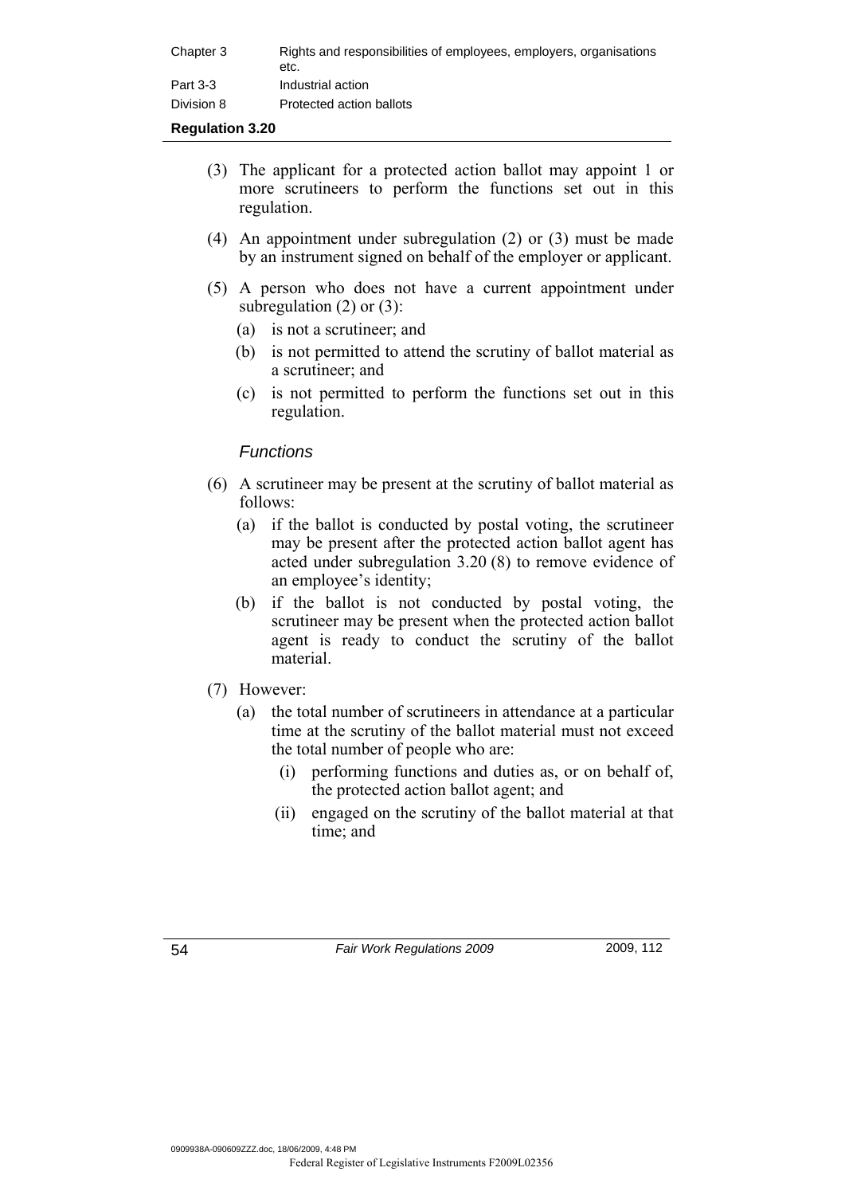(3) The applicant for a protected action ballot may appoint 1 or more scrutineers to perform the functions set out in this regulation.

(4) An appointment under subregulation (2) or (3) must be made by an instrument signed on behalf of the employer or applicant.

(5) A person who does not have a current appointment under subregulation (2) or (3):

   (a) is not a scrutineer; and

   (b) is not permitted to attend the scrutiny of ballot material as a scrutineer; and

   (c) is not permitted to perform the functions set out in this regulation.

*Functions*

(6) A scrutineer may be present at the scrutiny of ballot material as follows:

   (a) if the ballot is conducted by postal voting, the scrutineer may be present after the protected action ballot agent has acted under subregulation 3.20 (8) to remove evidence of an employee's identity;

   (b) if the ballot is not conducted by postal voting, the scrutineer may be present when the protected action ballot agent is ready to conduct the scrutiny of the ballot material.

(7) However:

   (a) the total number of scrutineers in attendance at a particular time at the scrutiny of the ballot material must not exceed the total number of people who are:

      (i) performing functions and duties as, or on behalf of, the protected action ballot agent; and

      (ii) engaged on the scrutiny of the ballot material at that time; and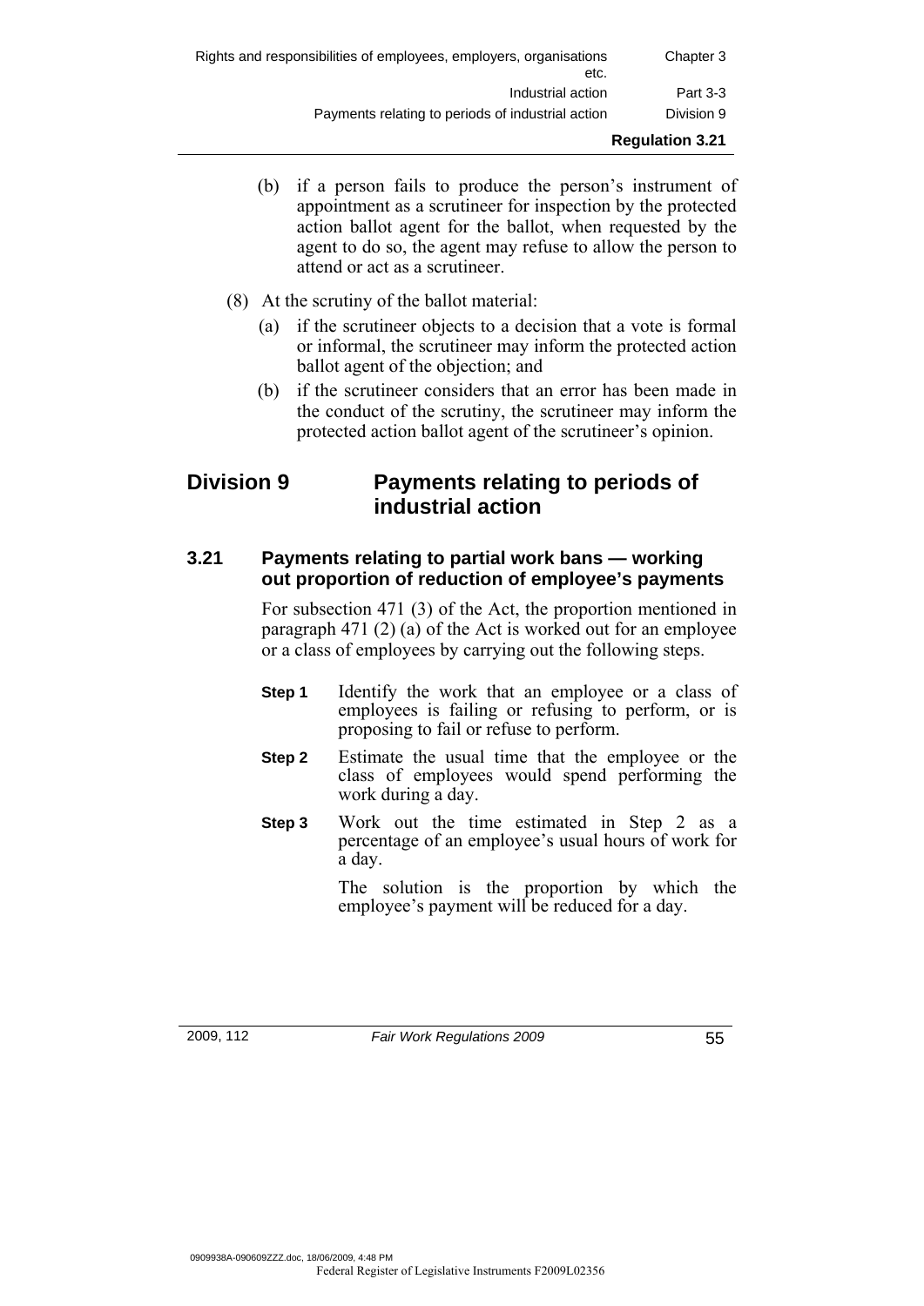(b) if a person fails to produce the person's instrument of appointment as a scrutineer for inspection by the protected action ballot agent for the ballot, when requested by the agent to do so, the agent may refuse to allow the person to attend or act as a scrutineer.

(8) At the scrutiny of the ballot material:

(a) if the scrutineer objects to a decision that a vote is formal or informal, the scrutineer may inform the protected action ballot agent of the objection; and

(b) if the scrutineer considers that an error has been made in the conduct of the scrutiny, the scrutineer may inform the protected action ballot agent of the scrutineer's opinion.

## Division 9 Payments relating to periods of industrial action

### 3.21 Payments relating to partial work bans — working out proportion of reduction of employee's payments

For subsection 471 (3) of the Act, the proportion mentioned in paragraph 471 (2) (a) of the Act is worked out for an employee or a class of employees by carrying out the following steps.

**Step 1** Identify the work that an employee or a class of employees is failing or refusing to perform, or is proposing to fail or refuse to perform.

**Step 2** Estimate the usual time that the employee or the class of employees would spend performing the work during a day.

**Step 3** Work out the time estimated in Step 2 as a percentage of an employee's usual hours of work for a day.

The solution is the proportion by which the employee's payment will be reduced for a day.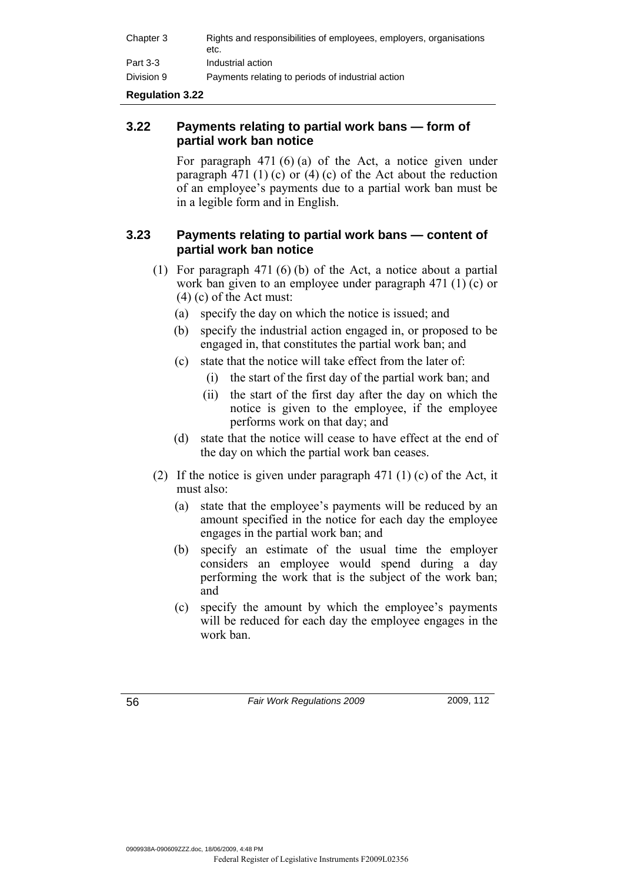## 3.22 Payments relating to partial work bans — form of partial work ban notice

For paragraph 471 (6) (a) of the Act, a notice given under paragraph 471 (1) (c) or (4) (c) of the Act about the reduction of an employee's payments due to a partial work ban must be in a legible form and in English.

## 3.23 Payments relating to partial work bans — content of partial work ban notice

(1) For paragraph 471 (6) (b) of the Act, a notice about a partial work ban given to an employee under paragraph 471 (1) (c) or (4) (c) of the Act must:

   (a) specify the day on which the notice is issued; and

   (b) specify the industrial action engaged in, or proposed to be engaged in, that constitutes the partial work ban; and

   (c) state that the notice will take effect from the later of:

      (i) the start of the first day of the partial work ban; and

      (ii) the start of the first day after the day on which the notice is given to the employee, if the employee performs work on that day; and

   (d) state that the notice will cease to have effect at the end of the day on which the partial work ban ceases.

(2) If the notice is given under paragraph 471 (1) (c) of the Act, it must also:

   (a) state that the employee's payments will be reduced by an amount specified in the notice for each day the employee engages in the partial work ban; and

   (b) specify an estimate of the usual time the employer considers an employee would spend during a day performing the work that is the subject of the work ban; and

   (c) specify the amount by which the employee's payments will be reduced for each day the employee engages in the work ban.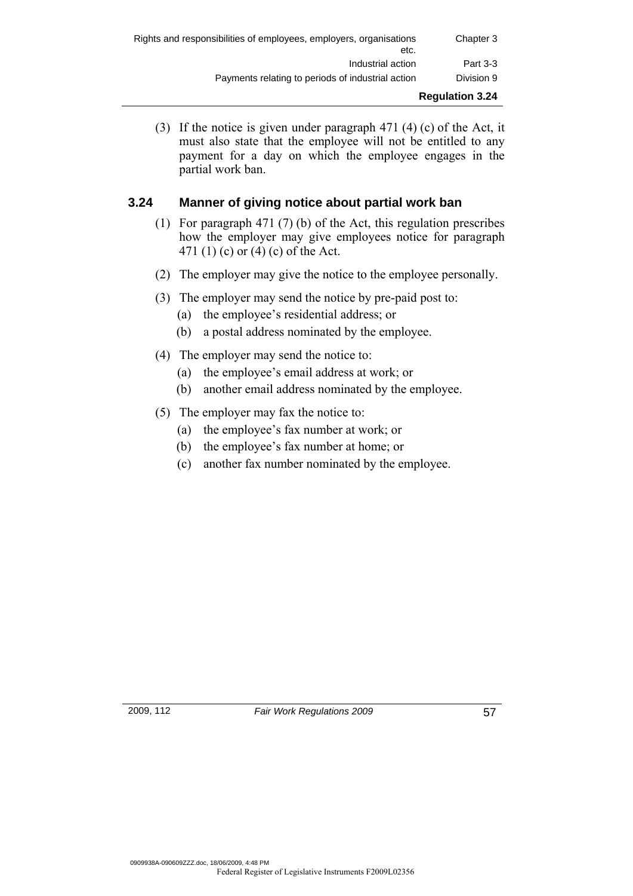(3) If the notice is given under paragraph 471 (4) (c) of the Act, it must also state that the employee will not be entitled to any payment for a day on which the employee engages in the partial work ban.

### 3.24 Manner of giving notice about partial work ban

(1) For paragraph 471 (7) (b) of the Act, this regulation prescribes how the employer may give employees notice for paragraph 471 (1) (c) or (4) (c) of the Act.

(2) The employer may give the notice to the employee personally.

(3) The employer may send the notice by pre-paid post to:

- (a) the employee's residential address; or
- (b) a postal address nominated by the employee.

(4) The employer may send the notice to:

- (a) the employee's email address at work; or
- (b) another email address nominated by the employee.

(5) The employer may fax the notice to:

- (a) the employee's fax number at work; or
- (b) the employee's fax number at home; or
- (c) another fax number nominated by the employee.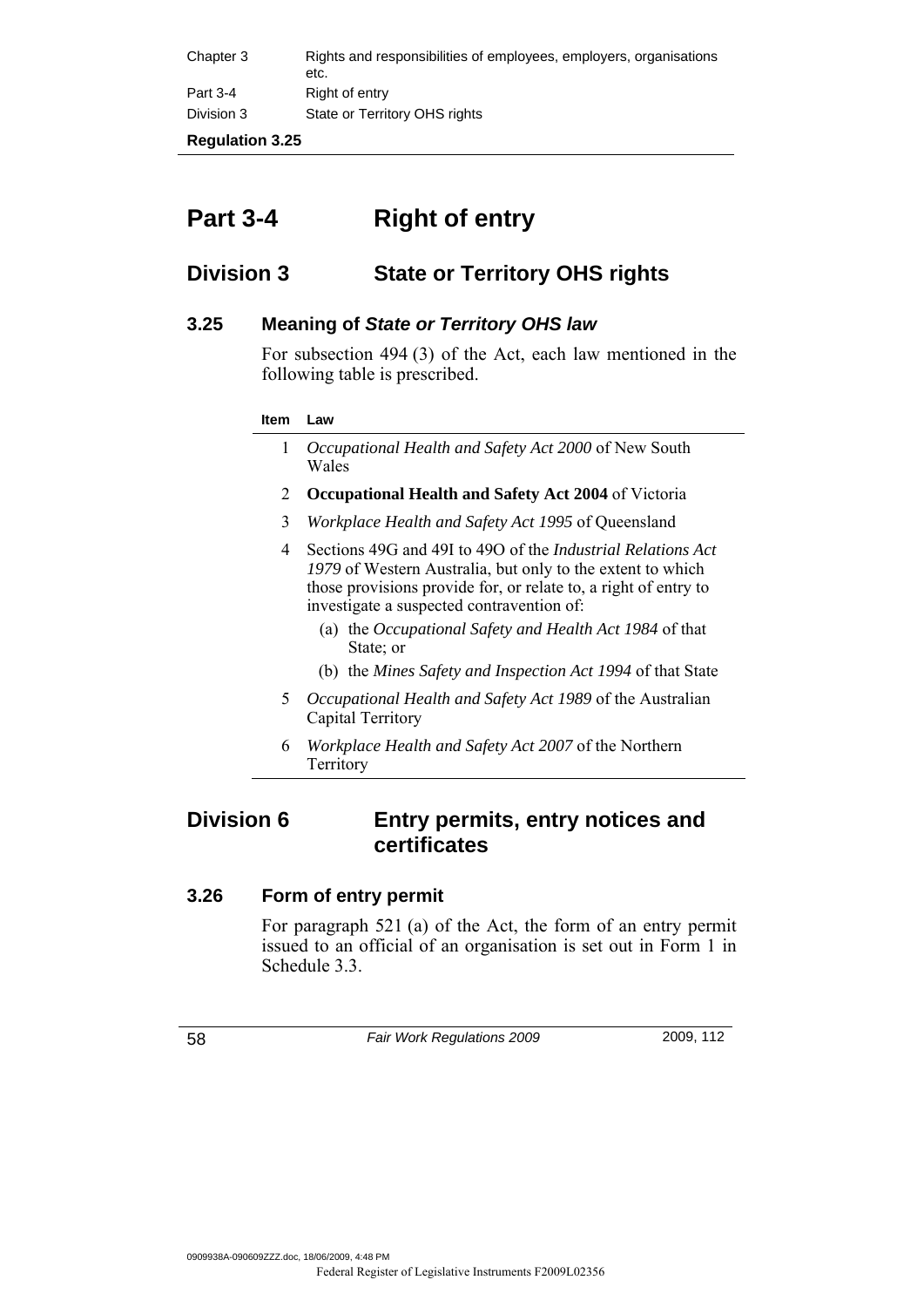# Part 3-4 Right of entry

## Division 3 State or Territory OHS rights

### 3.25 Meaning of *State or Territory OHS law*

For subsection 494 (3) of the Act, each law mentioned in the following table is prescribed.

| Item | Law |
|---|---|
| 1 | *Occupational Health and Safety Act 2000* of New South Wales |
| 2 | **Occupational Health and Safety Act 2004** of Victoria |
| 3 | *Workplace Health and Safety Act 1995* of Queensland |
| 4 | Sections 49G and 49I to 49O of the *Industrial Relations Act 1979* of Western Australia, but only to the extent to which those provisions provide for, or relate to, a right of entry to investigate a suspected contravention of: (a) the *Occupational Safety and Health Act 1984* of that State; or (b) the *Mines Safety and Inspection Act 1994* of that State |
| 5 | *Occupational Health and Safety Act 1989* of the Australian Capital Territory |
| 6 | *Workplace Health and Safety Act 2007* of the Northern Territory |

## Division 6 Entry permits, entry notices and certificates

### 3.26 Form of entry permit

For paragraph 521 (a) of the Act, the form of an entry permit issued to an official of an organisation is set out in Form 1 in Schedule 3.3.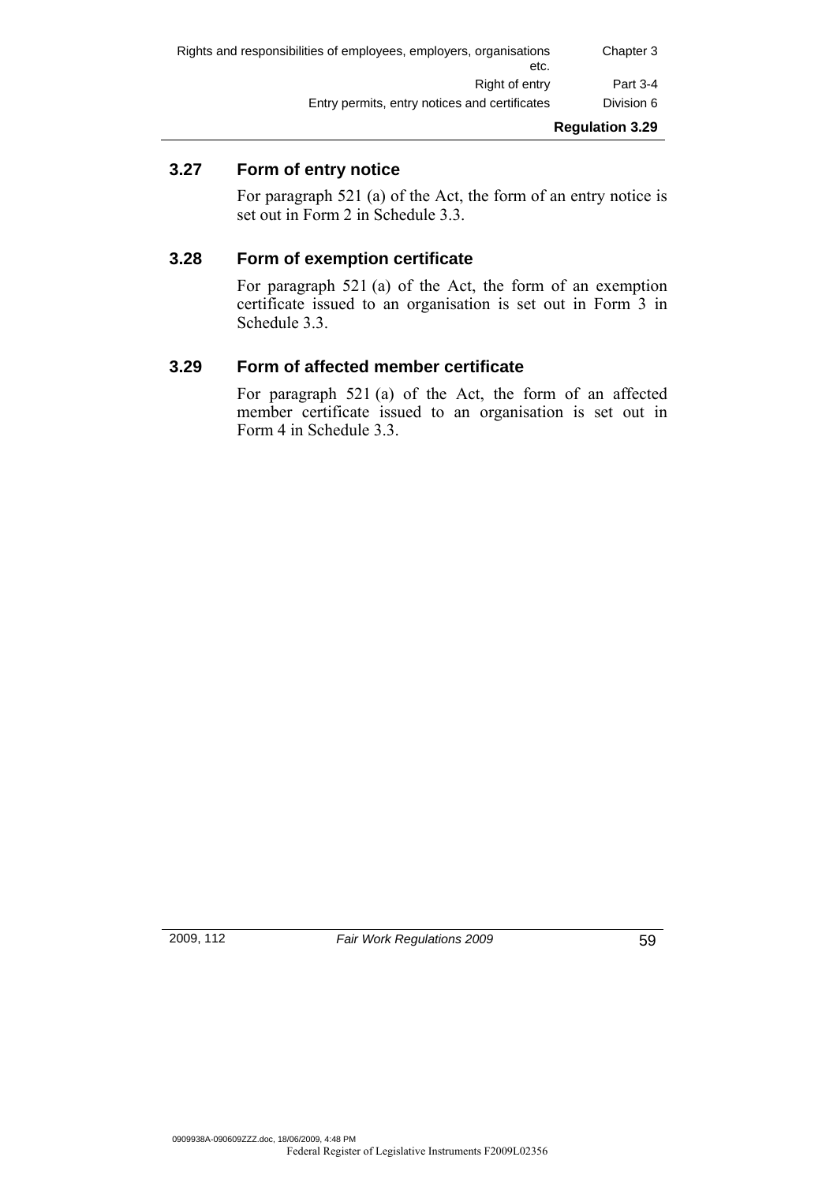### 3.27 Form of entry notice

For paragraph 521 (a) of the Act, the form of an entry notice is set out in Form 2 in Schedule 3.3.

### 3.28 Form of exemption certificate

For paragraph 521 (a) of the Act, the form of an exemption certificate issued to an organisation is set out in Form 3 in Schedule 3.3.

### 3.29 Form of affected member certificate

For paragraph 521 (a) of the Act, the form of an affected member certificate issued to an organisation is set out in Form 4 in Schedule 3.3.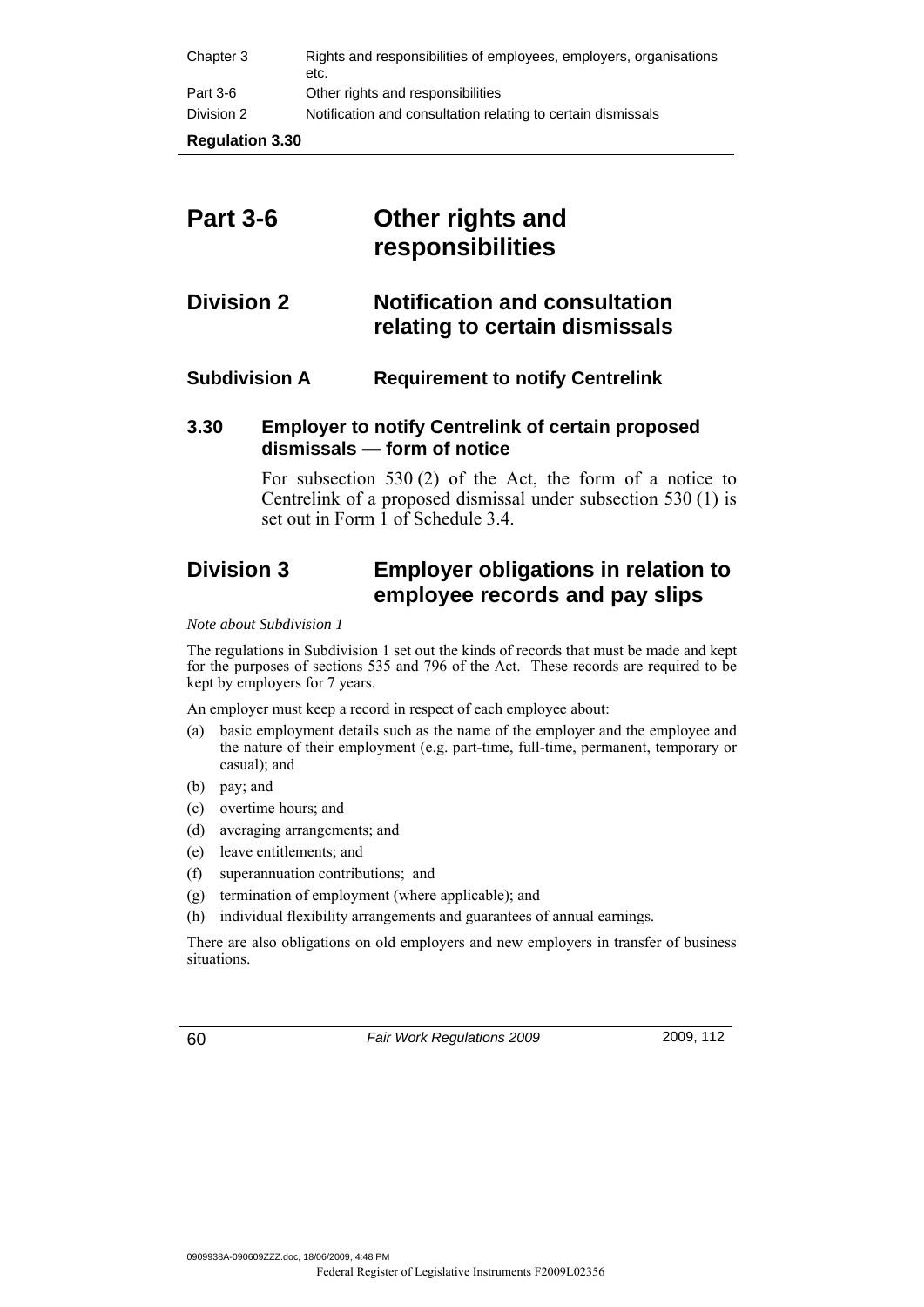# Part 3-6 Other rights and responsibilities

## Division 2 Notification and consultation relating to certain dismissals

### Subdivision A Requirement to notify Centrelink

#### 3.30 Employer to notify Centrelink of certain proposed dismissals — form of notice

For subsection 530 (2) of the Act, the form of a notice to Centrelink of a proposed dismissal under subsection 530 (1) is set out in Form 1 of Schedule 3.4.

## Division 3 Employer obligations in relation to employee records and pay slips

*Note about Subdivision 1*

The regulations in Subdivision 1 set out the kinds of records that must be made and kept for the purposes of sections 535 and 796 of the Act. These records are required to be kept by employers for 7 years.

An employer must keep a record in respect of each employee about:

(a) basic employment details such as the name of the employer and the employee and the nature of their employment (e.g. part-time, full-time, permanent, temporary or casual); and

(b) pay; and

(c) overtime hours; and

(d) averaging arrangements; and

(e) leave entitlements; and

(f) superannuation contributions; and

(g) termination of employment (where applicable); and

(h) individual flexibility arrangements and guarantees of annual earnings.

There are also obligations on old employers and new employers in transfer of business situations.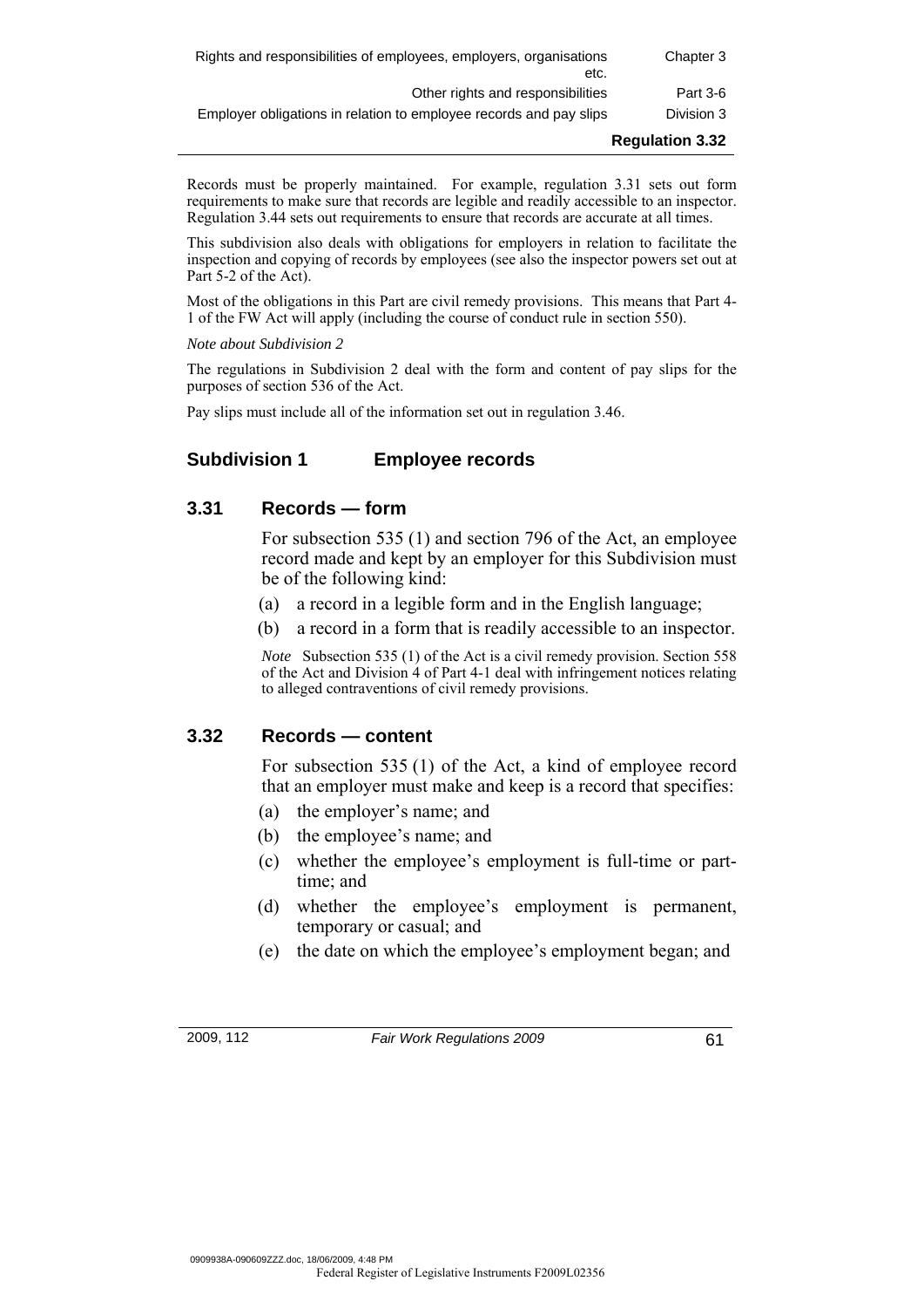Records must be properly maintained. For example, regulation 3.31 sets out form requirements to make sure that records are legible and readily accessible to an inspector. Regulation 3.44 sets out requirements to ensure that records are accurate at all times.

This subdivision also deals with obligations for employers in relation to facilitate the inspection and copying of records by employees (see also the inspector powers set out at Part 5-2 of the Act).

Most of the obligations in this Part are civil remedy provisions. This means that Part 4-1 of the FW Act will apply (including the course of conduct rule in section 550).

*Note about Subdivision 2*

The regulations in Subdivision 2 deal with the form and content of pay slips for the purposes of section 536 of the Act.

Pay slips must include all of the information set out in regulation 3.46.

## Subdivision 1 Employee records

### 3.31 Records — form

For subsection 535 (1) and section 796 of the Act, an employee record made and kept by an employer for this Subdivision must be of the following kind:

(a) a record in a legible form and in the English language;

(b) a record in a form that is readily accessible to an inspector.

*Note* Subsection 535 (1) of the Act is a civil remedy provision. Section 558 of the Act and Division 4 of Part 4-1 deal with infringement notices relating to alleged contraventions of civil remedy provisions.

### 3.32 Records — content

For subsection 535 (1) of the Act, a kind of employee record that an employer must make and keep is a record that specifies:

(a) the employer's name; and

(b) the employee's name; and

(c) whether the employee's employment is full-time or part-time; and

(d) whether the employee's employment is permanent, temporary or casual; and

(e) the date on which the employee's employment began; and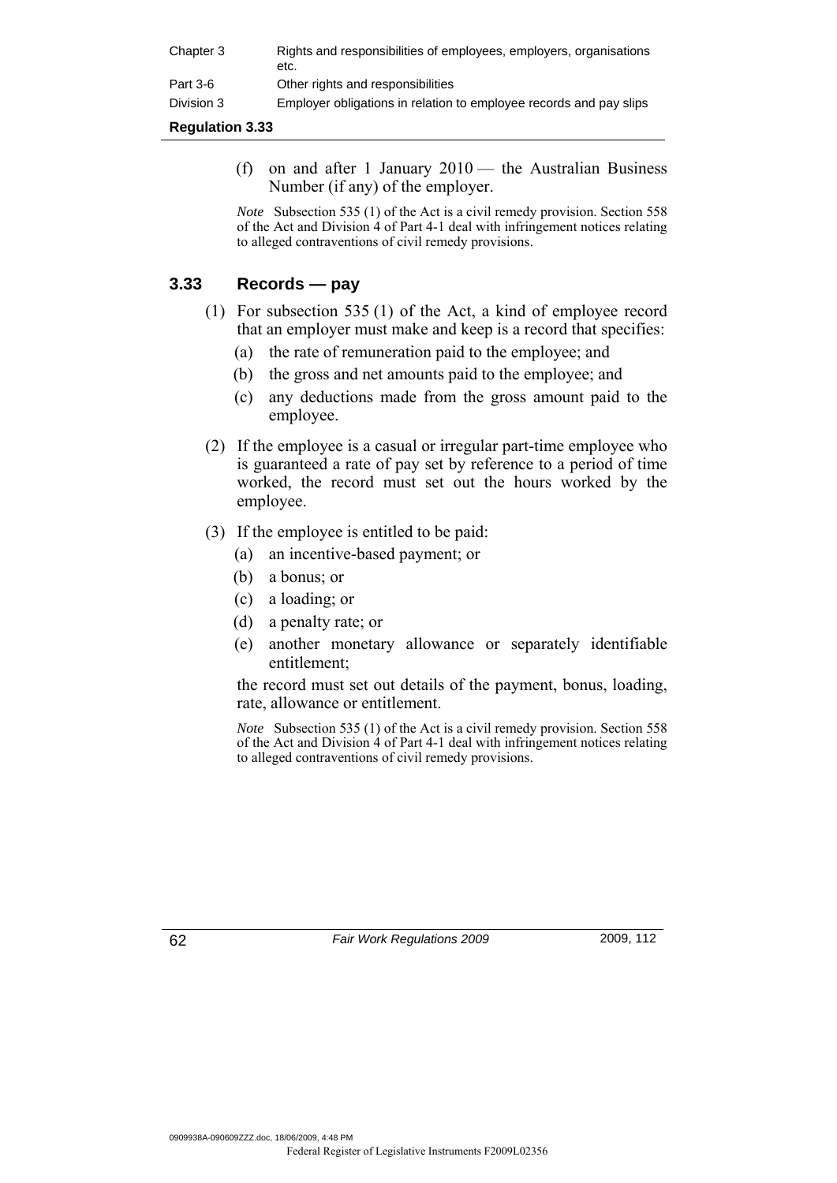(f) on and after 1 January 2010 — the Australian Business Number (if any) of the employer.

*Note* Subsection 535 (1) of the Act is a civil remedy provision. Section 558 of the Act and Division 4 of Part 4-1 deal with infringement notices relating to alleged contraventions of civil remedy provisions.

## 3.33 Records — pay

(1) For subsection 535 (1) of the Act, a kind of employee record that an employer must make and keep is a record that specifies:

(a) the rate of remuneration paid to the employee; and

(b) the gross and net amounts paid to the employee; and

(c) any deductions made from the gross amount paid to the employee.

(2) If the employee is a casual or irregular part-time employee who is guaranteed a rate of pay set by reference to a period of time worked, the record must set out the hours worked by the employee.

(3) If the employee is entitled to be paid:

(a) an incentive-based payment; or

(b) a bonus; or

(c) a loading; or

(d) a penalty rate; or

(e) another monetary allowance or separately identifiable entitlement;

the record must set out details of the payment, bonus, loading, rate, allowance or entitlement.

*Note* Subsection 535 (1) of the Act is a civil remedy provision. Section 558 of the Act and Division 4 of Part 4-1 deal with infringement notices relating to alleged contraventions of civil remedy provisions.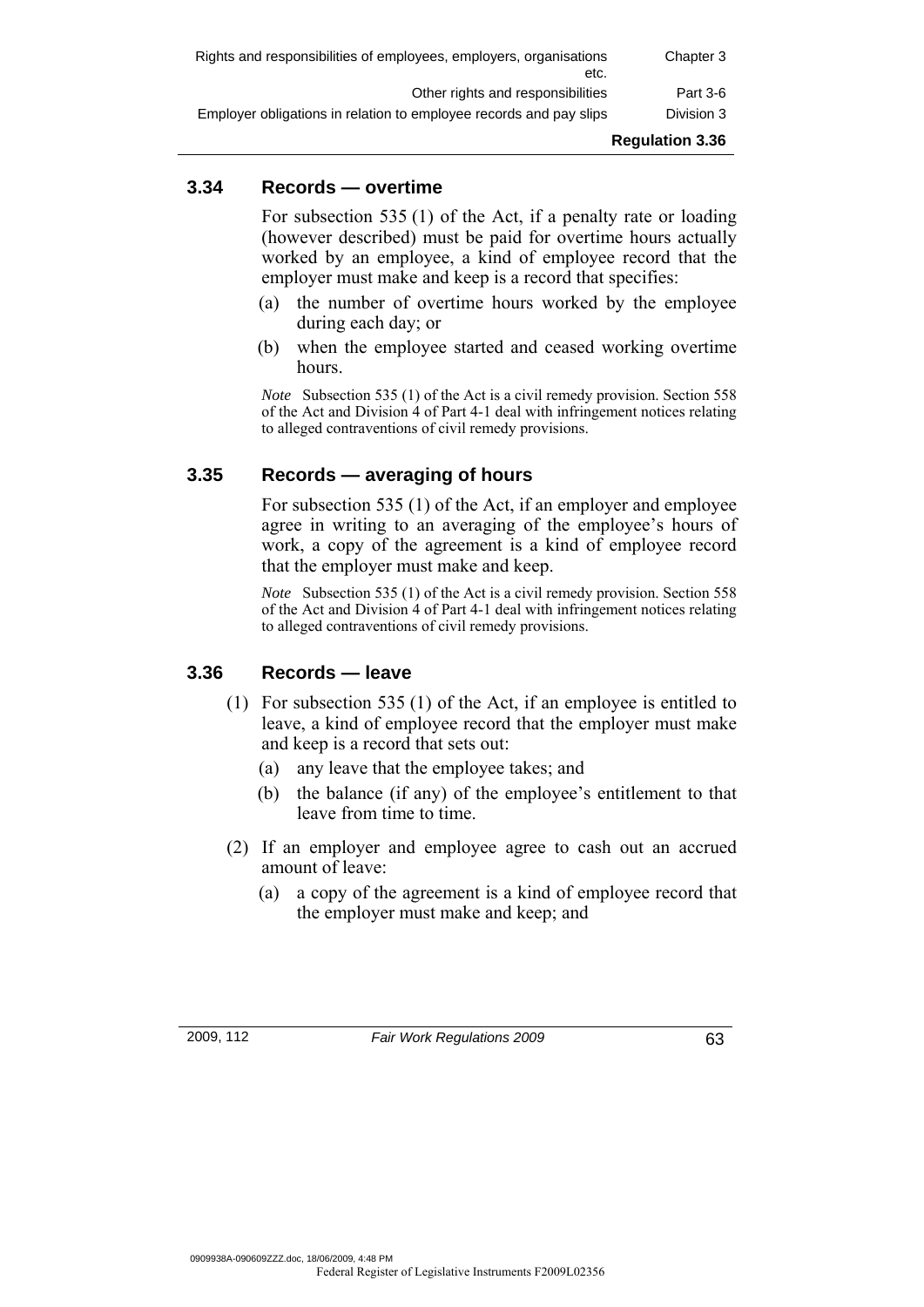### 3.34 Records — overtime

For subsection 535 (1) of the Act, if a penalty rate or loading (however described) must be paid for overtime hours actually worked by an employee, a kind of employee record that the employer must make and keep is a record that specifies:

(a) the number of overtime hours worked by the employee during each day; or

(b) when the employee started and ceased working overtime hours.

*Note* Subsection 535 (1) of the Act is a civil remedy provision. Section 558 of the Act and Division 4 of Part 4-1 deal with infringement notices relating to alleged contraventions of civil remedy provisions.

### 3.35 Records — averaging of hours

For subsection 535 (1) of the Act, if an employer and employee agree in writing to an averaging of the employee's hours of work, a copy of the agreement is a kind of employee record that the employer must make and keep.

*Note* Subsection 535 (1) of the Act is a civil remedy provision. Section 558 of the Act and Division 4 of Part 4-1 deal with infringement notices relating to alleged contraventions of civil remedy provisions.

### 3.36 Records — leave

(1) For subsection 535 (1) of the Act, if an employee is entitled to leave, a kind of employee record that the employer must make and keep is a record that sets out:

(a) any leave that the employee takes; and

(b) the balance (if any) of the employee's entitlement to that leave from time to time.

(2) If an employer and employee agree to cash out an accrued amount of leave:

(a) a copy of the agreement is a kind of employee record that the employer must make and keep; and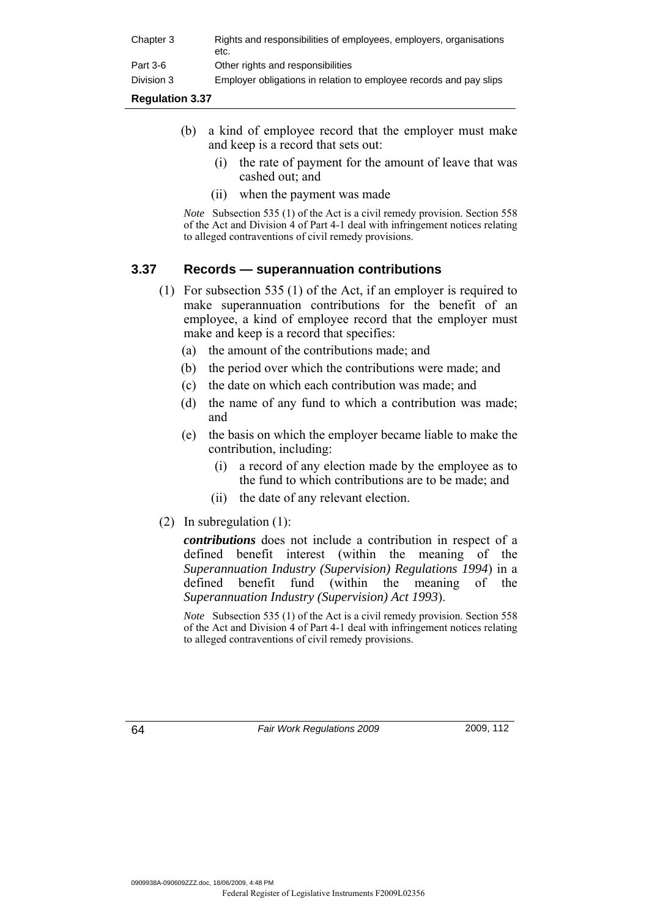(b) a kind of employee record that the employer must make and keep is a record that sets out:

(i) the rate of payment for the amount of leave that was cashed out; and

(ii) when the payment was made

*Note* Subsection 535 (1) of the Act is a civil remedy provision. Section 558 of the Act and Division 4 of Part 4-1 deal with infringement notices relating to alleged contraventions of civil remedy provisions.

## 3.37 Records — superannuation contributions

(1) For subsection 535 (1) of the Act, if an employer is required to make superannuation contributions for the benefit of an employee, a kind of employee record that the employer must make and keep is a record that specifies:

(a) the amount of the contributions made; and

(b) the period over which the contributions were made; and

(c) the date on which each contribution was made; and

(d) the name of any fund to which a contribution was made; and

(e) the basis on which the employer became liable to make the contribution, including:

(i) a record of any election made by the employee as to the fund to which contributions are to be made; and

(ii) the date of any relevant election.

(2) In subregulation (1):

***contributions*** does not include a contribution in respect of a defined benefit interest (within the meaning of the *Superannuation Industry (Supervision) Regulations 1994*) in a defined benefit fund (within the meaning of the *Superannuation Industry (Supervision) Act 1993*).

*Note* Subsection 535 (1) of the Act is a civil remedy provision. Section 558 of the Act and Division 4 of Part 4-1 deal with infringement notices relating to alleged contraventions of civil remedy provisions.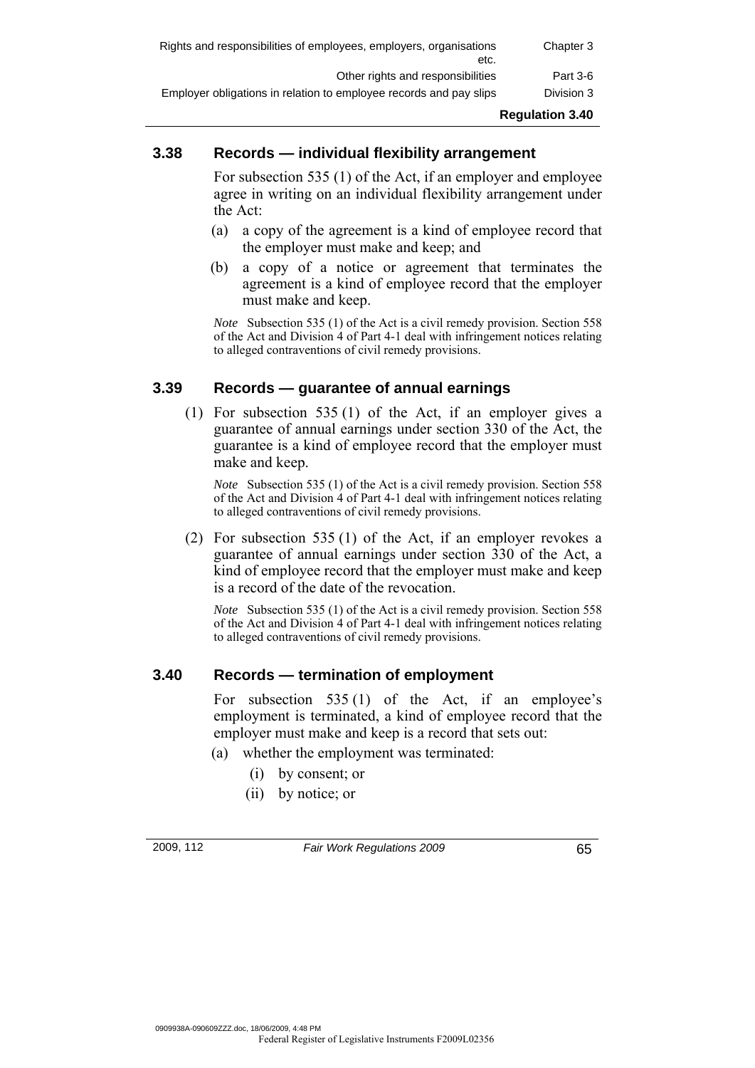### 3.38 Records — individual flexibility arrangement

For subsection 535 (1) of the Act, if an employer and employee agree in writing on an individual flexibility arrangement under the Act:

(a) a copy of the agreement is a kind of employee record that the employer must make and keep; and

(b) a copy of a notice or agreement that terminates the agreement is a kind of employee record that the employer must make and keep.

*Note* Subsection 535 (1) of the Act is a civil remedy provision. Section 558 of the Act and Division 4 of Part 4-1 deal with infringement notices relating to alleged contraventions of civil remedy provisions.

### 3.39 Records — guarantee of annual earnings

(1) For subsection 535 (1) of the Act, if an employer gives a guarantee of annual earnings under section 330 of the Act, the guarantee is a kind of employee record that the employer must make and keep.

*Note* Subsection 535 (1) of the Act is a civil remedy provision. Section 558 of the Act and Division 4 of Part 4-1 deal with infringement notices relating to alleged contraventions of civil remedy provisions.

(2) For subsection 535 (1) of the Act, if an employer revokes a guarantee of annual earnings under section 330 of the Act, a kind of employee record that the employer must make and keep is a record of the date of the revocation.

*Note* Subsection 535 (1) of the Act is a civil remedy provision. Section 558 of the Act and Division 4 of Part 4-1 deal with infringement notices relating to alleged contraventions of civil remedy provisions.

### 3.40 Records — termination of employment

For subsection 535 (1) of the Act, if an employee's employment is terminated, a kind of employee record that the employer must make and keep is a record that sets out:

(a) whether the employment was terminated:

(i) by consent; or

(ii) by notice; or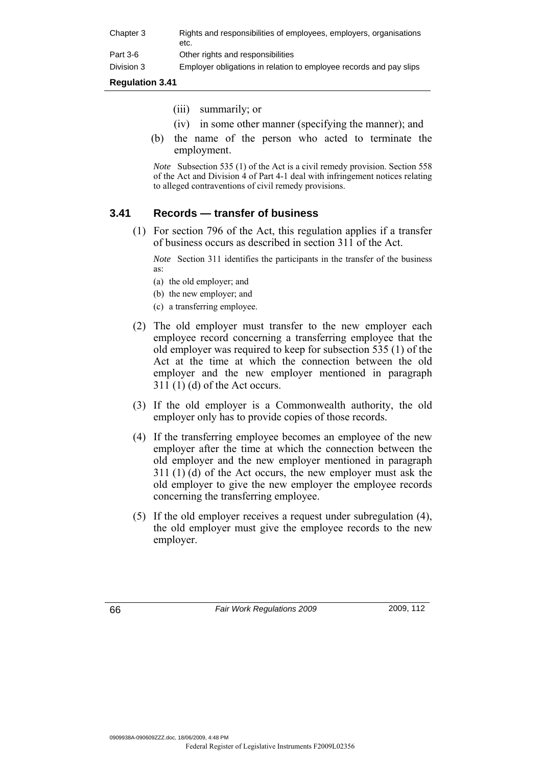(iii) summarily; or

(iv) in some other manner (specifying the manner); and

(b) the name of the person who acted to terminate the employment.

*Note* Subsection 535 (1) of the Act is a civil remedy provision. Section 558 of the Act and Division 4 of Part 4-1 deal with infringement notices relating to alleged contraventions of civil remedy provisions.

## 3.41 Records — transfer of business

(1) For section 796 of the Act, this regulation applies if a transfer of business occurs as described in section 311 of the Act.

*Note* Section 311 identifies the participants in the transfer of the business as:

(a) the old employer; and

(b) the new employer; and

(c) a transferring employee.

(2) The old employer must transfer to the new employer each employee record concerning a transferring employee that the old employer was required to keep for subsection 535 (1) of the Act at the time at which the connection between the old employer and the new employer mentioned in paragraph 311 (1) (d) of the Act occurs.

(3) If the old employer is a Commonwealth authority, the old employer only has to provide copies of those records.

(4) If the transferring employee becomes an employee of the new employer after the time at which the connection between the old employer and the new employer mentioned in paragraph 311 (1) (d) of the Act occurs, the new employer must ask the old employer to give the new employer the employee records concerning the transferring employee.

(5) If the old employer receives a request under subregulation (4), the old employer must give the employee records to the new employer.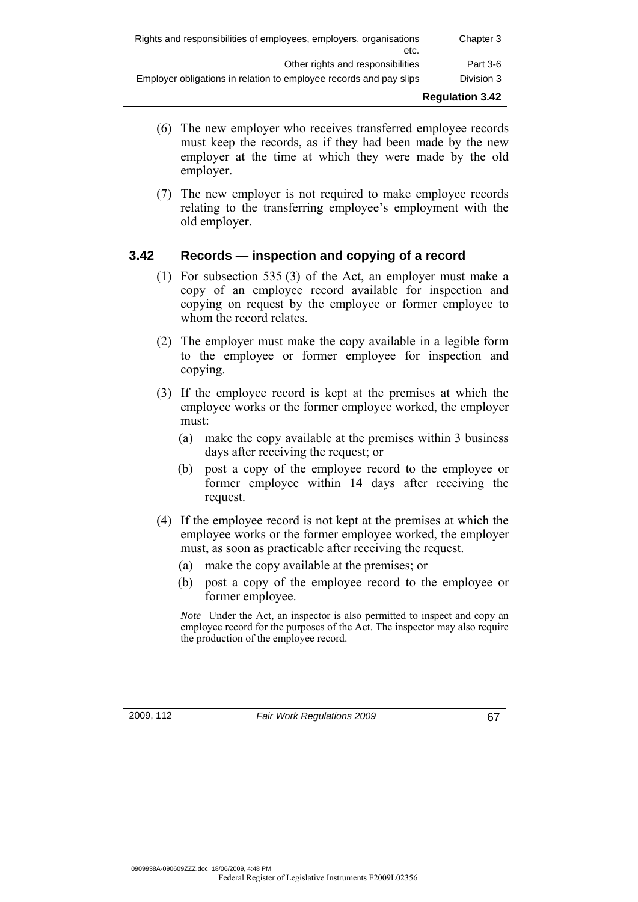(6) The new employer who receives transferred employee records must keep the records, as if they had been made by the new employer at the time at which they were made by the old employer.

(7) The new employer is not required to make employee records relating to the transferring employee's employment with the old employer.

## 3.42 Records — inspection and copying of a record

(1) For subsection 535 (3) of the Act, an employer must make a copy of an employee record available for inspection and copying on request by the employee or former employee to whom the record relates.

(2) The employer must make the copy available in a legible form to the employee or former employee for inspection and copying.

(3) If the employee record is kept at the premises at which the employee works or the former employee worked, the employer must:

(a) make the copy available at the premises within 3 business days after receiving the request; or

(b) post a copy of the employee record to the employee or former employee within 14 days after receiving the request.

(4) If the employee record is not kept at the premises at which the employee works or the former employee worked, the employer must, as soon as practicable after receiving the request.

(a) make the copy available at the premises; or

(b) post a copy of the employee record to the employee or former employee.

*Note* Under the Act, an inspector is also permitted to inspect and copy an employee record for the purposes of the Act. The inspector may also require the production of the employee record.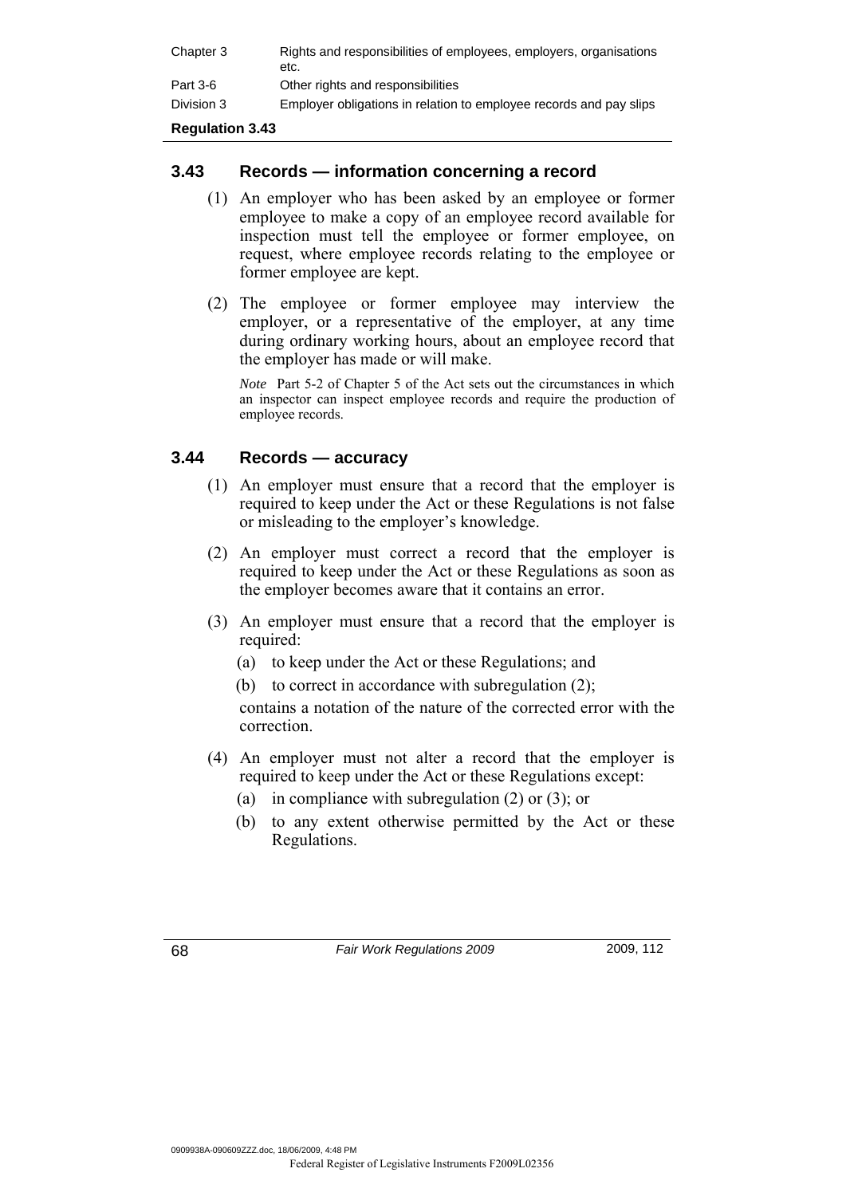### 3.43 Records — information concerning a record

(1) An employer who has been asked by an employee or former employee to make a copy of an employee record available for inspection must tell the employee or former employee, on request, where employee records relating to the employee or former employee are kept.

(2) The employee or former employee may interview the employer, or a representative of the employer, at any time during ordinary working hours, about an employee record that the employer has made or will make.

*Note* Part 5-2 of Chapter 5 of the Act sets out the circumstances in which an inspector can inspect employee records and require the production of employee records.

### 3.44 Records — accuracy

(1) An employer must ensure that a record that the employer is required to keep under the Act or these Regulations is not false or misleading to the employer's knowledge.

(2) An employer must correct a record that the employer is required to keep under the Act or these Regulations as soon as the employer becomes aware that it contains an error.

(3) An employer must ensure that a record that the employer is required:

(a) to keep under the Act or these Regulations; and

(b) to correct in accordance with subregulation (2);

contains a notation of the nature of the corrected error with the correction.

(4) An employer must not alter a record that the employer is required to keep under the Act or these Regulations except:

(a) in compliance with subregulation (2) or (3); or

(b) to any extent otherwise permitted by the Act or these Regulations.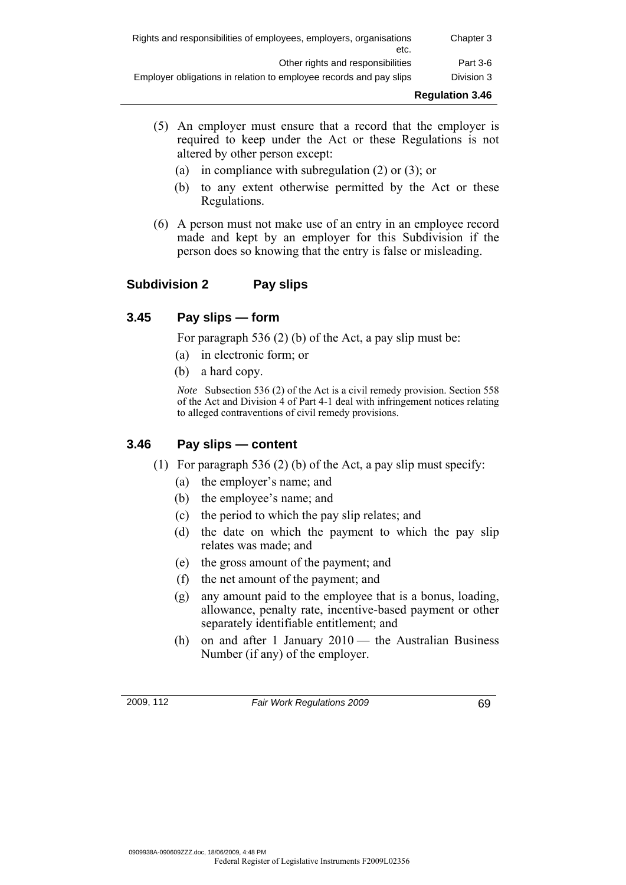(5) An employer must ensure that a record that the employer is required to keep under the Act or these Regulations is not altered by other person except:

- (a) in compliance with subregulation (2) or (3); or
- (b) to any extent otherwise permitted by the Act or these Regulations.

(6) A person must not make use of an entry in an employee record made and kept by an employer for this Subdivision if the person does so knowing that the entry is false or misleading.

## Subdivision 2 Pay slips

### 3.45 Pay slips — form

For paragraph 536 (2) (b) of the Act, a pay slip must be:

- (a) in electronic form; or
- (b) a hard copy.

*Note* Subsection 536 (2) of the Act is a civil remedy provision. Section 558 of the Act and Division 4 of Part 4-1 deal with infringement notices relating to alleged contraventions of civil remedy provisions.

### 3.46 Pay slips — content

(1) For paragraph 536 (2) (b) of the Act, a pay slip must specify:

- (a) the employer's name; and
- (b) the employee's name; and
- (c) the period to which the pay slip relates; and
- (d) the date on which the payment to which the pay slip relates was made; and
- (e) the gross amount of the payment; and
- (f) the net amount of the payment; and
- (g) any amount paid to the employee that is a bonus, loading, allowance, penalty rate, incentive-based payment or other separately identifiable entitlement; and
- (h) on and after 1 January 2010 — the Australian Business Number (if any) of the employer.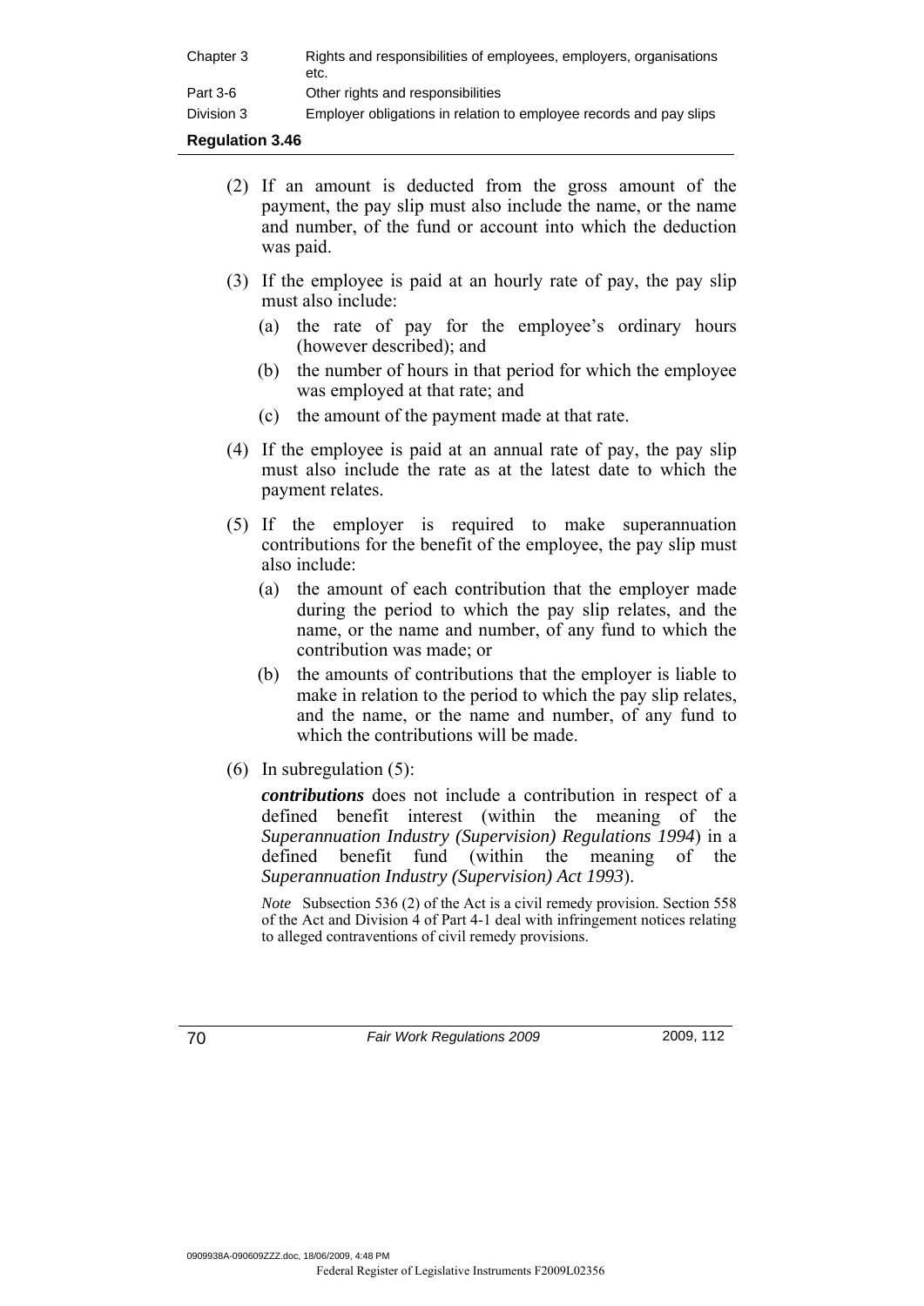(2) If an amount is deducted from the gross amount of the payment, the pay slip must also include the name, or the name and number, of the fund or account into which the deduction was paid.

(3) If the employee is paid at an hourly rate of pay, the pay slip must also include:

(a) the rate of pay for the employee's ordinary hours (however described); and

(b) the number of hours in that period for which the employee was employed at that rate; and

(c) the amount of the payment made at that rate.

(4) If the employee is paid at an annual rate of pay, the pay slip must also include the rate as at the latest date to which the payment relates.

(5) If the employer is required to make superannuation contributions for the benefit of the employee, the pay slip must also include:

(a) the amount of each contribution that the employer made during the period to which the pay slip relates, and the name, or the name and number, of any fund to which the contribution was made; or

(b) the amounts of contributions that the employer is liable to make in relation to the period to which the pay slip relates, and the name, or the name and number, of any fund to which the contributions will be made.

(6) In subregulation (5):

***contributions*** does not include a contribution in respect of a defined benefit interest (within the meaning of the *Superannuation Industry (Supervision) Regulations 1994*) in a defined benefit fund (within the meaning of the *Superannuation Industry (Supervision) Act 1993*).

*Note* Subsection 536 (2) of the Act is a civil remedy provision. Section 558 of the Act and Division 4 of Part 4-1 deal with infringement notices relating to alleged contraventions of civil remedy provisions.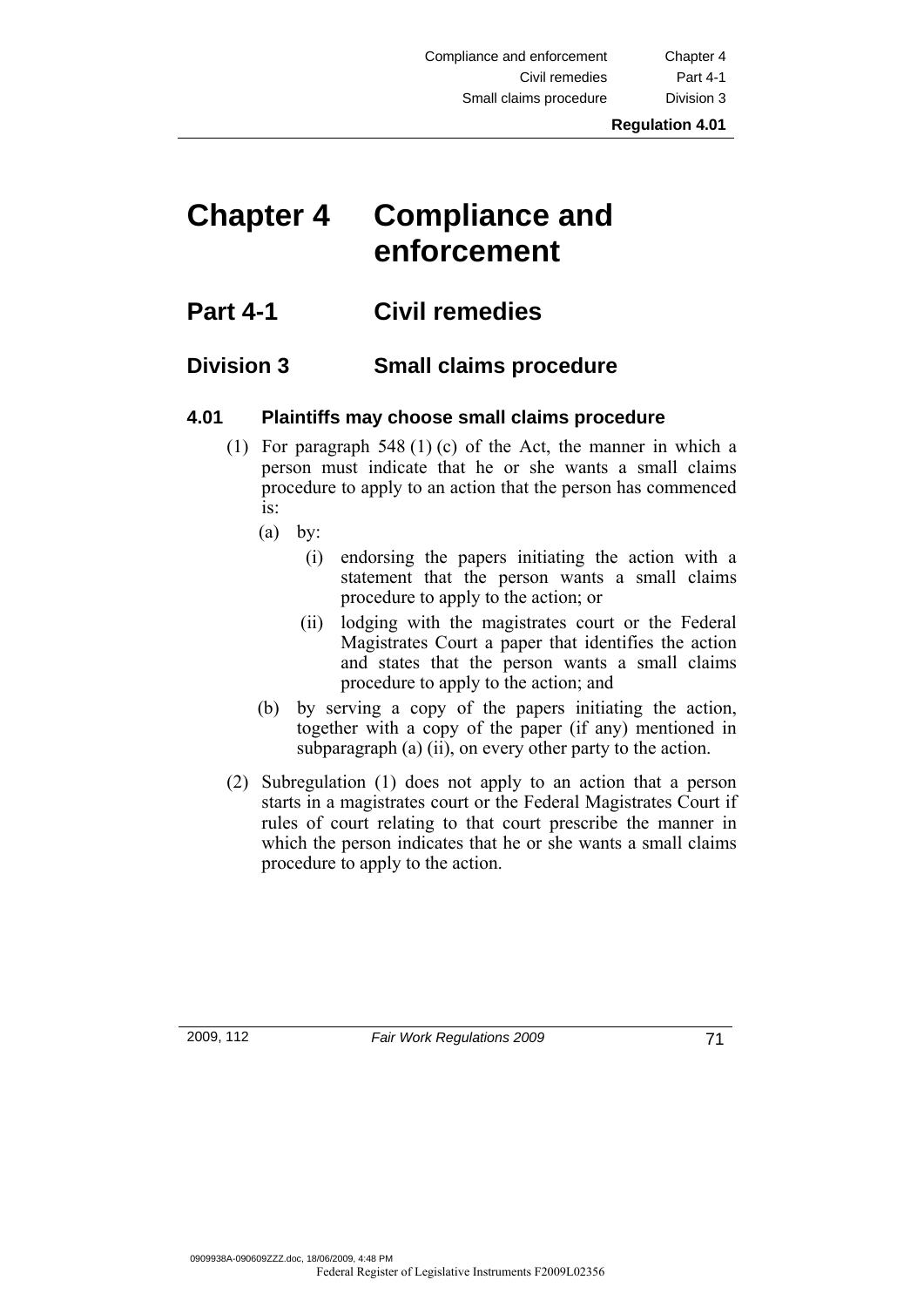# Chapter 4 Compliance and enforcement

## Part 4-1 Civil remedies

### Division 3 Small claims procedure

#### 4.01 Plaintiffs may choose small claims procedure

(1) For paragraph 548 (1) (c) of the Act, the manner in which a person must indicate that he or she wants a small claims procedure to apply to an action that the person has commenced is:

(a) by:

(i) endorsing the papers initiating the action with a statement that the person wants a small claims procedure to apply to the action; or

(ii) lodging with the magistrates court or the Federal Magistrates Court a paper that identifies the action and states that the person wants a small claims procedure to apply to the action; and

(b) by serving a copy of the papers initiating the action, together with a copy of the paper (if any) mentioned in subparagraph (a) (ii), on every other party to the action.

(2) Subregulation (1) does not apply to an action that a person starts in a magistrates court or the Federal Magistrates Court if rules of court relating to that court prescribe the manner in which the person indicates that he or she wants a small claims procedure to apply to the action.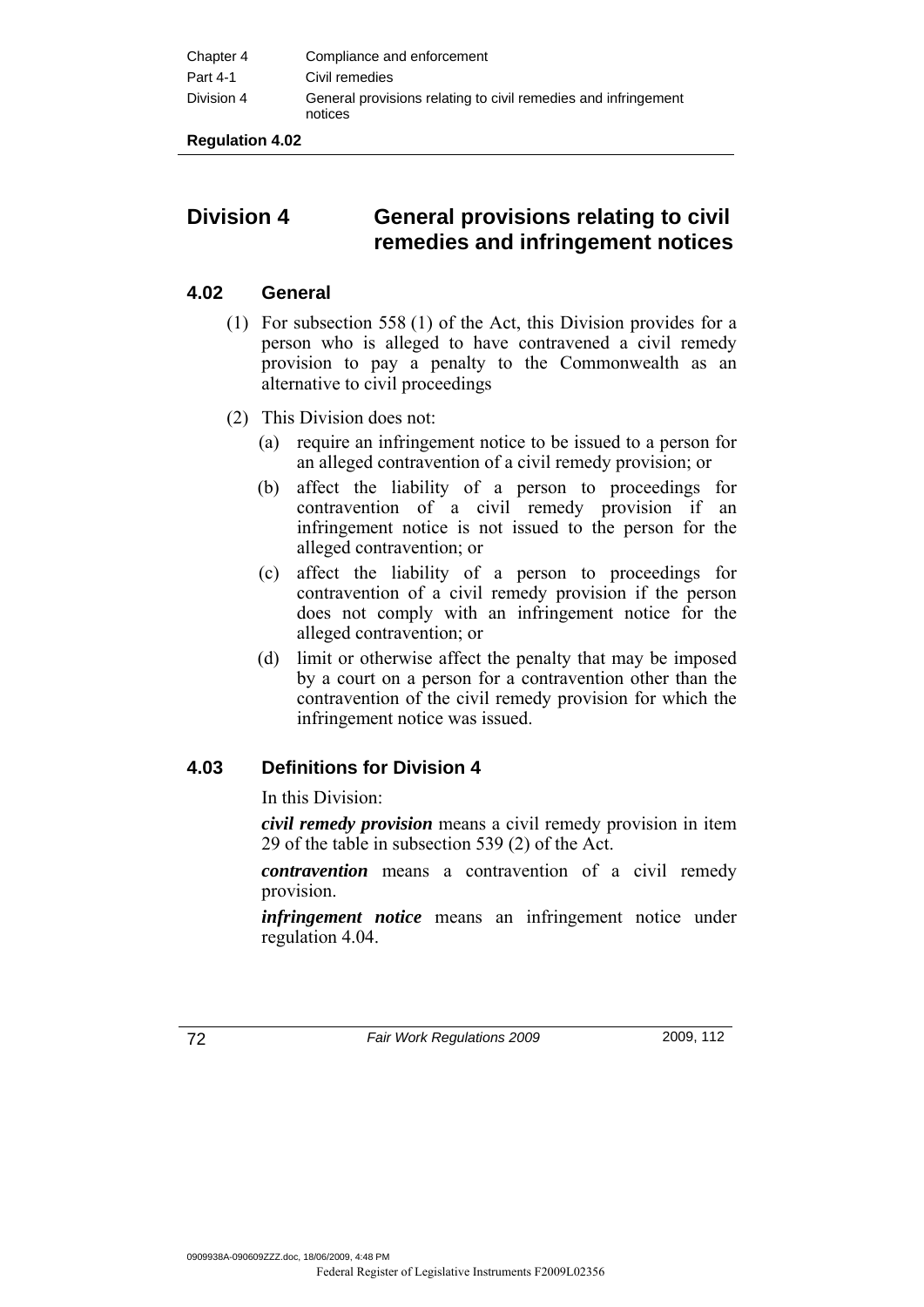## Division 4 General provisions relating to civil remedies and infringement notices

### 4.02 General

(1) For subsection 558 (1) of the Act, this Division provides for a person who is alleged to have contravened a civil remedy provision to pay a penalty to the Commonwealth as an alternative to civil proceedings

(2) This Division does not:

(a) require an infringement notice to be issued to a person for an alleged contravention of a civil remedy provision; or

(b) affect the liability of a person to proceedings for contravention of a civil remedy provision if an infringement notice is not issued to the person for the alleged contravention; or

(c) affect the liability of a person to proceedings for contravention of a civil remedy provision if the person does not comply with an infringement notice for the alleged contravention; or

(d) limit or otherwise affect the penalty that may be imposed by a court on a person for a contravention other than the contravention of the civil remedy provision for which the infringement notice was issued.

### 4.03 Definitions for Division 4

In this Division:

***civil remedy provision*** means a civil remedy provision in item 29 of the table in subsection 539 (2) of the Act.

***contravention*** means a contravention of a civil remedy provision.

***infringement notice*** means an infringement notice under regulation 4.04.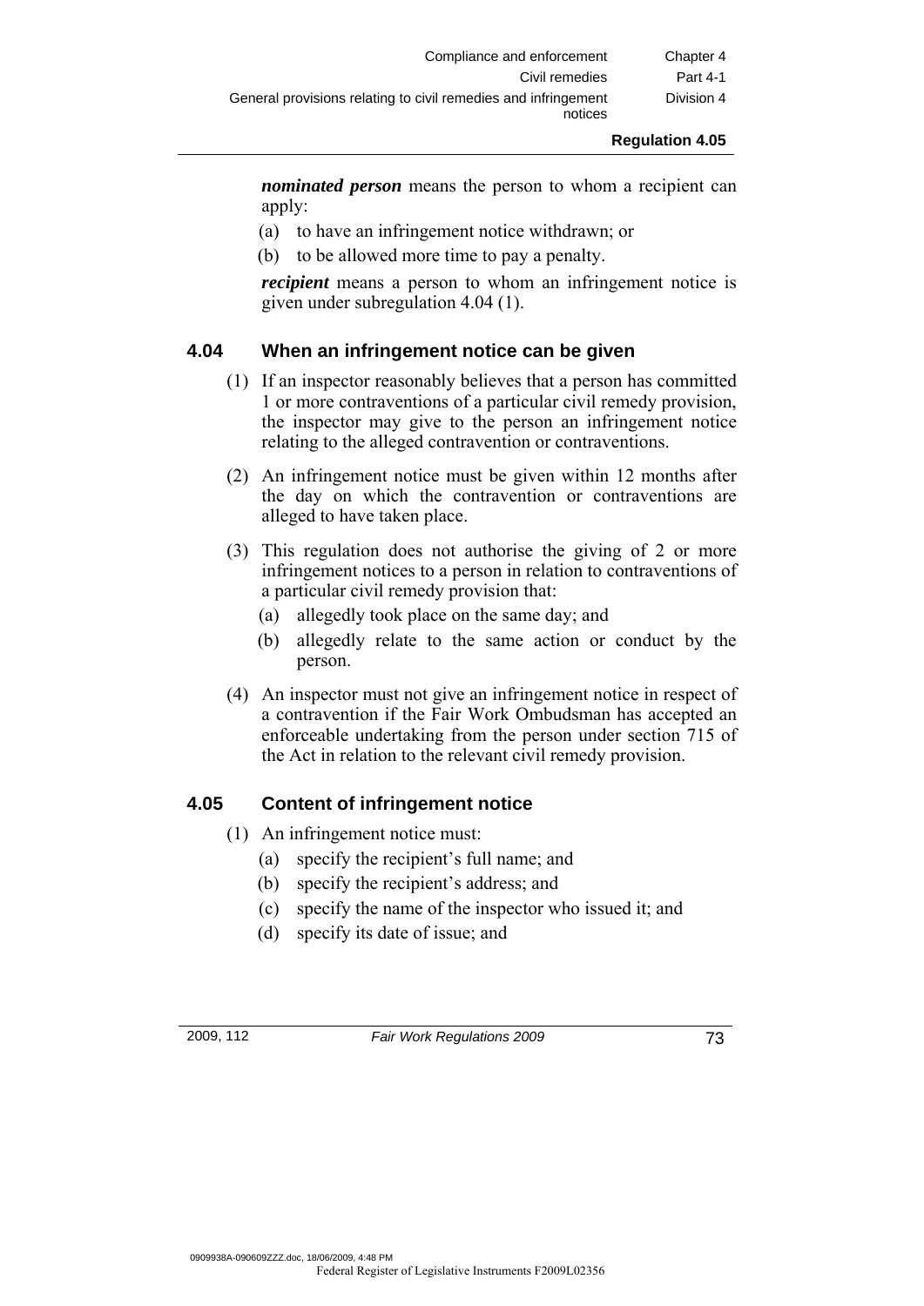***nominated person*** means the person to whom a recipient can apply:

(a) to have an infringement notice withdrawn; or

(b) to be allowed more time to pay a penalty.

***recipient*** means a person to whom an infringement notice is given under subregulation 4.04 (1).

### 4.04 When an infringement notice can be given

(1) If an inspector reasonably believes that a person has committed 1 or more contraventions of a particular civil remedy provision, the inspector may give to the person an infringement notice relating to the alleged contravention or contraventions.

(2) An infringement notice must be given within 12 months after the day on which the contravention or contraventions are alleged to have taken place.

(3) This regulation does not authorise the giving of 2 or more infringement notices to a person in relation to contraventions of a particular civil remedy provision that:

(a) allegedly took place on the same day; and

(b) allegedly relate to the same action or conduct by the person.

(4) An inspector must not give an infringement notice in respect of a contravention if the Fair Work Ombudsman has accepted an enforceable undertaking from the person under section 715 of the Act in relation to the relevant civil remedy provision.

### 4.05 Content of infringement notice

(1) An infringement notice must:

(a) specify the recipient's full name; and

(b) specify the recipient's address; and

(c) specify the name of the inspector who issued it; and

(d) specify its date of issue; and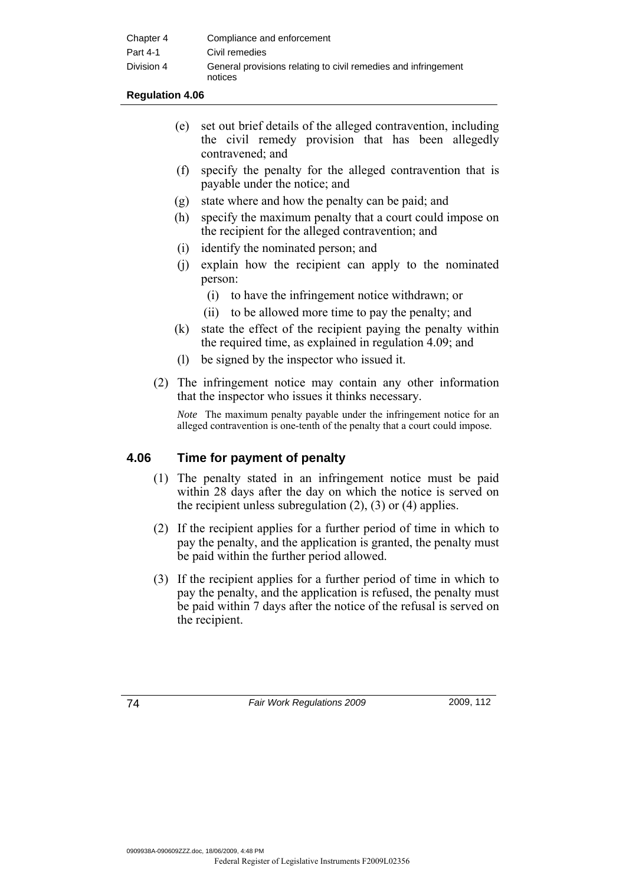(e) set out brief details of the alleged contravention, including the civil remedy provision that has been allegedly contravened; and

(f) specify the penalty for the alleged contravention that is payable under the notice; and

(g) state where and how the penalty can be paid; and

(h) specify the maximum penalty that a court could impose on the recipient for the alleged contravention; and

(i) identify the nominated person; and

(j) explain how the recipient can apply to the nominated person:

  (i) to have the infringement notice withdrawn; or

  (ii) to be allowed more time to pay the penalty; and

(k) state the effect of the recipient paying the penalty within the required time, as explained in regulation 4.09; and

(l) be signed by the inspector who issued it.

(2) The infringement notice may contain any other information that the inspector who issues it thinks necessary.

*Note* The maximum penalty payable under the infringement notice for an alleged contravention is one-tenth of the penalty that a court could impose.

## 4.06 Time for payment of penalty

(1) The penalty stated in an infringement notice must be paid within 28 days after the day on which the notice is served on the recipient unless subregulation (2), (3) or (4) applies.

(2) If the recipient applies for a further period of time in which to pay the penalty, and the application is granted, the penalty must be paid within the further period allowed.

(3) If the recipient applies for a further period of time in which to pay the penalty, and the application is refused, the penalty must be paid within 7 days after the notice of the refusal is served on the recipient.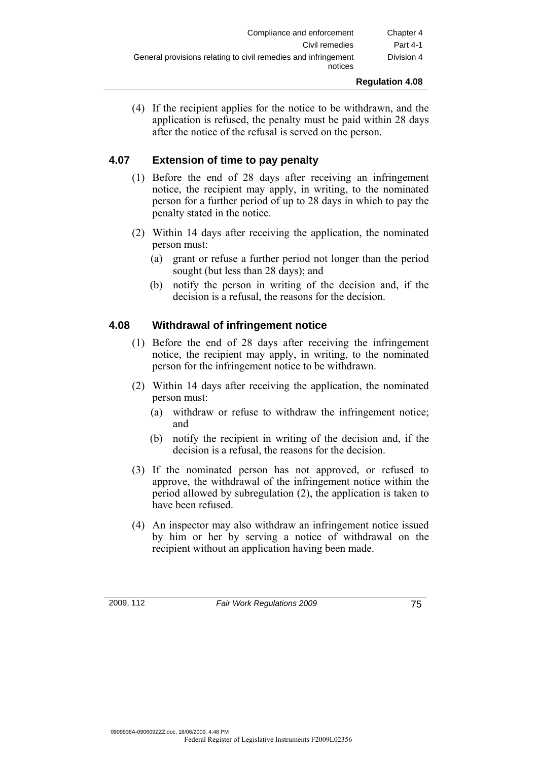(4) If the recipient applies for the notice to be withdrawn, and the application is refused, the penalty must be paid within 28 days after the notice of the refusal is served on the person.

### 4.07 Extension of time to pay penalty

(1) Before the end of 28 days after receiving an infringement notice, the recipient may apply, in writing, to the nominated person for a further period of up to 28 days in which to pay the penalty stated in the notice.

(2) Within 14 days after receiving the application, the nominated person must:

- (a) grant or refuse a further period not longer than the period sought (but less than 28 days); and
- (b) notify the person in writing of the decision and, if the decision is a refusal, the reasons for the decision.

### 4.08 Withdrawal of infringement notice

(1) Before the end of 28 days after receiving the infringement notice, the recipient may apply, in writing, to the nominated person for the infringement notice to be withdrawn.

(2) Within 14 days after receiving the application, the nominated person must:

- (a) withdraw or refuse to withdraw the infringement notice; and
- (b) notify the recipient in writing of the decision and, if the decision is a refusal, the reasons for the decision.

(3) If the nominated person has not approved, or refused to approve, the withdrawal of the infringement notice within the period allowed by subregulation (2), the application is taken to have been refused.

(4) An inspector may also withdraw an infringement notice issued by him or her by serving a notice of withdrawal on the recipient without an application having been made.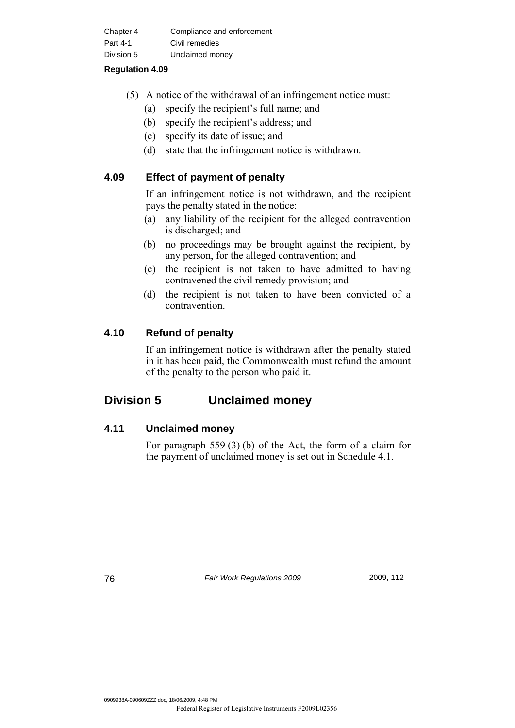(5) A notice of the withdrawal of an infringement notice must:

(a) specify the recipient's full name; and

(b) specify the recipient's address; and

(c) specify its date of issue; and

(d) state that the infringement notice is withdrawn.

### 4.09 Effect of payment of penalty

If an infringement notice is not withdrawn, and the recipient pays the penalty stated in the notice:

(a) any liability of the recipient for the alleged contravention is discharged; and

(b) no proceedings may be brought against the recipient, by any person, for the alleged contravention; and

(c) the recipient is not taken to have admitted to having contravened the civil remedy provision; and

(d) the recipient is not taken to have been convicted of a contravention.

### 4.10 Refund of penalty

If an infringement notice is withdrawn after the penalty stated in it has been paid, the Commonwealth must refund the amount of the penalty to the person who paid it.

## Division 5 Unclaimed money

### 4.11 Unclaimed money

For paragraph 559 (3) (b) of the Act, the form of a claim for the payment of unclaimed money is set out in Schedule 4.1.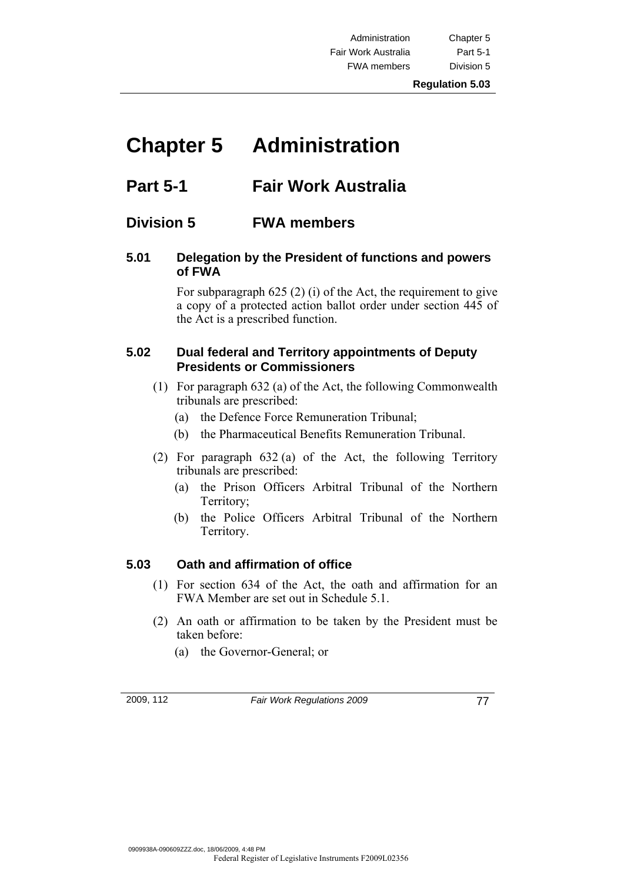# Chapter 5 Administration

## Part 5-1 Fair Work Australia

### Division 5 FWA members

#### 5.01 Delegation by the President of functions and powers of FWA

For subparagraph 625 (2) (i) of the Act, the requirement to give a copy of a protected action ballot order under section 445 of the Act is a prescribed function.

#### 5.02 Dual federal and Territory appointments of Deputy Presidents or Commissioners

(1) For paragraph 632 (a) of the Act, the following Commonwealth tribunals are prescribed:

(a) the Defence Force Remuneration Tribunal;

(b) the Pharmaceutical Benefits Remuneration Tribunal.

(2) For paragraph 632 (a) of the Act, the following Territory tribunals are prescribed:

(a) the Prison Officers Arbitral Tribunal of the Northern Territory;

(b) the Police Officers Arbitral Tribunal of the Northern Territory.

#### 5.03 Oath and affirmation of office

(1) For section 634 of the Act, the oath and affirmation for an FWA Member are set out in Schedule 5.1.

(2) An oath or affirmation to be taken by the President must be taken before:

(a) the Governor-General; or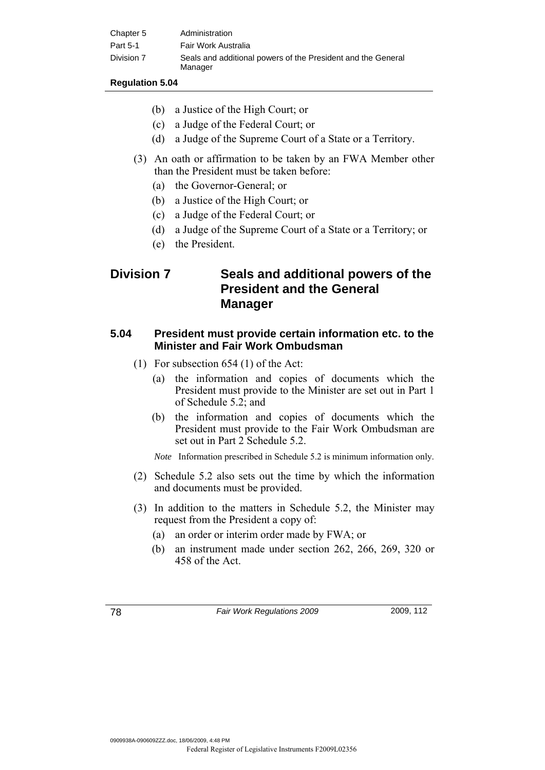(b) a Justice of the High Court; or

(c) a Judge of the Federal Court; or

(d) a Judge of the Supreme Court of a State or a Territory.

(3) An oath or affirmation to be taken by an FWA Member other than the President must be taken before:

(a) the Governor-General; or

(b) a Justice of the High Court; or

(c) a Judge of the Federal Court; or

(d) a Judge of the Supreme Court of a State or a Territory; or

(e) the President.

## Division 7 Seals and additional powers of the President and the General Manager

### 5.04 President must provide certain information etc. to the Minister and Fair Work Ombudsman

(1) For subsection 654 (1) of the Act:

(a) the information and copies of documents which the President must provide to the Minister are set out in Part 1 of Schedule 5.2; and

(b) the information and copies of documents which the President must provide to the Fair Work Ombudsman are set out in Part 2 Schedule 5.2.

*Note* Information prescribed in Schedule 5.2 is minimum information only.

(2) Schedule 5.2 also sets out the time by which the information and documents must be provided.

(3) In addition to the matters in Schedule 5.2, the Minister may request from the President a copy of:

(a) an order or interim order made by FWA; or

(b) an instrument made under section 262, 266, 269, 320 or 458 of the Act.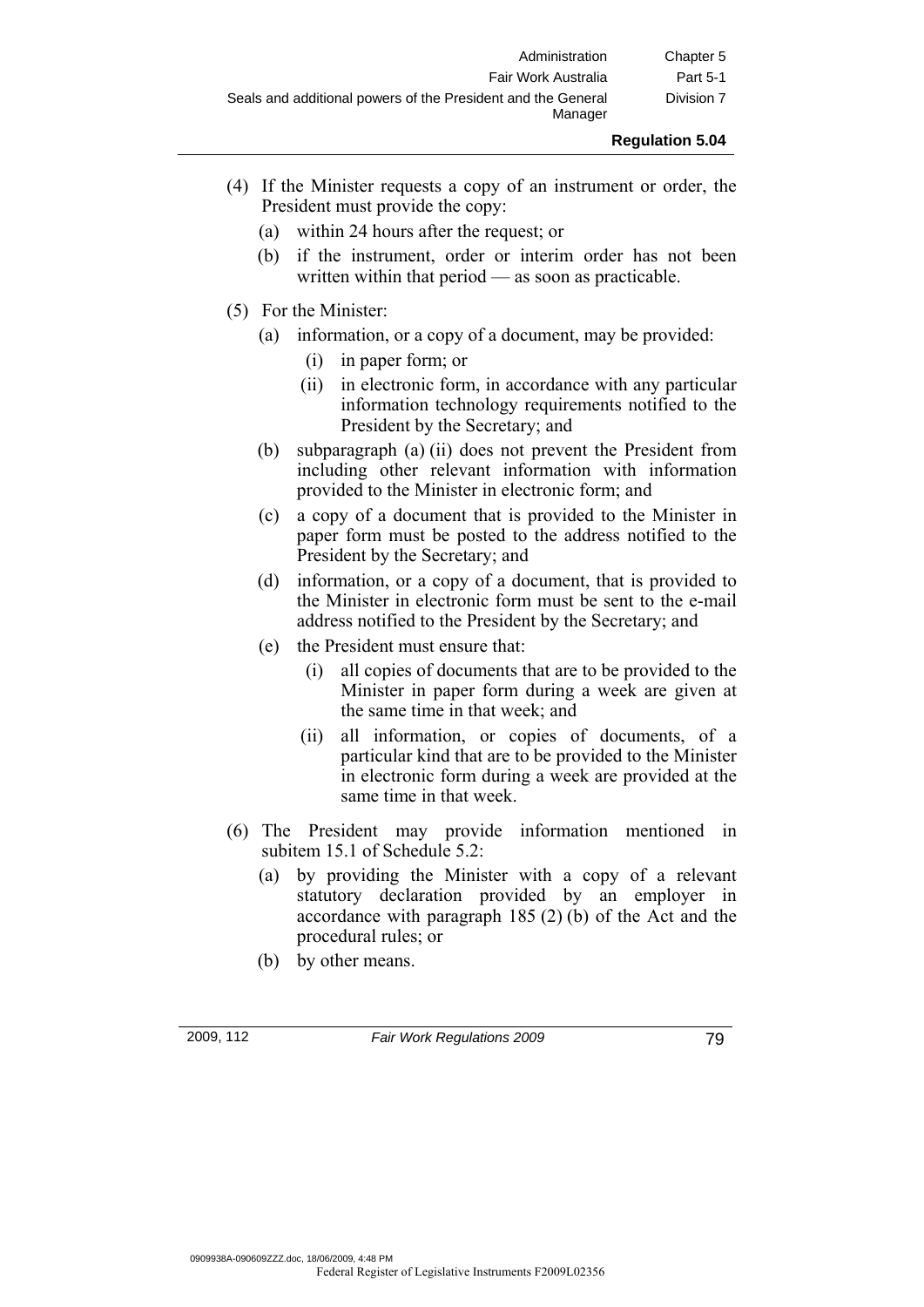(4) If the Minister requests a copy of an instrument or order, the President must provide the copy:

   (a) within 24 hours after the request; or

   (b) if the instrument, order or interim order has not been written within that period — as soon as practicable.

(5) For the Minister:

   (a) information, or a copy of a document, may be provided:

      (i) in paper form; or

      (ii) in electronic form, in accordance with any particular information technology requirements notified to the President by the Secretary; and

   (b) subparagraph (a) (ii) does not prevent the President from including other relevant information with information provided to the Minister in electronic form; and

   (c) a copy of a document that is provided to the Minister in paper form must be posted to the address notified to the President by the Secretary; and

   (d) information, or a copy of a document, that is provided to the Minister in electronic form must be sent to the e-mail address notified to the President by the Secretary; and

   (e) the President must ensure that:

      (i) all copies of documents that are to be provided to the Minister in paper form during a week are given at the same time in that week; and

      (ii) all information, or copies of documents, of a particular kind that are to be provided to the Minister in electronic form during a week are provided at the same time in that week.

(6) The President may provide information mentioned in subitem 15.1 of Schedule 5.2:

   (a) by providing the Minister with a copy of a relevant statutory declaration provided by an employer in accordance with paragraph 185 (2) (b) of the Act and the procedural rules; or

   (b) by other means.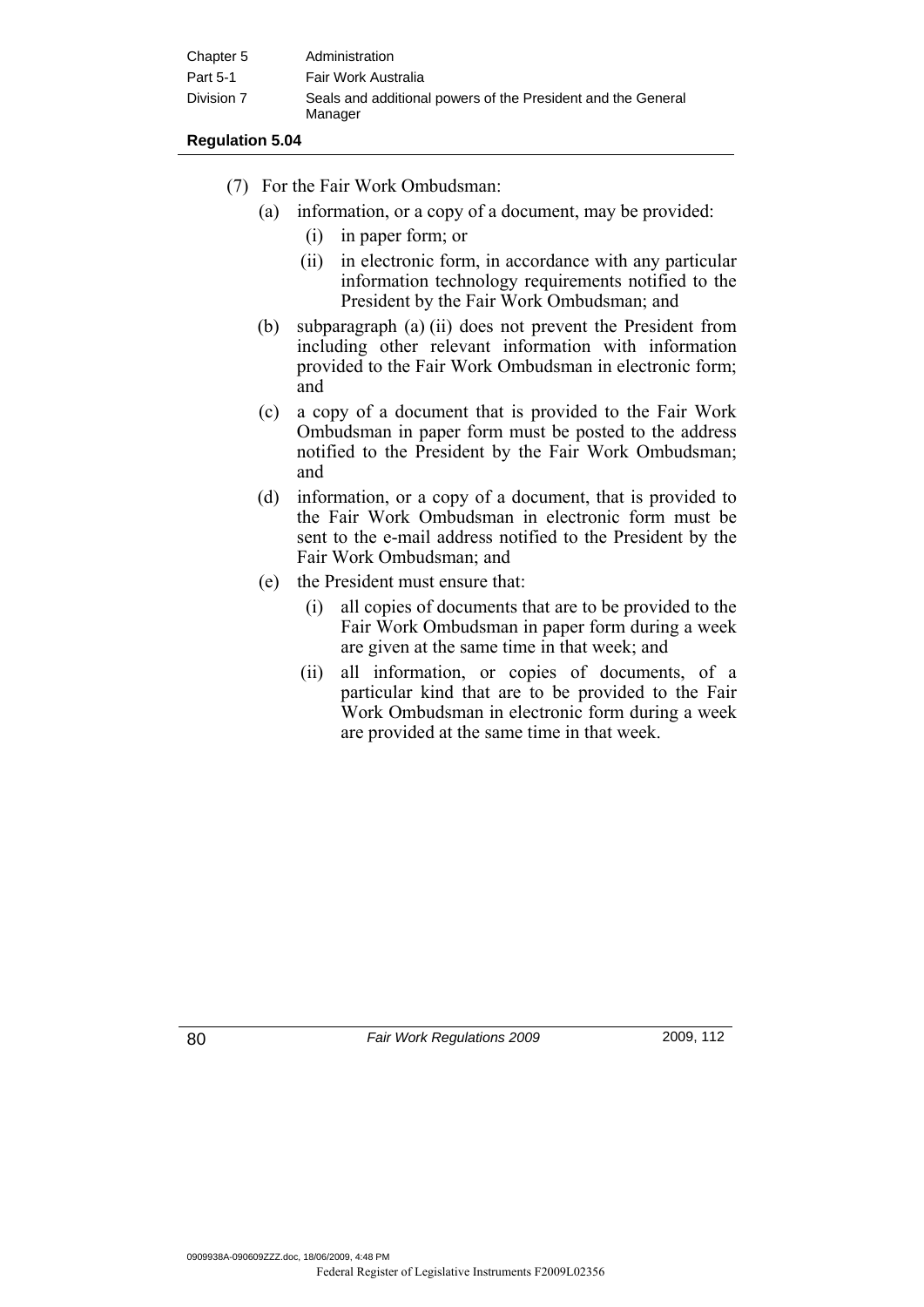(7) For the Fair Work Ombudsman:

- (a) information, or a copy of a document, may be provided:
  - (i) in paper form; or
  - (ii) in electronic form, in accordance with any particular information technology requirements notified to the President by the Fair Work Ombudsman; and
- (b) subparagraph (a) (ii) does not prevent the President from including other relevant information with information provided to the Fair Work Ombudsman in electronic form; and
- (c) a copy of a document that is provided to the Fair Work Ombudsman in paper form must be posted to the address notified to the President by the Fair Work Ombudsman; and
- (d) information, or a copy of a document, that is provided to the Fair Work Ombudsman in electronic form must be sent to the e-mail address notified to the President by the Fair Work Ombudsman; and
- (e) the President must ensure that:
  - (i) all copies of documents that are to be provided to the Fair Work Ombudsman in paper form during a week are given at the same time in that week; and
  - (ii) all information, or copies of documents, of a particular kind that are to be provided to the Fair Work Ombudsman in electronic form during a week are provided at the same time in that week.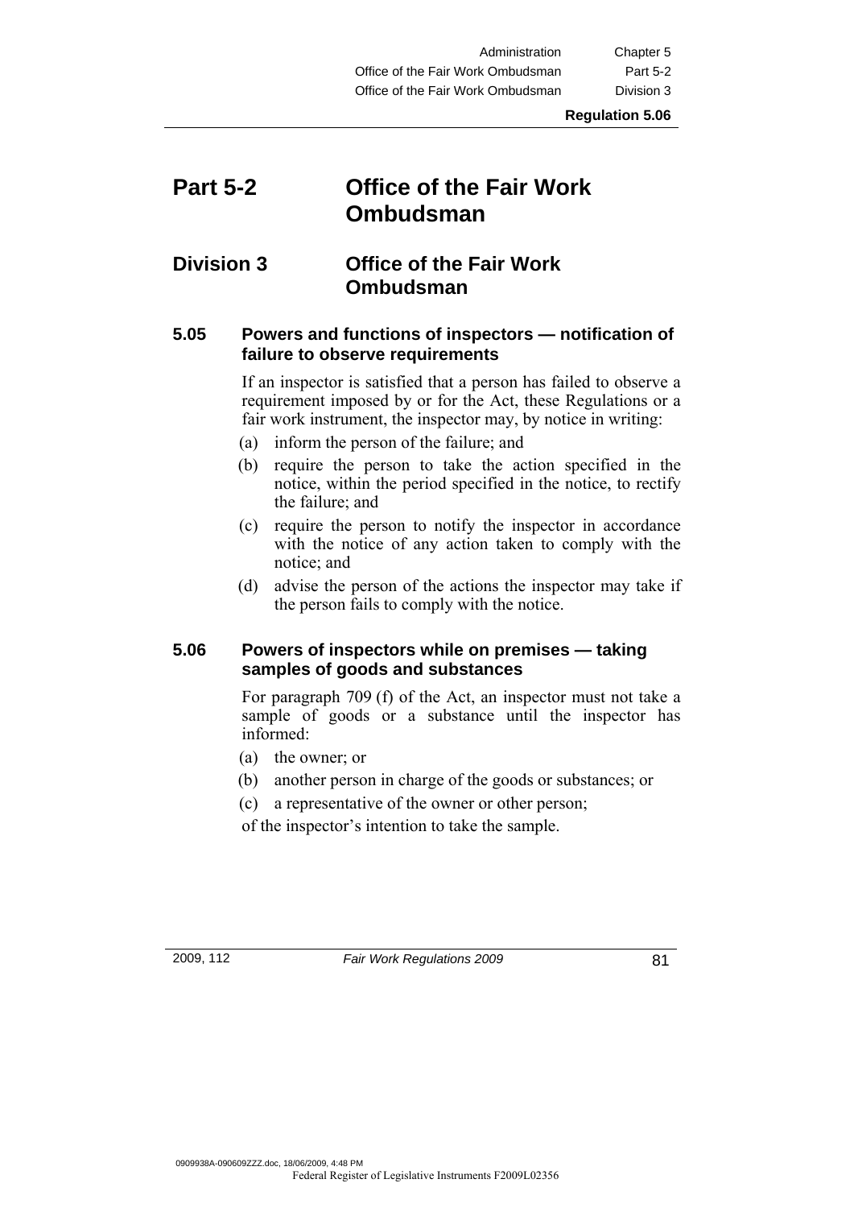# Part 5-2 Office of the Fair Work Ombudsman

## Division 3 Office of the Fair Work Ombudsman

### 5.05 Powers and functions of inspectors — notification of failure to observe requirements

If an inspector is satisfied that a person has failed to observe a requirement imposed by or for the Act, these Regulations or a fair work instrument, the inspector may, by notice in writing:

(a) inform the person of the failure; and

(b) require the person to take the action specified in the notice, within the period specified in the notice, to rectify the failure; and

(c) require the person to notify the inspector in accordance with the notice of any action taken to comply with the notice; and

(d) advise the person of the actions the inspector may take if the person fails to comply with the notice.

### 5.06 Powers of inspectors while on premises — taking samples of goods and substances

For paragraph 709 (f) of the Act, an inspector must not take a sample of goods or a substance until the inspector has informed:

(a) the owner; or

(b) another person in charge of the goods or substances; or

(c) a representative of the owner or other person;

of the inspector's intention to take the sample.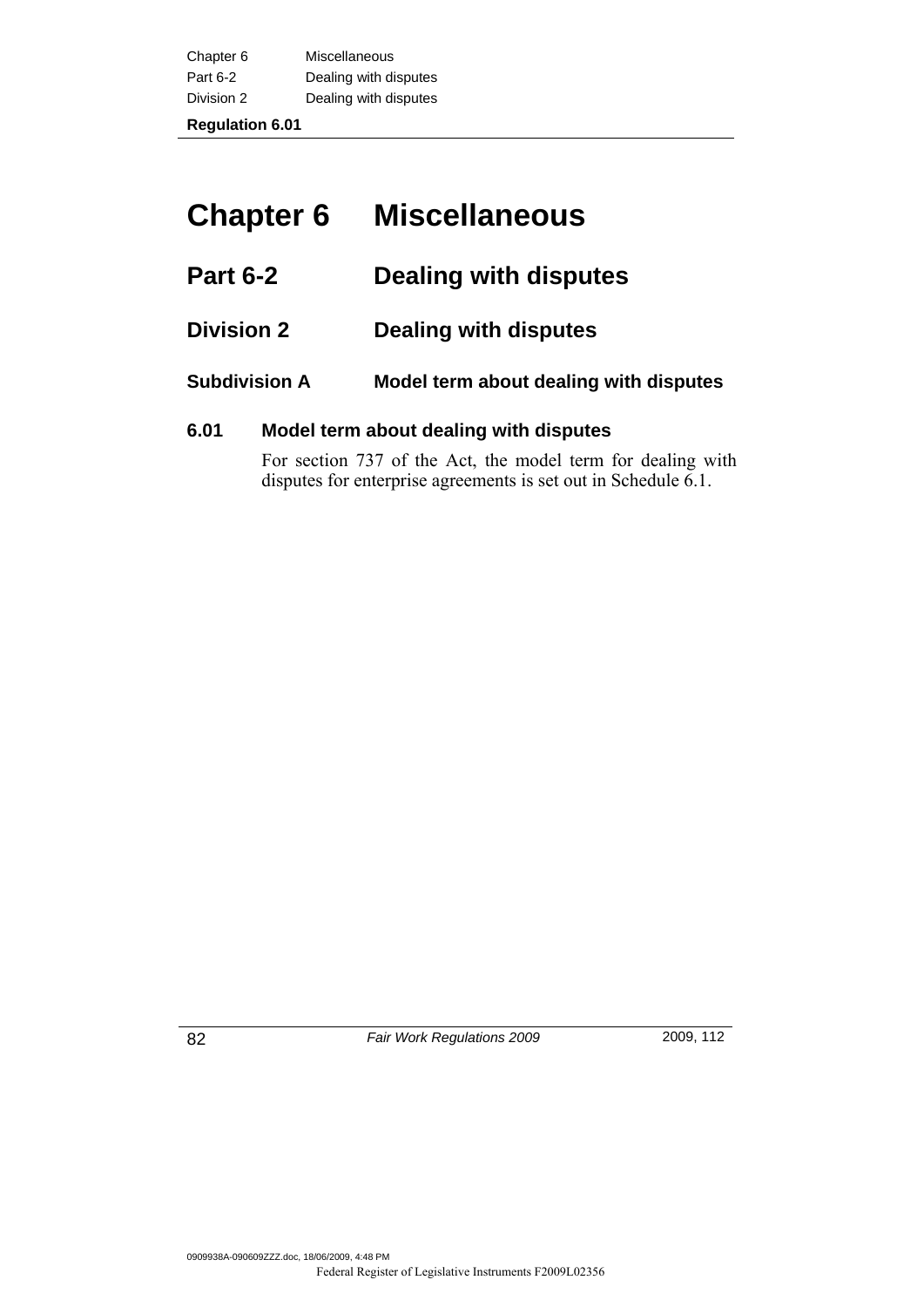# Chapter 6 Miscellaneous

## Part 6-2 Dealing with disputes

### Division 2 Dealing with disputes

#### Subdivision A Model term about dealing with disputes

**6.01 Model term about dealing with disputes**

For section 737 of the Act, the model term for dealing with disputes for enterprise agreements is set out in Schedule 6.1.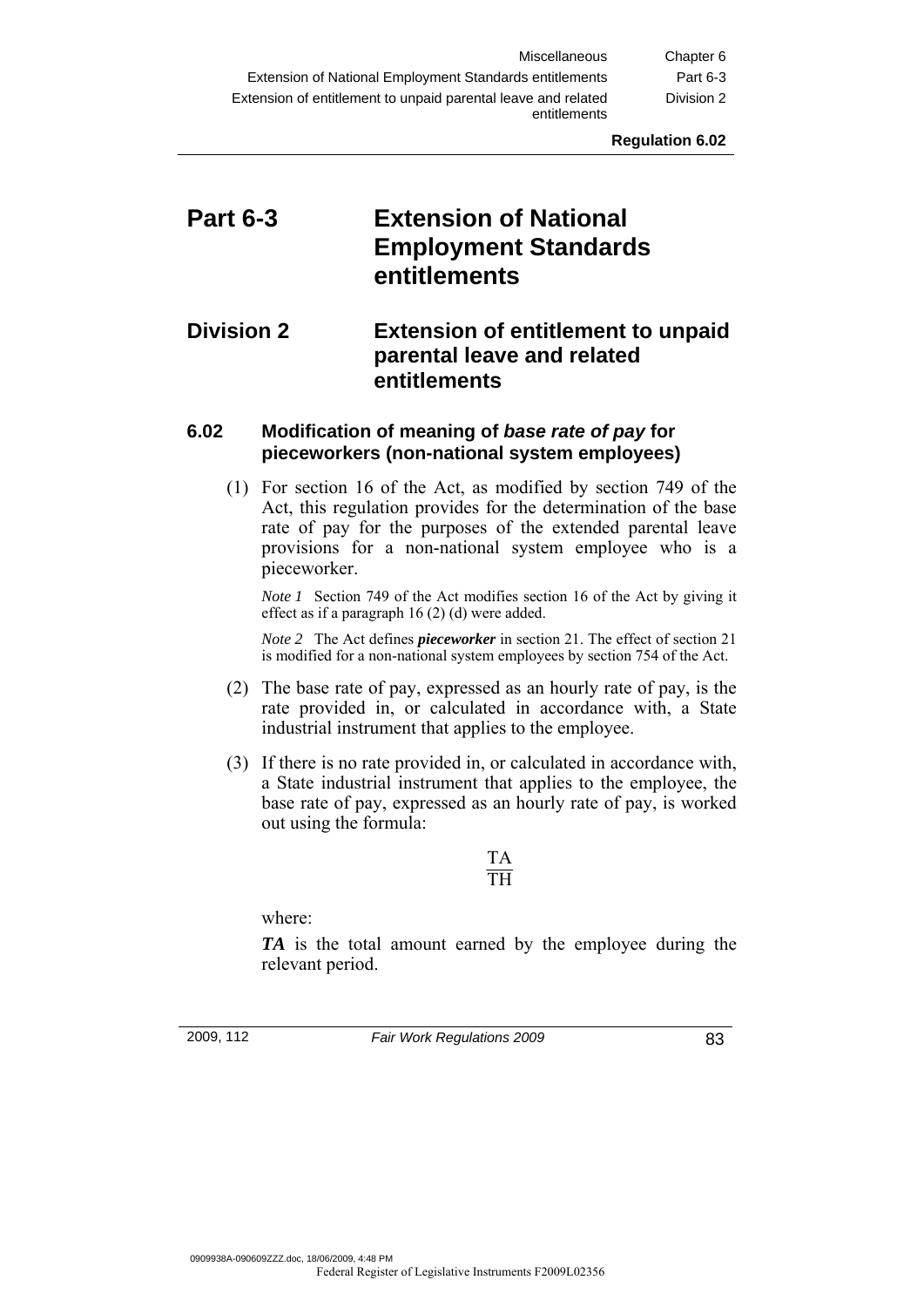# Part 6-3 Extension of National Employment Standards entitlements

## Division 2 Extension of entitlement to unpaid parental leave and related entitlements

### 6.02 Modification of meaning of *base rate of pay* for pieceworkers (non-national system employees)

(1) For section 16 of the Act, as modified by section 749 of the Act, this regulation provides for the determination of the base rate of pay for the purposes of the extended parental leave provisions for a non-national system employee who is a pieceworker.

*Note 1* Section 749 of the Act modifies section 16 of the Act by giving it effect as if a paragraph 16 (2) (d) were added.

*Note 2* The Act defines ***pieceworker*** in section 21. The effect of section 21 is modified for a non-national system employees by section 754 of the Act.

(2) The base rate of pay, expressed as an hourly rate of pay, is the rate provided in, or calculated in accordance with, a State industrial instrument that applies to the employee.

(3) If there is no rate provided in, or calculated in accordance with, a State industrial instrument that applies to the employee, the base rate of pay, expressed as an hourly rate of pay, is worked out using the formula:

$$\frac{TA}{TH}$$

where:

***TA*** is the total amount earned by the employee during the relevant period.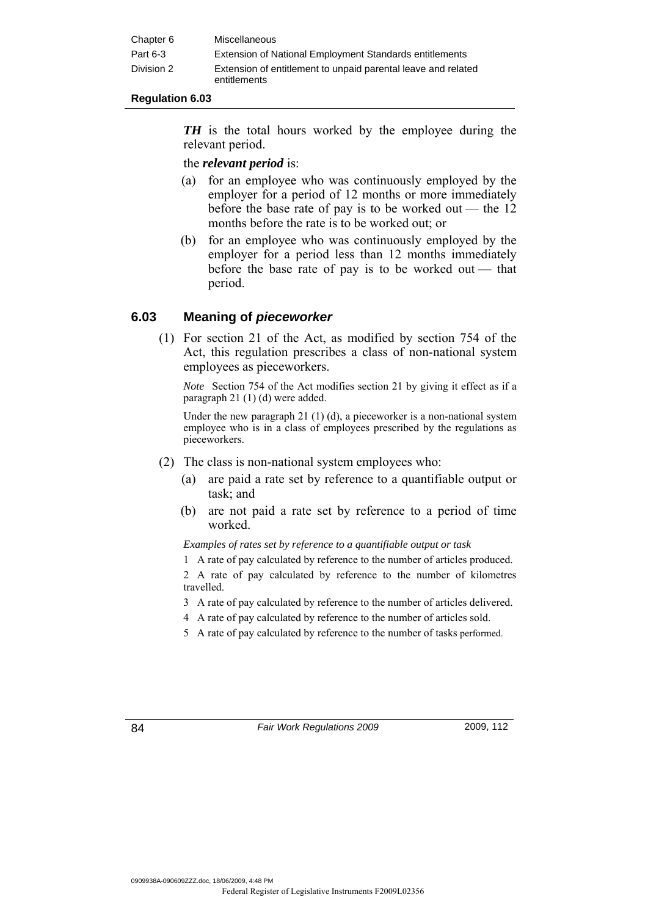***TH*** is the total hours worked by the employee during the relevant period.

the ***relevant period*** is:

(a) for an employee who was continuously employed by the employer for a period of 12 months or more immediately before the base rate of pay is to be worked out — the 12 months before the rate is to be worked out; or

(b) for an employee who was continuously employed by the employer for a period less than 12 months immediately before the base rate of pay is to be worked out — that period.

## 6.03 Meaning of *pieceworker*

(1) For section 21 of the Act, as modified by section 754 of the Act, this regulation prescribes a class of non-national system employees as pieceworkers.

*Note* Section 754 of the Act modifies section 21 by giving it effect as if a paragraph 21 (1) (d) were added.

Under the new paragraph 21 (1) (d), a pieceworker is a non-national system employee who is in a class of employees prescribed by the regulations as pieceworkers.

(2) The class is non-national system employees who:

(a) are paid a rate set by reference to a quantifiable output or task; and

(b) are not paid a rate set by reference to a period of time worked.

*Examples of rates set by reference to a quantifiable output or task*

1 A rate of pay calculated by reference to the number of articles produced.

2 A rate of pay calculated by reference to the number of kilometres travelled.

3 A rate of pay calculated by reference to the number of articles delivered.

4 A rate of pay calculated by reference to the number of articles sold.

5 A rate of pay calculated by reference to the number of tasks performed.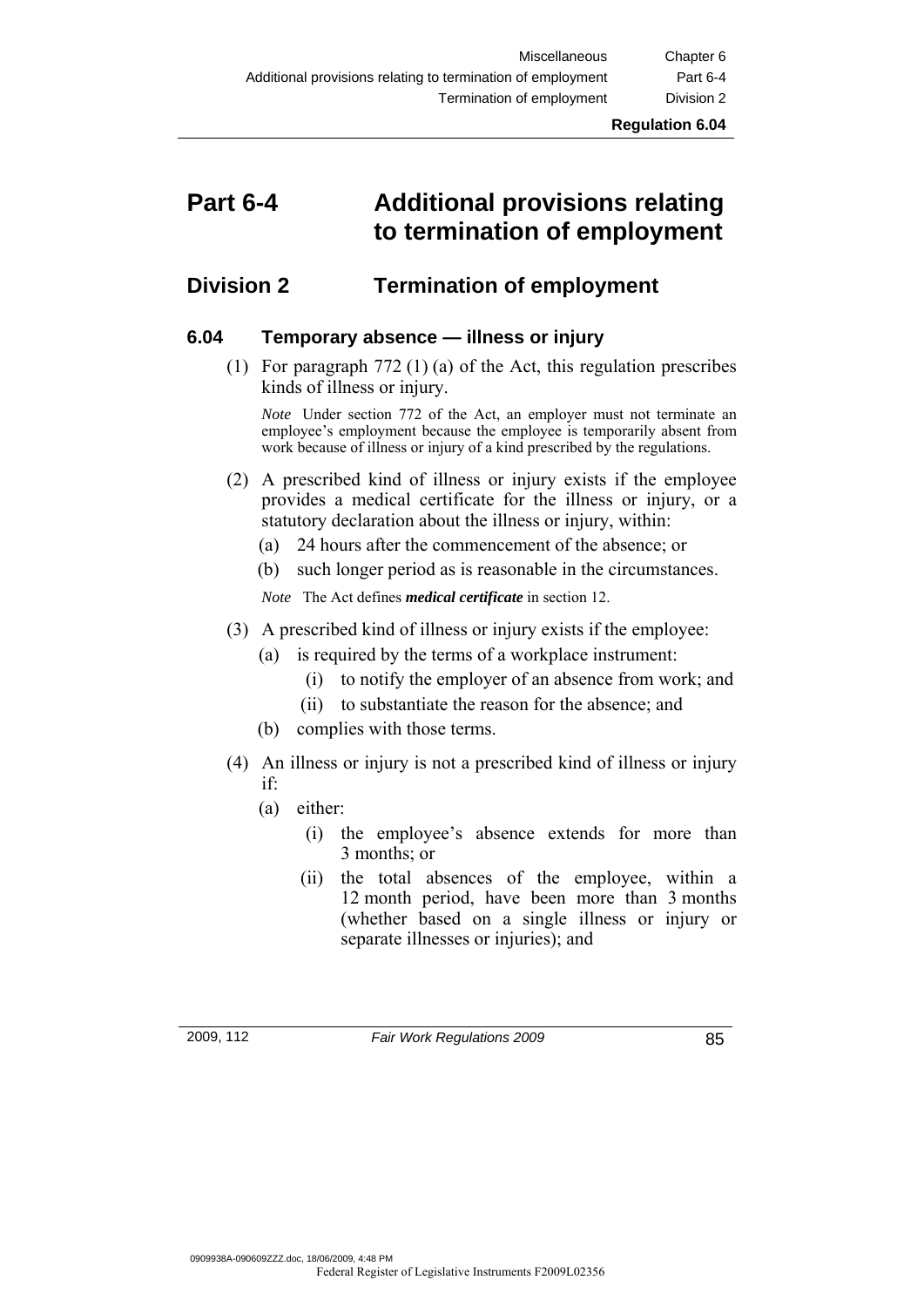# Part 6-4 Additional provisions relating to termination of employment

## Division 2 Termination of employment

### 6.04 Temporary absence — illness or injury

(1) For paragraph 772 (1) (a) of the Act, this regulation prescribes kinds of illness or injury.

*Note* Under section 772 of the Act, an employer must not terminate an employee's employment because the employee is temporarily absent from work because of illness or injury of a kind prescribed by the regulations.

(2) A prescribed kind of illness or injury exists if the employee provides a medical certificate for the illness or injury, or a statutory declaration about the illness or injury, within:

(a) 24 hours after the commencement of the absence; or

(b) such longer period as is reasonable in the circumstances.

*Note* The Act defines ***medical certificate*** in section 12.

(3) A prescribed kind of illness or injury exists if the employee:

(a) is required by the terms of a workplace instrument:

(i) to notify the employer of an absence from work; and

(ii) to substantiate the reason for the absence; and

(b) complies with those terms.

(4) An illness or injury is not a prescribed kind of illness or injury if:

(a) either:

(i) the employee's absence extends for more than 3 months; or

(ii) the total absences of the employee, within a 12 month period, have been more than 3 months (whether based on a single illness or injury or separate illnesses or injuries); and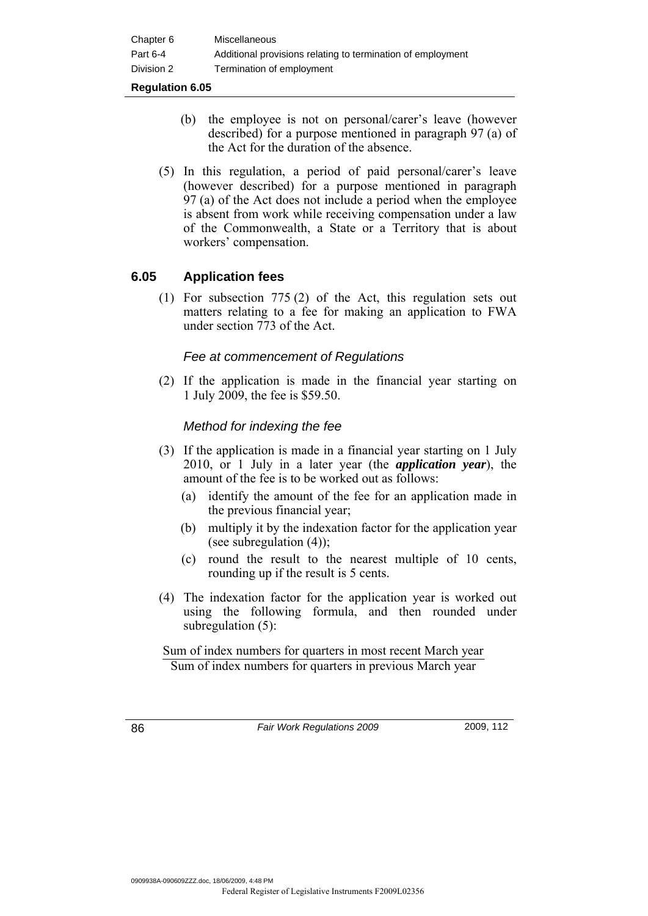(b) the employee is not on personal/carer's leave (however described) for a purpose mentioned in paragraph 97 (a) of the Act for the duration of the absence.

(5) In this regulation, a period of paid personal/carer's leave (however described) for a purpose mentioned in paragraph 97 (a) of the Act does not include a period when the employee is absent from work while receiving compensation under a law of the Commonwealth, a State or a Territory that is about workers' compensation.

## 6.05 Application fees

(1) For subsection 775 (2) of the Act, this regulation sets out matters relating to a fee for making an application to FWA under section 773 of the Act.

*Fee at commencement of Regulations*

(2) If the application is made in the financial year starting on 1 July 2009, the fee is $59.50.

*Method for indexing the fee*

(3) If the application is made in a financial year starting on 1 July 2010, or 1 July in a later year (the ***application year***), the amount of the fee is to be worked out as follows:

(a) identify the amount of the fee for an application made in the previous financial year;

(b) multiply it by the indexation factor for the application year (see subregulation (4));

(c) round the result to the nearest multiple of 10 cents, rounding up if the result is 5 cents.

(4) The indexation factor for the application year is worked out using the following formula, and then rounded under subregulation (5):

$$\frac{\text{Sum of index numbers for quarters in most recent March year}}{\text{Sum of index numbers for quarters in previous March year}}$$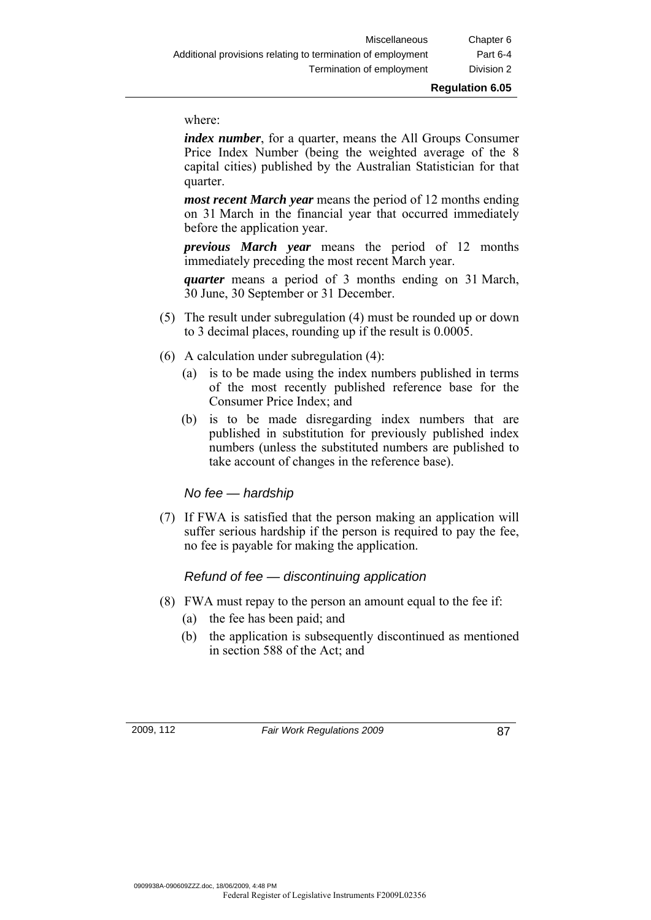where:

***index number***, for a quarter, means the All Groups Consumer Price Index Number (being the weighted average of the 8 capital cities) published by the Australian Statistician for that quarter.

***most recent March year*** means the period of 12 months ending on 31 March in the financial year that occurred immediately before the application year.

***previous March year*** means the period of 12 months immediately preceding the most recent March year.

***quarter*** means a period of 3 months ending on 31 March, 30 June, 30 September or 31 December.

(5) The result under subregulation (4) must be rounded up or down to 3 decimal places, rounding up if the result is 0.0005.

(6) A calculation under subregulation (4):

(a) is to be made using the index numbers published in terms of the most recently published reference base for the Consumer Price Index; and

(b) is to be made disregarding index numbers that are published in substitution for previously published index numbers (unless the substituted numbers are published to take account of changes in the reference base).

*No fee — hardship*

(7) If FWA is satisfied that the person making an application will suffer serious hardship if the person is required to pay the fee, no fee is payable for making the application.

*Refund of fee — discontinuing application*

(8) FWA must repay to the person an amount equal to the fee if:

(a) the fee has been paid; and

(b) the application is subsequently discontinued as mentioned in section 588 of the Act; and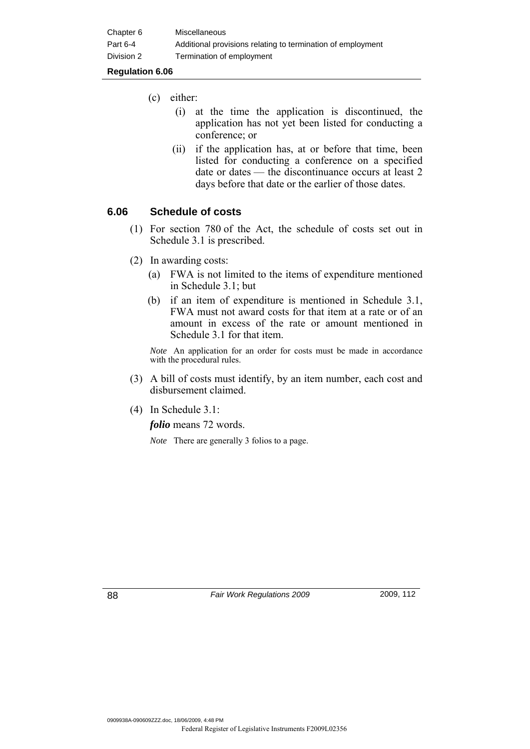(c) either:

(i) at the time the application is discontinued, the application has not yet been listed for conducting a conference; or

(ii) if the application has, at or before that time, been listed for conducting a conference on a specified date or dates — the discontinuance occurs at least 2 days before that date or the earlier of those dates.

## 6.06 Schedule of costs

(1) For section 780 of the Act, the schedule of costs set out in Schedule 3.1 is prescribed.

(2) In awarding costs:

(a) FWA is not limited to the items of expenditure mentioned in Schedule 3.1; but

(b) if an item of expenditure is mentioned in Schedule 3.1, FWA must not award costs for that item at a rate or of an amount in excess of the rate or amount mentioned in Schedule 3.1 for that item.

*Note* An application for an order for costs must be made in accordance with the procedural rules.

(3) A bill of costs must identify, by an item number, each cost and disbursement claimed.

(4) In Schedule 3.1:

***folio*** means 72 words.

*Note* There are generally 3 folios to a page.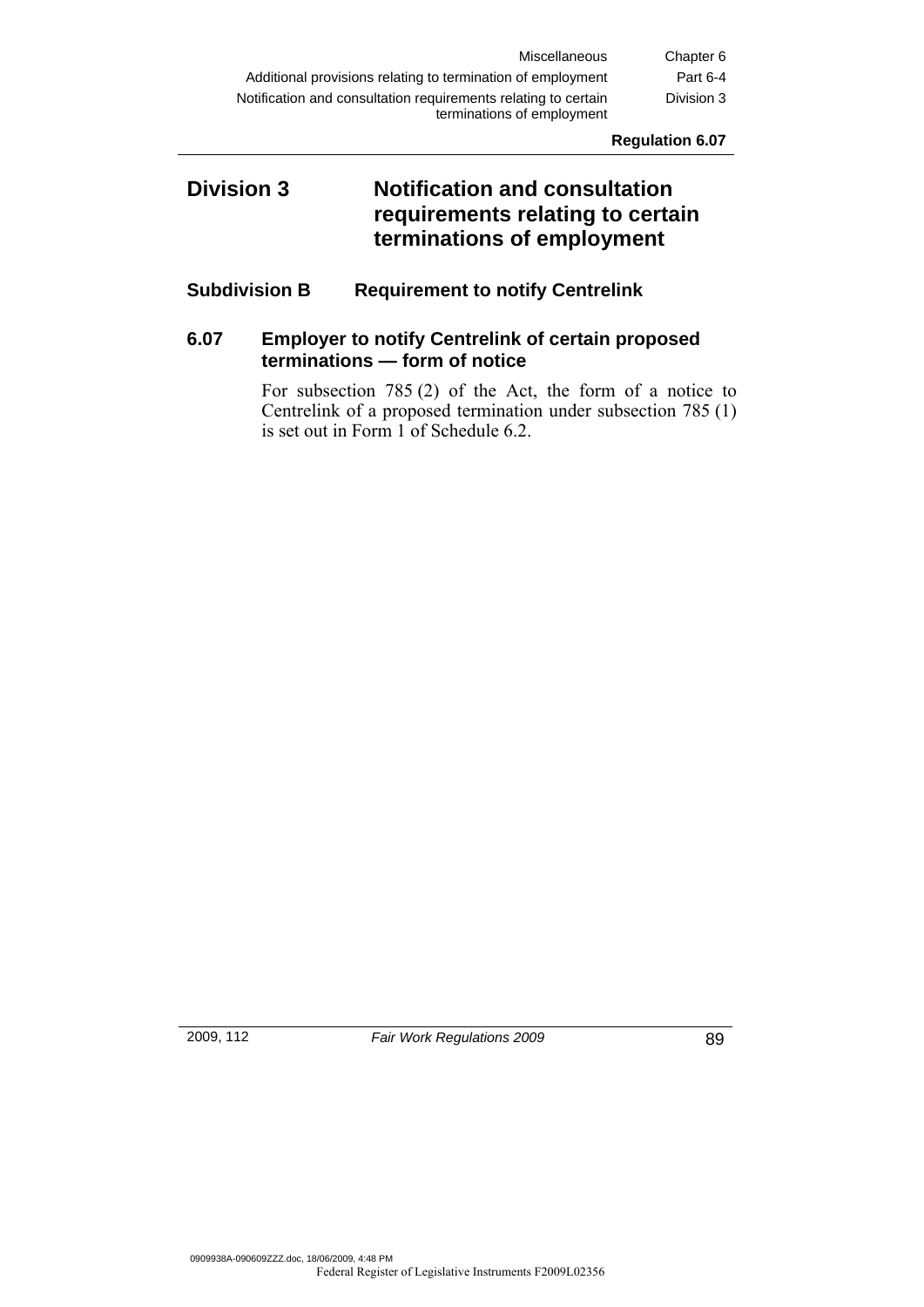## Division 3 Notification and consultation requirements relating to certain terminations of employment

### Subdivision B Requirement to notify Centrelink

#### 6.07 Employer to notify Centrelink of certain proposed terminations — form of notice

For subsection 785 (2) of the Act, the form of a notice to Centrelink of a proposed termination under subsection 785 (1) is set out in Form 1 of Schedule 6.2.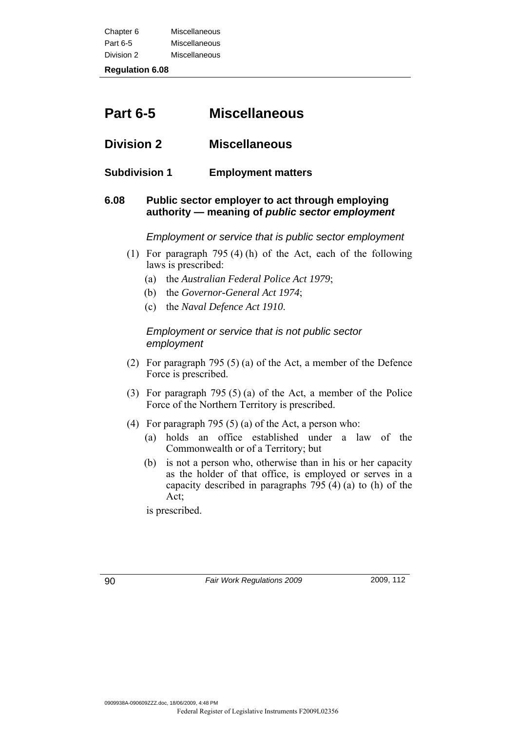# Part 6-5 Miscellaneous

## Division 2 Miscellaneous

### Subdivision 1 Employment matters

#### 6.08 Public sector employer to act through employing authority — meaning of *public sector employment*

*Employment or service that is public sector employment*

(1) For paragraph 795 (4) (h) of the Act, each of the following laws is prescribed:

(a) the *Australian Federal Police Act 1979*;

(b) the *Governor-General Act 1974*;

(c) the *Naval Defence Act 1910*.

*Employment or service that is not public sector employment*

(2) For paragraph 795 (5) (a) of the Act, a member of the Defence Force is prescribed.

(3) For paragraph 795 (5) (a) of the Act, a member of the Police Force of the Northern Territory is prescribed.

(4) For paragraph 795 (5) (a) of the Act, a person who:

(a) holds an office established under a law of the Commonwealth or of a Territory; but

(b) is not a person who, otherwise than in his or her capacity as the holder of that office, is employed or serves in a capacity described in paragraphs 795 (4) (a) to (h) of the Act;

is prescribed.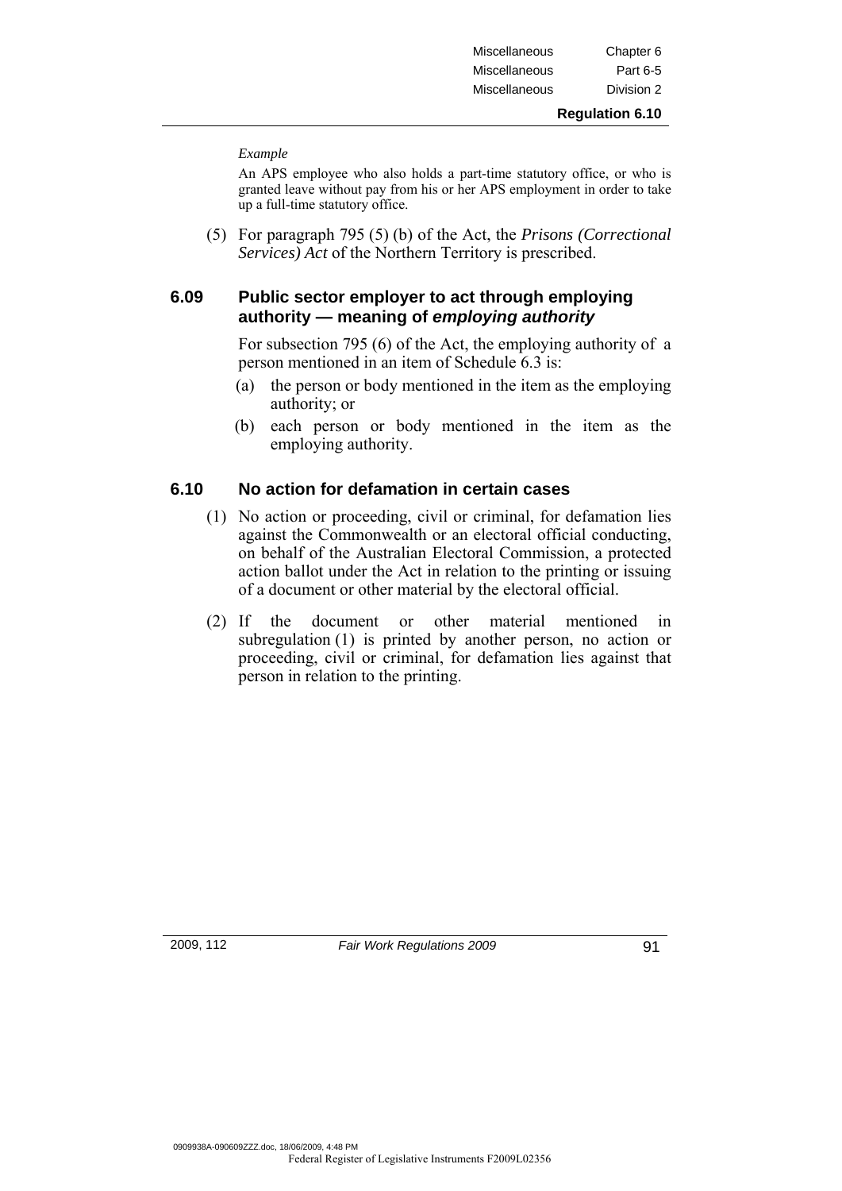*Example*

An APS employee who also holds a part-time statutory office, or who is granted leave without pay from his or her APS employment in order to take up a full-time statutory office.

(5) For paragraph 795 (5) (b) of the Act, the *Prisons (Correctional Services) Act* of the Northern Territory is prescribed.

### 6.09 Public sector employer to act through employing authority — meaning of *employing authority*

For subsection 795 (6) of the Act, the employing authority of a person mentioned in an item of Schedule 6.3 is:

(a) the person or body mentioned in the item as the employing authority; or

(b) each person or body mentioned in the item as the employing authority.

### 6.10 No action for defamation in certain cases

(1) No action or proceeding, civil or criminal, for defamation lies against the Commonwealth or an electoral official conducting, on behalf of the Australian Electoral Commission, a protected action ballot under the Act in relation to the printing or issuing of a document or other material by the electoral official.

(2) If the document or other material mentioned in subregulation (1) is printed by another person, no action or proceeding, civil or criminal, for defamation lies against that person in relation to the printing.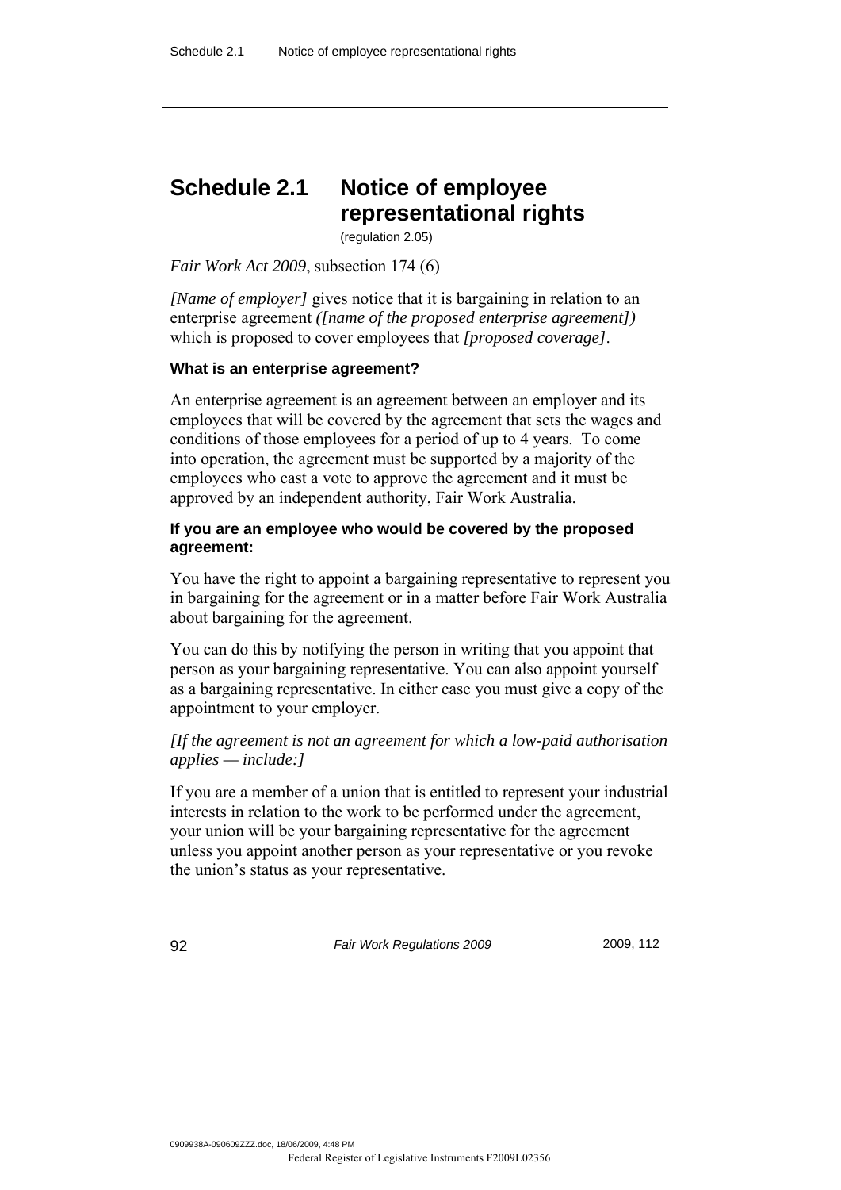# Schedule 2.1 Notice of employee representational rights

(regulation 2.05)

*Fair Work Act 2009*, subsection 174 (6)

*[Name of employer]* gives notice that it is bargaining in relation to an enterprise agreement *([name of the proposed enterprise agreement])* which is proposed to cover employees that *[proposed coverage]*.

**What is an enterprise agreement?**

An enterprise agreement is an agreement between an employer and its employees that will be covered by the agreement that sets the wages and conditions of those employees for a period of up to 4 years. To come into operation, the agreement must be supported by a majority of the employees who cast a vote to approve the agreement and it must be approved by an independent authority, Fair Work Australia.

**If you are an employee who would be covered by the proposed agreement:**

You have the right to appoint a bargaining representative to represent you in bargaining for the agreement or in a matter before Fair Work Australia about bargaining for the agreement.

You can do this by notifying the person in writing that you appoint that person as your bargaining representative. You can also appoint yourself as a bargaining representative. In either case you must give a copy of the appointment to your employer.

*[If the agreement is not an agreement for which a low-paid authorisation applies — include:]*

If you are a member of a union that is entitled to represent your industrial interests in relation to the work to be performed under the agreement, your union will be your bargaining representative for the agreement unless you appoint another person as your representative or you revoke the union's status as your representative.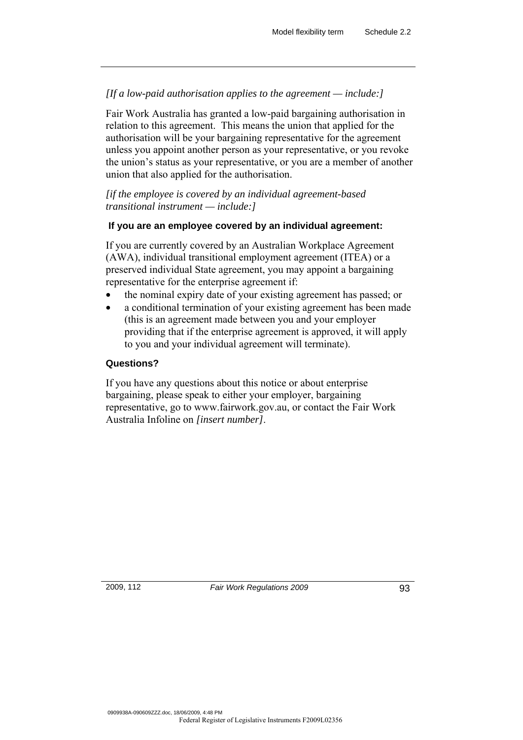*[If a low-paid authorisation applies to the agreement — include:]*

Fair Work Australia has granted a low-paid bargaining authorisation in relation to this agreement. This means the union that applied for the authorisation will be your bargaining representative for the agreement unless you appoint another person as your representative, or you revoke the union's status as your representative, or you are a member of another union that also applied for the authorisation.

*[if the employee is covered by an individual agreement-based transitional instrument — include:]*

**If you are an employee covered by an individual agreement:**

If you are currently covered by an Australian Workplace Agreement (AWA), individual transitional employment agreement (ITEA) or a preserved individual State agreement, you may appoint a bargaining representative for the enterprise agreement if:

- the nominal expiry date of your existing agreement has passed; or
- a conditional termination of your existing agreement has been made (this is an agreement made between you and your employer providing that if the enterprise agreement is approved, it will apply to you and your individual agreement will terminate).

**Questions?**

If you have any questions about this notice or about enterprise bargaining, please speak to either your employer, bargaining representative, go to www.fairwork.gov.au, or contact the Fair Work Australia Infoline on *[insert number]*.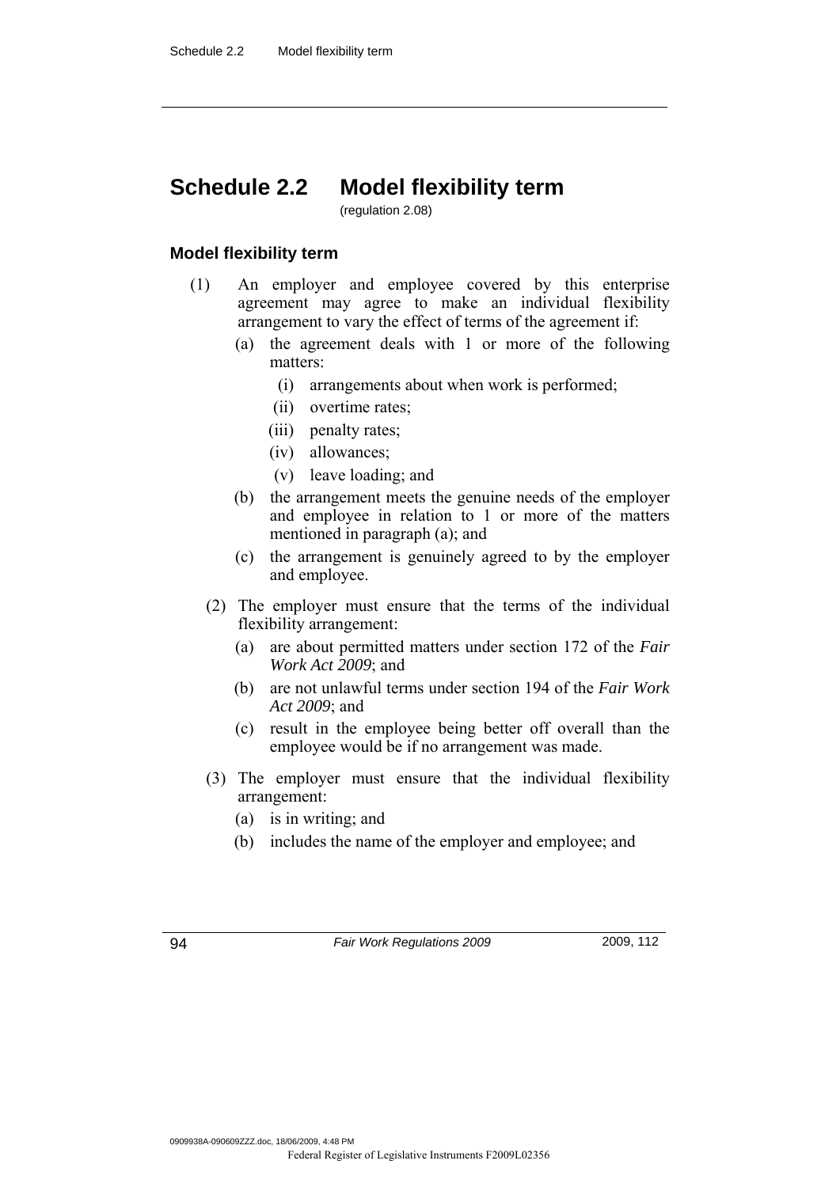# Schedule 2.2 Model flexibility term

(regulation 2.08)

## Model flexibility term

(1) An employer and employee covered by this enterprise agreement may agree to make an individual flexibility arrangement to vary the effect of terms of the agreement if:

 (a) the agreement deals with 1 or more of the following matters:

  (i) arrangements about when work is performed;

  (ii) overtime rates;

  (iii) penalty rates;

  (iv) allowances;

  (v) leave loading; and

 (b) the arrangement meets the genuine needs of the employer and employee in relation to 1 or more of the matters mentioned in paragraph (a); and

 (c) the arrangement is genuinely agreed to by the employer and employee.

(2) The employer must ensure that the terms of the individual flexibility arrangement:

 (a) are about permitted matters under section 172 of the *Fair Work Act 2009*; and

 (b) are not unlawful terms under section 194 of the *Fair Work Act 2009*; and

 (c) result in the employee being better off overall than the employee would be if no arrangement was made.

(3) The employer must ensure that the individual flexibility arrangement:

 (a) is in writing; and

 (b) includes the name of the employer and employee; and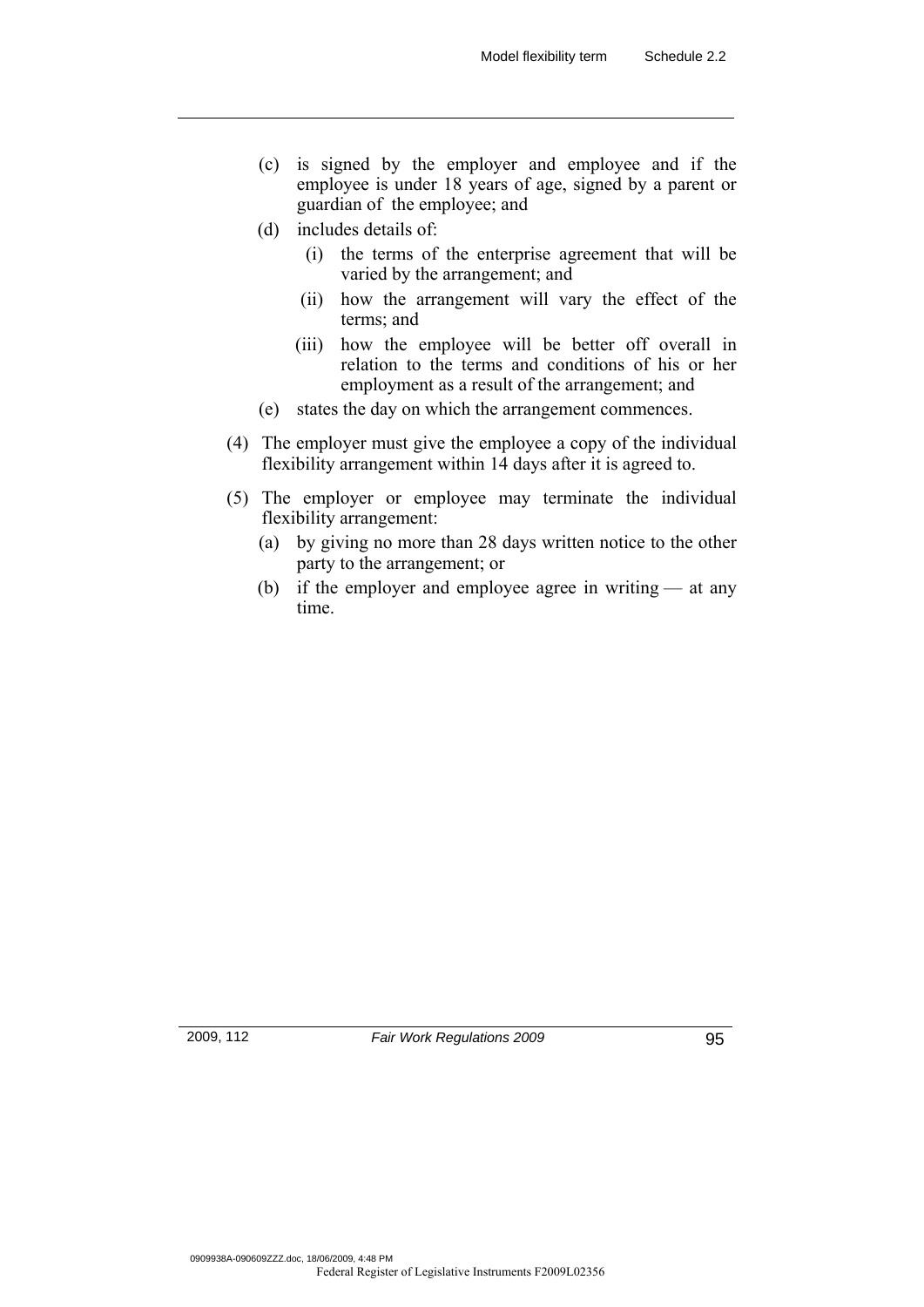(c) is signed by the employer and employee and if the employee is under 18 years of age, signed by a parent or guardian of the employee; and

(d) includes details of:

  (i) the terms of the enterprise agreement that will be varied by the arrangement; and

  (ii) how the arrangement will vary the effect of the terms; and

  (iii) how the employee will be better off overall in relation to the terms and conditions of his or her employment as a result of the arrangement; and

(e) states the day on which the arrangement commences.

(4) The employer must give the employee a copy of the individual flexibility arrangement within 14 days after it is agreed to.

(5) The employer or employee may terminate the individual flexibility arrangement:

  (a) by giving no more than 28 days written notice to the other party to the arrangement; or

  (b) if the employer and employee agree in writing — at any time.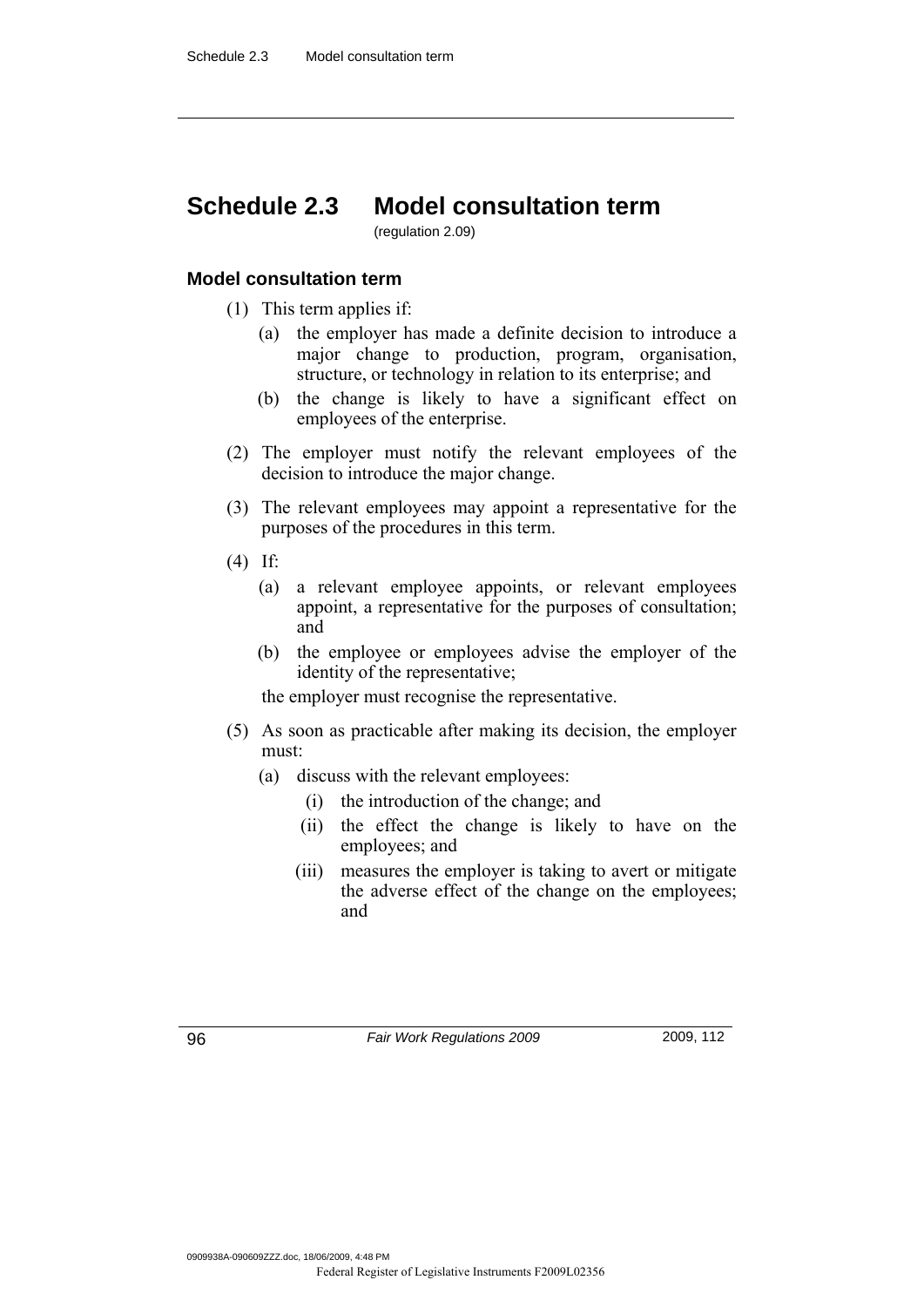# Schedule 2.3 Model consultation term

(regulation 2.09)

### Model consultation term

(1) This term applies if:

(a) the employer has made a definite decision to introduce a major change to production, program, organisation, structure, or technology in relation to its enterprise; and

(b) the change is likely to have a significant effect on employees of the enterprise.

(2) The employer must notify the relevant employees of the decision to introduce the major change.

(3) The relevant employees may appoint a representative for the purposes of the procedures in this term.

(4) If:

(a) a relevant employee appoints, or relevant employees appoint, a representative for the purposes of consultation; and

(b) the employee or employees advise the employer of the identity of the representative;

the employer must recognise the representative.

(5) As soon as practicable after making its decision, the employer must:

(a) discuss with the relevant employees:

(i) the introduction of the change; and

(ii) the effect the change is likely to have on the employees; and

(iii) measures the employer is taking to avert or mitigate the adverse effect of the change on the employees; and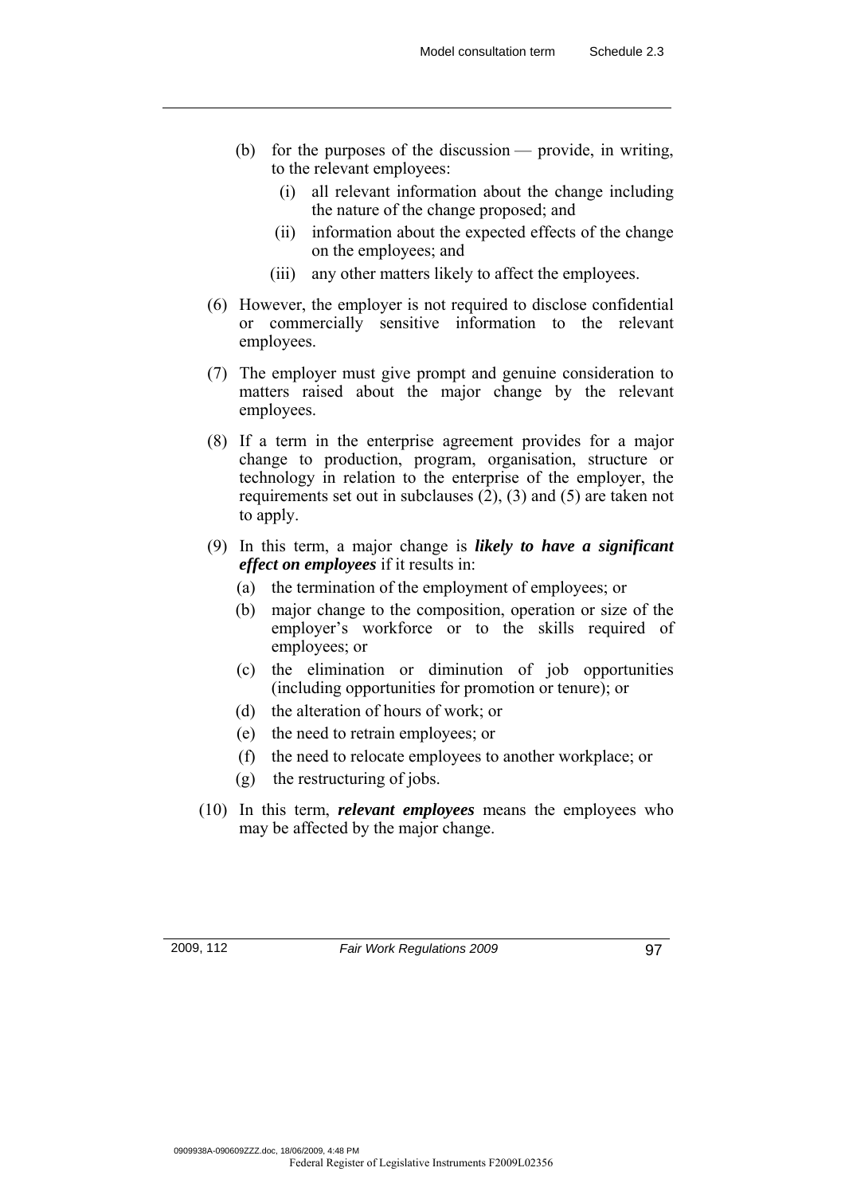(b) for the purposes of the discussion — provide, in writing, to the relevant employees:

(i) all relevant information about the change including the nature of the change proposed; and

(ii) information about the expected effects of the change on the employees; and

(iii) any other matters likely to affect the employees.

(6) However, the employer is not required to disclose confidential or commercially sensitive information to the relevant employees.

(7) The employer must give prompt and genuine consideration to matters raised about the major change by the relevant employees.

(8) If a term in the enterprise agreement provides for a major change to production, program, organisation, structure or technology in relation to the enterprise of the employer, the requirements set out in subclauses (2), (3) and (5) are taken not to apply.

(9) In this term, a major change is ***likely to have a significant effect on employees*** if it results in:

(a) the termination of the employment of employees; or

(b) major change to the composition, operation or size of the employer's workforce or to the skills required of employees; or

(c) the elimination or diminution of job opportunities (including opportunities for promotion or tenure); or

(d) the alteration of hours of work; or

(e) the need to retrain employees; or

(f) the need to relocate employees to another workplace; or

(g) the restructuring of jobs.

(10) In this term, ***relevant employees*** means the employees who may be affected by the major change.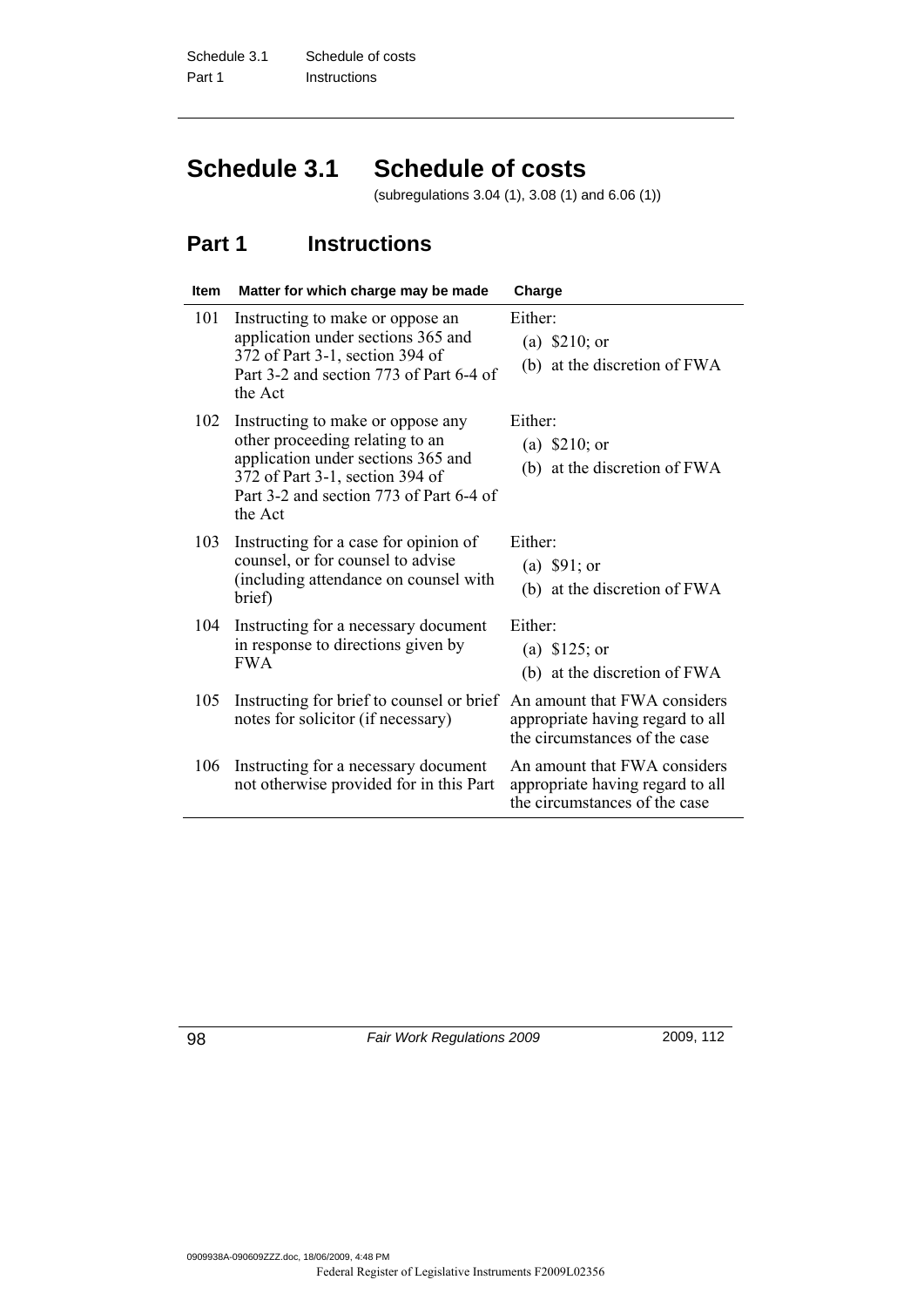# Schedule 3.1 Schedule of costs

(subregulations 3.04 (1), 3.08 (1) and 6.06 (1))

## Part 1 Instructions

| Item | Matter for which charge may be made | Charge |
|---|---|---|
| 101 | Instructing to make or oppose an application under sections 365 and 372 of Part 3-1, section 394 of Part 3-2 and section 773 of Part 6-4 of the Act | Either: (a) $210; or (b) at the discretion of FWA |
| 102 | Instructing to make or oppose any other proceeding relating to an application under sections 365 and 372 of Part 3-1, section 394 of Part 3-2 and section 773 of Part 6-4 of the Act | Either: (a) $210; or (b) at the discretion of FWA |
| 103 | Instructing for a case for opinion of counsel, or for counsel to advise (including attendance on counsel with brief) | Either: (a) $91; or (b) at the discretion of FWA |
| 104 | Instructing for a necessary document in response to directions given by FWA | Either: (a) $125; or (b) at the discretion of FWA |
| 105 | Instructing for brief to counsel or brief notes for solicitor (if necessary) | An amount that FWA considers appropriate having regard to all the circumstances of the case |
| 106 | Instructing for a necessary document not otherwise provided for in this Part | An amount that FWA considers appropriate having regard to all the circumstances of the case |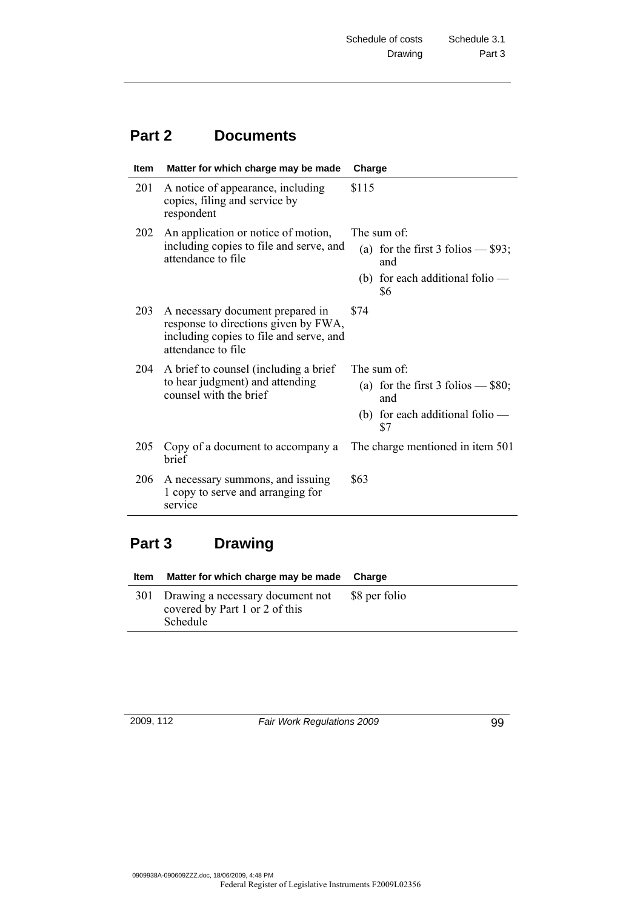## Part 2 Documents

| Item | Matter for which charge may be made | Charge |
|---|---|---|
| 201 | A notice of appearance, including copies, filing and service by respondent | $115 |
| 202 | An application or notice of motion, including copies to file and serve, and attendance to file | The sum of: (a) for the first 3 folios — $93; and (b) for each additional folio — $6 |
| 203 | A necessary document prepared in response to directions given by FWA, including copies to file and serve, and attendance to file | $74 |
| 204 | A brief to counsel (including a brief to hear judgment) and attending counsel with the brief | The sum of: (a) for the first 3 folios — $80; and (b) for each additional folio — $7 |
| 205 | Copy of a document to accompany a brief | The charge mentioned in item 501 |
| 206 | A necessary summons, and issuing 1 copy to serve and arranging for service | $63 |

## Part 3 Drawing

| Item | Matter for which charge may be made | Charge |
|---|---|---|
| 301 | Drawing a necessary document not covered by Part 1 or 2 of this Schedule | $8 per folio |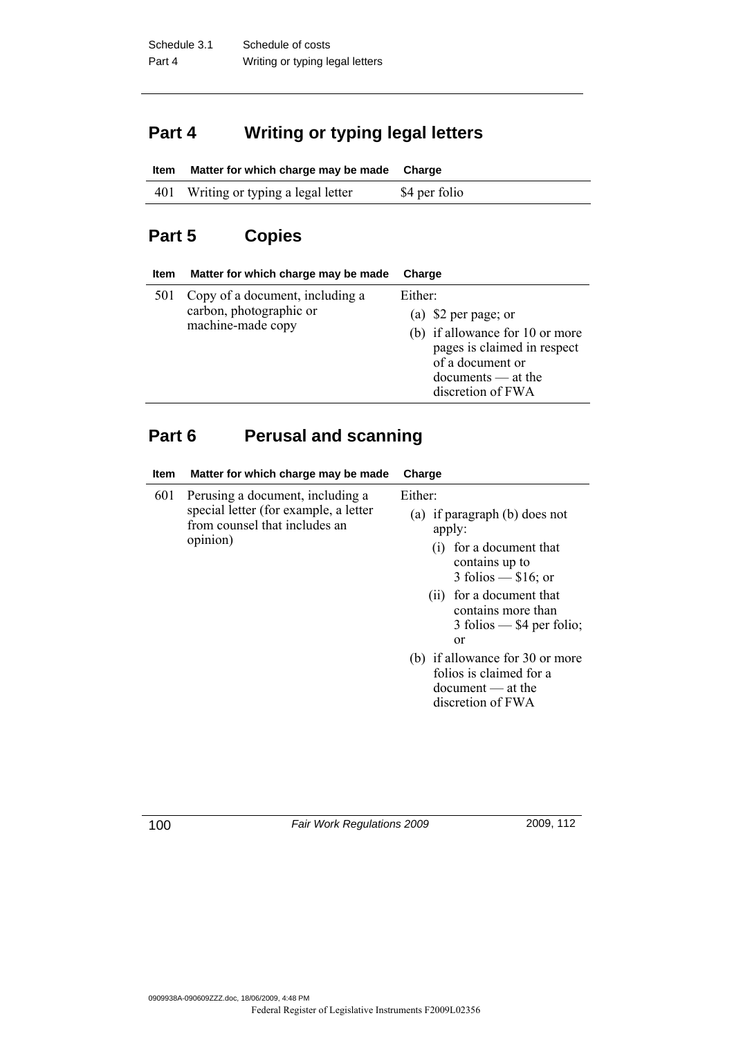## Part 4 Writing or typing legal letters

| Item | Matter for which charge may be made | Charge |
|---|---|---|
| 401 | Writing or typing a legal letter | $4 per folio |

## Part 5 Copies

| Item | Matter for which charge may be made | Charge |
|---|---|---|
| 501 | Copy of a document, including a carbon, photographic or machine-made copy | Either: (a) $2 per page; or (b) if allowance for 10 or more pages is claimed in respect of a document or documents — at the discretion of FWA |

## Part 6 Perusal and scanning

| Item | Matter for which charge may be made | Charge |
|---|---|---|
| 601 | Perusing a document, including a special letter (for example, a letter from counsel that includes an opinion) | Either: (a) if paragraph (b) does not apply: (i) for a document that contains up to 3 folios — $16; or (ii) for a document that contains more than 3 folios — $4 per folio; or (b) if allowance for 30 or more folios is claimed for a document — at the discretion of FWA |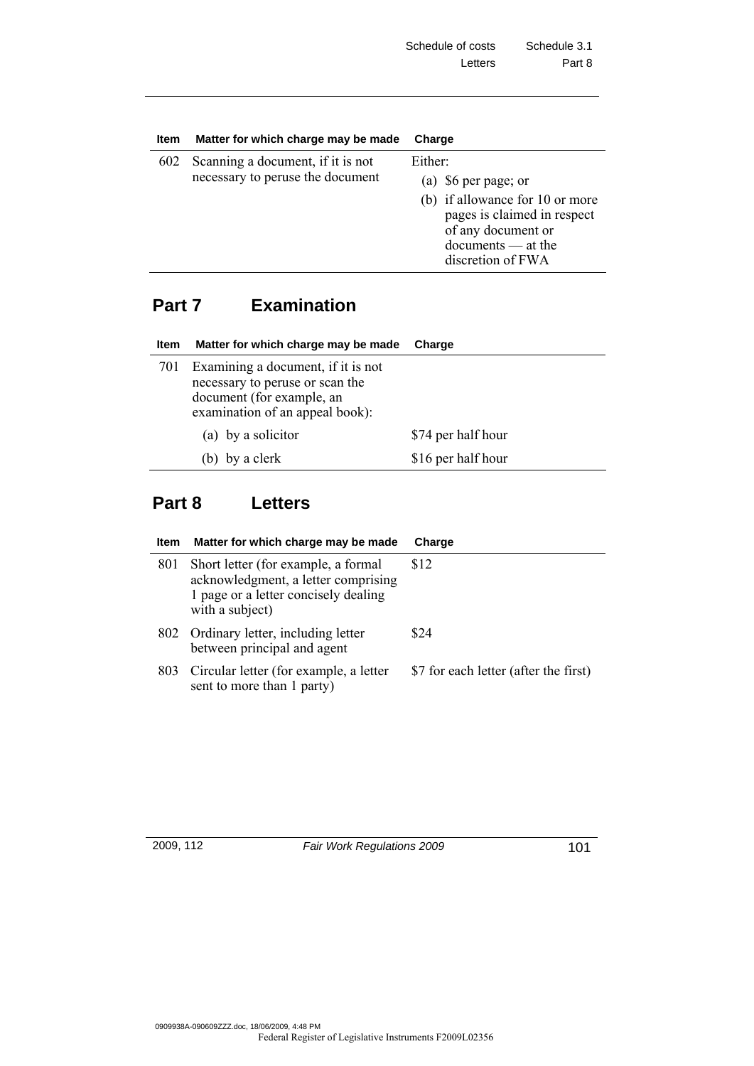| Item | Matter for which charge may be made | Charge |
|---|---|---|
| 602 | Scanning a document, if it is not necessary to peruse the document | Either: (a) $6 per page; or (b) if allowance for 10 or more pages is claimed in respect of any document or documents — at the discretion of FWA |

## Part 7 Examination

| Item | Matter for which charge may be made | Charge |
|---|---|---|
| 701 | Examining a document, if it is not necessary to peruse or scan the document (for example, an examination of an appeal book): | |
| | (a) by a solicitor | $74 per half hour |
| | (b) by a clerk | $16 per half hour |

## Part 8 Letters

| Item | Matter for which charge may be made | Charge |
|---|---|---|
| 801 | Short letter (for example, a formal acknowledgment, a letter comprising 1 page or a letter concisely dealing with a subject) | $12 |
| 802 | Ordinary letter, including letter between principal and agent | $24 |
| 803 | Circular letter (for example, a letter sent to more than 1 party) | $7 for each letter (after the first) |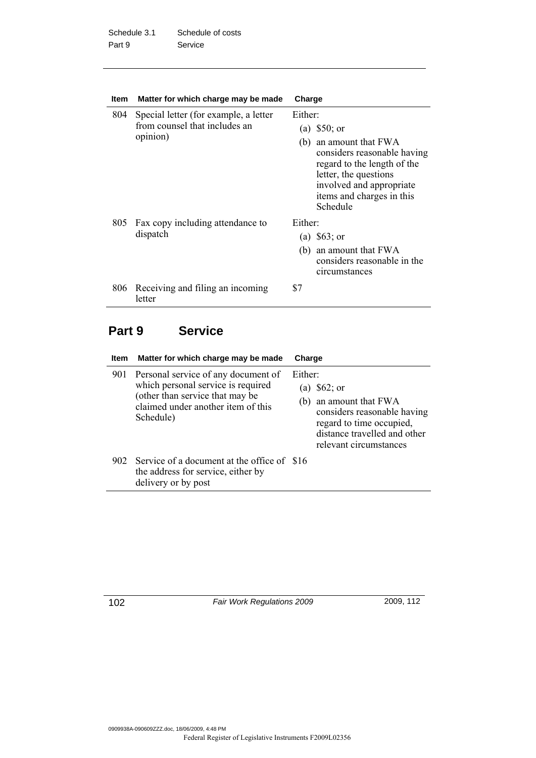| Item | Matter for which charge may be made | Charge |
|---|---|---|
| 804 | Special letter (for example, a letter from counsel that includes an opinion) | Either: (a) $50; or (b) an amount that FWA considers reasonable having regard to the length of the letter, the questions involved and appropriate items and charges in this Schedule |
| 805 | Fax copy including attendance to dispatch | Either: (a) $63; or (b) an amount that FWA considers reasonable in the circumstances |
| 806 | Receiving and filing an incoming letter | $7 |

## Part 9 Service

| Item | Matter for which charge may be made | Charge |
|---|---|---|
| 901 | Personal service of any document of which personal service is required (other than service that may be claimed under another item of this Schedule) | Either: (a) $62; or (b) an amount that FWA considers reasonable having regard to time occupied, distance travelled and other relevant circumstances |
| 902 | Service of a document at the office of the address for service, either by delivery or by post | $16 |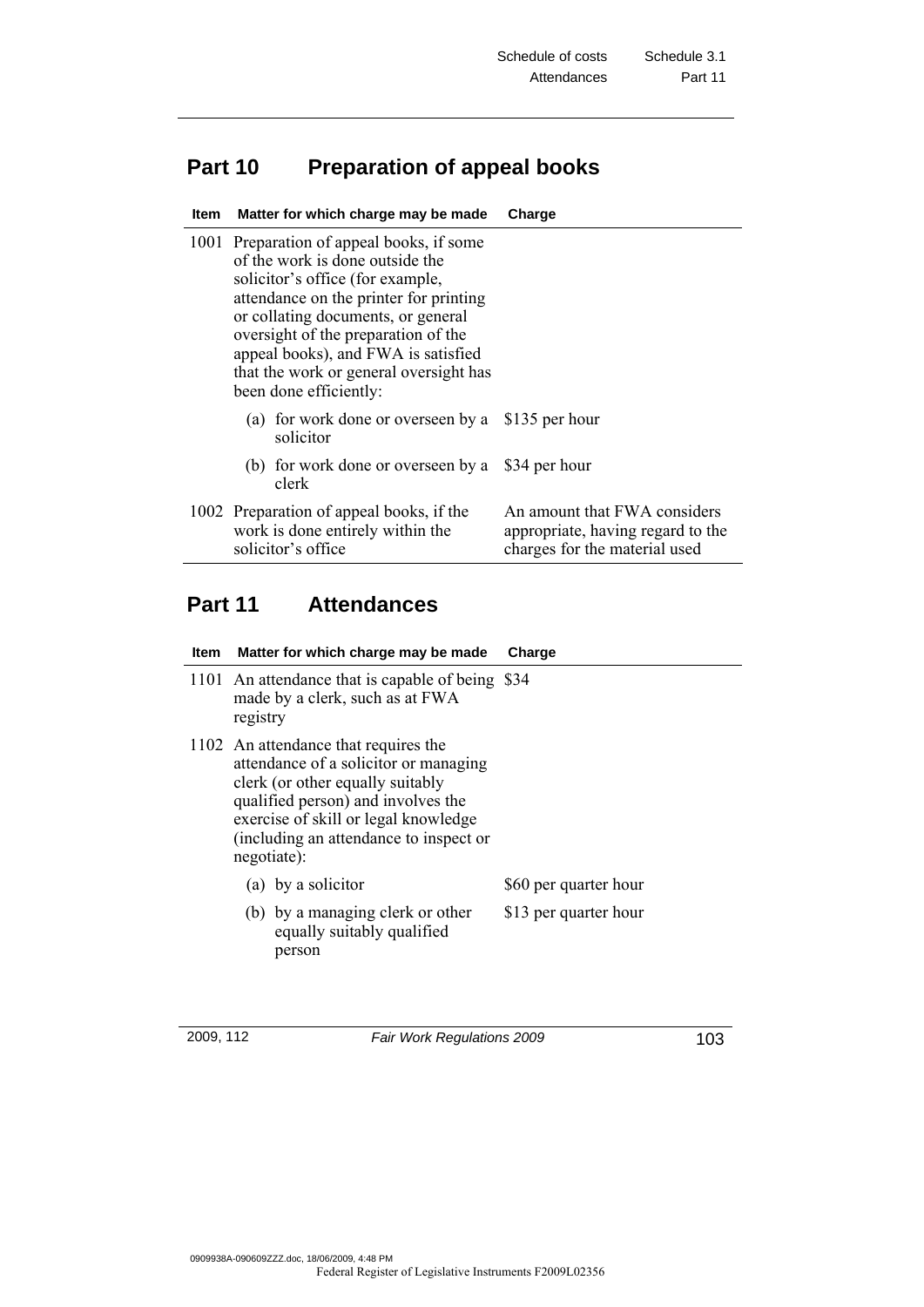## Part 10 Preparation of appeal books

| Item | Matter for which charge may be made | Charge |
|---|---|---|
| 1001 | Preparation of appeal books, if some of the work is done outside the solicitor's office (for example, attendance on the printer for printing or collating documents, or general oversight of the preparation of the appeal books), and FWA is satisfied that the work or general oversight has been done efficiently: | |
| | (a) for work done or overseen by a solicitor | $135 per hour |
| | (b) for work done or overseen by a clerk | $34 per hour |
| 1002 | Preparation of appeal books, if the work is done entirely within the solicitor's office | An amount that FWA considers appropriate, having regard to the charges for the material used |

## Part 11 Attendances

| Item | Matter for which charge may be made | Charge |
|---|---|---|
| 1101 | An attendance that is capable of being made by a clerk, such as at FWA registry | $34 |
| 1102 | An attendance that requires the attendance of a solicitor or managing clerk (or other equally suitably qualified person) and involves the exercise of skill or legal knowledge (including an attendance to inspect or negotiate): | |
| | (a) by a solicitor | $60 per quarter hour |
| | (b) by a managing clerk or other equally suitably qualified person | $13 per quarter hour |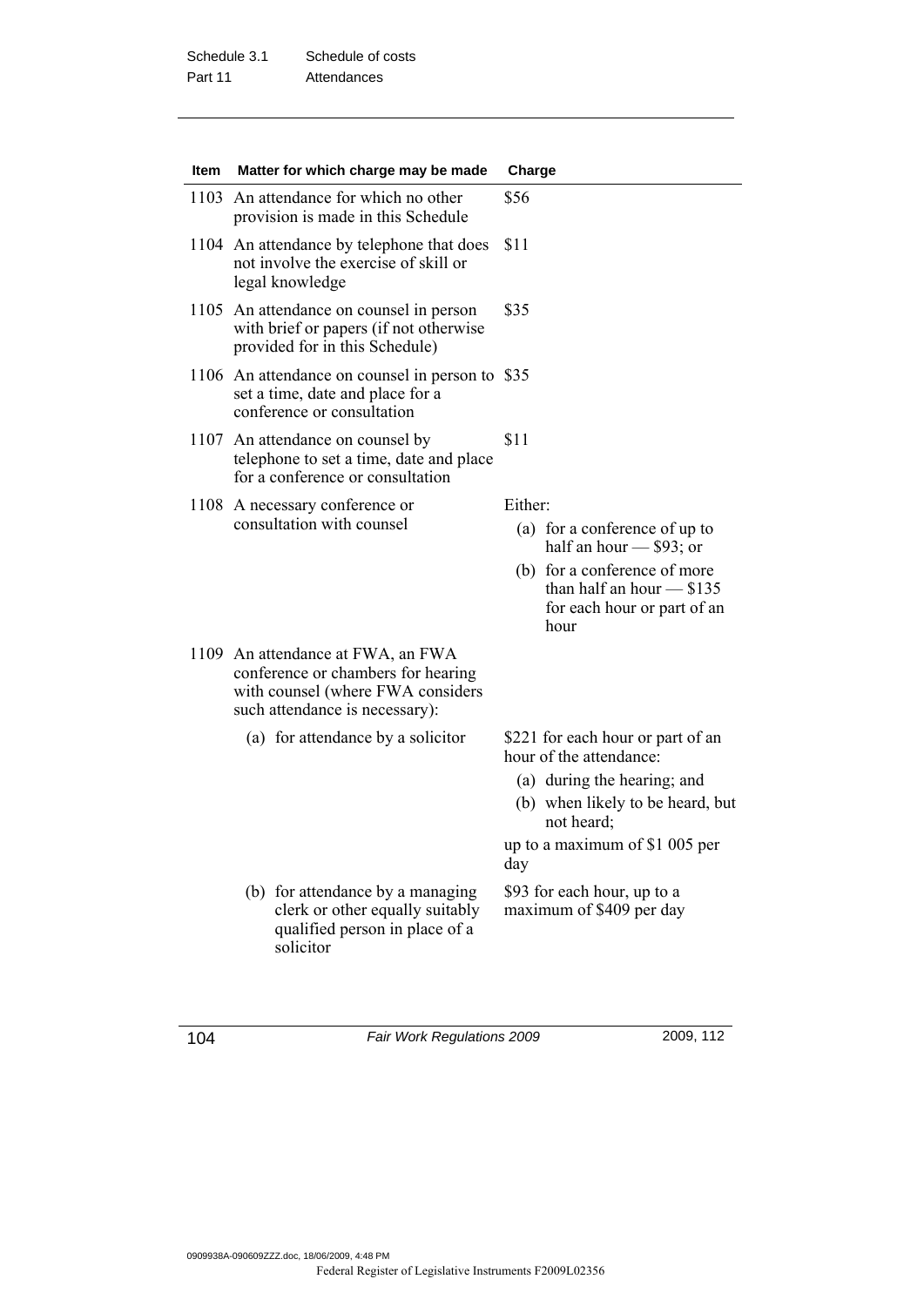| Item | Matter for which charge may be made | Charge |
|---|---|---|
| 1103 | An attendance for which no other provision is made in this Schedule | $56 |
| 1104 | An attendance by telephone that does not involve the exercise of skill or legal knowledge | $11 |
| 1105 | An attendance on counsel in person with brief or papers (if not otherwise provided for in this Schedule) | $35 |
| 1106 | An attendance on counsel in person to set a time, date and place for a conference or consultation | $35 |
| 1107 | An attendance on counsel by telephone to set a time, date and place for a conference or consultation | $11 |
| 1108 | A necessary conference or consultation with counsel | Either: (a) for a conference of up to half an hour — $93; or (b) for a conference of more than half an hour — $135 for each hour or part of an hour |
| 1109 | An attendance at FWA, an FWA conference or chambers for hearing with counsel (where FWA considers such attendance is necessary): | |
| | (a) for attendance by a solicitor | $221 for each hour or part of an hour of the attendance: (a) during the hearing; and (b) when likely to be heard, but not heard; up to a maximum of $1 005 per day |
| | (b) for attendance by a managing clerk or other equally suitably qualified person in place of a solicitor | $93 for each hour, up to a maximum of $409 per day |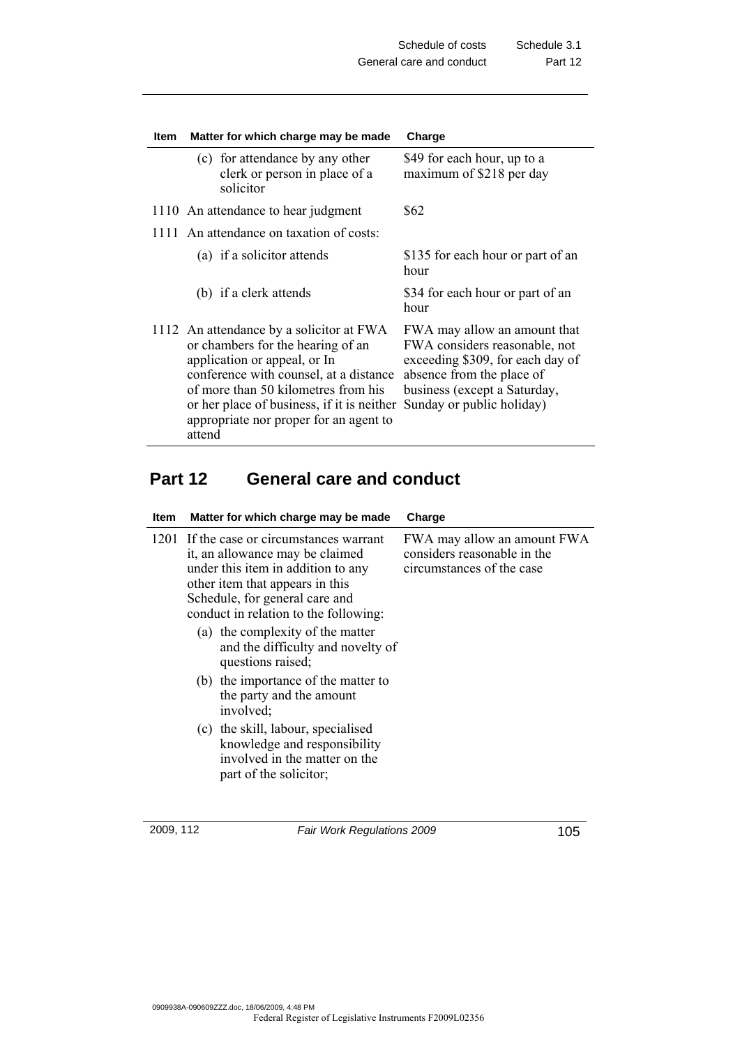| Item | Matter for which charge may be made | Charge |
|---|---|---|
| | (c) for attendance by any other clerk or person in place of a solicitor | $49 for each hour, up to a maximum of $218 per day |
| 1110 | An attendance to hear judgment | $62 |
| 1111 | An attendance on taxation of costs: | |
| | (a) if a solicitor attends | $135 for each hour or part of an hour |
| | (b) if a clerk attends | $34 for each hour or part of an hour |
| 1112 | An attendance by a solicitor at FWA or chambers for the hearing of an application or appeal, or In conference with counsel, at a distance of more than 50 kilometres from his or her place of business, if it is neither appropriate nor proper for an agent to attend | FWA may allow an amount that FWA considers reasonable, not exceeding $309, for each day of absence from the place of business (except a Saturday, Sunday or public holiday) |

## Part 12 General care and conduct

| Item | Matter for which charge may be made | Charge |
|---|---|---|
| 1201 | If the case or circumstances warrant it, an allowance may be claimed under this item in addition to any other item that appears in this Schedule, for general care and conduct in relation to the following: | FWA may allow an amount FWA considers reasonable in the circumstances of the case |
| | (a) the complexity of the matter and the difficulty and novelty of questions raised; | |
| | (b) the importance of the matter to the party and the amount involved; | |
| | (c) the skill, labour, specialised knowledge and responsibility involved in the matter on the part of the solicitor; | |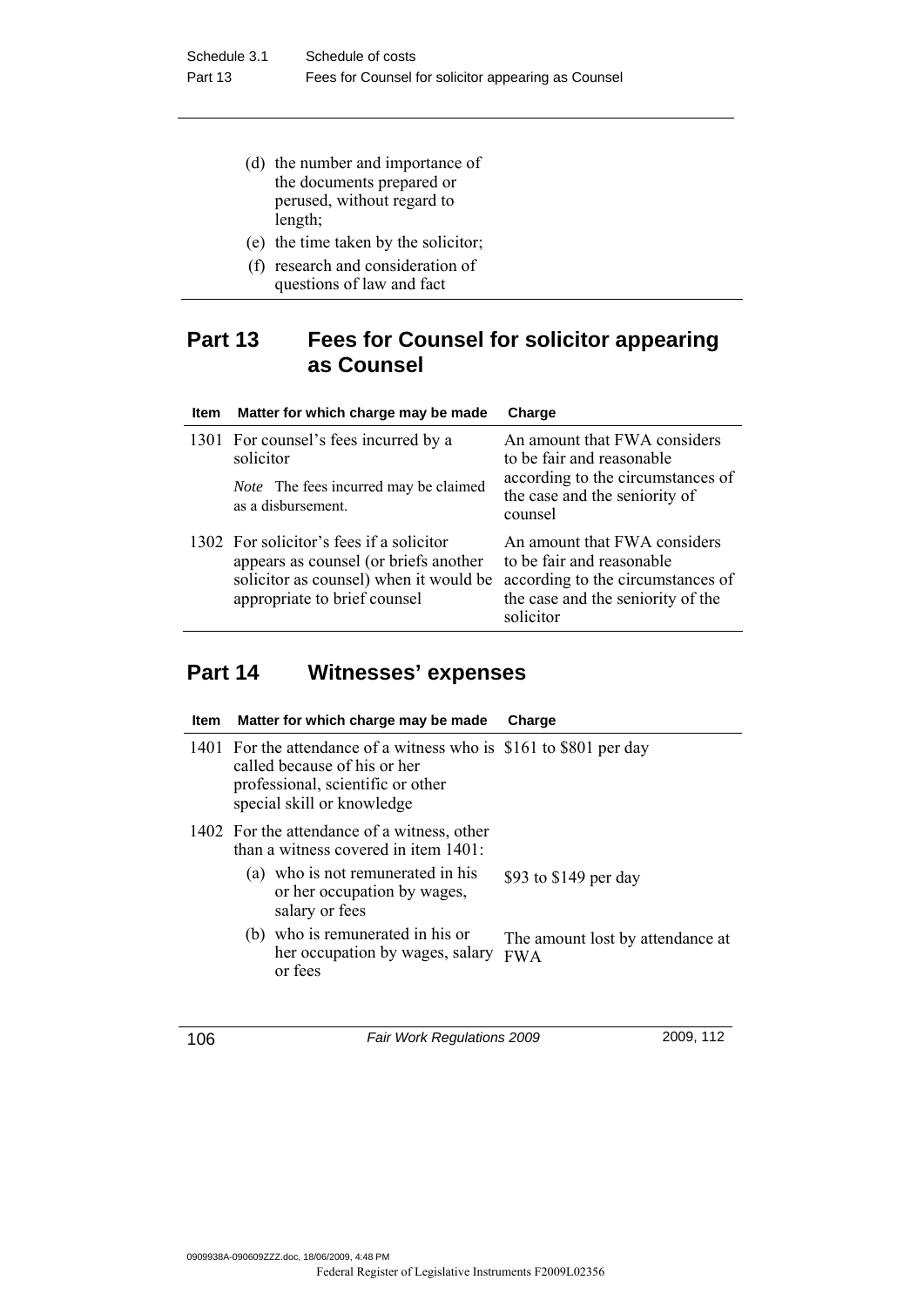(d) the number and importance of the documents prepared or perused, without regard to length;
(e) the time taken by the solicitor;
(f) research and consideration of questions of law and fact

## Part 13 Fees for Counsel for solicitor appearing as Counsel

| Item | Matter for which charge may be made | Charge |
|---|---|---|
| 1301 | For counsel's fees incurred by a solicitor<br>*Note* The fees incurred may be claimed as a disbursement. | An amount that FWA considers to be fair and reasonable according to the circumstances of the case and the seniority of counsel |
| 1302 | For solicitor's fees if a solicitor appears as counsel (or briefs another solicitor as counsel) when it would be appropriate to brief counsel | An amount that FWA considers to be fair and reasonable according to the circumstances of the case and the seniority of the solicitor |

## Part 14 Witnesses' expenses

| Item | Matter for which charge may be made | Charge |
|---|---|---|
| 1401 | For the attendance of a witness who is called because of his or her professional, scientific or other special skill or knowledge | \$161 to \$801 per day |
| 1402 | For the attendance of a witness, other than a witness covered in item 1401: | |
| | (a) who is not remunerated in his or her occupation by wages, salary or fees | \$93 to \$149 per day |
| | (b) who is remunerated in his or her occupation by wages, salary or fees | The amount lost by attendance at FWA |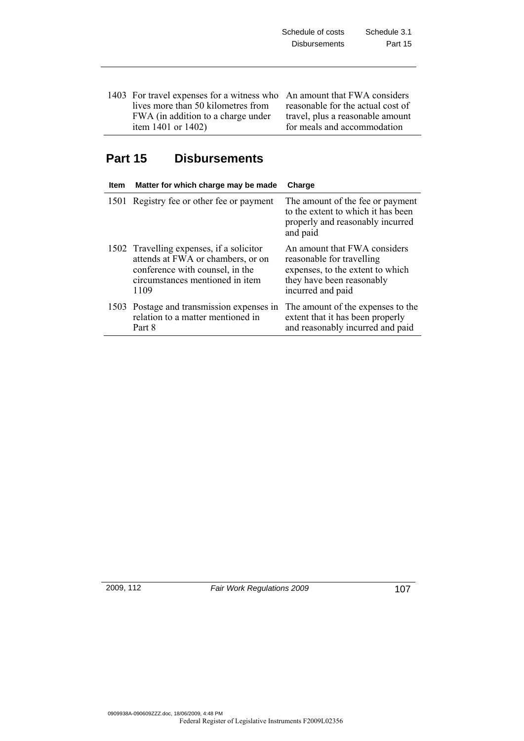| | | |
|---|---|---|
| 1403 | For travel expenses for a witness who lives more than 50 kilometres from FWA (in addition to a charge under item 1401 or 1402) | An amount that FWA considers reasonable for the actual cost of travel, plus a reasonable amount for meals and accommodation |

## Part 15 Disbursements

| Item | Matter for which charge may be made | Charge |
|---|---|---|
| 1501 | Registry fee or other fee or payment | The amount of the fee or payment to the extent to which it has been properly and reasonably incurred and paid |
| 1502 | Travelling expenses, if a solicitor attends at FWA or chambers, or on conference with counsel, in the circumstances mentioned in item 1109 | An amount that FWA considers reasonable for travelling expenses, to the extent to which they have been reasonably incurred and paid |
| 1503 | Postage and transmission expenses in relation to a matter mentioned in Part 8 | The amount of the expenses to the extent that it has been properly and reasonably incurred and paid |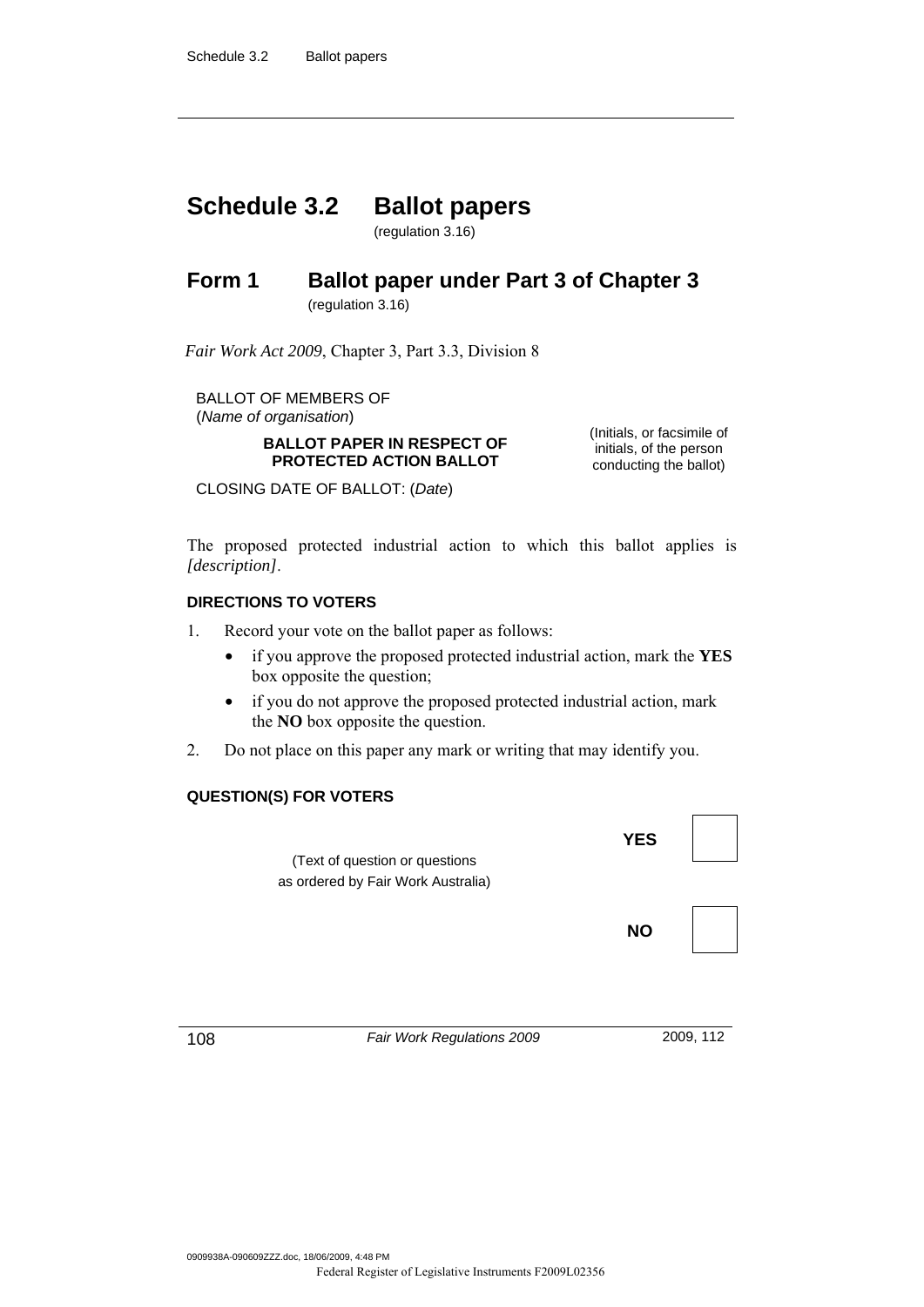# Schedule 3.2 Ballot papers

(regulation 3.16)

## Form 1 Ballot paper under Part 3 of Chapter 3

(regulation 3.16)

*Fair Work Act 2009*, Chapter 3, Part 3.3, Division 8

BALLOT OF MEMBERS OF
(*Name of organisation*)

**BALLOT PAPER IN RESPECT OF PROTECTED ACTION BALLOT**

(Initials, or facsimile of initials, of the person conducting the ballot)

CLOSING DATE OF BALLOT: (*Date*)

The proposed protected industrial action to which this ballot applies is *[description]*.

**DIRECTIONS TO VOTERS**

1. Record your vote on the ballot paper as follows:
   - if you approve the proposed protected industrial action, mark the **YES** box opposite the question;
   - if you do not approve the proposed protected industrial action, mark the **NO** box opposite the question.
2. Do not place on this paper any mark or writing that may identify you.

**QUESTION(S) FOR VOTERS**

| | | |
|---|---|---|
| (Text of question or questions as ordered by Fair Work Australia) | **YES** | ☐ |
| | **NO** | ☐ |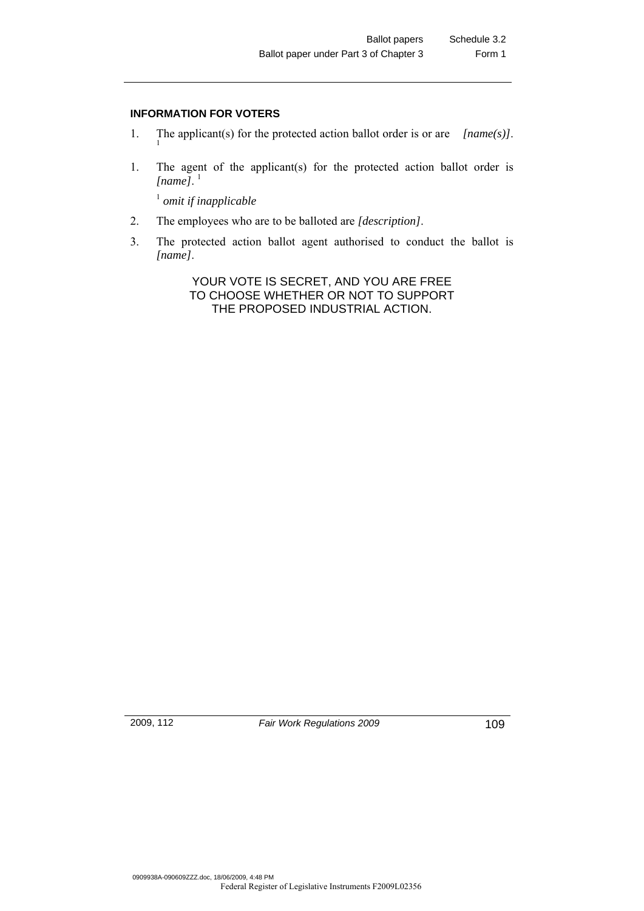**INFORMATION FOR VOTERS**

1. The applicant(s) for the protected action ballot order is or are *[name(s)]*.[1]

1. The agent of the applicant(s) for the protected action ballot order is *[name]*.[1]

   [1] *omit if inapplicable*

2. The employees who are to be balloted are *[description]*.

3. The protected action ballot agent authorised to conduct the ballot is *[name]*.

YOUR VOTE IS SECRET, AND YOU ARE FREE TO CHOOSE WHETHER OR NOT TO SUPPORT THE PROPOSED INDUSTRIAL ACTION.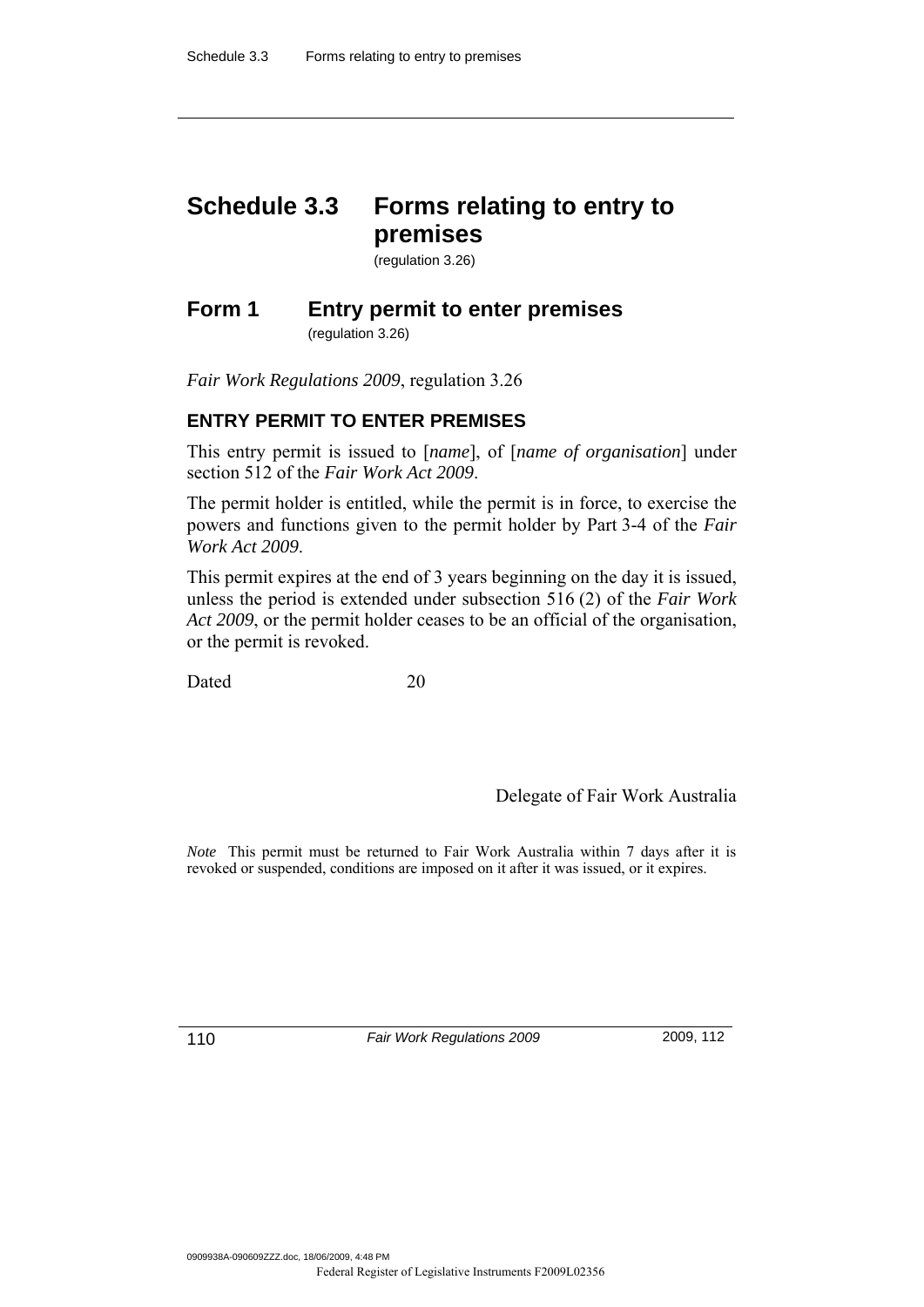# Schedule 3.3 Forms relating to entry to premises

(regulation 3.26)

## Form 1 Entry permit to enter premises

(regulation 3.26)

*Fair Work Regulations 2009*, regulation 3.26

### ENTRY PERMIT TO ENTER PREMISES

This entry permit is issued to [*name*], of [*name of organisation*] under section 512 of the *Fair Work Act 2009*.

The permit holder is entitled, while the permit is in force, to exercise the powers and functions given to the permit holder by Part 3-4 of the *Fair Work Act 2009*.

This permit expires at the end of 3 years beginning on the day it is issued, unless the period is extended under subsection 516 (2) of the *Fair Work Act 2009*, or the permit holder ceases to be an official of the organisation, or the permit is revoked.

Dated 20

Delegate of Fair Work Australia

*Note* This permit must be returned to Fair Work Australia within 7 days after it is revoked or suspended, conditions are imposed on it after it was issued, or it expires.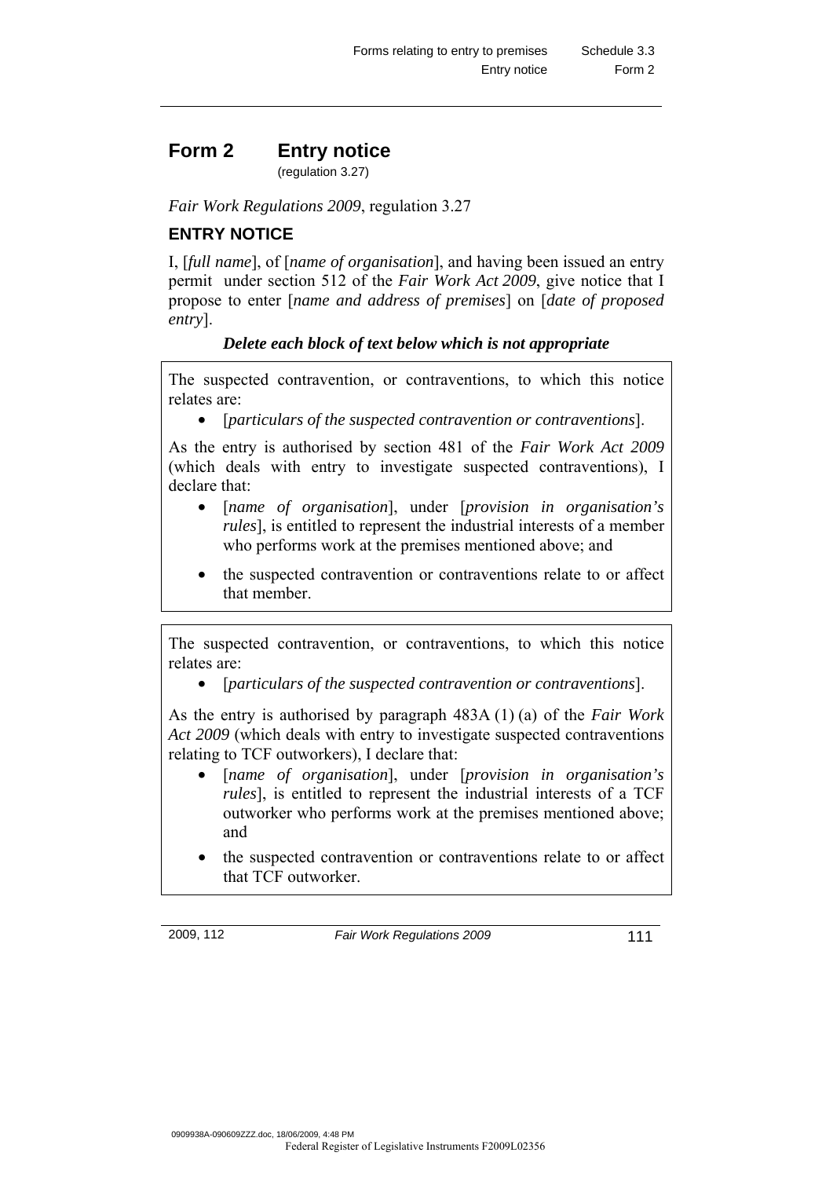# Form 2 Entry notice

(regulation 3.27)

*Fair Work Regulations 2009*, regulation 3.27

## ENTRY NOTICE

I, [*full name*], of [*name of organisation*], and having been issued an entry permit under section 512 of the *Fair Work Act 2009*, give notice that I propose to enter [*name and address of premises*] on [*date of proposed entry*].

***Delete each block of text below which is not appropriate***

The suspected contravention, or contraventions, to which this notice relates are:

- [*particulars of the suspected contravention or contraventions*].

As the entry is authorised by section 481 of the *Fair Work Act 2009* (which deals with entry to investigate suspected contraventions), I declare that:

- [*name of organisation*], under [*provision in organisation's rules*], is entitled to represent the industrial interests of a member who performs work at the premises mentioned above; and
- the suspected contravention or contraventions relate to or affect that member.

The suspected contravention, or contraventions, to which this notice relates are:

- [*particulars of the suspected contravention or contraventions*].

As the entry is authorised by paragraph 483A (1) (a) of the *Fair Work Act 2009* (which deals with entry to investigate suspected contraventions relating to TCF outworkers), I declare that:

- [*name of organisation*], under [*provision in organisation's rules*], is entitled to represent the industrial interests of a TCF outworker who performs work at the premises mentioned above; and
- the suspected contravention or contraventions relate to or affect that TCF outworker.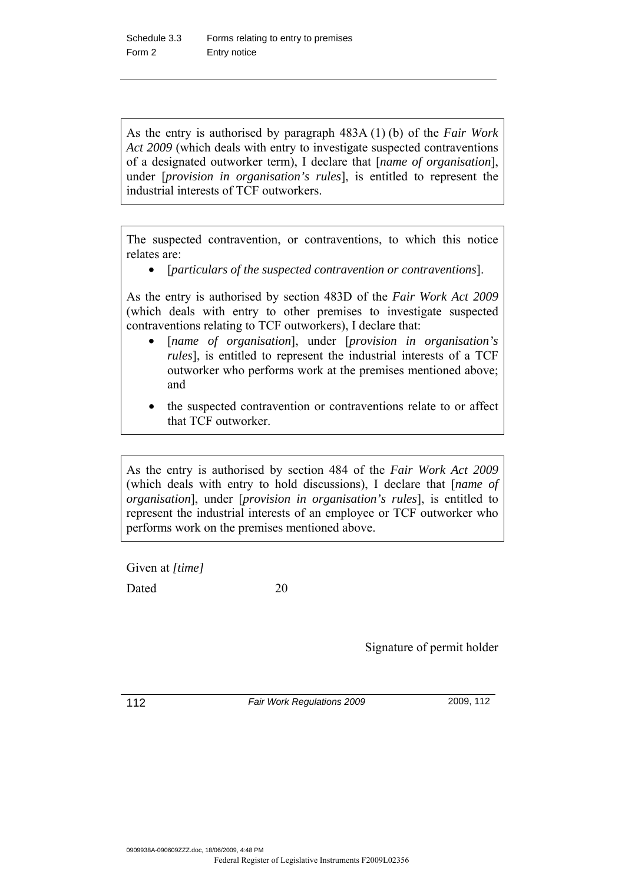As the entry is authorised by paragraph 483A (1) (b) of the *Fair Work Act 2009* (which deals with entry to investigate suspected contraventions of a designated outworker term), I declare that [*name of organisation*], under [*provision in organisation's rules*], is entitled to represent the industrial interests of TCF outworkers.

The suspected contravention, or contraventions, to which this notice relates are:

- [*particulars of the suspected contravention or contraventions*].

As the entry is authorised by section 483D of the *Fair Work Act 2009* (which deals with entry to other premises to investigate suspected contraventions relating to TCF outworkers), I declare that:

- [*name of organisation*], under [*provision in organisation's rules*], is entitled to represent the industrial interests of a TCF outworker who performs work at the premises mentioned above; and
- the suspected contravention or contraventions relate to or affect that TCF outworker.

As the entry is authorised by section 484 of the *Fair Work Act 2009* (which deals with entry to hold discussions), I declare that [*name of organisation*], under [*provision in organisation's rules*], is entitled to represent the industrial interests of an employee or TCF outworker who performs work on the premises mentioned above.

Given at *[time]*

Dated 20

Signature of permit holder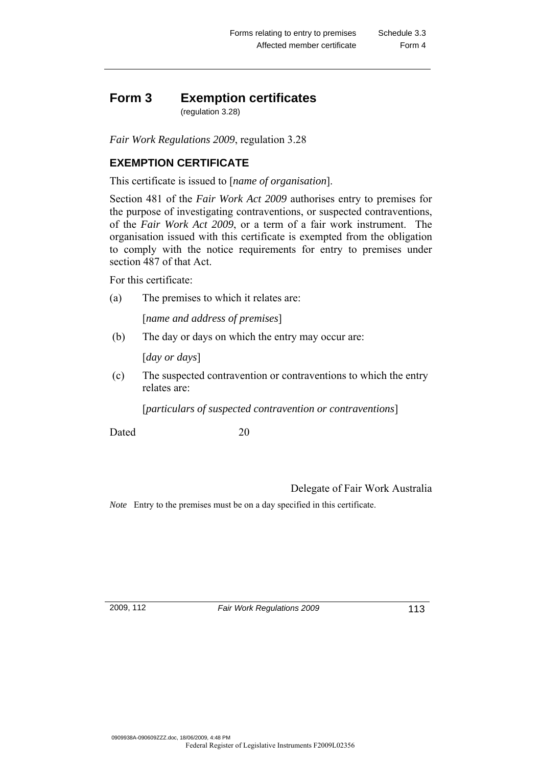# Form 3 Exemption certificates

(regulation 3.28)

*Fair Work Regulations 2009*, regulation 3.28

## EXEMPTION CERTIFICATE

This certificate is issued to [*name of organisation*].

Section 481 of the *Fair Work Act 2009* authorises entry to premises for the purpose of investigating contraventions, or suspected contraventions, of the *Fair Work Act 2009*, or a term of a fair work instrument. The organisation issued with this certificate is exempted from the obligation to comply with the notice requirements for entry to premises under section 487 of that Act.

For this certificate:

(a) The premises to which it relates are:

[*name and address of premises*]

(b) The day or days on which the entry may occur are:

[*day or days*]

(c) The suspected contravention or contraventions to which the entry relates are:

[*particulars of suspected contravention or contraventions*]

Dated 20

Delegate of Fair Work Australia

*Note* Entry to the premises must be on a day specified in this certificate.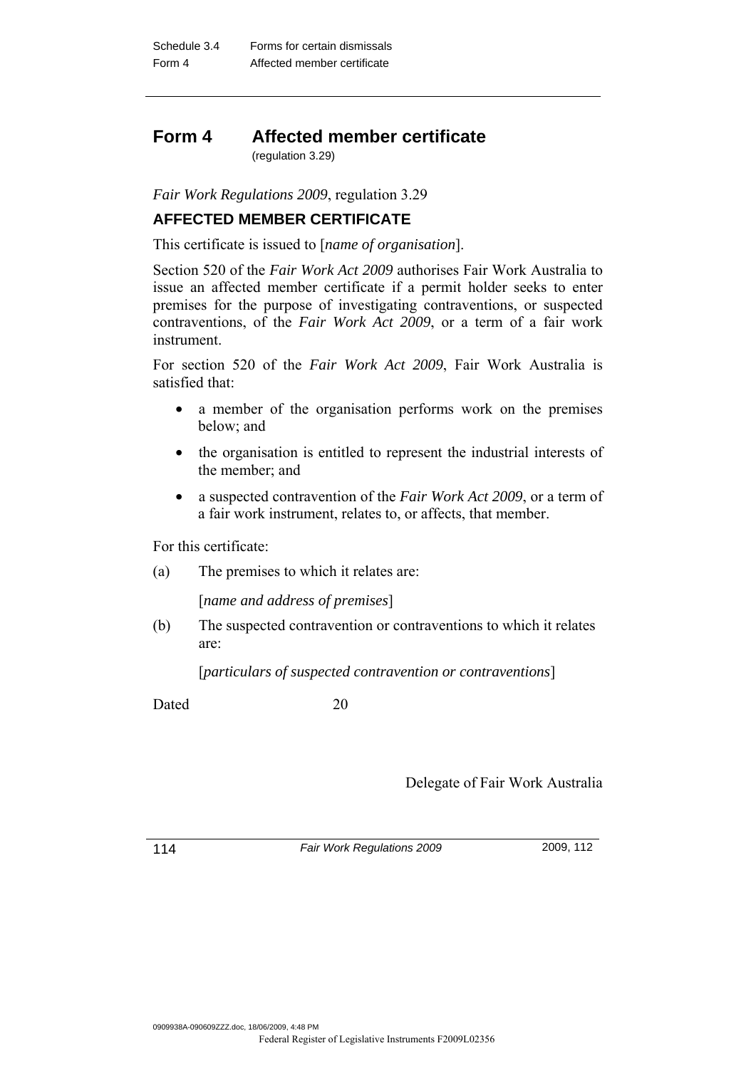# Form 4 Affected member certificate

(regulation 3.29)

*Fair Work Regulations 2009*, regulation 3.29

## AFFECTED MEMBER CERTIFICATE

This certificate is issued to [*name of organisation*].

Section 520 of the *Fair Work Act 2009* authorises Fair Work Australia to issue an affected member certificate if a permit holder seeks to enter premises for the purpose of investigating contraventions, or suspected contraventions, of the *Fair Work Act 2009*, or a term of a fair work instrument.

For section 520 of the *Fair Work Act 2009*, Fair Work Australia is satisfied that:

- a member of the organisation performs work on the premises below; and
- the organisation is entitled to represent the industrial interests of the member; and
- a suspected contravention of the *Fair Work Act 2009*, or a term of a fair work instrument, relates to, or affects, that member.

For this certificate:

(a) The premises to which it relates are:

[*name and address of premises*]

(b) The suspected contravention or contraventions to which it relates are:

[*particulars of suspected contravention or contraventions*]

Dated 20

Delegate of Fair Work Australia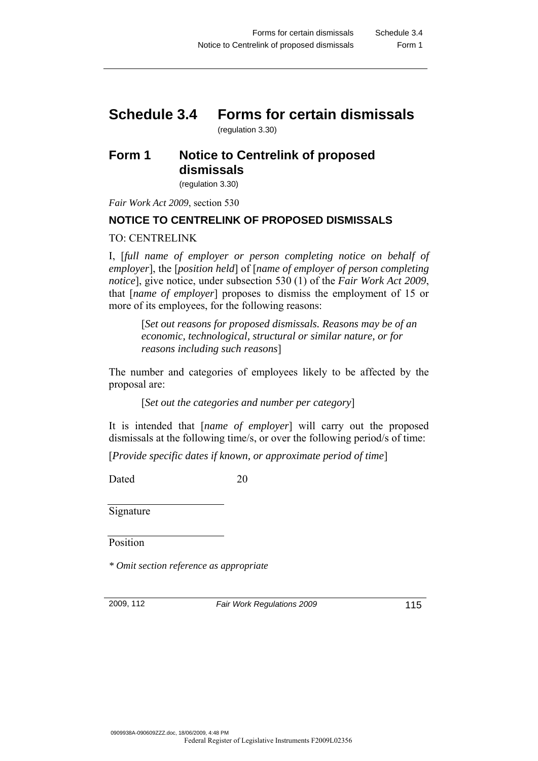# Schedule 3.4 Forms for certain dismissals

(regulation 3.30)

## Form 1 Notice to Centrelink of proposed dismissals

(regulation 3.30)

*Fair Work Act 2009*, section 530

### NOTICE TO CENTRELINK OF PROPOSED DISMISSALS

TO: CENTRELINK

I, [*full name of employer or person completing notice on behalf of employer*], the [*position held*] of [*name of employer of person completing notice*], give notice, under subsection 530 (1) of the *Fair Work Act 2009*, that [*name of employer*] proposes to dismiss the employment of 15 or more of its employees, for the following reasons:

> [*Set out reasons for proposed dismissals. Reasons may be of an economic, technological, structural or similar nature, or for reasons including such reasons*]

The number and categories of employees likely to be affected by the proposal are:

> [*Set out the categories and number per category*]

It is intended that [*name of employer*] will carry out the proposed dismissals at the following time/s, or over the following period/s of time:

[*Provide specific dates if known, or approximate period of time*]

Dated 20

______________________

Signature

______________________

Position

*\* Omit section reference as appropriate*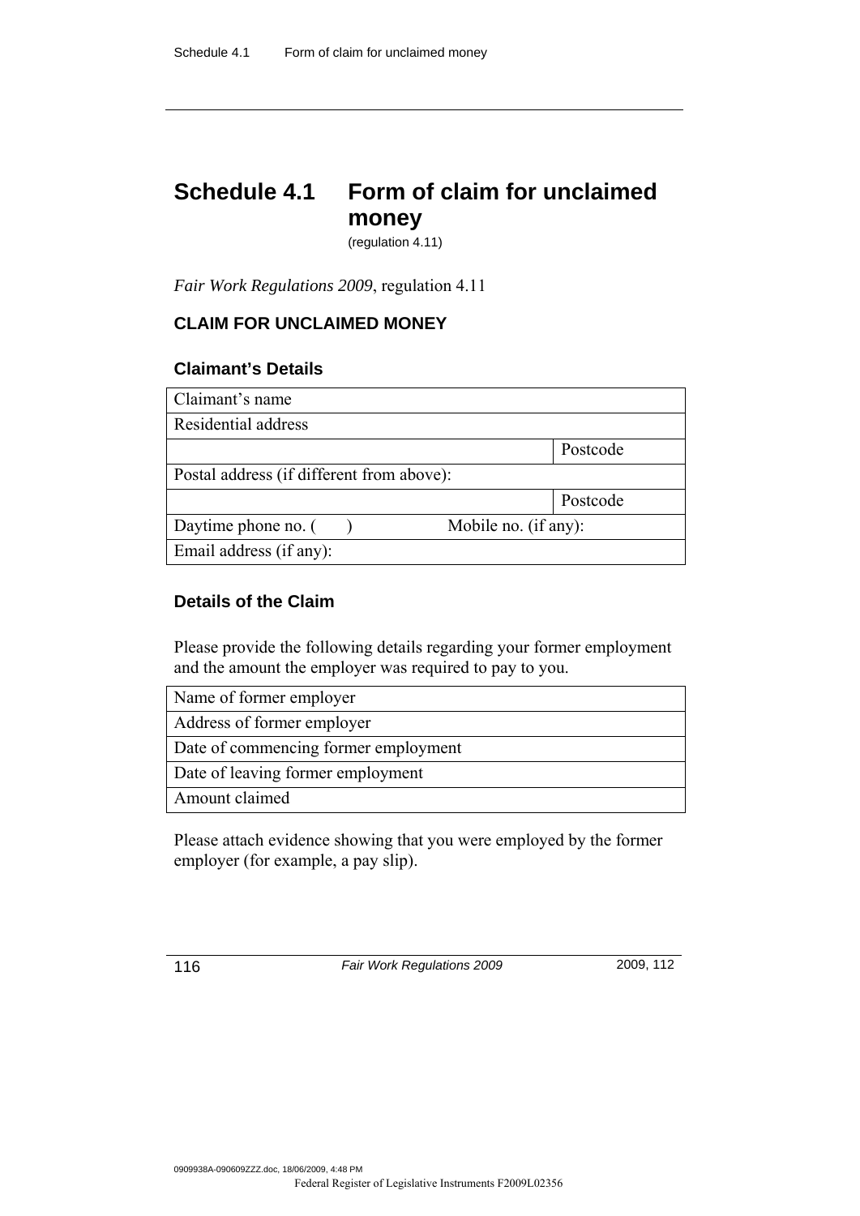# Schedule 4.1 Form of claim for unclaimed money

(regulation 4.11)

*Fair Work Regulations 2009*, regulation 4.11

### CLAIM FOR UNCLAIMED MONEY

#### Claimant's Details

| | |
|---|---|
| Claimant's name | |
| Residential address | |
| | Postcode |
| Postal address (if different from above): | |
| | Postcode |
| Daytime phone no. (      ) | Mobile no. (if any): |
| Email address (if any): | |

#### Details of the Claim

Please provide the following details regarding your former employment and the amount the employer was required to pay to you.

| |
|---|
| Name of former employer |
| Address of former employer |
| Date of commencing former employment |
| Date of leaving former employment |
| Amount claimed |

Please attach evidence showing that you were employed by the former employer (for example, a pay slip).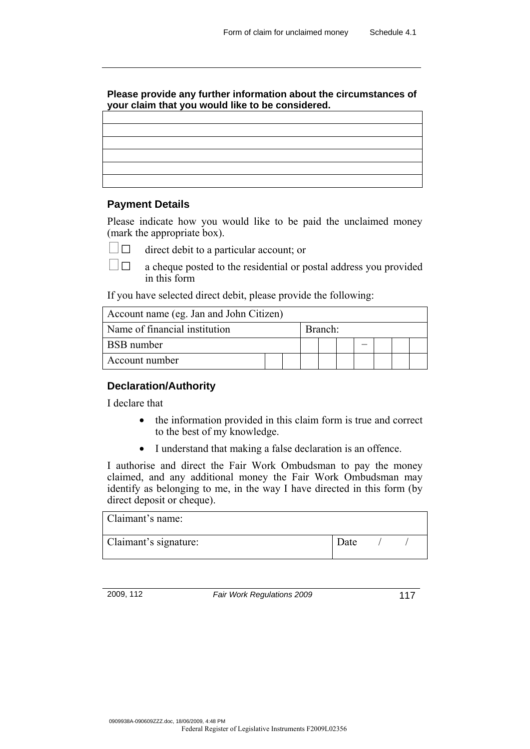**Please provide any further information about the circumstances of your claim that you would like to be considered.**

| |
|---|
| |
| |
| |
| |
| |
| |

### Payment Details

Please indicate how you would like to be paid the unclaimed money (mark the appropriate box).

☐ direct debit to a particular account; or

☐ a cheque posted to the residential or postal address you provided in this form

If you have selected direct debit, please provide the following:

| | | | | | | | | | | |
|---|---|---|---|---|---|---|---|---|---|---|
| Account name (eg. Jan and John Citizen) | | | | | | | | | | |
| Name of financial institution | | | Branch: | | | | | | | |
| BSB number | | | | | | – | | | | |
| Account number | | | | | | | | | | |

### Declaration/Authority

I declare that

- the information provided in this claim form is true and correct to the best of my knowledge.
- I understand that making a false declaration is an offence.

I authorise and direct the Fair Work Ombudsman to pay the money claimed, and any additional money the Fair Work Ombudsman may identify as belonging to me, in the way I have directed in this form (by direct deposit or cheque).

| | |
|---|---|
| Claimant's name: | |
| Claimant's signature: | Date / / |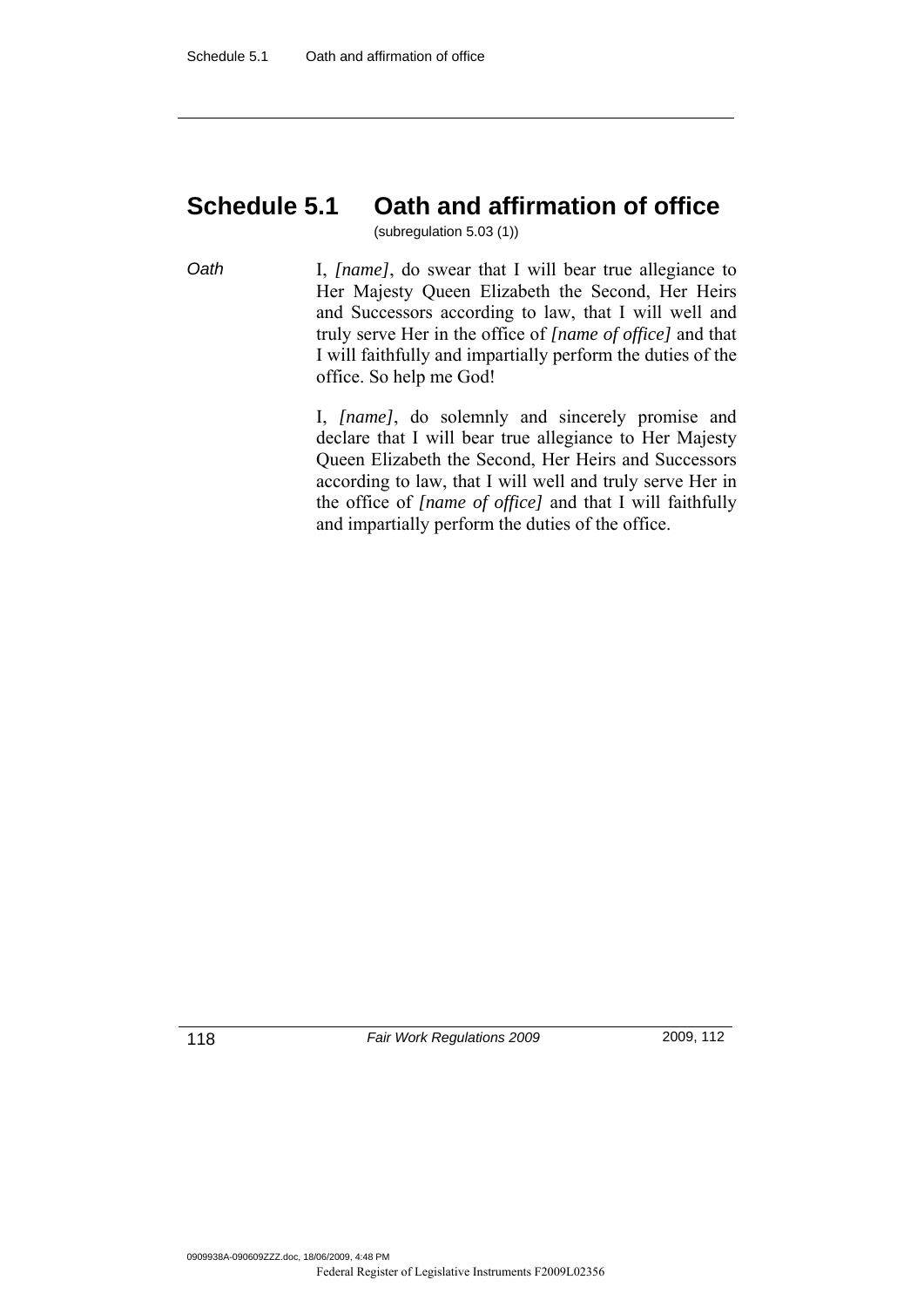# Schedule 5.1 Oath and affirmation of office

(subregulation 5.03 (1))

*Oath*

I, *[name]*, do swear that I will bear true allegiance to Her Majesty Queen Elizabeth the Second, Her Heirs and Successors according to law, that I will well and truly serve Her in the office of *[name of office]* and that I will faithfully and impartially perform the duties of the office. So help me God!

I, *[name]*, do solemnly and sincerely promise and declare that I will bear true allegiance to Her Majesty Queen Elizabeth the Second, Her Heirs and Successors according to law, that I will well and truly serve Her in the office of *[name of office]* and that I will faithfully and impartially perform the duties of the office.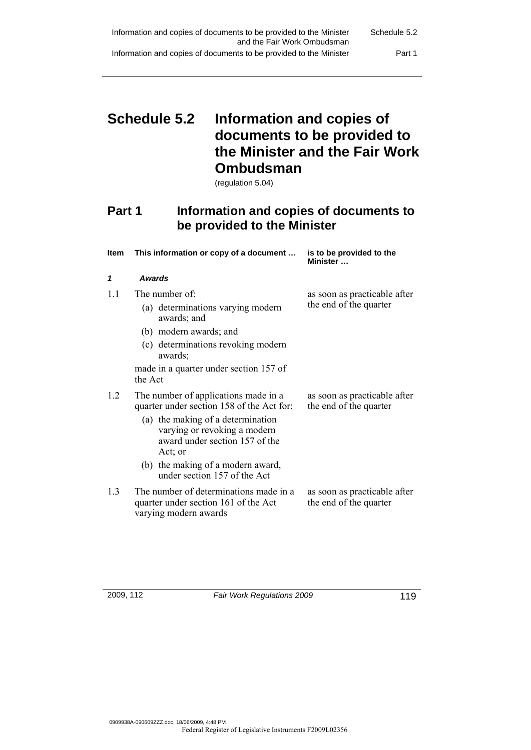# Schedule 5.2 Information and copies of documents to be provided to the Minister and the Fair Work Ombudsman

(regulation 5.04)

## Part 1 Information and copies of documents to be provided to the Minister

| Item | This information or copy of a document … | is to be provided to the Minister … |
|---|---|---|
| ***1*** | ***Awards*** | |
| 1.1 | The number of:<br>(a) determinations varying modern awards; and<br>(b) modern awards; and<br>(c) determinations revoking modern awards;<br>made in a quarter under section 157 of the Act | as soon as practicable after the end of the quarter |
| 1.2 | The number of applications made in a quarter under section 158 of the Act for:<br>(a) the making of a determination varying or revoking a modern award under section 157 of the Act; or<br>(b) the making of a modern award, under section 157 of the Act | as soon as practicable after the end of the quarter |
| 1.3 | The number of determinations made in a quarter under section 161 of the Act varying modern awards | as soon as practicable after the end of the quarter |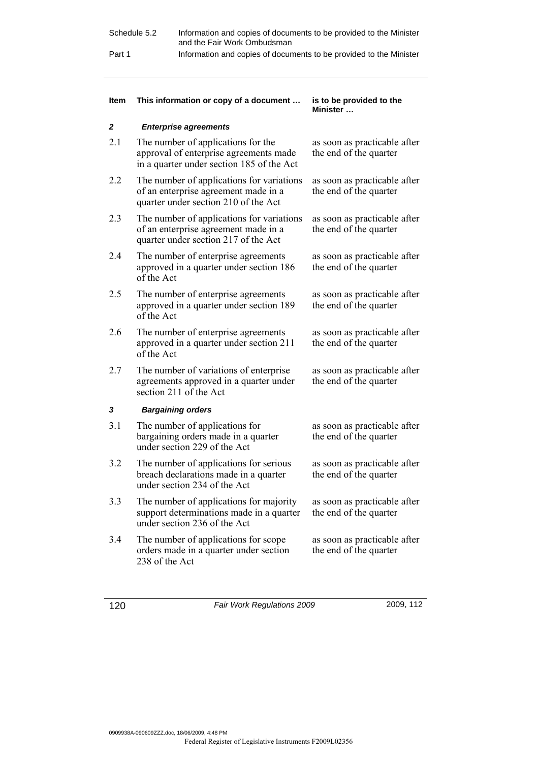| Item | This information or copy of a document … | is to be provided to the Minister … |
|---|---|---|
| ***2*** | ***Enterprise agreements*** | |
| 2.1 | The number of applications for the approval of enterprise agreements made in a quarter under section 185 of the Act | as soon as practicable after the end of the quarter |
| 2.2 | The number of applications for variations of an enterprise agreement made in a quarter under section 210 of the Act | as soon as practicable after the end of the quarter |
| 2.3 | The number of applications for variations of an enterprise agreement made in a quarter under section 217 of the Act | as soon as practicable after the end of the quarter |
| 2.4 | The number of enterprise agreements approved in a quarter under section 186 of the Act | as soon as practicable after the end of the quarter |
| 2.5 | The number of enterprise agreements approved in a quarter under section 189 of the Act | as soon as practicable after the end of the quarter |
| 2.6 | The number of enterprise agreements approved in a quarter under section 211 of the Act | as soon as practicable after the end of the quarter |
| 2.7 | The number of variations of enterprise agreements approved in a quarter under section 211 of the Act | as soon as practicable after the end of the quarter |
| ***3*** | ***Bargaining orders*** | |
| 3.1 | The number of applications for bargaining orders made in a quarter under section 229 of the Act | as soon as practicable after the end of the quarter |
| 3.2 | The number of applications for serious breach declarations made in a quarter under section 234 of the Act | as soon as practicable after the end of the quarter |
| 3.3 | The number of applications for majority support determinations made in a quarter under section 236 of the Act | as soon as practicable after the end of the quarter |
| 3.4 | The number of applications for scope orders made in a quarter under section 238 of the Act | as soon as practicable after the end of the quarter |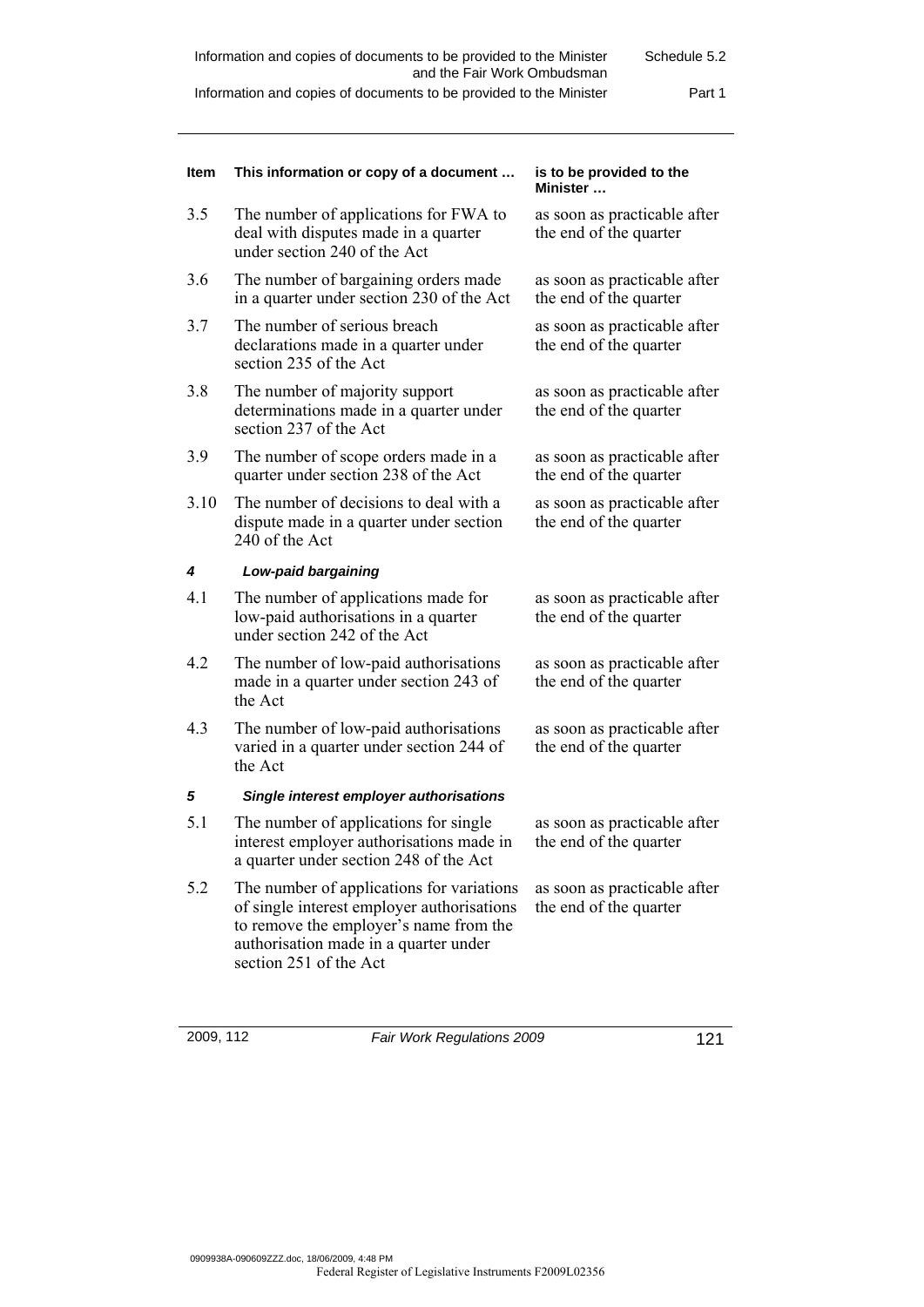| Item | This information or copy of a document … | is to be provided to the Minister … |
|---|---|---|
| 3.5 | The number of applications for FWA to deal with disputes made in a quarter under section 240 of the Act | as soon as practicable after the end of the quarter |
| 3.6 | The number of bargaining orders made in a quarter under section 230 of the Act | as soon as practicable after the end of the quarter |
| 3.7 | The number of serious breach declarations made in a quarter under section 235 of the Act | as soon as practicable after the end of the quarter |
| 3.8 | The number of majority support determinations made in a quarter under section 237 of the Act | as soon as practicable after the end of the quarter |
| 3.9 | The number of scope orders made in a quarter under section 238 of the Act | as soon as practicable after the end of the quarter |
| 3.10 | The number of decisions to deal with a dispute made in a quarter under section 240 of the Act | as soon as practicable after the end of the quarter |
| ***4*** | ***Low-paid bargaining*** | |
| 4.1 | The number of applications made for low-paid authorisations in a quarter under section 242 of the Act | as soon as practicable after the end of the quarter |
| 4.2 | The number of low-paid authorisations made in a quarter under section 243 of the Act | as soon as practicable after the end of the quarter |
| 4.3 | The number of low-paid authorisations varied in a quarter under section 244 of the Act | as soon as practicable after the end of the quarter |
| ***5*** | ***Single interest employer authorisations*** | |
| 5.1 | The number of applications for single interest employer authorisations made in a quarter under section 248 of the Act | as soon as practicable after the end of the quarter |
| 5.2 | The number of applications for variations of single interest employer authorisations to remove the employer's name from the authorisation made in a quarter under section 251 of the Act | as soon as practicable after the end of the quarter |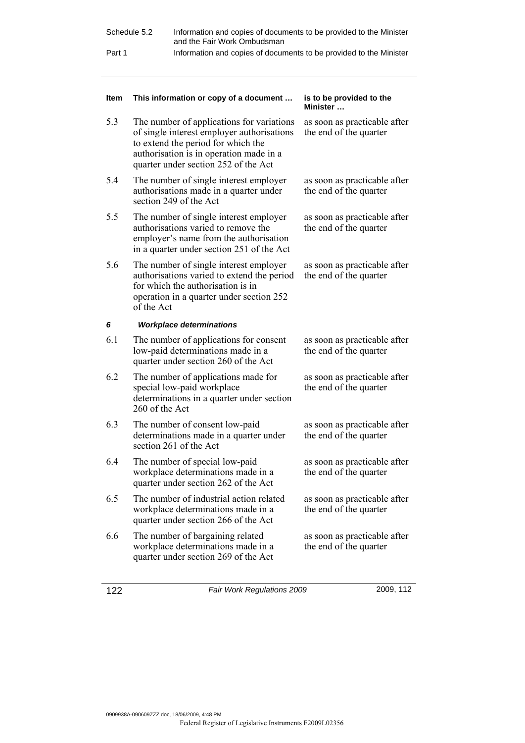| Item | This information or copy of a document … | is to be provided to the Minister … |
|---|---|---|
| 5.3 | The number of applications for variations of single interest employer authorisations to extend the period for which the authorisation is in operation made in a quarter under section 252 of the Act | as soon as practicable after the end of the quarter |
| 5.4 | The number of single interest employer authorisations made in a quarter under section 249 of the Act | as soon as practicable after the end of the quarter |
| 5.5 | The number of single interest employer authorisations varied to remove the employer's name from the authorisation in a quarter under section 251 of the Act | as soon as practicable after the end of the quarter |
| 5.6 | The number of single interest employer authorisations varied to extend the period for which the authorisation is in operation in a quarter under section 252 of the Act | as soon as practicable after the end of the quarter |
| ***6*** | ***Workplace determinations*** | |
| 6.1 | The number of applications for consent low-paid determinations made in a quarter under section 260 of the Act | as soon as practicable after the end of the quarter |
| 6.2 | The number of applications made for special low-paid workplace determinations in a quarter under section 260 of the Act | as soon as practicable after the end of the quarter |
| 6.3 | The number of consent low-paid determinations made in a quarter under section 261 of the Act | as soon as practicable after the end of the quarter |
| 6.4 | The number of special low-paid workplace determinations made in a quarter under section 262 of the Act | as soon as practicable after the end of the quarter |
| 6.5 | The number of industrial action related workplace determinations made in a quarter under section 266 of the Act | as soon as practicable after the end of the quarter |
| 6.6 | The number of bargaining related workplace determinations made in a quarter under section 269 of the Act | as soon as practicable after the end of the quarter |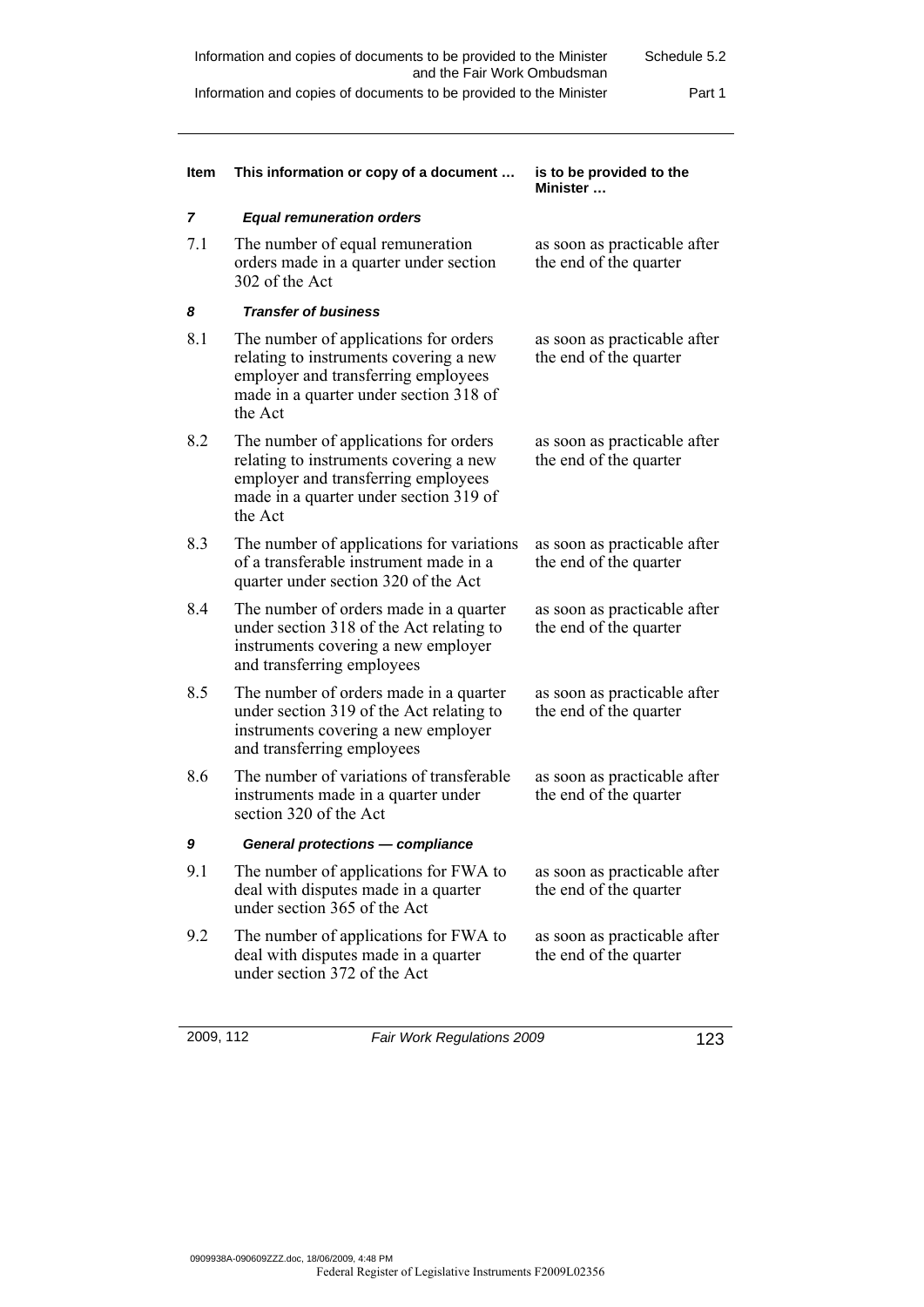| Item | This information or copy of a document … | is to be provided to the Minister … |
|---|---|---|
| ***7*** | ***Equal remuneration orders*** | |
| 7.1 | The number of equal remuneration orders made in a quarter under section 302 of the Act | as soon as practicable after the end of the quarter |
| ***8*** | ***Transfer of business*** | |
| 8.1 | The number of applications for orders relating to instruments covering a new employer and transferring employees made in a quarter under section 318 of the Act | as soon as practicable after the end of the quarter |
| 8.2 | The number of applications for orders relating to instruments covering a new employer and transferring employees made in a quarter under section 319 of the Act | as soon as practicable after the end of the quarter |
| 8.3 | The number of applications for variations of a transferable instrument made in a quarter under section 320 of the Act | as soon as practicable after the end of the quarter |
| 8.4 | The number of orders made in a quarter under section 318 of the Act relating to instruments covering a new employer and transferring employees | as soon as practicable after the end of the quarter |
| 8.5 | The number of orders made in a quarter under section 319 of the Act relating to instruments covering a new employer and transferring employees | as soon as practicable after the end of the quarter |
| 8.6 | The number of variations of transferable instruments made in a quarter under section 320 of the Act | as soon as practicable after the end of the quarter |
| ***9*** | ***General protections — compliance*** | |
| 9.1 | The number of applications for FWA to deal with disputes made in a quarter under section 365 of the Act | as soon as practicable after the end of the quarter |
| 9.2 | The number of applications for FWA to deal with disputes made in a quarter under section 372 of the Act | as soon as practicable after the end of the quarter |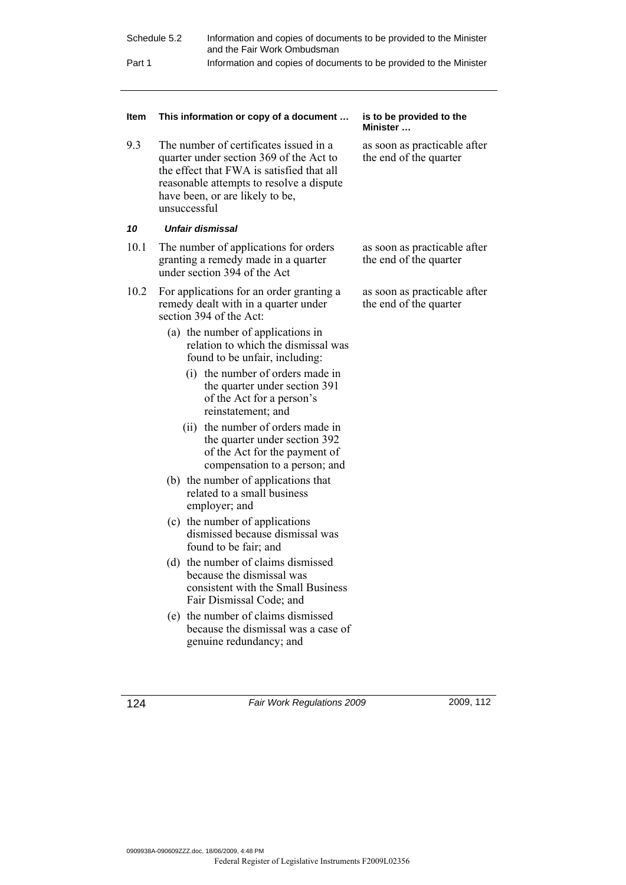| Item | This information or copy of a document … | is to be provided to the Minister … |
|---|---|---|
| 9.3 | The number of certificates issued in a quarter under section 369 of the Act to the effect that FWA is satisfied that all reasonable attempts to resolve a dispute have been, or are likely to be, unsuccessful | as soon as practicable after the end of the quarter |
| ***10*** | ***Unfair dismissal*** | |
| 10.1 | The number of applications for orders granting a remedy made in a quarter under section 394 of the Act | as soon as practicable after the end of the quarter |
| 10.2 | For applications for an order granting a remedy dealt with in a quarter under section 394 of the Act:<br>(a) the number of applications in relation to which the dismissal was found to be unfair, including:<br>(i) the number of orders made in the quarter under section 391 of the Act for a person's reinstatement; and<br>(ii) the number of orders made in the quarter under section 392 of the Act for the payment of compensation to a person; and<br>(b) the number of applications that related to a small business employer; and<br>(c) the number of applications dismissed because dismissal was found to be fair; and<br>(d) the number of claims dismissed because the dismissal was consistent with the Small Business Fair Dismissal Code; and<br>(e) the number of claims dismissed because the dismissal was a case of genuine redundancy; and | as soon as practicable after the end of the quarter |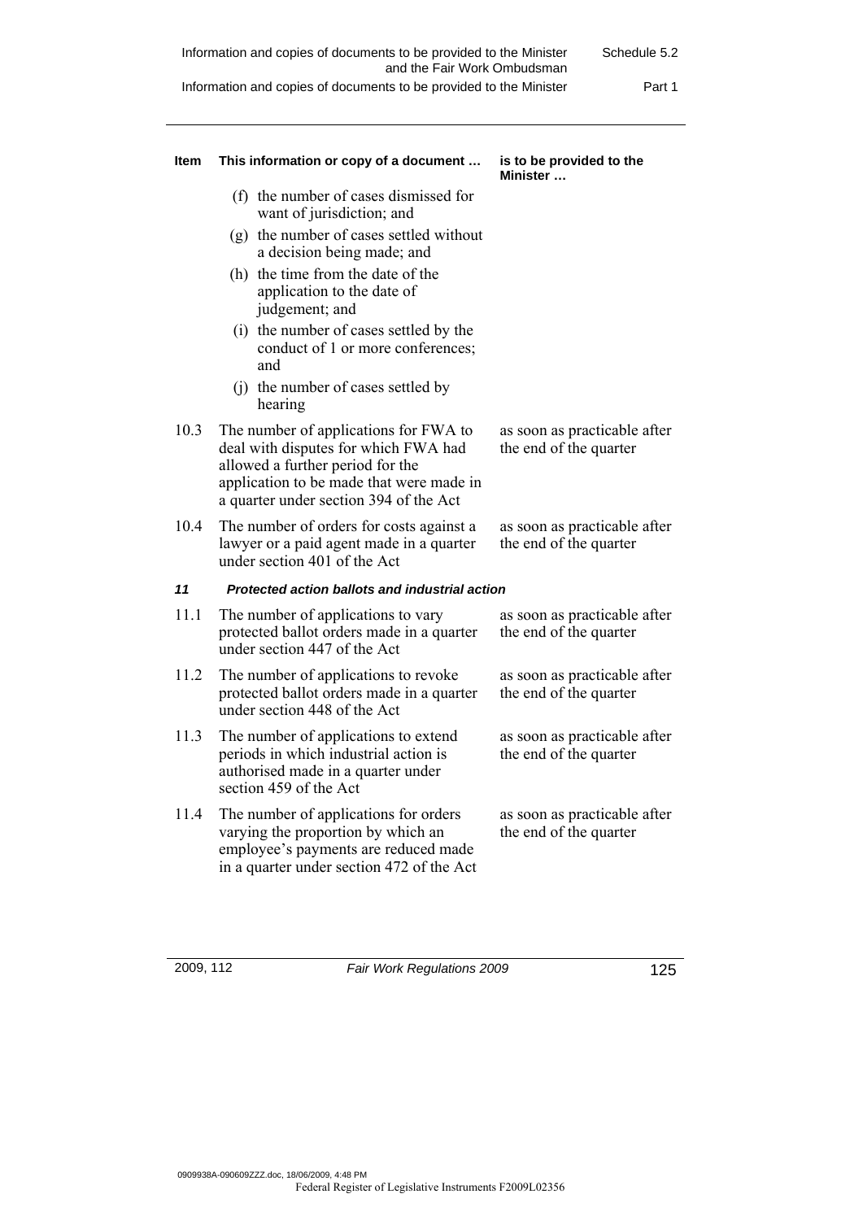| Item | This information or copy of a document … | is to be provided to the Minister … |
|---|---|---|
| | (f) the number of cases dismissed for want of jurisdiction; and | |
| | (g) the number of cases settled without a decision being made; and | |
| | (h) the time from the date of the application to the date of judgement; and | |
| | (i) the number of cases settled by the conduct of 1 or more conferences; and | |
| | (j) the number of cases settled by hearing | |
| 10.3 | The number of applications for FWA to deal with disputes for which FWA had allowed a further period for the application to be made that were made in a quarter under section 394 of the Act | as soon as practicable after the end of the quarter |
| 10.4 | The number of orders for costs against a lawyer or a paid agent made in a quarter under section 401 of the Act | as soon as practicable after the end of the quarter |
| ***11*** | ***Protected action ballots and industrial action*** | |
| 11.1 | The number of applications to vary protected ballot orders made in a quarter under section 447 of the Act | as soon as practicable after the end of the quarter |
| 11.2 | The number of applications to revoke protected ballot orders made in a quarter under section 448 of the Act | as soon as practicable after the end of the quarter |
| 11.3 | The number of applications to extend periods in which industrial action is authorised made in a quarter under section 459 of the Act | as soon as practicable after the end of the quarter |
| 11.4 | The number of applications for orders varying the proportion by which an employee's payments are reduced made in a quarter under section 472 of the Act | as soon as practicable after the end of the quarter |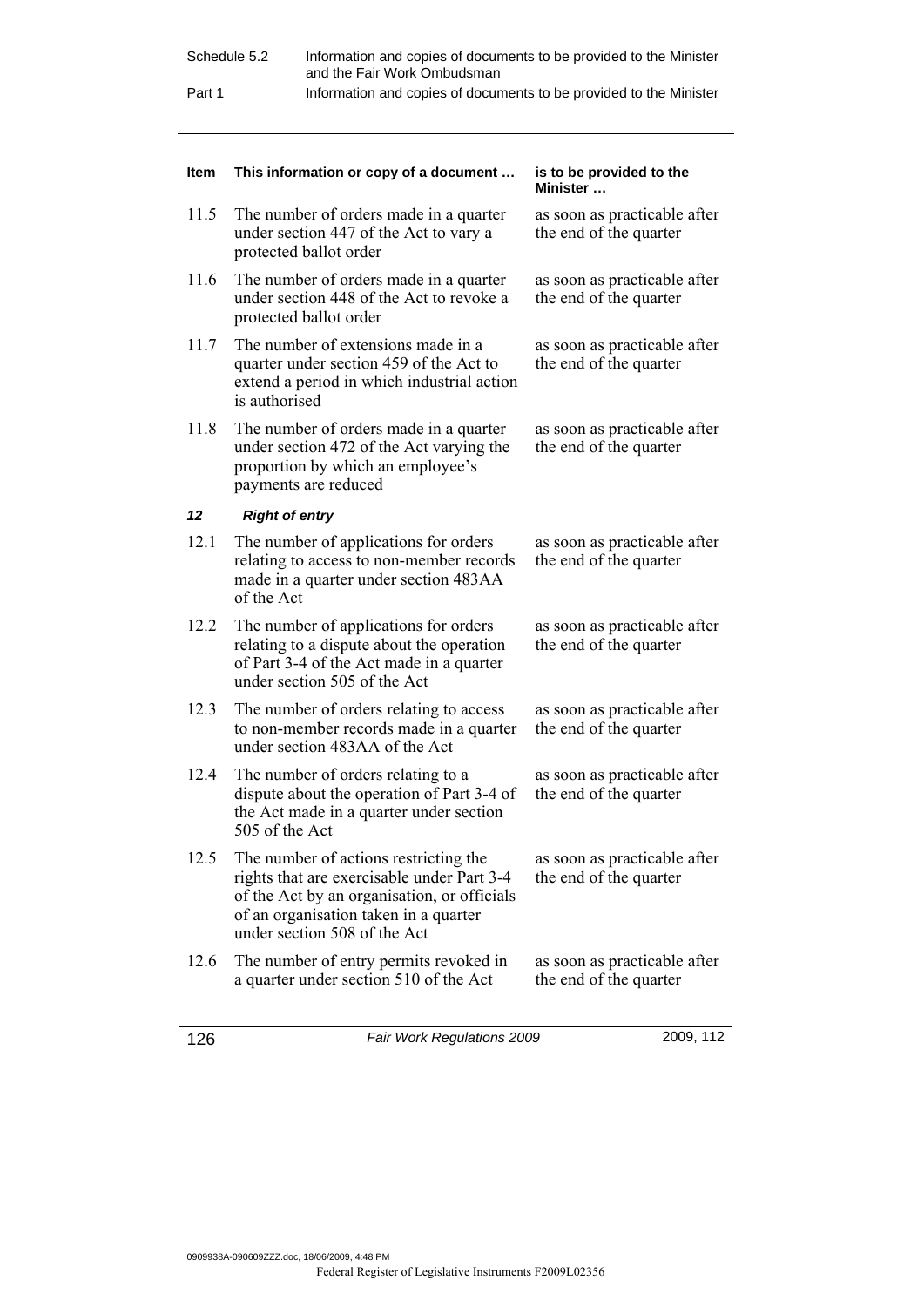| Item | This information or copy of a document … | is to be provided to the Minister … |
|---|---|---|
| 11.5 | The number of orders made in a quarter under section 447 of the Act to vary a protected ballot order | as soon as practicable after the end of the quarter |
| 11.6 | The number of orders made in a quarter under section 448 of the Act to revoke a protected ballot order | as soon as practicable after the end of the quarter |
| 11.7 | The number of extensions made in a quarter under section 459 of the Act to extend a period in which industrial action is authorised | as soon as practicable after the end of the quarter |
| 11.8 | The number of orders made in a quarter under section 472 of the Act varying the proportion by which an employee's payments are reduced | as soon as practicable after the end of the quarter |
| ***12*** | ***Right of entry*** | |
| 12.1 | The number of applications for orders relating to access to non-member records made in a quarter under section 483AA of the Act | as soon as practicable after the end of the quarter |
| 12.2 | The number of applications for orders relating to a dispute about the operation of Part 3-4 of the Act made in a quarter under section 505 of the Act | as soon as practicable after the end of the quarter |
| 12.3 | The number of orders relating to access to non-member records made in a quarter under section 483AA of the Act | as soon as practicable after the end of the quarter |
| 12.4 | The number of orders relating to a dispute about the operation of Part 3-4 of the Act made in a quarter under section 505 of the Act | as soon as practicable after the end of the quarter |
| 12.5 | The number of actions restricting the rights that are exercisable under Part 3-4 of the Act by an organisation, or officials of an organisation taken in a quarter under section 508 of the Act | as soon as practicable after the end of the quarter |
| 12.6 | The number of entry permits revoked in a quarter under section 510 of the Act | as soon as practicable after the end of the quarter |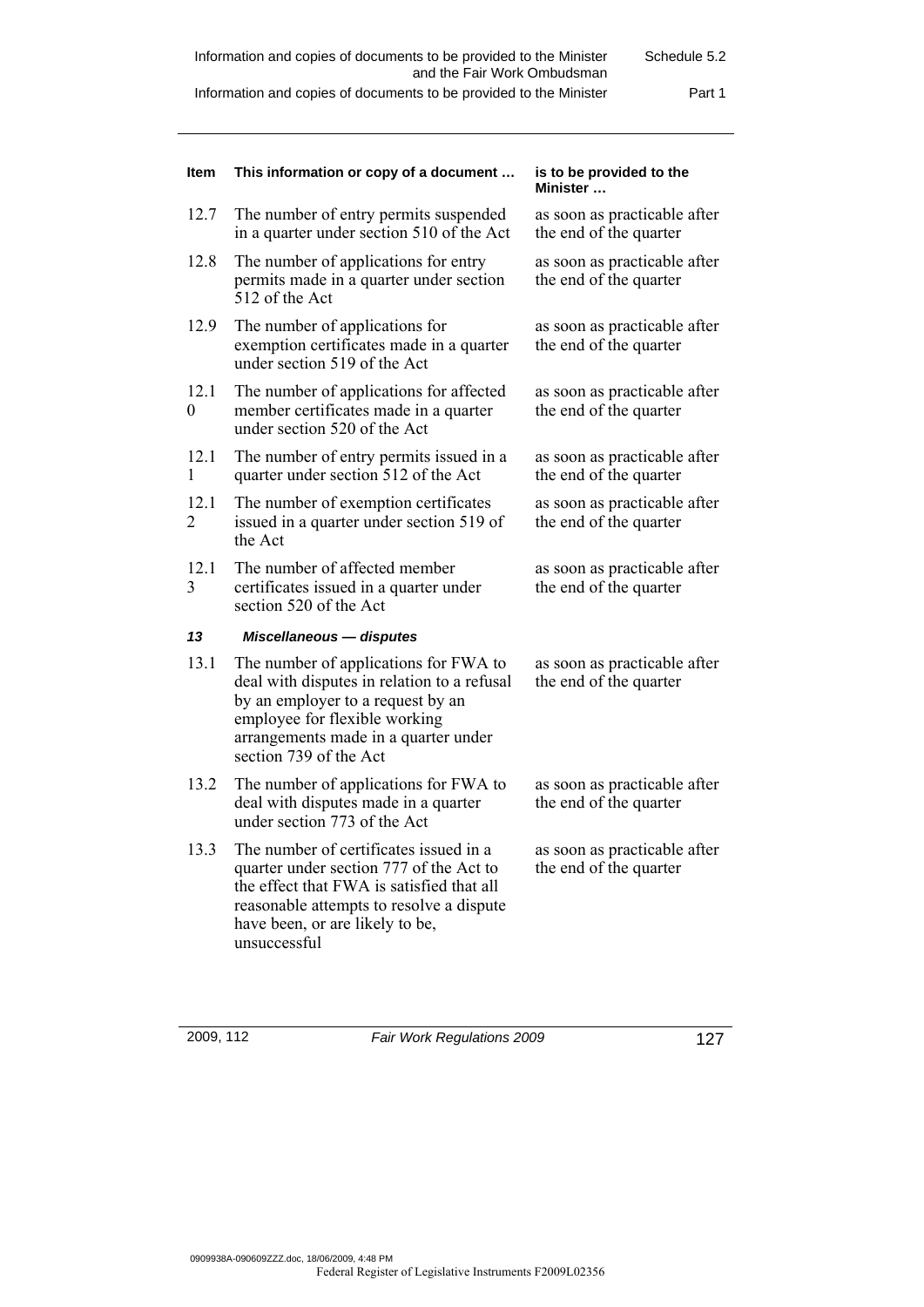| Item | This information or copy of a document … | is to be provided to the Minister … |
| --- | --- | --- |
| 12.7 | The number of entry permits suspended in a quarter under section 510 of the Act | as soon as practicable after the end of the quarter |
| 12.8 | The number of applications for entry permits made in a quarter under section 512 of the Act | as soon as practicable after the end of the quarter |
| 12.9 | The number of applications for exemption certificates made in a quarter under section 519 of the Act | as soon as practicable after the end of the quarter |
| 12.10 | The number of applications for affected member certificates made in a quarter under section 520 of the Act | as soon as practicable after the end of the quarter |
| 12.11 | The number of entry permits issued in a quarter under section 512 of the Act | as soon as practicable after the end of the quarter |
| 12.12 | The number of exemption certificates issued in a quarter under section 519 of the Act | as soon as practicable after the end of the quarter |
| 12.13 | The number of affected member certificates issued in a quarter under section 520 of the Act | as soon as practicable after the end of the quarter |
| ***13*** | ***Miscellaneous — disputes*** | |
| 13.1 | The number of applications for FWA to deal with disputes in relation to a refusal by an employer to a request by an employee for flexible working arrangements made in a quarter under section 739 of the Act | as soon as practicable after the end of the quarter |
| 13.2 | The number of applications for FWA to deal with disputes made in a quarter under section 773 of the Act | as soon as practicable after the end of the quarter |
| 13.3 | The number of certificates issued in a quarter under section 777 of the Act to the effect that FWA is satisfied that all reasonable attempts to resolve a dispute have been, or are likely to be, unsuccessful | as soon as practicable after the end of the quarter |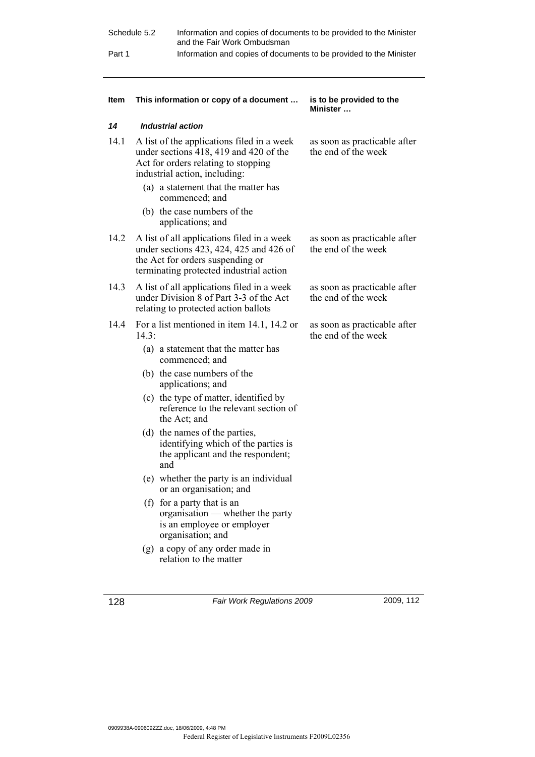| Item | This information or copy of a document … | is to be provided to the Minister … |
|---|---|---|
| ***14*** | ***Industrial action*** | |
| 14.1 | A list of the applications filed in a week under sections 418, 419 and 420 of the Act for orders relating to stopping industrial action, including:<br>(a) a statement that the matter has commenced; and<br>(b) the case numbers of the applications; and | as soon as practicable after the end of the week |
| 14.2 | A list of all applications filed in a week under sections 423, 424, 425 and 426 of the Act for orders suspending or terminating protected industrial action | as soon as practicable after the end of the week |
| 14.3 | A list of all applications filed in a week under Division 8 of Part 3-3 of the Act relating to protected action ballots | as soon as practicable after the end of the week |
| 14.4 | For a list mentioned in item 14.1, 14.2 or 14.3:<br>(a) a statement that the matter has commenced; and<br>(b) the case numbers of the applications; and<br>(c) the type of matter, identified by reference to the relevant section of the Act; and<br>(d) the names of the parties, identifying which of the parties is the applicant and the respondent; and<br>(e) whether the party is an individual or an organisation; and<br>(f) for a party that is an organisation — whether the party is an employee or employer organisation; and<br>(g) a copy of any order made in relation to the matter | as soon as practicable after the end of the week |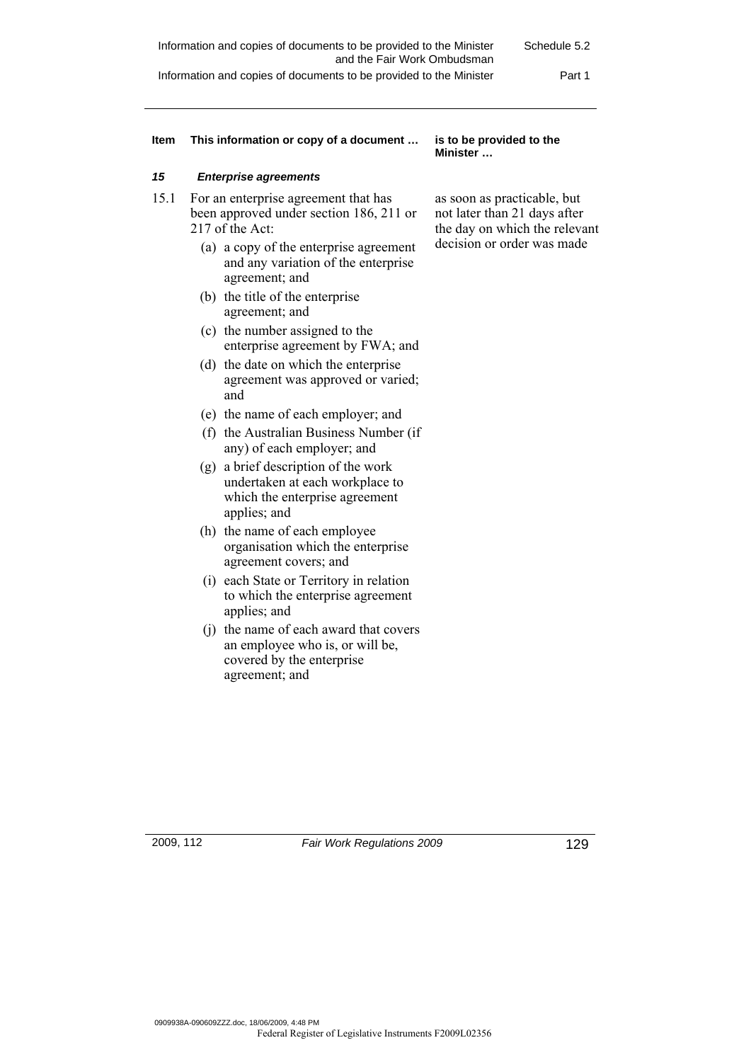| Item | This information or copy of a document … | is to be provided to the Minister … |
|---|---|---|
| ***15*** | ***Enterprise agreements*** | |
| 15.1 | For an enterprise agreement that has been approved under section 186, 211 or 217 of the Act:<br>(a) a copy of the enterprise agreement and any variation of the enterprise agreement; and<br>(b) the title of the enterprise agreement; and<br>(c) the number assigned to the enterprise agreement by FWA; and<br>(d) the date on which the enterprise agreement was approved or varied; and<br>(e) the name of each employer; and<br>(f) the Australian Business Number (if any) of each employer; and<br>(g) a brief description of the work undertaken at each workplace to which the enterprise agreement applies; and<br>(h) the name of each employee organisation which the enterprise agreement covers; and<br>(i) each State or Territory in relation to which the enterprise agreement applies; and<br>(j) the name of each award that covers an employee who is, or will be, covered by the enterprise agreement; and | as soon as practicable, but not later than 21 days after the day on which the relevant decision or order was made |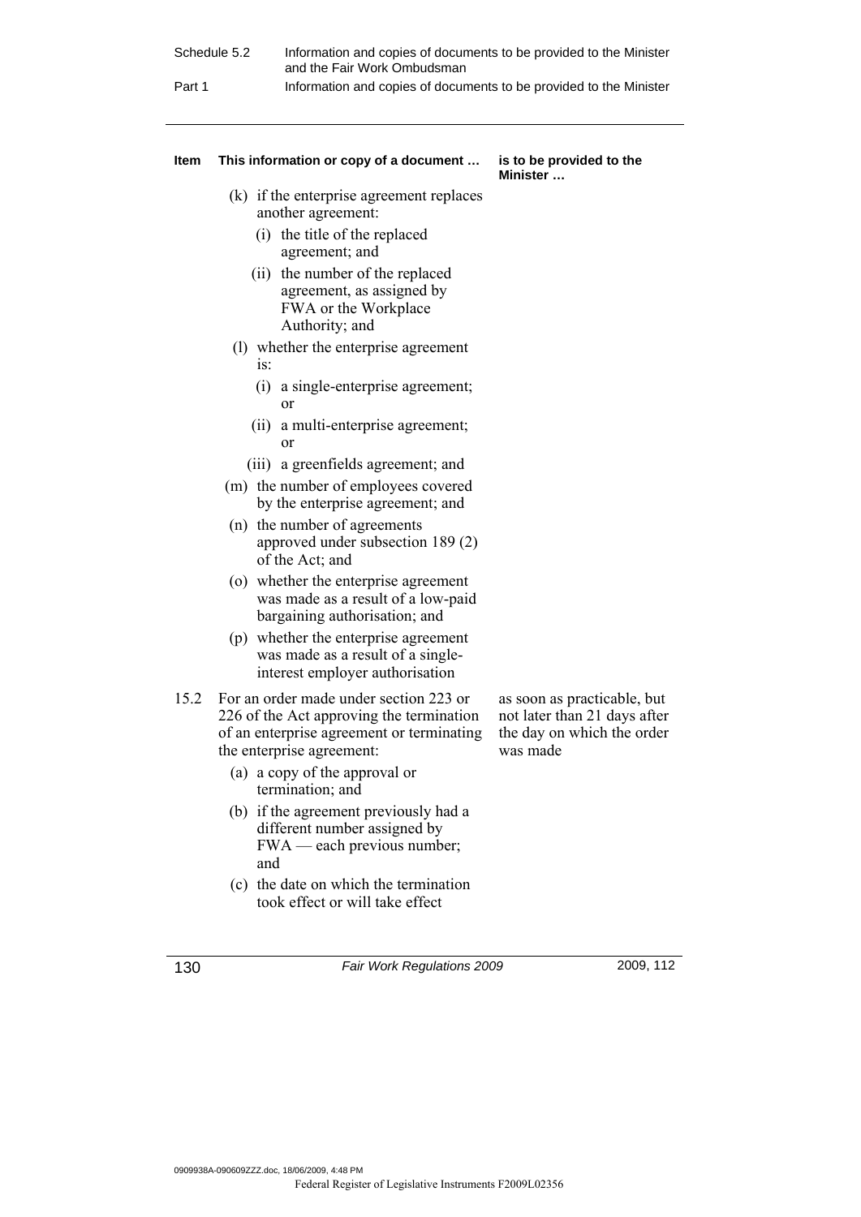| Item | This information or copy of a document … | is to be provided to the Minister … |
|---|---|---|
| | (k) if the enterprise agreement replaces another agreement:<br>(i) the title of the replaced agreement; and<br>(ii) the number of the replaced agreement, as assigned by FWA or the Workplace Authority; and<br>(l) whether the enterprise agreement is:<br>(i) a single-enterprise agreement; or<br>(ii) a multi-enterprise agreement; or<br>(iii) a greenfields agreement; and<br>(m) the number of employees covered by the enterprise agreement; and<br>(n) the number of agreements approved under subsection 189 (2) of the Act; and<br>(o) whether the enterprise agreement was made as a result of a low-paid bargaining authorisation; and<br>(p) whether the enterprise agreement was made as a result of a single-interest employer authorisation | |
| 15.2 | For an order made under section 223 or 226 of the Act approving the termination of an enterprise agreement or terminating the enterprise agreement:<br>(a) a copy of the approval or termination; and<br>(b) if the agreement previously had a different number assigned by FWA — each previous number; and<br>(c) the date on which the termination took effect or will take effect | as soon as practicable, but not later than 21 days after the day on which the order was made |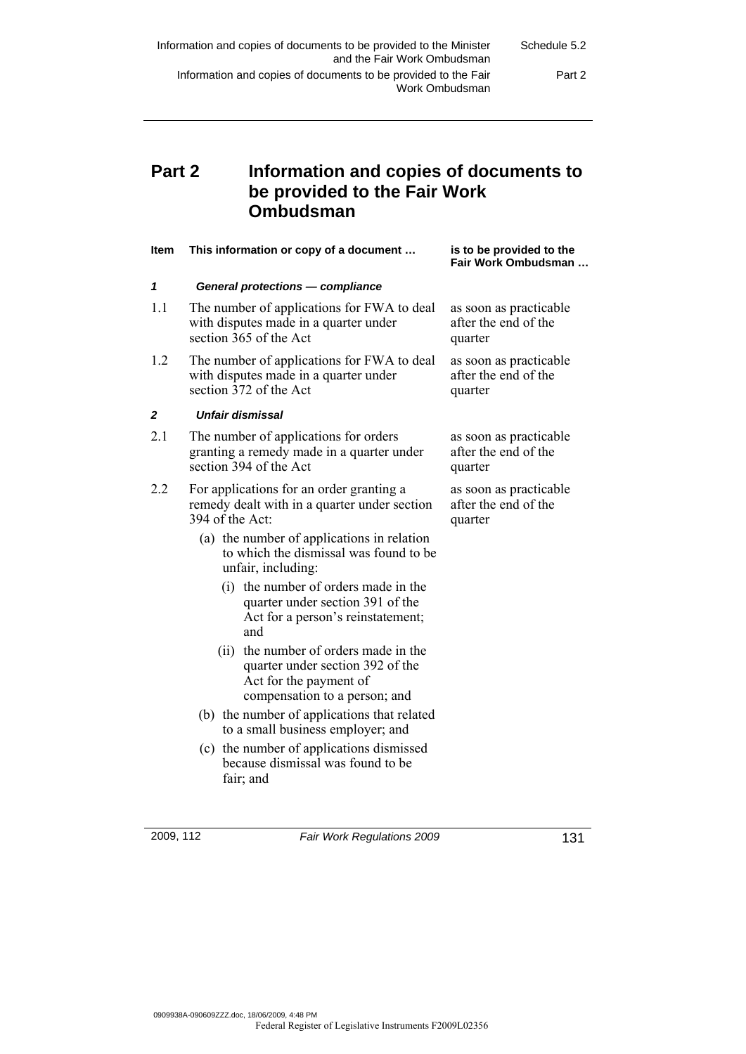## Part 2 Information and copies of documents to be provided to the Fair Work Ombudsman

| Item | This information or copy of a document … | is to be provided to the Fair Work Ombudsman … |
| --- | --- | --- |
| ***1*** | ***General protections — compliance*** | |
| 1.1 | The number of applications for FWA to deal with disputes made in a quarter under section 365 of the Act | as soon as practicable after the end of the quarter |
| 1.2 | The number of applications for FWA to deal with disputes made in a quarter under section 372 of the Act | as soon as practicable after the end of the quarter |
| ***2*** | ***Unfair dismissal*** | |
| 2.1 | The number of applications for orders granting a remedy made in a quarter under section 394 of the Act | as soon as practicable after the end of the quarter |
| 2.2 | For applications for an order granting a remedy dealt with in a quarter under section 394 of the Act:<br>(a) the number of applications in relation to which the dismissal was found to be unfair, including:<br>(i) the number of orders made in the quarter under section 391 of the Act for a person's reinstatement; and<br>(ii) the number of orders made in the quarter under section 392 of the Act for the payment of compensation to a person; and<br>(b) the number of applications that related to a small business employer; and<br>(c) the number of applications dismissed because dismissal was found to be fair; and | as soon as practicable after the end of the quarter |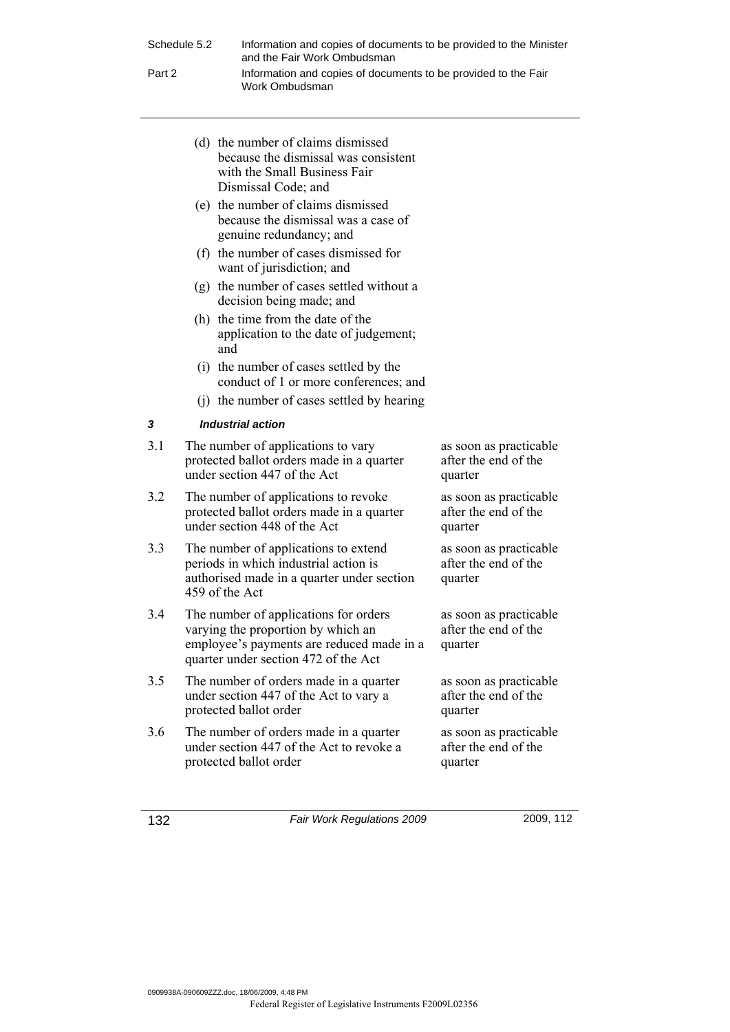(d) the number of claims dismissed because the dismissal was consistent with the Small Business Fair Dismissal Code; and

(e) the number of claims dismissed because the dismissal was a case of genuine redundancy; and

(f) the number of cases dismissed for want of jurisdiction; and

(g) the number of cases settled without a decision being made; and

(h) the time from the date of the application to the date of judgement; and

(i) the number of cases settled by the conduct of 1 or more conferences; and

(j) the number of cases settled by hearing

### 3 *Industrial action*

| | | |
|---|---|---|
| 3.1 | The number of applications to vary protected ballot orders made in a quarter under section 447 of the Act | as soon as practicable after the end of the quarter |
| 3.2 | The number of applications to revoke protected ballot orders made in a quarter under section 448 of the Act | as soon as practicable after the end of the quarter |
| 3.3 | The number of applications to extend periods in which industrial action is authorised made in a quarter under section 459 of the Act | as soon as practicable after the end of the quarter |
| 3.4 | The number of applications for orders varying the proportion by which an employee's payments are reduced made in a quarter under section 472 of the Act | as soon as practicable after the end of the quarter |
| 3.5 | The number of orders made in a quarter under section 447 of the Act to vary a protected ballot order | as soon as practicable after the end of the quarter |
| 3.6 | The number of orders made in a quarter under section 447 of the Act to revoke a protected ballot order | as soon as practicable after the end of the quarter |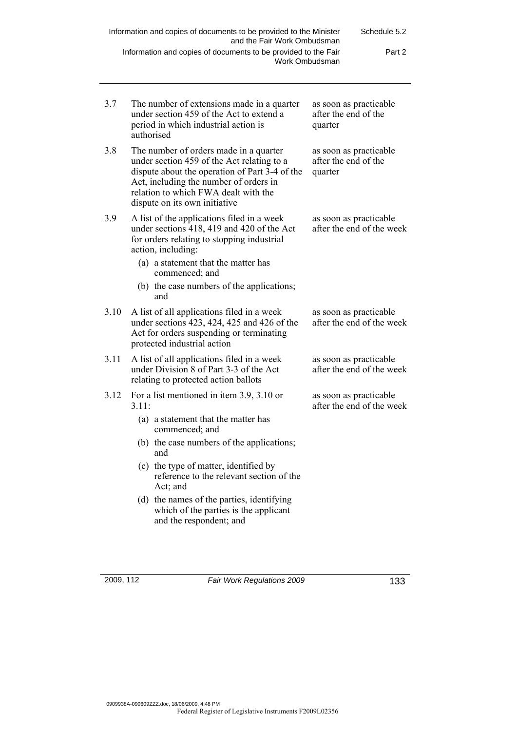| | | |
|---|---|---|
| 3.7 | The number of extensions made in a quarter under section 459 of the Act to extend a period in which industrial action is authorised | as soon as practicable after the end of the quarter |
| 3.8 | The number of orders made in a quarter under section 459 of the Act relating to a dispute about the operation of Part 3-4 of the Act, including the number of orders in relation to which FWA dealt with the dispute on its own initiative | as soon as practicable after the end of the quarter |
| 3.9 | A list of the applications filed in a week under sections 418, 419 and 420 of the Act for orders relating to stopping industrial action, including:<br>(a) a statement that the matter has commenced; and<br>(b) the case numbers of the applications; and | as soon as practicable after the end of the week |
| 3.10 | A list of all applications filed in a week under sections 423, 424, 425 and 426 of the Act for orders suspending or terminating protected industrial action | as soon as practicable after the end of the week |
| 3.11 | A list of all applications filed in a week under Division 8 of Part 3-3 of the Act relating to protected action ballots | as soon as practicable after the end of the week |
| 3.12 | For a list mentioned in item 3.9, 3.10 or 3.11:<br>(a) a statement that the matter has commenced; and<br>(b) the case numbers of the applications; and<br>(c) the type of matter, identified by reference to the relevant section of the Act; and<br>(d) the names of the parties, identifying which of the parties is the applicant and the respondent; and | as soon as practicable after the end of the week |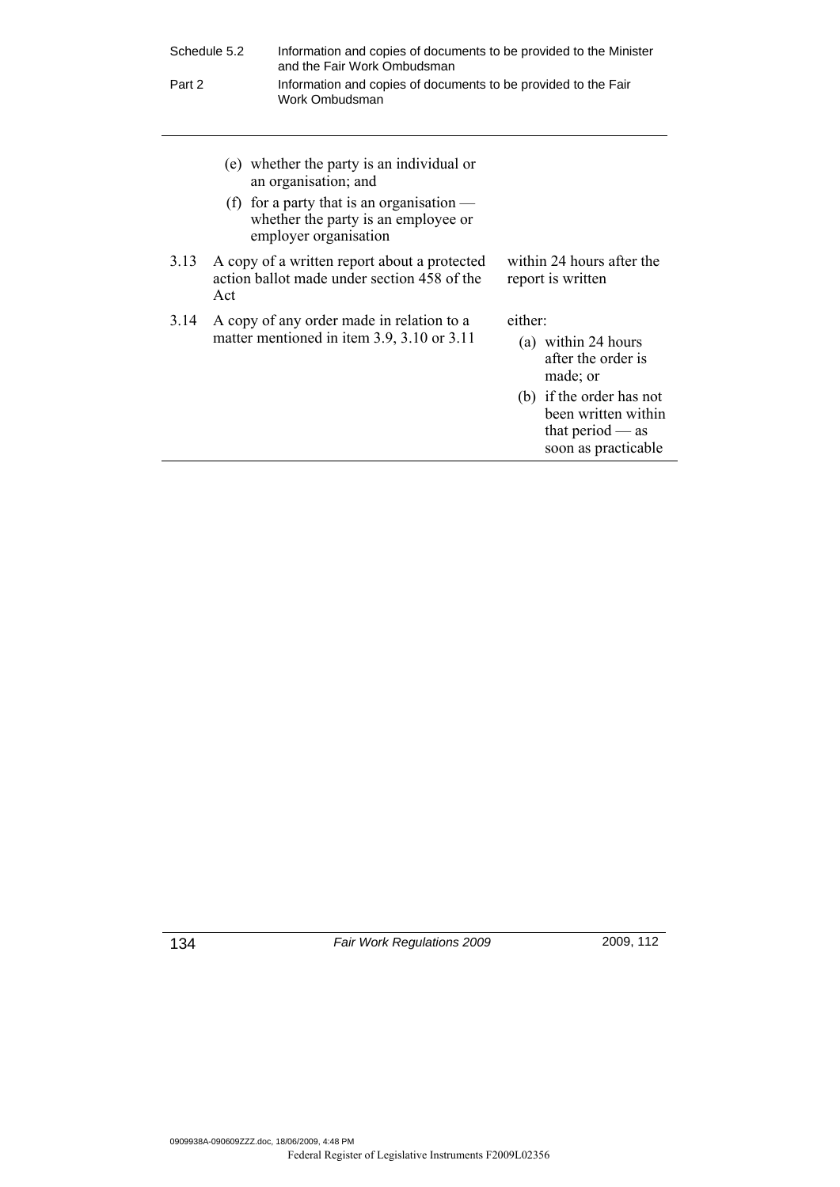| | | |
|---|---|---|
| | (e) whether the party is an individual or an organisation; and<br>(f) for a party that is an organisation — whether the party is an employee or employer organisation | |
| 3.13 | A copy of a written report about a protected action ballot made under section 458 of the Act | within 24 hours after the report is written |
| 3.14 | A copy of any order made in relation to a matter mentioned in item 3.9, 3.10 or 3.11 | either:<br>(a) within 24 hours after the order is made; or<br>(b) if the order has not been written within that period — as soon as practicable |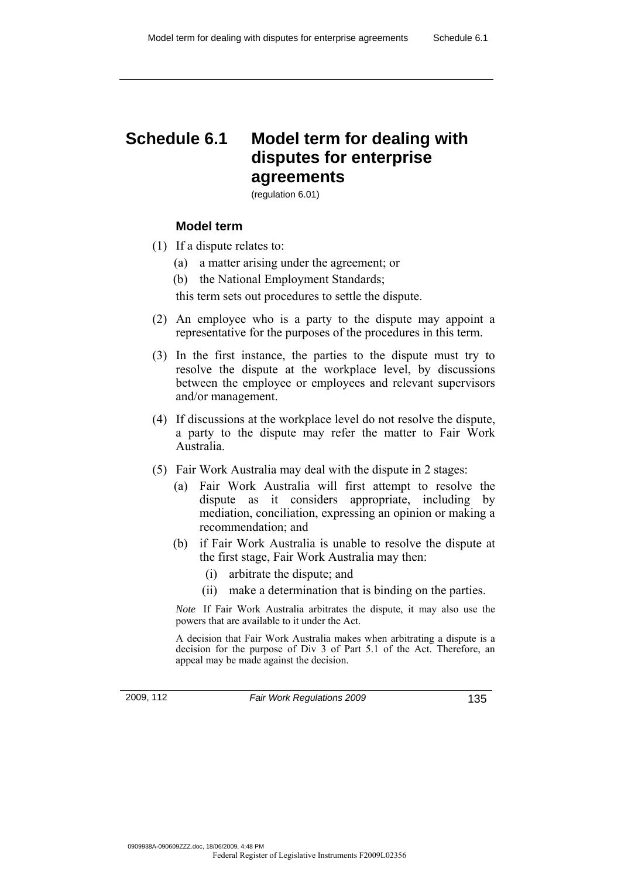# Schedule 6.1 Model term for dealing with disputes for enterprise agreements

(regulation 6.01)

### Model term

(1) If a dispute relates to:

(a) a matter arising under the agreement; or

(b) the National Employment Standards;

this term sets out procedures to settle the dispute.

(2) An employee who is a party to the dispute may appoint a representative for the purposes of the procedures in this term.

(3) In the first instance, the parties to the dispute must try to resolve the dispute at the workplace level, by discussions between the employee or employees and relevant supervisors and/or management.

(4) If discussions at the workplace level do not resolve the dispute, a party to the dispute may refer the matter to Fair Work Australia.

(5) Fair Work Australia may deal with the dispute in 2 stages:

(a) Fair Work Australia will first attempt to resolve the dispute as it considers appropriate, including by mediation, conciliation, expressing an opinion or making a recommendation; and

(b) if Fair Work Australia is unable to resolve the dispute at the first stage, Fair Work Australia may then:

(i) arbitrate the dispute; and

(ii) make a determination that is binding on the parties.

*Note* If Fair Work Australia arbitrates the dispute, it may also use the powers that are available to it under the Act.

A decision that Fair Work Australia makes when arbitrating a dispute is a decision for the purpose of Div 3 of Part 5.1 of the Act. Therefore, an appeal may be made against the decision.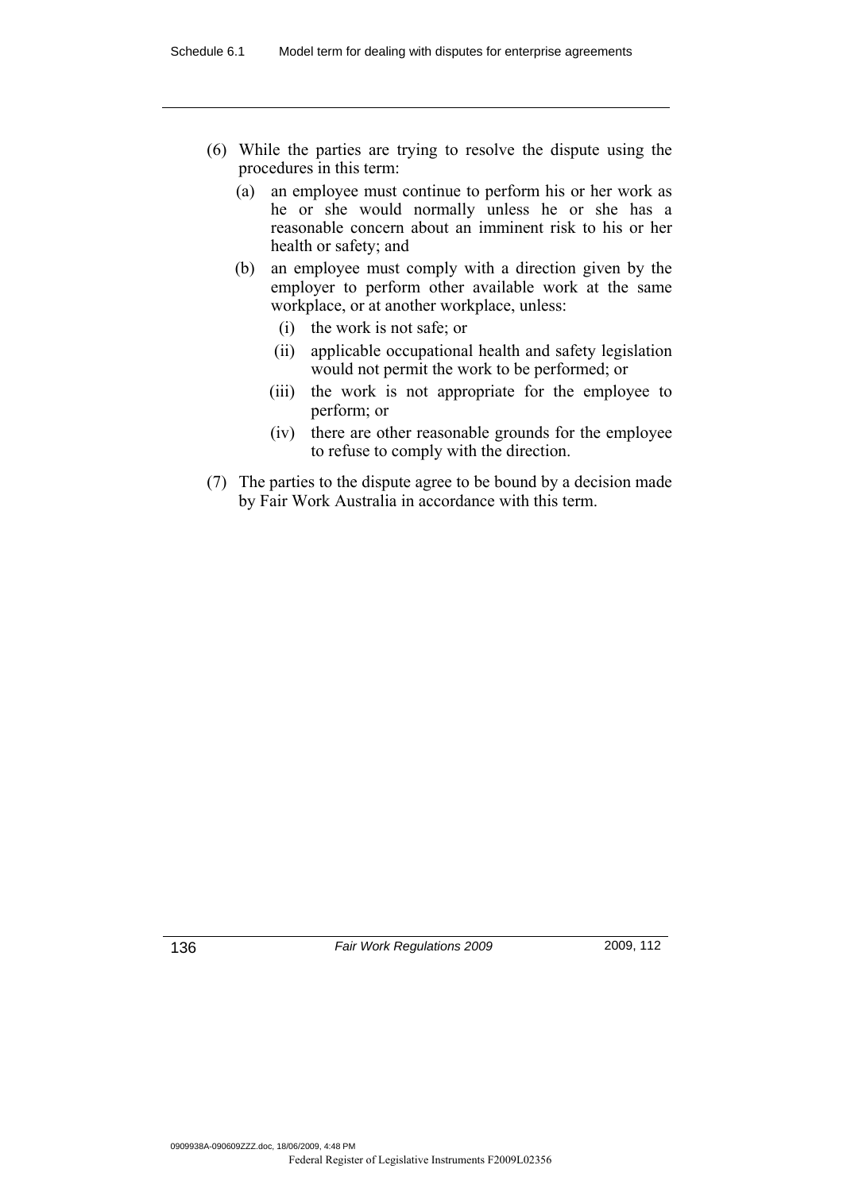(6) While the parties are trying to resolve the dispute using the procedures in this term:

   (a) an employee must continue to perform his or her work as he or she would normally unless he or she has a reasonable concern about an imminent risk to his or her health or safety; and

   (b) an employee must comply with a direction given by the employer to perform other available work at the same workplace, or at another workplace, unless:

      (i) the work is not safe; or

      (ii) applicable occupational health and safety legislation would not permit the work to be performed; or

      (iii) the work is not appropriate for the employee to perform; or

      (iv) there are other reasonable grounds for the employee to refuse to comply with the direction.

(7) The parties to the dispute agree to be bound by a decision made by Fair Work Australia in accordance with this term.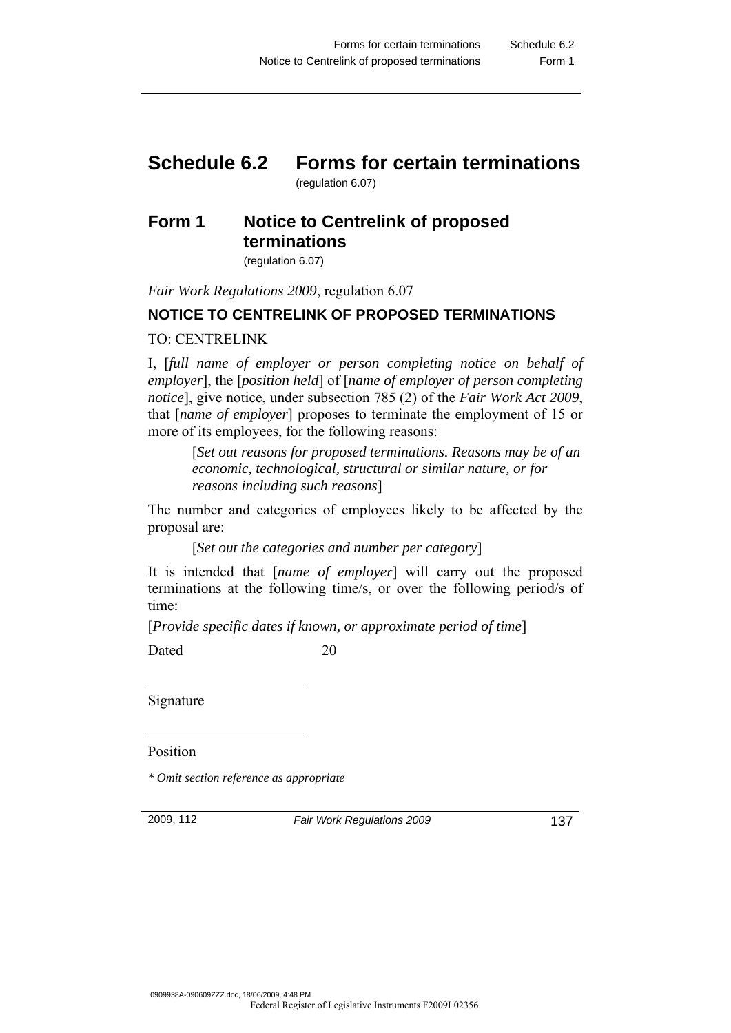# Schedule 6.2 Forms for certain terminations

(regulation 6.07)

## Form 1 Notice to Centrelink of proposed terminations

(regulation 6.07)

*Fair Work Regulations 2009*, regulation 6.07

### NOTICE TO CENTRELINK OF PROPOSED TERMINATIONS

TO: CENTRELINK

I, [*full name of employer or person completing notice on behalf of employer*], the [*position held*] of [*name of employer of person completing notice*], give notice, under subsection 785 (2) of the *Fair Work Act 2009*, that [*name of employer*] proposes to terminate the employment of 15 or more of its employees, for the following reasons:

> [*Set out reasons for proposed terminations. Reasons may be of an economic, technological, structural or similar nature, or for reasons including such reasons*]

The number and categories of employees likely to be affected by the proposal are:

> [*Set out the categories and number per category*]

It is intended that [*name of employer*] will carry out the proposed terminations at the following time/s, or over the following period/s of time:

[*Provide specific dates if known, or approximate period of time*]

Dated 20

______________________

Signature

______________________

Position

*\* Omit section reference as appropriate*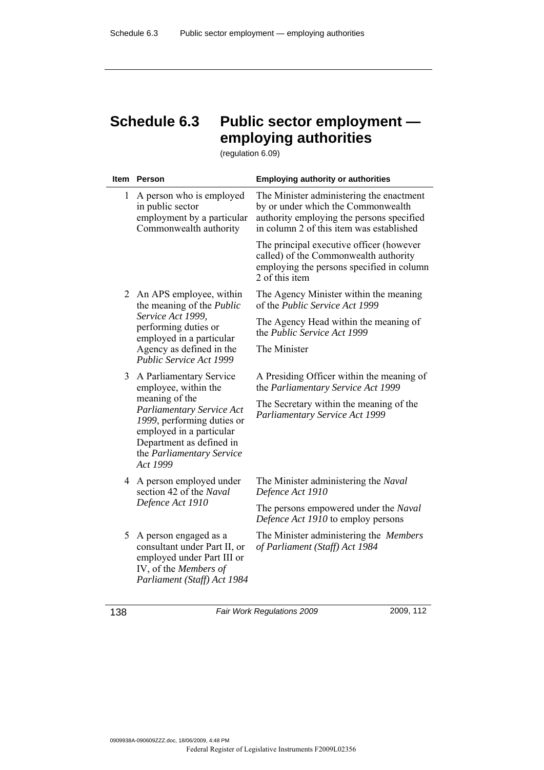# Schedule 6.3 Public sector employment — employing authorities

(regulation 6.09)

| Item | Person | Employing authority or authorities |
|---|---|---|
| 1 | A person who is employed in public sector employment by a particular Commonwealth authority | The Minister administering the enactment by or under which the Commonwealth authority employing the persons specified in column 2 of this item was established |
| | | The principal executive officer (however called) of the Commonwealth authority employing the persons specified in column 2 of this item |
| 2 | An APS employee, within the meaning of the *Public Service Act 1999,* performing duties or employed in a particular Agency as defined in the *Public Service Act 1999* | The Agency Minister within the meaning of the *Public Service Act 1999* |
| | | The Agency Head within the meaning of the *Public Service Act 1999* |
| | | The Minister |
| 3 | A Parliamentary Service employee, within the meaning of the *Parliamentary Service Act 1999*, performing duties or employed in a particular Department as defined in the *Parliamentary Service Act 1999* | A Presiding Officer within the meaning of the *Parliamentary Service Act 1999* |
| | | The Secretary within the meaning of the *Parliamentary Service Act 1999* |
| 4 | A person employed under section 42 of the *Naval Defence Act 1910* | The Minister administering the *Naval Defence Act 1910* |
| | | The persons empowered under the *Naval Defence Act 1910* to employ persons |
| 5 | A person engaged as a consultant under Part II, or employed under Part III or IV, of the *Members of Parliament (Staff) Act 1984* | The Minister administering the *Members of Parliament (Staff) Act 1984* |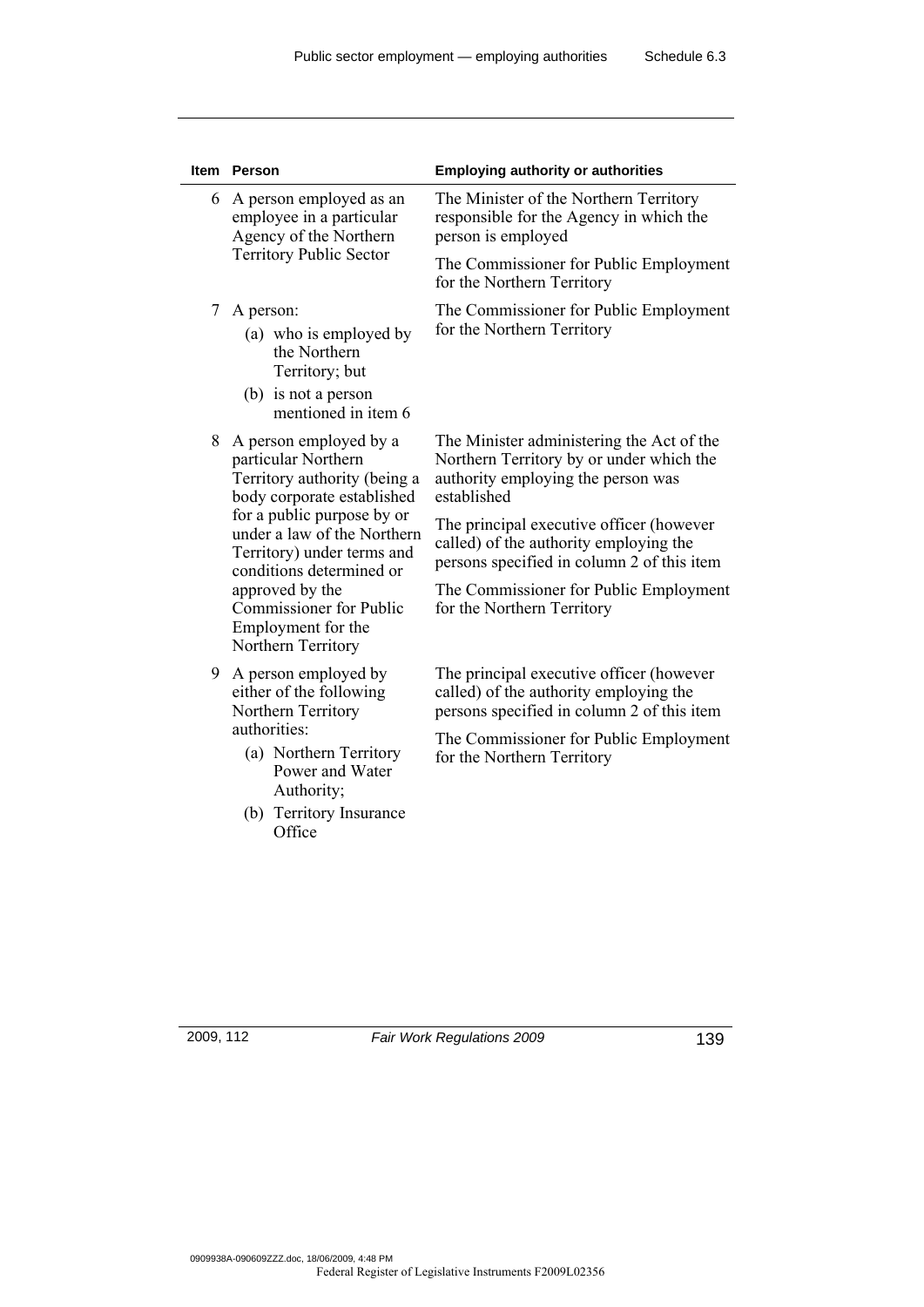| Item | Person | Employing authority or authorities |
|---|---|---|
| 6 | A person employed as an employee in a particular Agency of the Northern Territory Public Sector | The Minister of the Northern Territory responsible for the Agency in which the person is employed<br><br>The Commissioner for Public Employment for the Northern Territory |
| 7 | A person:<br>(a) who is employed by the Northern Territory; but<br>(b) is not a person mentioned in item 6 | The Commissioner for Public Employment for the Northern Territory |
| 8 | A person employed by a particular Northern Territory authority (being a body corporate established for a public purpose by or under a law of the Northern Territory) under terms and conditions determined or approved by the Commissioner for Public Employment for the Northern Territory | The Minister administering the Act of the Northern Territory by or under which the authority employing the person was established<br><br>The principal executive officer (however called) of the authority employing the persons specified in column 2 of this item<br><br>The Commissioner for Public Employment for the Northern Territory |
| 9 | A person employed by either of the following Northern Territory authorities:<br>(a) Northern Territory Power and Water Authority;<br>(b) Territory Insurance Office | The principal executive officer (however called) of the authority employing the persons specified in column 2 of this item<br><br>The Commissioner for Public Employment for the Northern Territory |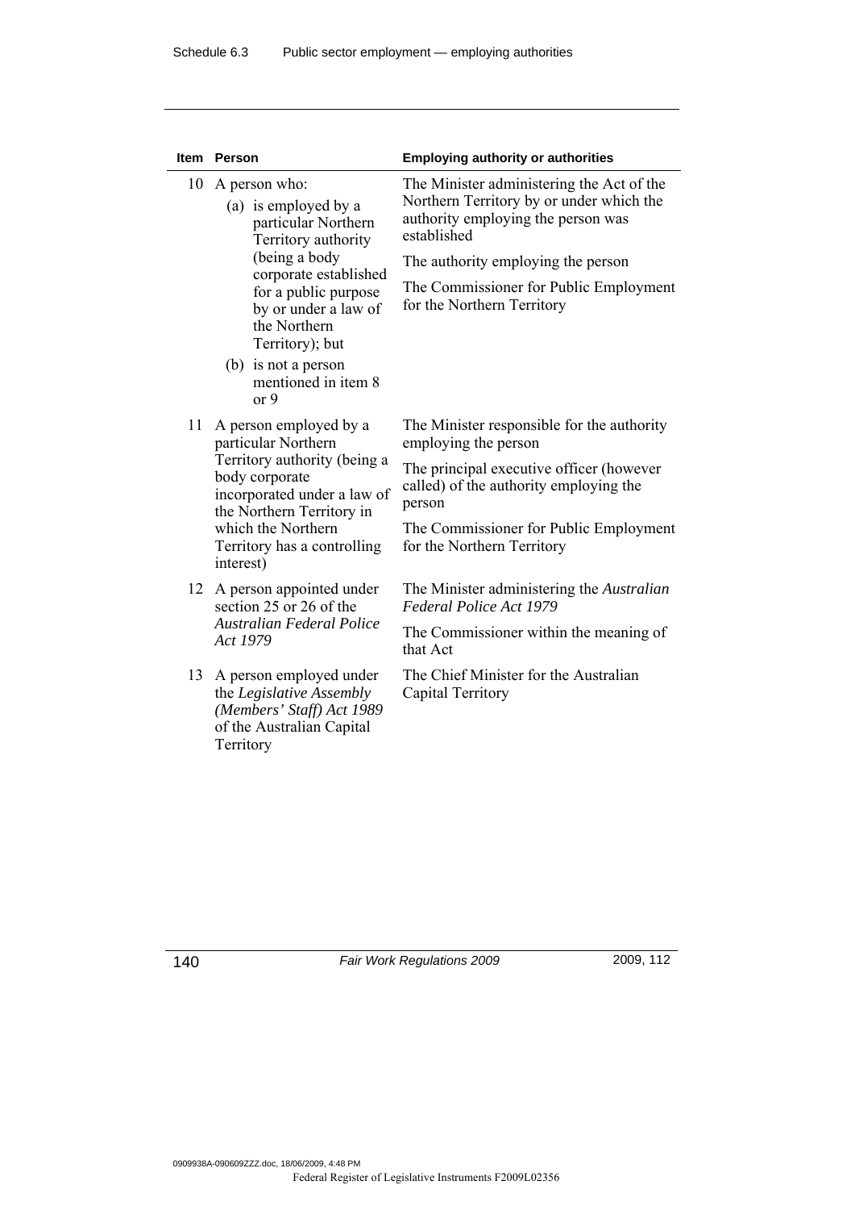| Item | Person | Employing authority or authorities |
|---|---|---|
| 10 | A person who: (a) is employed by a particular Northern Territory authority (being a body corporate established for a public purpose by or under a law of the Northern Territory); but (b) is not a person mentioned in item 8 or 9 | The Minister administering the Act of the Northern Territory by or under which the authority employing the person was established<br>The authority employing the person<br>The Commissioner for Public Employment for the Northern Territory |
| 11 | A person employed by a particular Northern Territory authority (being a body corporate incorporated under a law of the Northern Territory in which the Northern Territory has a controlling interest) | The Minister responsible for the authority employing the person<br>The principal executive officer (however called) of the authority employing the person<br>The Commissioner for Public Employment for the Northern Territory |
| 12 | A person appointed under section 25 or 26 of the *Australian Federal Police Act 1979* | The Minister administering the *Australian Federal Police Act 1979*<br>The Commissioner within the meaning of that Act |
| 13 | A person employed under the *Legislative Assembly (Members' Staff) Act 1989* of the Australian Capital Territory | The Chief Minister for the Australian Capital Territory |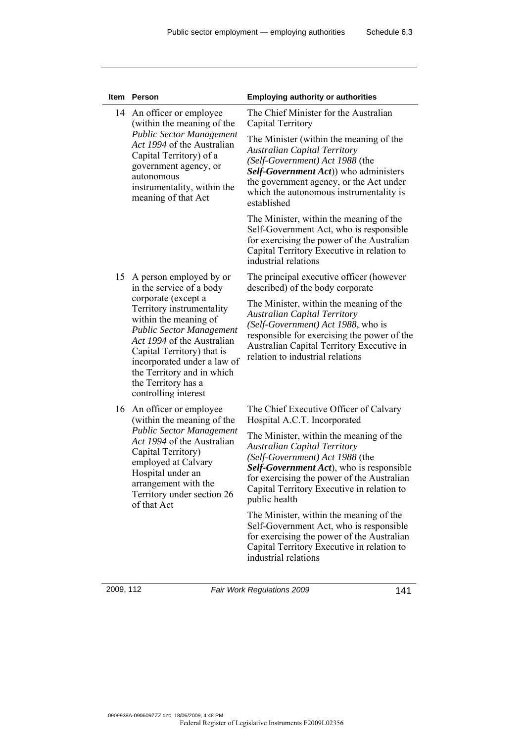| Item | Person | Employing authority or authorities |
|---|---|---|
| 14 | An officer or employee (within the meaning of the *Public Sector Management Act 1994* of the Australian Capital Territory) of a government agency, or autonomous instrumentality, within the meaning of that Act | The Chief Minister for the Australian Capital Territory<br><br>The Minister (within the meaning of the *Australian Capital Territory (Self-Government) Act 1988* (the ***Self-Government Act***)) who administers the government agency, or the Act under which the autonomous instrumentality is established<br><br>The Minister, within the meaning of the Self-Government Act, who is responsible for exercising the power of the Australian Capital Territory Executive in relation to industrial relations |
| 15 | A person employed by or in the service of a body corporate (except a Territory instrumentality within the meaning of *Public Sector Management Act 1994* of the Australian Capital Territory) that is incorporated under a law of the Territory and in which the Territory has a controlling interest | The principal executive officer (however described) of the body corporate<br><br>The Minister, within the meaning of the *Australian Capital Territory (Self-Government) Act 1988*, who is responsible for exercising the power of the Australian Capital Territory Executive in relation to industrial relations |
| 16 | An officer or employee (within the meaning of the *Public Sector Management Act 1994* of the Australian Capital Territory) employed at Calvary Hospital under an arrangement with the Territory under section 26 of that Act | The Chief Executive Officer of Calvary Hospital A.C.T. Incorporated<br><br>The Minister, within the meaning of the *Australian Capital Territory (Self-Government) Act 1988* (the ***Self-Government Act***), who is responsible for exercising the power of the Australian Capital Territory Executive in relation to public health<br><br>The Minister, within the meaning of the Self-Government Act, who is responsible for exercising the power of the Australian Capital Territory Executive in relation to industrial relations |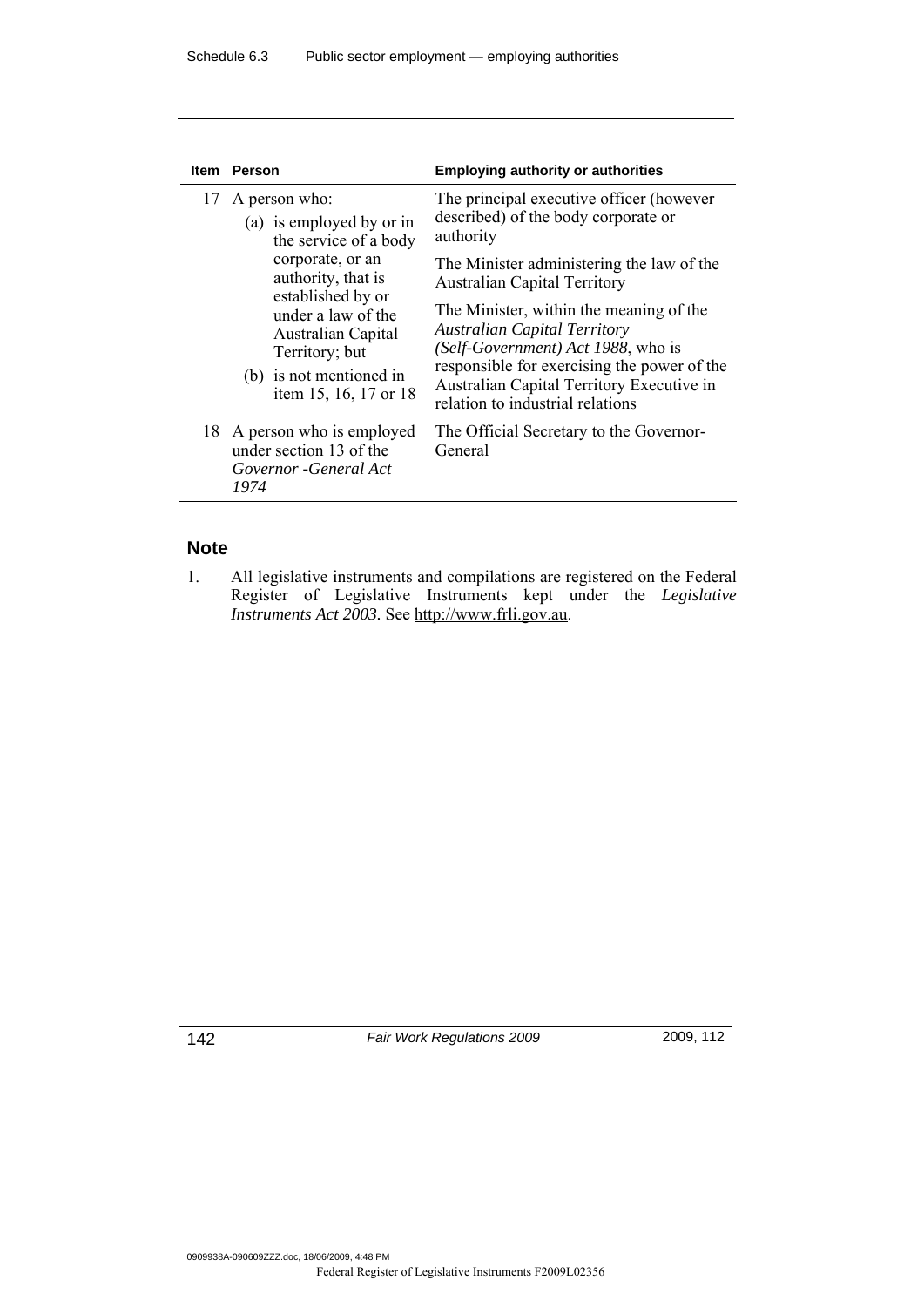| Item | Person | Employing authority or authorities |
|---|---|---|
| 17 | A person who: (a) is employed by or in the service of a body corporate, or an authority, that is established by or under a law of the Australian Capital Territory; but (b) is not mentioned in item 15, 16, 17 or 18 | The principal executive officer (however described) of the body corporate or authority<br><br>The Minister administering the law of the Australian Capital Territory<br><br>The Minister, within the meaning of the *Australian Capital Territory (Self-Government) Act 1988*, who is responsible for exercising the power of the Australian Capital Territory Executive in relation to industrial relations |
| 18 | A person who is employed under section 13 of the *Governor -General Act 1974* | The Official Secretary to the Governor-General |

## Note

1. All legislative instruments and compilations are registered on the Federal Register of Legislative Instruments kept under the *Legislative Instruments Act 2003*. See http://www.frli.gov.au.